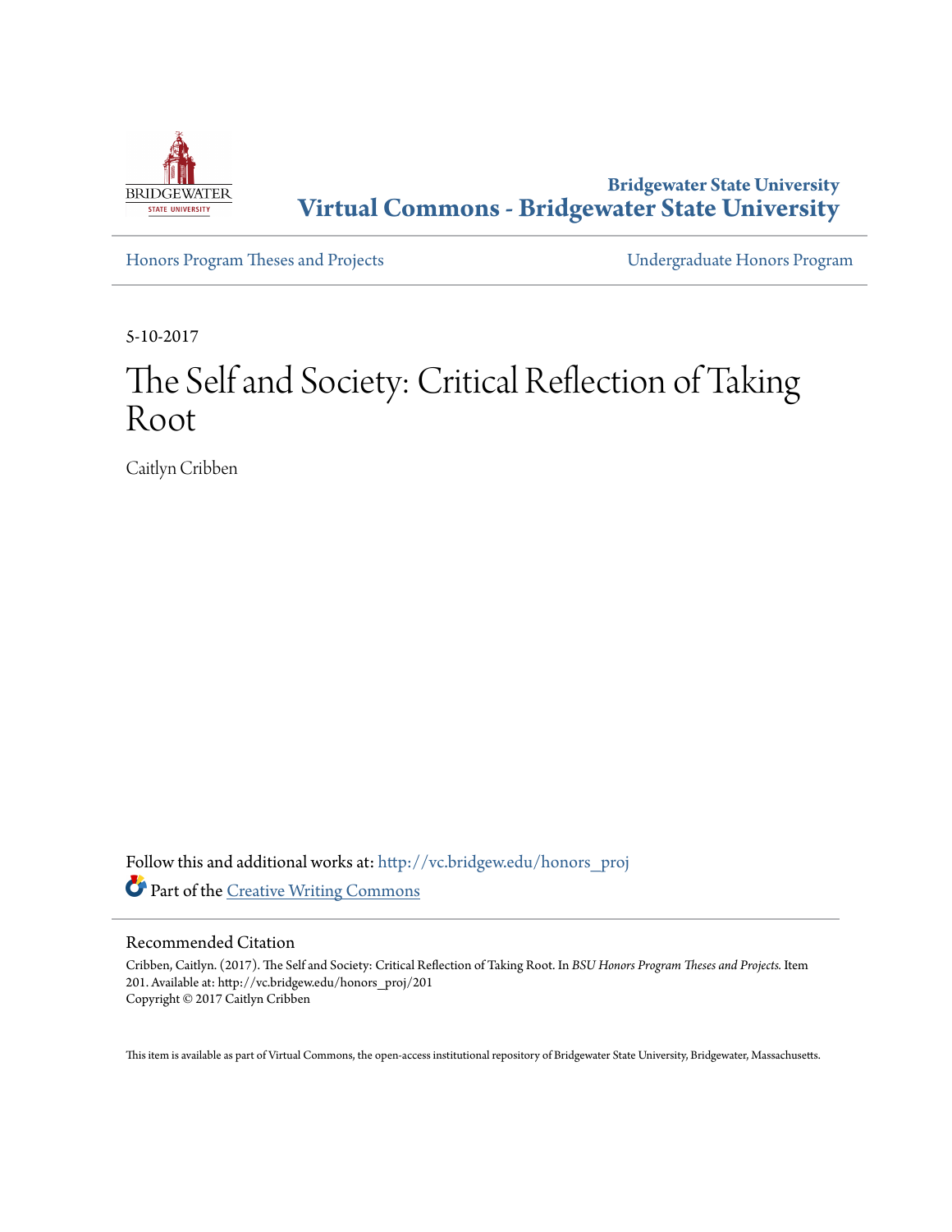Bridgewater State University

# Virtual Commons - Bridgewater State University

Honors Program Theses and Projects — Undergraduate Honors Program

5-10-2017

# The Self and Society: Critical Reflection of Taking Root

Caitlyn Cribben

Follow this and additional works at: http://vc.bridgew.edu/honors_proj

Part of the Creative Writing Commons

## Recommended Citation

Cribben, Caitlyn. (2017). The Self and Society: Critical Reflection of Taking Root. In *BSU Honors Program Theses and Projects.* Item 201. Available at: http://vc.bridgew.edu/honors_proj/201
Copyright © 2017 Caitlyn Cribben

This item is available as part of Virtual Commons, the open-access institutional repository of Bridgewater State University, Bridgewater, Massachusetts.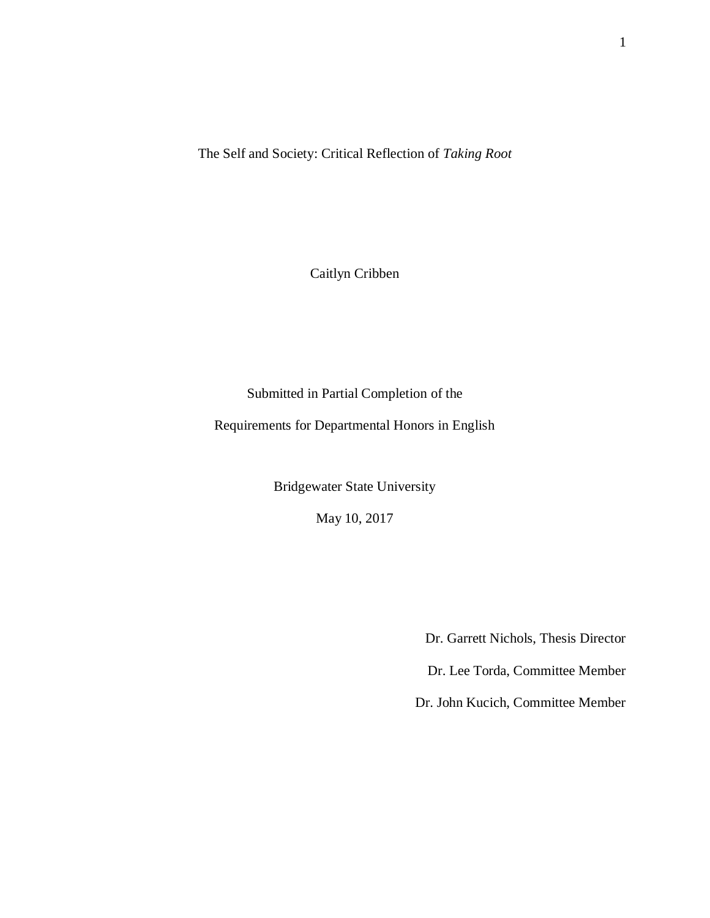# The Self and Society: Critical Reflection of *Taking Root*

Caitlyn Cribben

Submitted in Partial Completion of the

Requirements for Departmental Honors in English

Bridgewater State University

May 10, 2017

Dr. Garrett Nichols, Thesis Director

Dr. Lee Torda, Committee Member

Dr. John Kucich, Committee Member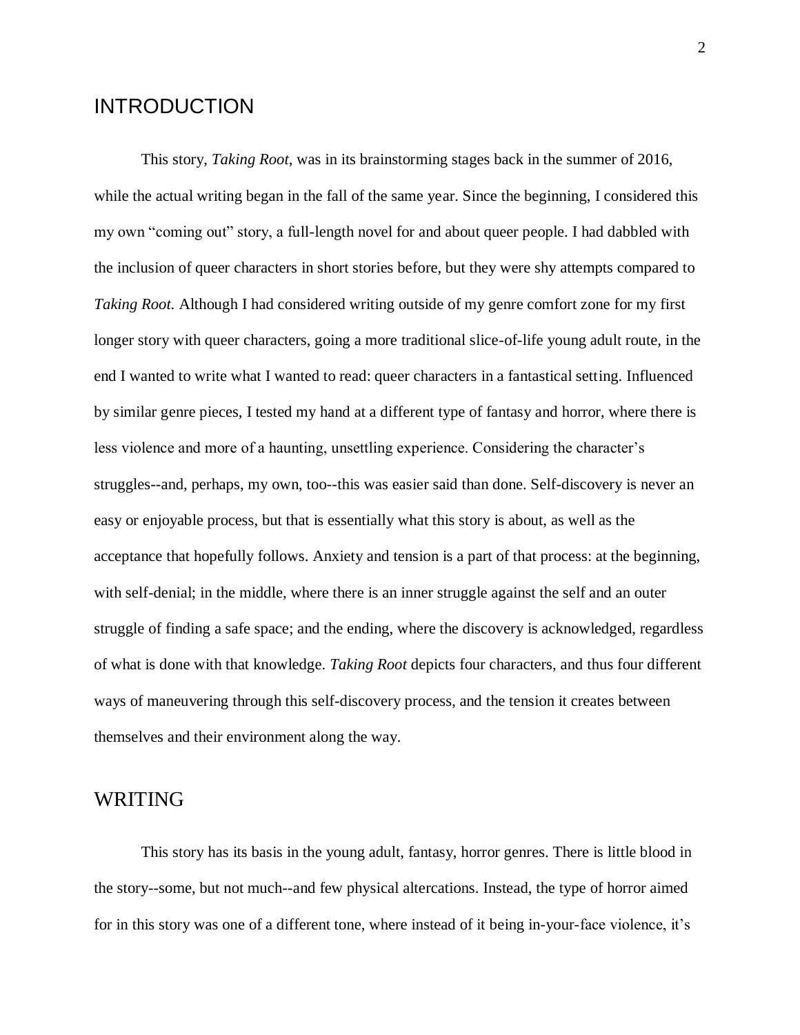## INTRODUCTION

This story, *Taking Root*, was in its brainstorming stages back in the summer of 2016, while the actual writing began in the fall of the same year. Since the beginning, I considered this my own "coming out" story, a full-length novel for and about queer people. I had dabbled with the inclusion of queer characters in short stories before, but they were shy attempts compared to *Taking Root.* Although I had considered writing outside of my genre comfort zone for my first longer story with queer characters, going a more traditional slice-of-life young adult route, in the end I wanted to write what I wanted to read: queer characters in a fantastical setting. Influenced by similar genre pieces, I tested my hand at a different type of fantasy and horror, where there is less violence and more of a haunting, unsettling experience. Considering the character's struggles--and, perhaps, my own, too--this was easier said than done. Self-discovery is never an easy or enjoyable process, but that is essentially what this story is about, as well as the acceptance that hopefully follows. Anxiety and tension is a part of that process: at the beginning, with self-denial; in the middle, where there is an inner struggle against the self and an outer struggle of finding a safe space; and the ending, where the discovery is acknowledged, regardless of what is done with that knowledge. *Taking Root* depicts four characters, and thus four different ways of maneuvering through this self-discovery process, and the tension it creates between themselves and their environment along the way.

## WRITING

This story has its basis in the young adult, fantasy, horror genres. There is little blood in the story--some, but not much--and few physical altercations. Instead, the type of horror aimed for in this story was one of a different tone, where instead of it being in-your-face violence, it's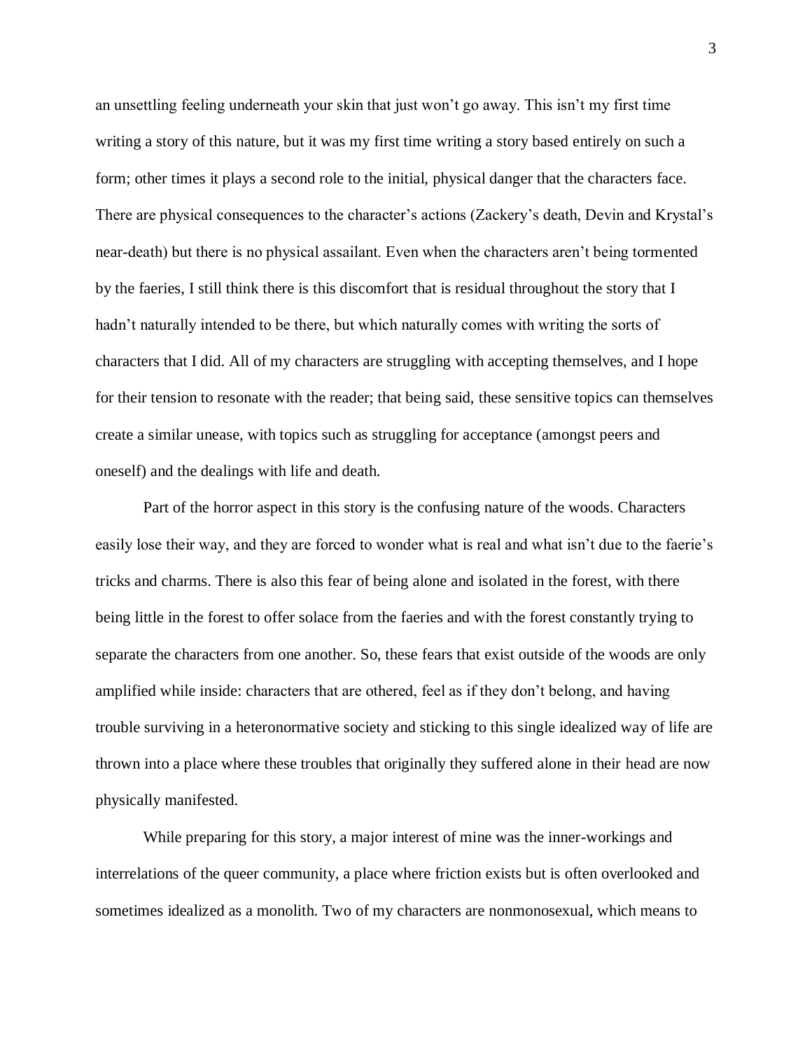an unsettling feeling underneath your skin that just won't go away. This isn't my first time writing a story of this nature, but it was my first time writing a story based entirely on such a form; other times it plays a second role to the initial, physical danger that the characters face. There are physical consequences to the character's actions (Zackery's death, Devin and Krystal's near-death) but there is no physical assailant. Even when the characters aren't being tormented by the faeries, I still think there is this discomfort that is residual throughout the story that I hadn't naturally intended to be there, but which naturally comes with writing the sorts of characters that I did. All of my characters are struggling with accepting themselves, and I hope for their tension to resonate with the reader; that being said, these sensitive topics can themselves create a similar unease, with topics such as struggling for acceptance (amongst peers and oneself) and the dealings with life and death.

Part of the horror aspect in this story is the confusing nature of the woods. Characters easily lose their way, and they are forced to wonder what is real and what isn't due to the faerie's tricks and charms. There is also this fear of being alone and isolated in the forest, with there being little in the forest to offer solace from the faeries and with the forest constantly trying to separate the characters from one another. So, these fears that exist outside of the woods are only amplified while inside: characters that are othered, feel as if they don't belong, and having trouble surviving in a heteronormative society and sticking to this single idealized way of life are thrown into a place where these troubles that originally they suffered alone in their head are now physically manifested.

While preparing for this story, a major interest of mine was the inner-workings and interrelations of the queer community, a place where friction exists but is often overlooked and sometimes idealized as a monolith. Two of my characters are nonmonosexual, which means to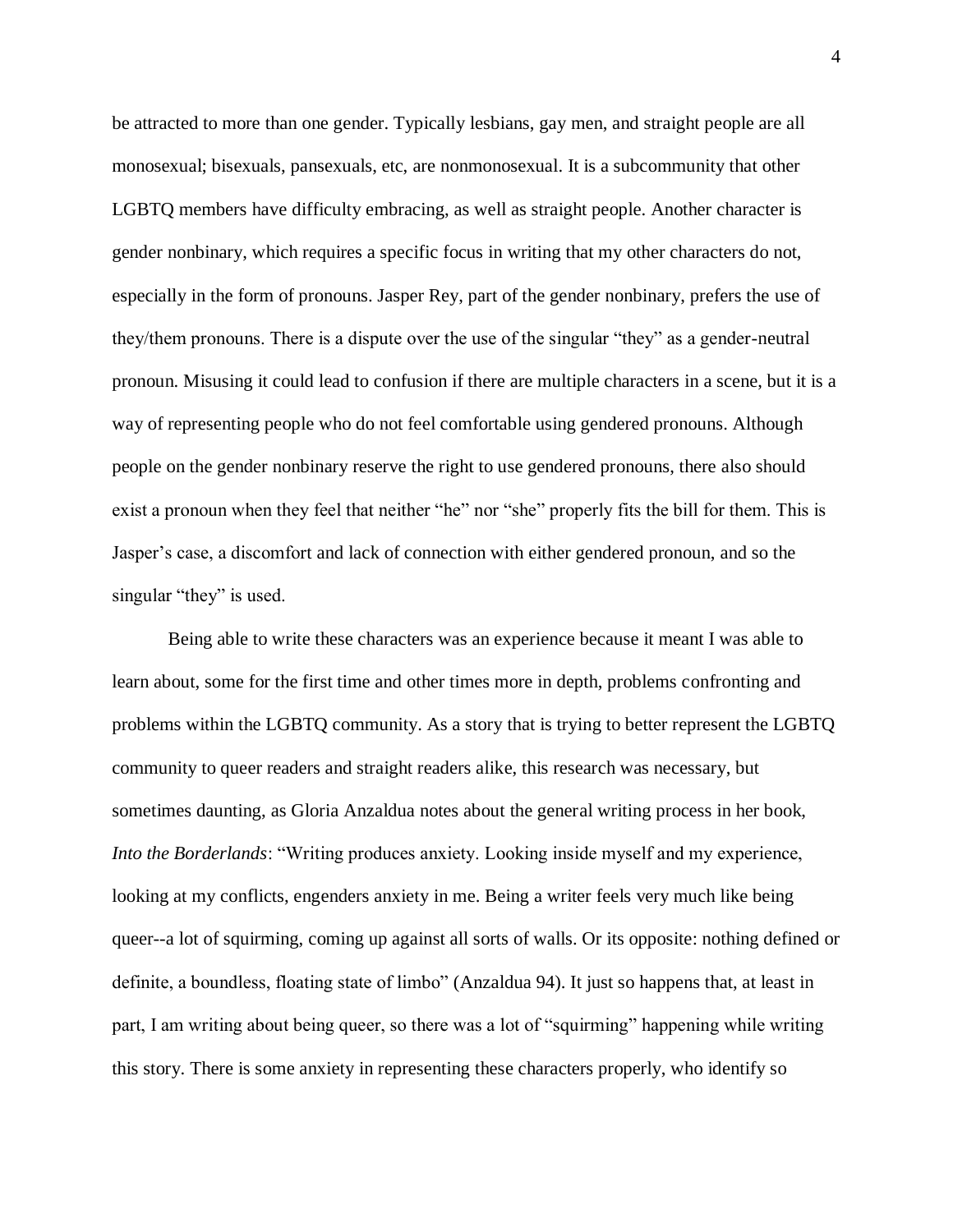be attracted to more than one gender. Typically lesbians, gay men, and straight people are all monosexual; bisexuals, pansexuals, etc, are nonmonosexual. It is a subcommunity that other LGBTQ members have difficulty embracing, as well as straight people. Another character is gender nonbinary, which requires a specific focus in writing that my other characters do not, especially in the form of pronouns. Jasper Rey, part of the gender nonbinary, prefers the use of they/them pronouns. There is a dispute over the use of the singular "they" as a gender-neutral pronoun. Misusing it could lead to confusion if there are multiple characters in a scene, but it is a way of representing people who do not feel comfortable using gendered pronouns. Although people on the gender nonbinary reserve the right to use gendered pronouns, there also should exist a pronoun when they feel that neither "he" nor "she" properly fits the bill for them. This is Jasper's case, a discomfort and lack of connection with either gendered pronoun, and so the singular "they" is used.

Being able to write these characters was an experience because it meant I was able to learn about, some for the first time and other times more in depth, problems confronting and problems within the LGBTQ community. As a story that is trying to better represent the LGBTQ community to queer readers and straight readers alike, this research was necessary, but sometimes daunting, as Gloria Anzaldua notes about the general writing process in her book, *Into the Borderlands*: "Writing produces anxiety. Looking inside myself and my experience, looking at my conflicts, engenders anxiety in me. Being a writer feels very much like being queer--a lot of squirming, coming up against all sorts of walls. Or its opposite: nothing defined or definite, a boundless, floating state of limbo" (Anzaldua 94). It just so happens that, at least in part, I am writing about being queer, so there was a lot of "squirming" happening while writing this story. There is some anxiety in representing these characters properly, who identify so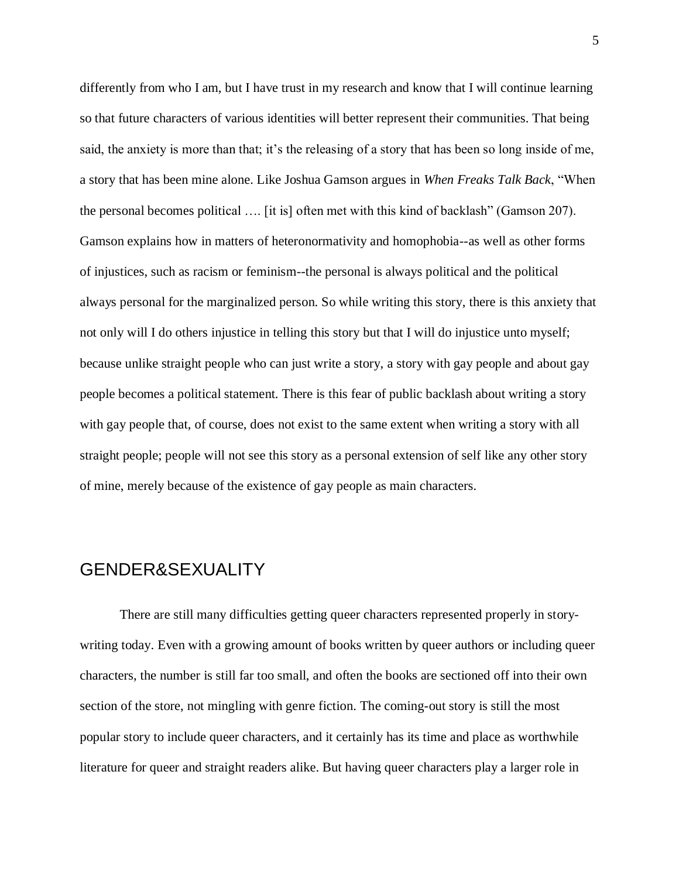differently from who I am, but I have trust in my research and know that I will continue learning so that future characters of various identities will better represent their communities. That being said, the anxiety is more than that; it's the releasing of a story that has been so long inside of me, a story that has been mine alone. Like Joshua Gamson argues in *When Freaks Talk Back*, "When the personal becomes political …. [it is] often met with this kind of backlash" (Gamson 207). Gamson explains how in matters of heteronormativity and homophobia--as well as other forms of injustices, such as racism or feminism--the personal is always political and the political always personal for the marginalized person. So while writing this story, there is this anxiety that not only will I do others injustice in telling this story but that I will do injustice unto myself; because unlike straight people who can just write a story, a story with gay people and about gay people becomes a political statement. There is this fear of public backlash about writing a story with gay people that, of course, does not exist to the same extent when writing a story with all straight people; people will not see this story as a personal extension of self like any other story of mine, merely because of the existence of gay people as main characters.

## GENDER&SEXUALITY

There are still many difficulties getting queer characters represented properly in story-writing today. Even with a growing amount of books written by queer authors or including queer characters, the number is still far too small, and often the books are sectioned off into their own section of the store, not mingling with genre fiction. The coming-out story is still the most popular story to include queer characters, and it certainly has its time and place as worthwhile literature for queer and straight readers alike. But having queer characters play a larger role in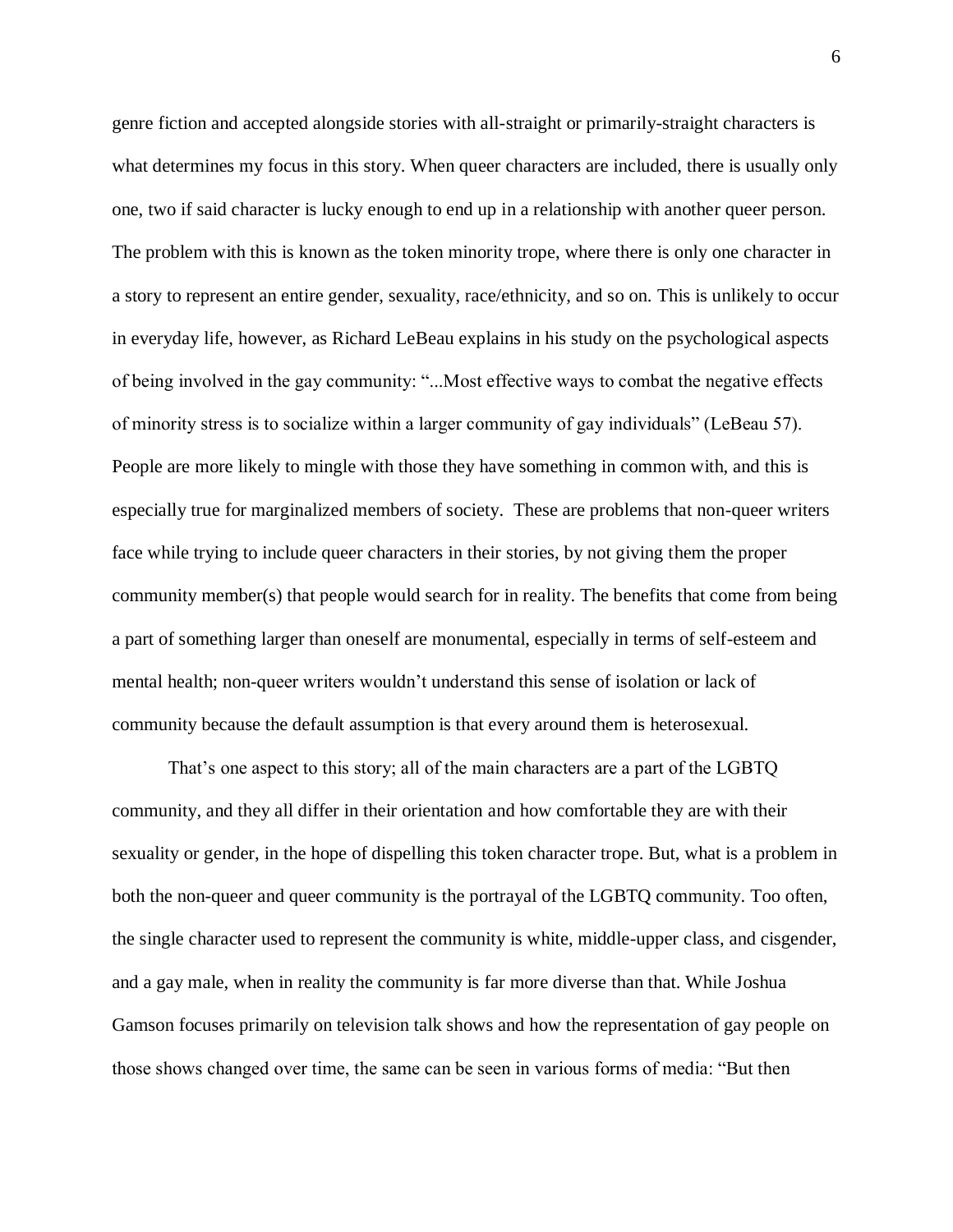genre fiction and accepted alongside stories with all-straight or primarily-straight characters is what determines my focus in this story. When queer characters are included, there is usually only one, two if said character is lucky enough to end up in a relationship with another queer person. The problem with this is known as the token minority trope, where there is only one character in a story to represent an entire gender, sexuality, race/ethnicity, and so on. This is unlikely to occur in everyday life, however, as Richard LeBeau explains in his study on the psychological aspects of being involved in the gay community: "...Most effective ways to combat the negative effects of minority stress is to socialize within a larger community of gay individuals" (LeBeau 57). People are more likely to mingle with those they have something in common with, and this is especially true for marginalized members of society.  These are problems that non-queer writers face while trying to include queer characters in their stories, by not giving them the proper community member(s) that people would search for in reality. The benefits that come from being a part of something larger than oneself are monumental, especially in terms of self-esteem and mental health; non-queer writers wouldn't understand this sense of isolation or lack of community because the default assumption is that every around them is heterosexual.

That's one aspect to this story; all of the main characters are a part of the LGBTQ community, and they all differ in their orientation and how comfortable they are with their sexuality or gender, in the hope of dispelling this token character trope. But, what is a problem in both the non-queer and queer community is the portrayal of the LGBTQ community. Too often, the single character used to represent the community is white, middle-upper class, and cisgender, and a gay male, when in reality the community is far more diverse than that. While Joshua Gamson focuses primarily on television talk shows and how the representation of gay people on those shows changed over time, the same can be seen in various forms of media: "But then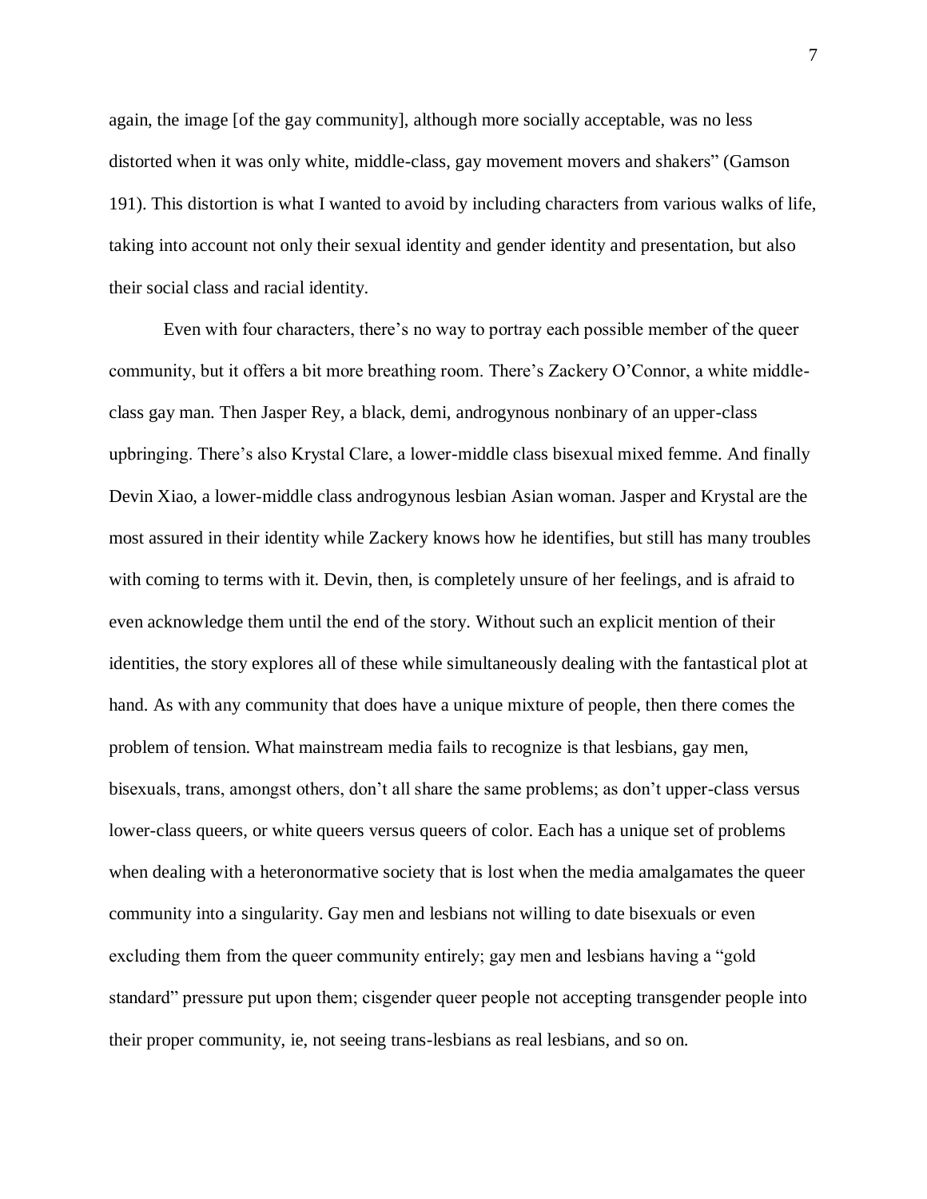again, the image [of the gay community], although more socially acceptable, was no less distorted when it was only white, middle-class, gay movement movers and shakers" (Gamson 191). This distortion is what I wanted to avoid by including characters from various walks of life, taking into account not only their sexual identity and gender identity and presentation, but also their social class and racial identity.

Even with four characters, there's no way to portray each possible member of the queer community, but it offers a bit more breathing room. There's Zackery O'Connor, a white middle-class gay man. Then Jasper Rey, a black, demi, androgynous nonbinary of an upper-class upbringing. There's also Krystal Clare, a lower-middle class bisexual mixed femme. And finally Devin Xiao, a lower-middle class androgynous lesbian Asian woman. Jasper and Krystal are the most assured in their identity while Zackery knows how he identifies, but still has many troubles with coming to terms with it. Devin, then, is completely unsure of her feelings, and is afraid to even acknowledge them until the end of the story. Without such an explicit mention of their identities, the story explores all of these while simultaneously dealing with the fantastical plot at hand. As with any community that does have a unique mixture of people, then there comes the problem of tension. What mainstream media fails to recognize is that lesbians, gay men, bisexuals, trans, amongst others, don't all share the same problems; as don't upper-class versus lower-class queers, or white queers versus queers of color. Each has a unique set of problems when dealing with a heteronormative society that is lost when the media amalgamates the queer community into a singularity. Gay men and lesbians not willing to date bisexuals or even excluding them from the queer community entirely; gay men and lesbians having a "gold standard" pressure put upon them; cisgender queer people not accepting transgender people into their proper community, ie, not seeing trans-lesbians as real lesbians, and so on.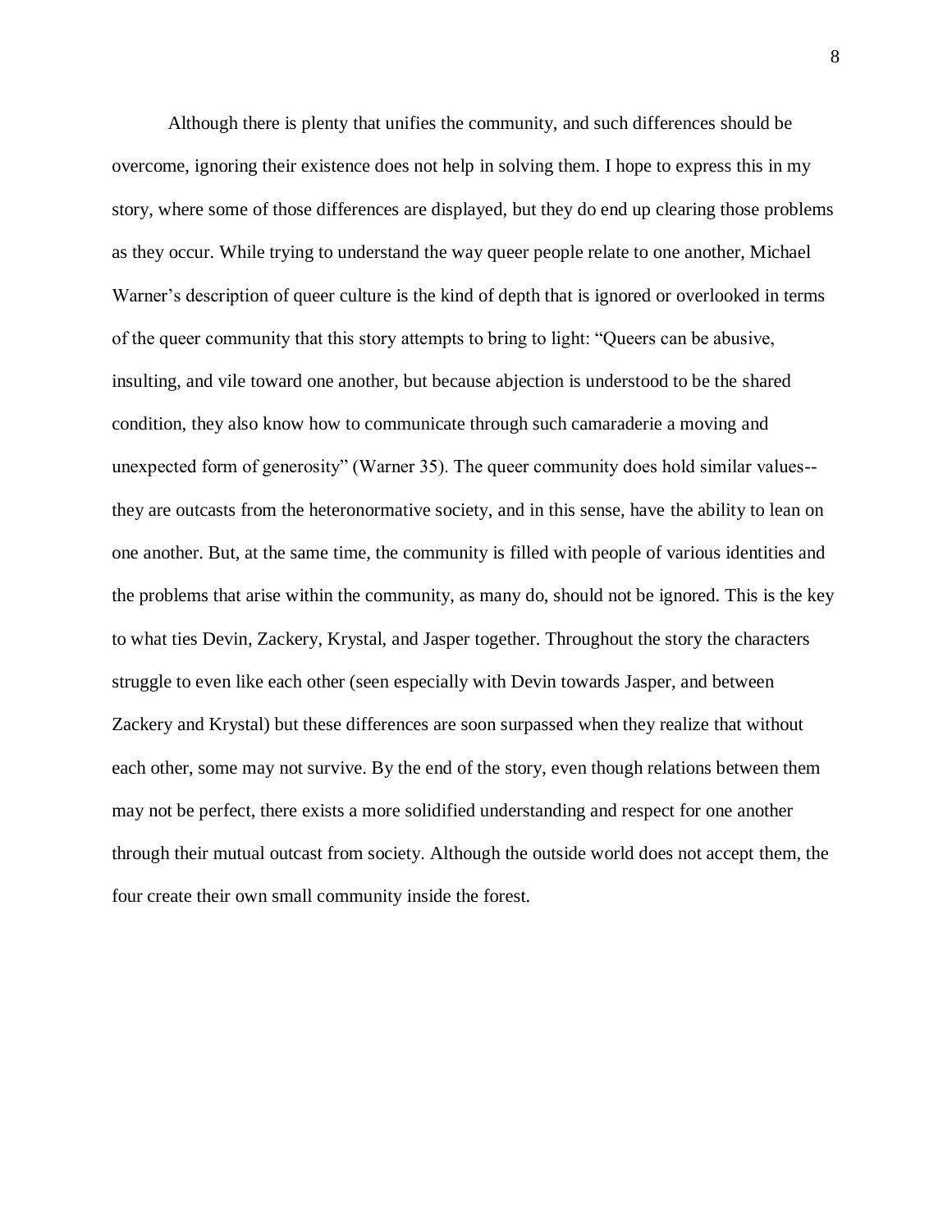Although there is plenty that unifies the community, and such differences should be overcome, ignoring their existence does not help in solving them. I hope to express this in my story, where some of those differences are displayed, but they do end up clearing those problems as they occur. While trying to understand the way queer people relate to one another, Michael Warner's description of queer culture is the kind of depth that is ignored or overlooked in terms of the queer community that this story attempts to bring to light: "Queers can be abusive, insulting, and vile toward one another, but because abjection is understood to be the shared condition, they also know how to communicate through such camaraderie a moving and unexpected form of generosity" (Warner 35). The queer community does hold similar values--they are outcasts from the heteronormative society, and in this sense, have the ability to lean on one another. But, at the same time, the community is filled with people of various identities and the problems that arise within the community, as many do, should not be ignored. This is the key to what ties Devin, Zackery, Krystal, and Jasper together. Throughout the story the characters struggle to even like each other (seen especially with Devin towards Jasper, and between Zackery and Krystal) but these differences are soon surpassed when they realize that without each other, some may not survive. By the end of the story, even though relations between them may not be perfect, there exists a more solidified understanding and respect for one another through their mutual outcast from society. Although the outside world does not accept them, the four create their own small community inside the forest.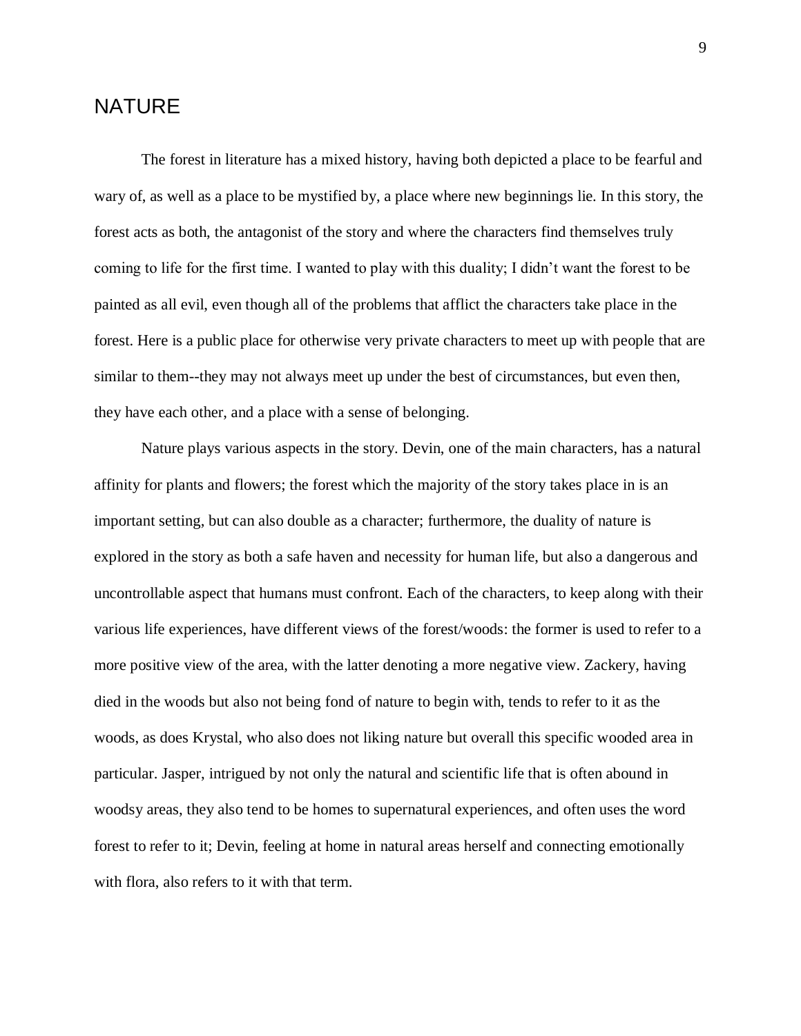# NATURE

The forest in literature has a mixed history, having both depicted a place to be fearful and wary of, as well as a place to be mystified by, a place where new beginnings lie. In this story, the forest acts as both, the antagonist of the story and where the characters find themselves truly coming to life for the first time. I wanted to play with this duality; I didn't want the forest to be painted as all evil, even though all of the problems that afflict the characters take place in the forest. Here is a public place for otherwise very private characters to meet up with people that are similar to them--they may not always meet up under the best of circumstances, but even then, they have each other, and a place with a sense of belonging.

Nature plays various aspects in the story. Devin, one of the main characters, has a natural affinity for plants and flowers; the forest which the majority of the story takes place in is an important setting, but can also double as a character; furthermore, the duality of nature is explored in the story as both a safe haven and necessity for human life, but also a dangerous and uncontrollable aspect that humans must confront. Each of the characters, to keep along with their various life experiences, have different views of the forest/woods: the former is used to refer to a more positive view of the area, with the latter denoting a more negative view. Zackery, having died in the woods but also not being fond of nature to begin with, tends to refer to it as the woods, as does Krystal, who also does not liking nature but overall this specific wooded area in particular. Jasper, intrigued by not only the natural and scientific life that is often abound in woodsy areas, they also tend to be homes to supernatural experiences, and often uses the word forest to refer to it; Devin, feeling at home in natural areas herself and connecting emotionally with flora, also refers to it with that term.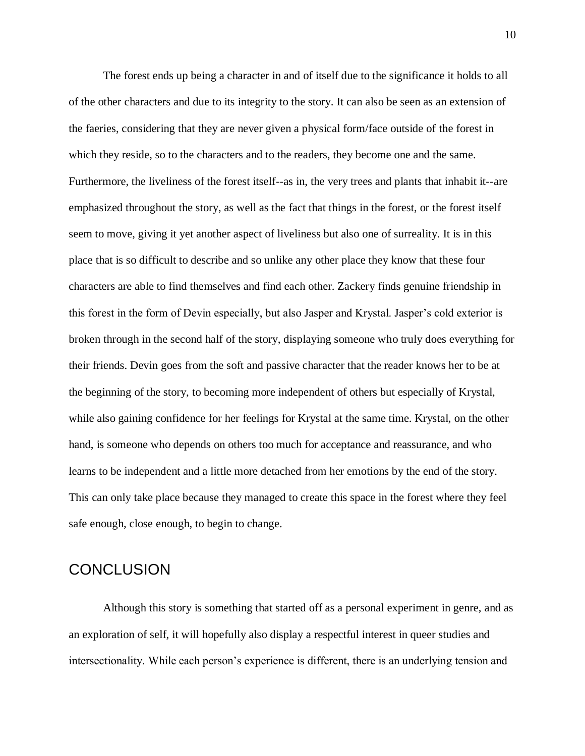The forest ends up being a character in and of itself due to the significance it holds to all of the other characters and due to its integrity to the story. It can also be seen as an extension of the faeries, considering that they are never given a physical form/face outside of the forest in which they reside, so to the characters and to the readers, they become one and the same. Furthermore, the liveliness of the forest itself--as in, the very trees and plants that inhabit it--are emphasized throughout the story, as well as the fact that things in the forest, or the forest itself seem to move, giving it yet another aspect of liveliness but also one of surreality. It is in this place that is so difficult to describe and so unlike any other place they know that these four characters are able to find themselves and find each other. Zackery finds genuine friendship in this forest in the form of Devin especially, but also Jasper and Krystal. Jasper's cold exterior is broken through in the second half of the story, displaying someone who truly does everything for their friends. Devin goes from the soft and passive character that the reader knows her to be at the beginning of the story, to becoming more independent of others but especially of Krystal, while also gaining confidence for her feelings for Krystal at the same time. Krystal, on the other hand, is someone who depends on others too much for acceptance and reassurance, and who learns to be independent and a little more detached from her emotions by the end of the story. This can only take place because they managed to create this space in the forest where they feel safe enough, close enough, to begin to change.

## CONCLUSION

Although this story is something that started off as a personal experiment in genre, and as an exploration of self, it will hopefully also display a respectful interest in queer studies and intersectionality. While each person's experience is different, there is an underlying tension and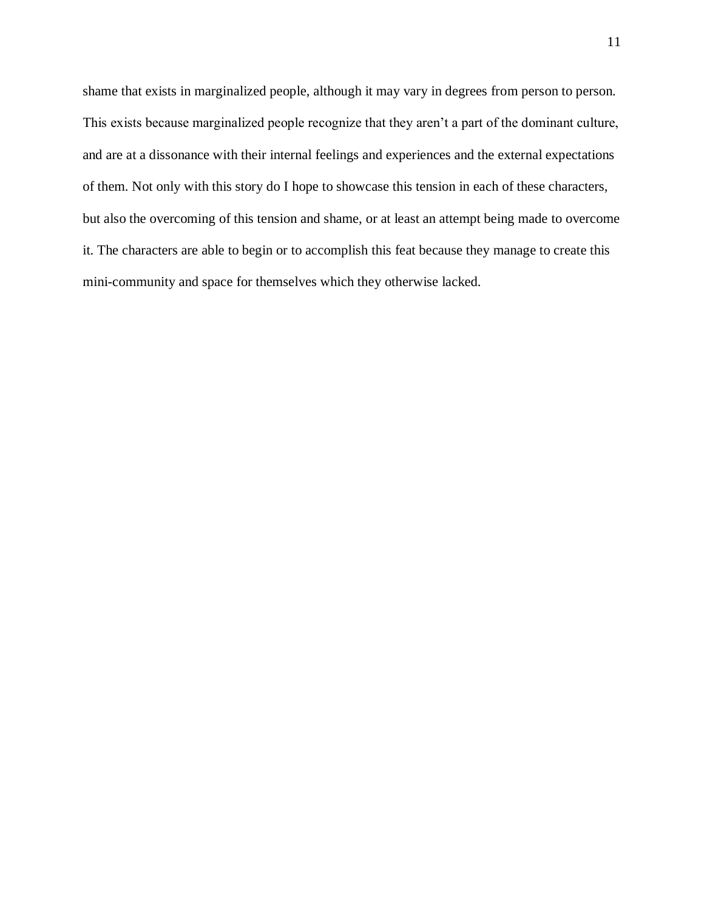shame that exists in marginalized people, although it may vary in degrees from person to person. This exists because marginalized people recognize that they aren't a part of the dominant culture, and are at a dissonance with their internal feelings and experiences and the external expectations of them. Not only with this story do I hope to showcase this tension in each of these characters, but also the overcoming of this tension and shame, or at least an attempt being made to overcome it. The characters are able to begin or to accomplish this feat because they manage to create this mini-community and space for themselves which they otherwise lacked.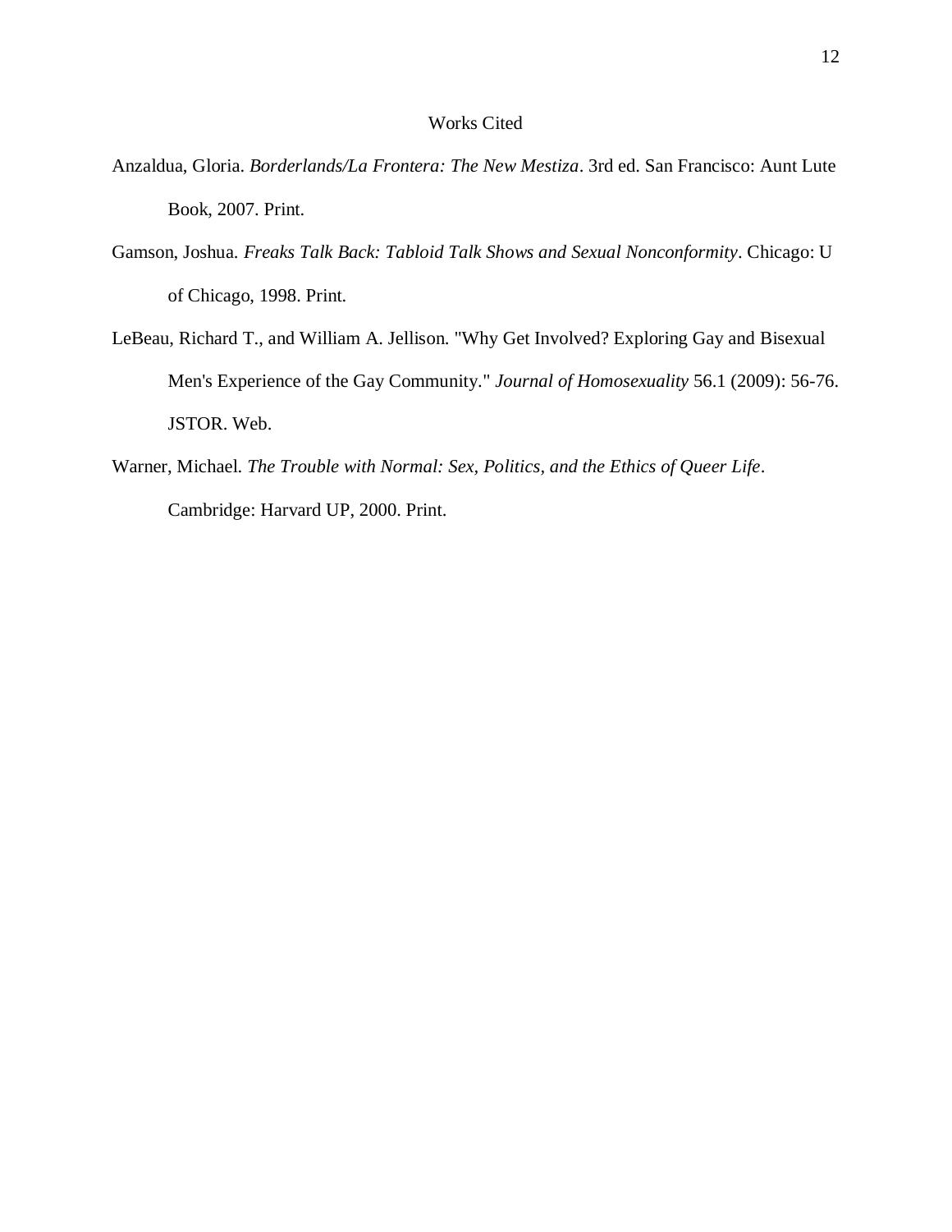# Works Cited

Anzaldua, Gloria. *Borderlands/La Frontera: The New Mestiza*. 3rd ed. San Francisco: Aunt Lute Book, 2007. Print.

Gamson, Joshua. *Freaks Talk Back: Tabloid Talk Shows and Sexual Nonconformity*. Chicago: U of Chicago, 1998. Print.

LeBeau, Richard T., and William A. Jellison. "Why Get Involved? Exploring Gay and Bisexual Men's Experience of the Gay Community." *Journal of Homosexuality* 56.1 (2009): 56-76. JSTOR. Web.

Warner, Michael. *The Trouble with Normal: Sex, Politics, and the Ethics of Queer Life*. Cambridge: Harvard UP, 2000. Print.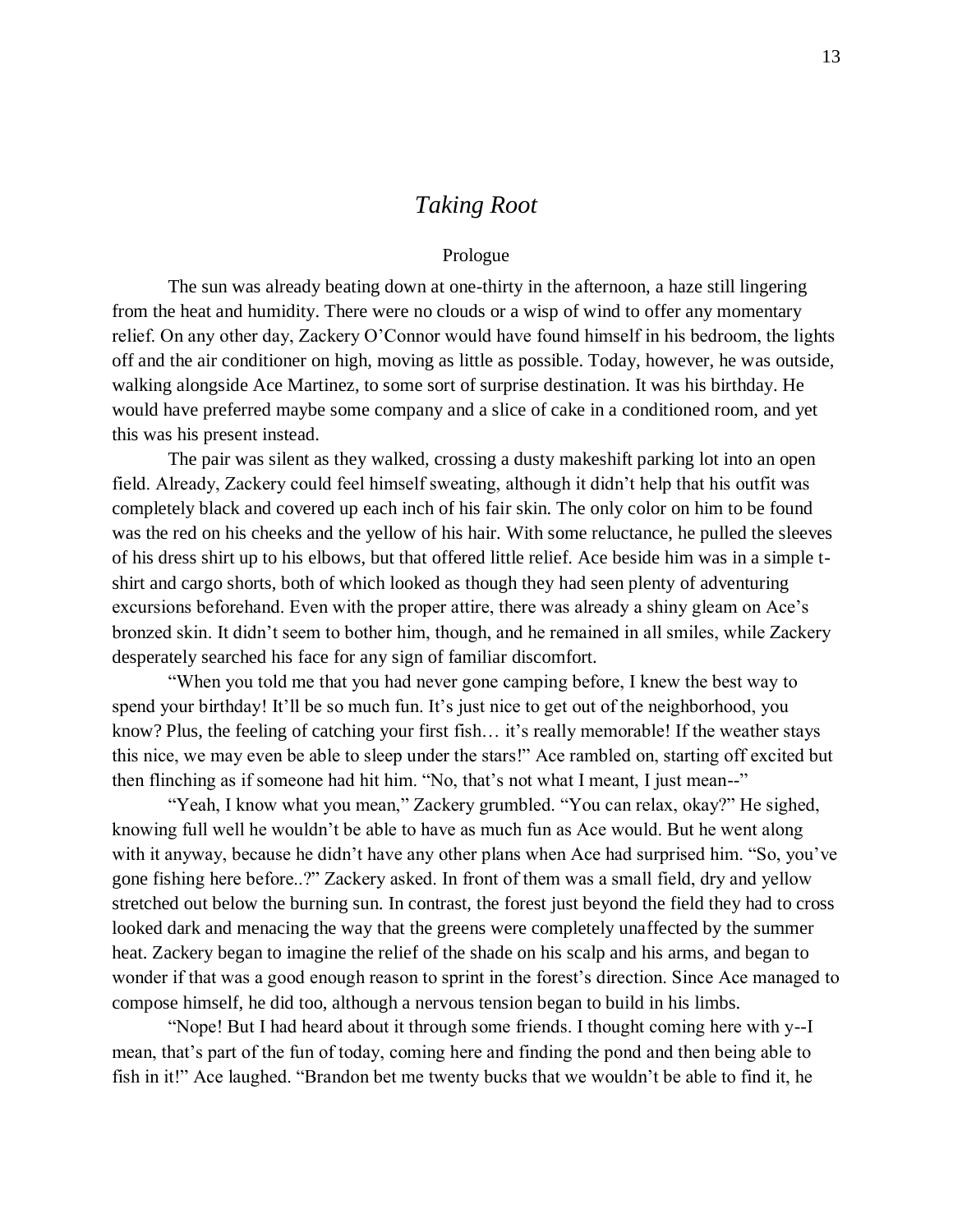# *Taking Root*

## Prologue

The sun was already beating down at one-thirty in the afternoon, a haze still lingering from the heat and humidity. There were no clouds or a wisp of wind to offer any momentary relief. On any other day, Zackery O'Connor would have found himself in his bedroom, the lights off and the air conditioner on high, moving as little as possible. Today, however, he was outside, walking alongside Ace Martinez, to some sort of surprise destination. It was his birthday. He would have preferred maybe some company and a slice of cake in a conditioned room, and yet this was his present instead.

The pair was silent as they walked, crossing a dusty makeshift parking lot into an open field. Already, Zackery could feel himself sweating, although it didn't help that his outfit was completely black and covered up each inch of his fair skin. The only color on him to be found was the red on his cheeks and the yellow of his hair. With some reluctance, he pulled the sleeves of his dress shirt up to his elbows, but that offered little relief. Ace beside him was in a simple t-shirt and cargo shorts, both of which looked as though they had seen plenty of adventuring excursions beforehand. Even with the proper attire, there was already a shiny gleam on Ace's bronzed skin. It didn't seem to bother him, though, and he remained in all smiles, while Zackery desperately searched his face for any sign of familiar discomfort.

"When you told me that you had never gone camping before, I knew the best way to spend your birthday! It'll be so much fun. It's just nice to get out of the neighborhood, you know? Plus, the feeling of catching your first fish… it's really memorable! If the weather stays this nice, we may even be able to sleep under the stars!" Ace rambled on, starting off excited but then flinching as if someone had hit him. "No, that's not what I meant, I just mean--"

"Yeah, I know what you mean," Zackery grumbled. "You can relax, okay?" He sighed, knowing full well he wouldn't be able to have as much fun as Ace would. But he went along with it anyway, because he didn't have any other plans when Ace had surprised him. "So, you've gone fishing here before..?" Zackery asked. In front of them was a small field, dry and yellow stretched out below the burning sun. In contrast, the forest just beyond the field they had to cross looked dark and menacing the way that the greens were completely unaffected by the summer heat. Zackery began to imagine the relief of the shade on his scalp and his arms, and began to wonder if that was a good enough reason to sprint in the forest's direction. Since Ace managed to compose himself, he did too, although a nervous tension began to build in his limbs.

"Nope! But I had heard about it through some friends. I thought coming here with y--I mean, that's part of the fun of today, coming here and finding the pond and then being able to fish in it!" Ace laughed. "Brandon bet me twenty bucks that we wouldn't be able to find it, he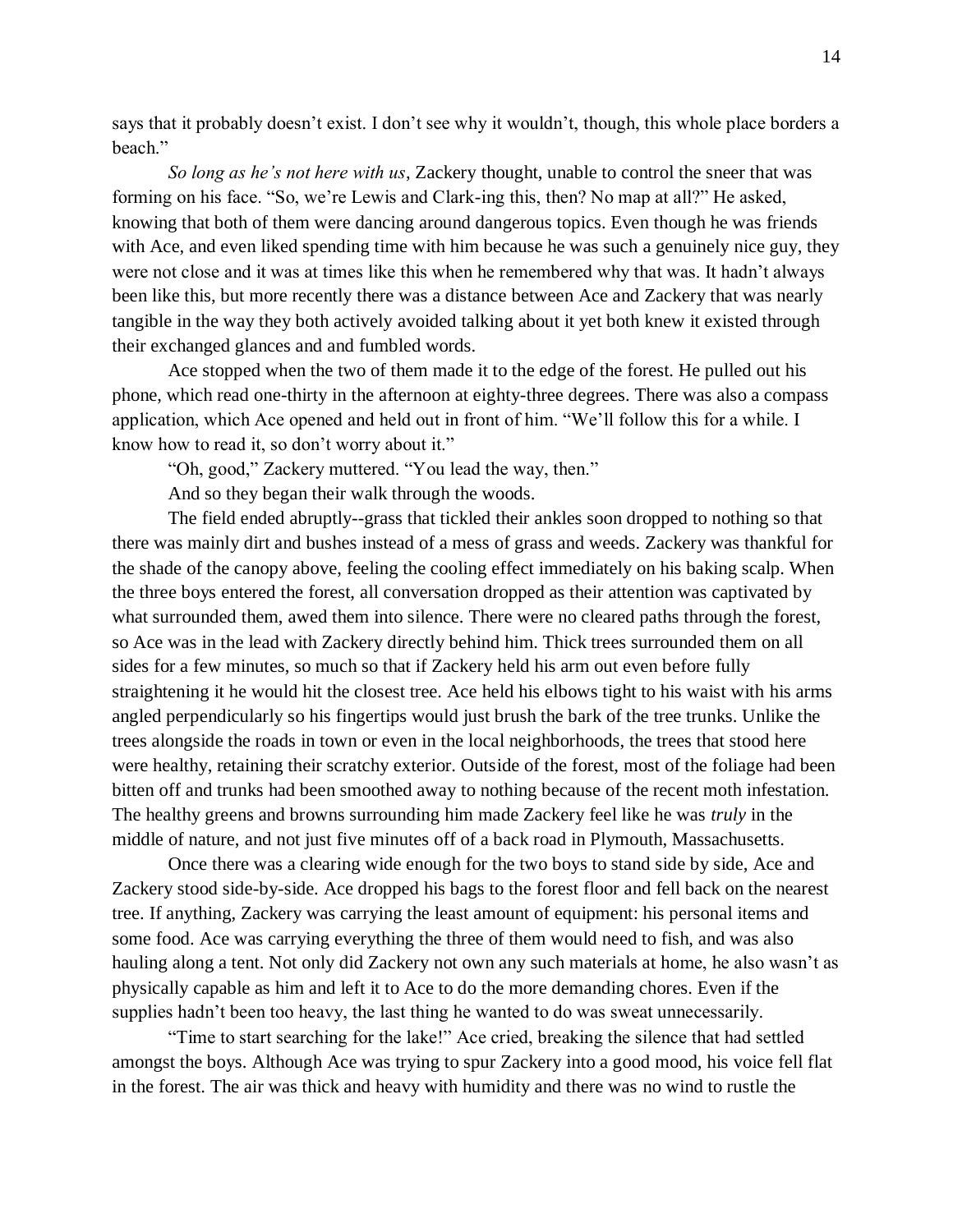says that it probably doesn't exist. I don't see why it wouldn't, though, this whole place borders a beach."

*So long as he's not here with us*, Zackery thought, unable to control the sneer that was forming on his face. "So, we're Lewis and Clark-ing this, then? No map at all?" He asked, knowing that both of them were dancing around dangerous topics. Even though he was friends with Ace, and even liked spending time with him because he was such a genuinely nice guy, they were not close and it was at times like this when he remembered why that was. It hadn't always been like this, but more recently there was a distance between Ace and Zackery that was nearly tangible in the way they both actively avoided talking about it yet both knew it existed through their exchanged glances and and fumbled words.

Ace stopped when the two of them made it to the edge of the forest. He pulled out his phone, which read one-thirty in the afternoon at eighty-three degrees. There was also a compass application, which Ace opened and held out in front of him. "We'll follow this for a while. I know how to read it, so don't worry about it."

"Oh, good," Zackery muttered. "You lead the way, then."

And so they began their walk through the woods.

The field ended abruptly--grass that tickled their ankles soon dropped to nothing so that there was mainly dirt and bushes instead of a mess of grass and weeds. Zackery was thankful for the shade of the canopy above, feeling the cooling effect immediately on his baking scalp. When the three boys entered the forest, all conversation dropped as their attention was captivated by what surrounded them, awed them into silence. There were no cleared paths through the forest, so Ace was in the lead with Zackery directly behind him. Thick trees surrounded them on all sides for a few minutes, so much so that if Zackery held his arm out even before fully straightening it he would hit the closest tree. Ace held his elbows tight to his waist with his arms angled perpendicularly so his fingertips would just brush the bark of the tree trunks. Unlike the trees alongside the roads in town or even in the local neighborhoods, the trees that stood here were healthy, retaining their scratchy exterior. Outside of the forest, most of the foliage had been bitten off and trunks had been smoothed away to nothing because of the recent moth infestation. The healthy greens and browns surrounding him made Zackery feel like he was *truly* in the middle of nature, and not just five minutes off of a back road in Plymouth, Massachusetts.

Once there was a clearing wide enough for the two boys to stand side by side, Ace and Zackery stood side-by-side. Ace dropped his bags to the forest floor and fell back on the nearest tree. If anything, Zackery was carrying the least amount of equipment: his personal items and some food. Ace was carrying everything the three of them would need to fish, and was also hauling along a tent. Not only did Zackery not own any such materials at home, he also wasn't as physically capable as him and left it to Ace to do the more demanding chores. Even if the supplies hadn't been too heavy, the last thing he wanted to do was sweat unnecessarily.

"Time to start searching for the lake!" Ace cried, breaking the silence that had settled amongst the boys. Although Ace was trying to spur Zackery into a good mood, his voice fell flat in the forest. The air was thick and heavy with humidity and there was no wind to rustle the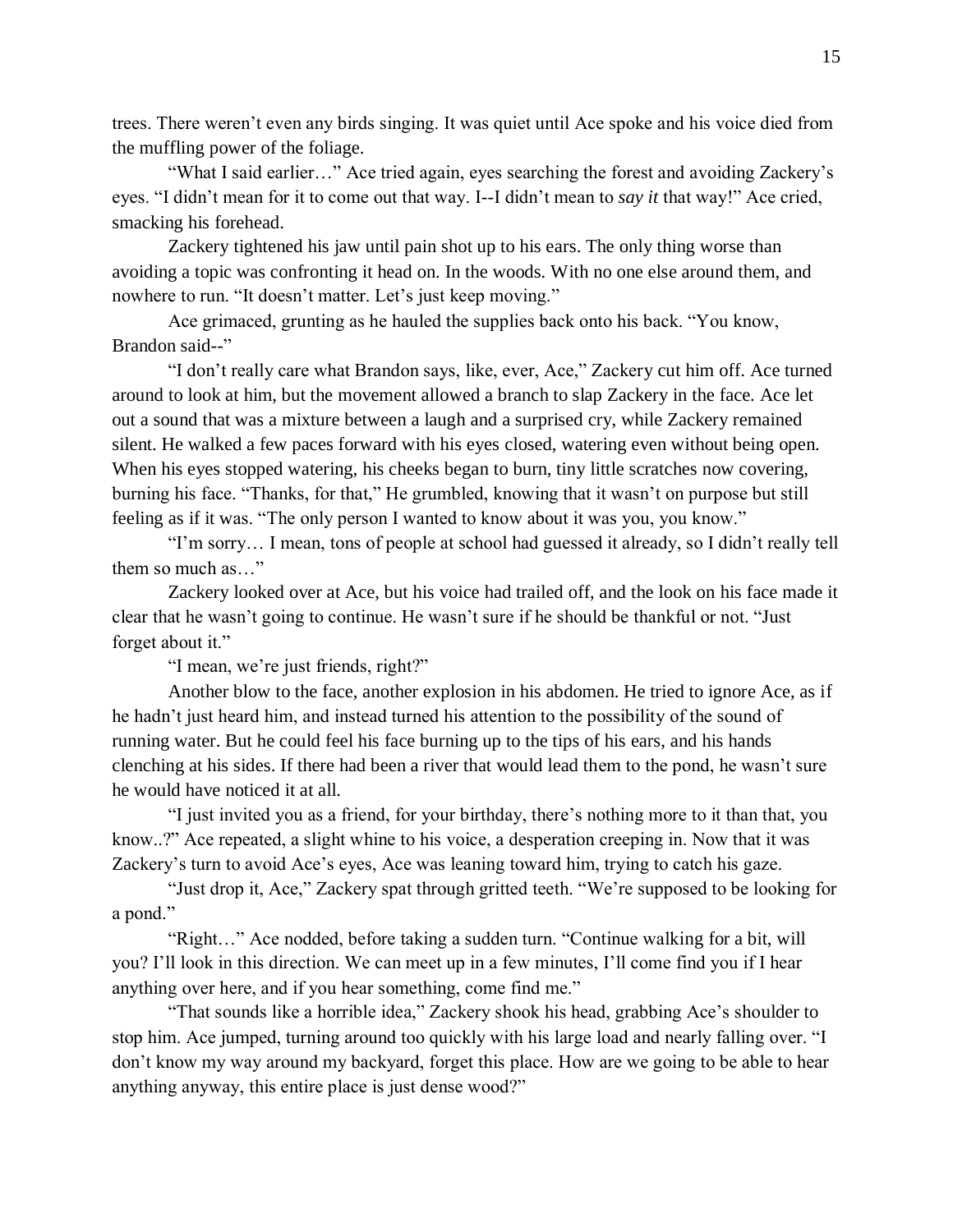trees. There weren't even any birds singing. It was quiet until Ace spoke and his voice died from the muffling power of the foliage.

"What I said earlier…" Ace tried again, eyes searching the forest and avoiding Zackery's eyes. "I didn't mean for it to come out that way. I--I didn't mean to *say it* that way!" Ace cried, smacking his forehead.

Zackery tightened his jaw until pain shot up to his ears. The only thing worse than avoiding a topic was confronting it head on. In the woods. With no one else around them, and nowhere to run. "It doesn't matter. Let's just keep moving."

Ace grimaced, grunting as he hauled the supplies back onto his back. "You know, Brandon said--"

"I don't really care what Brandon says, like, ever, Ace," Zackery cut him off. Ace turned around to look at him, but the movement allowed a branch to slap Zackery in the face. Ace let out a sound that was a mixture between a laugh and a surprised cry, while Zackery remained silent. He walked a few paces forward with his eyes closed, watering even without being open. When his eyes stopped watering, his cheeks began to burn, tiny little scratches now covering, burning his face. "Thanks, for that," He grumbled, knowing that it wasn't on purpose but still feeling as if it was. "The only person I wanted to know about it was you, you know."

"I'm sorry… I mean, tons of people at school had guessed it already, so I didn't really tell them so much as…"

Zackery looked over at Ace, but his voice had trailed off, and the look on his face made it clear that he wasn't going to continue. He wasn't sure if he should be thankful or not. "Just forget about it."

"I mean, we're just friends, right?"

Another blow to the face, another explosion in his abdomen. He tried to ignore Ace, as if he hadn't just heard him, and instead turned his attention to the possibility of the sound of running water. But he could feel his face burning up to the tips of his ears, and his hands clenching at his sides. If there had been a river that would lead them to the pond, he wasn't sure he would have noticed it at all.

"I just invited you as a friend, for your birthday, there's nothing more to it than that, you know..?" Ace repeated, a slight whine to his voice, a desperation creeping in. Now that it was Zackery's turn to avoid Ace's eyes, Ace was leaning toward him, trying to catch his gaze.

"Just drop it, Ace," Zackery spat through gritted teeth. "We're supposed to be looking for a pond."

"Right…" Ace nodded, before taking a sudden turn. "Continue walking for a bit, will you? I'll look in this direction. We can meet up in a few minutes, I'll come find you if I hear anything over here, and if you hear something, come find me."

"That sounds like a horrible idea," Zackery shook his head, grabbing Ace's shoulder to stop him. Ace jumped, turning around too quickly with his large load and nearly falling over. "I don't know my way around my backyard, forget this place. How are we going to be able to hear anything anyway, this entire place is just dense wood?"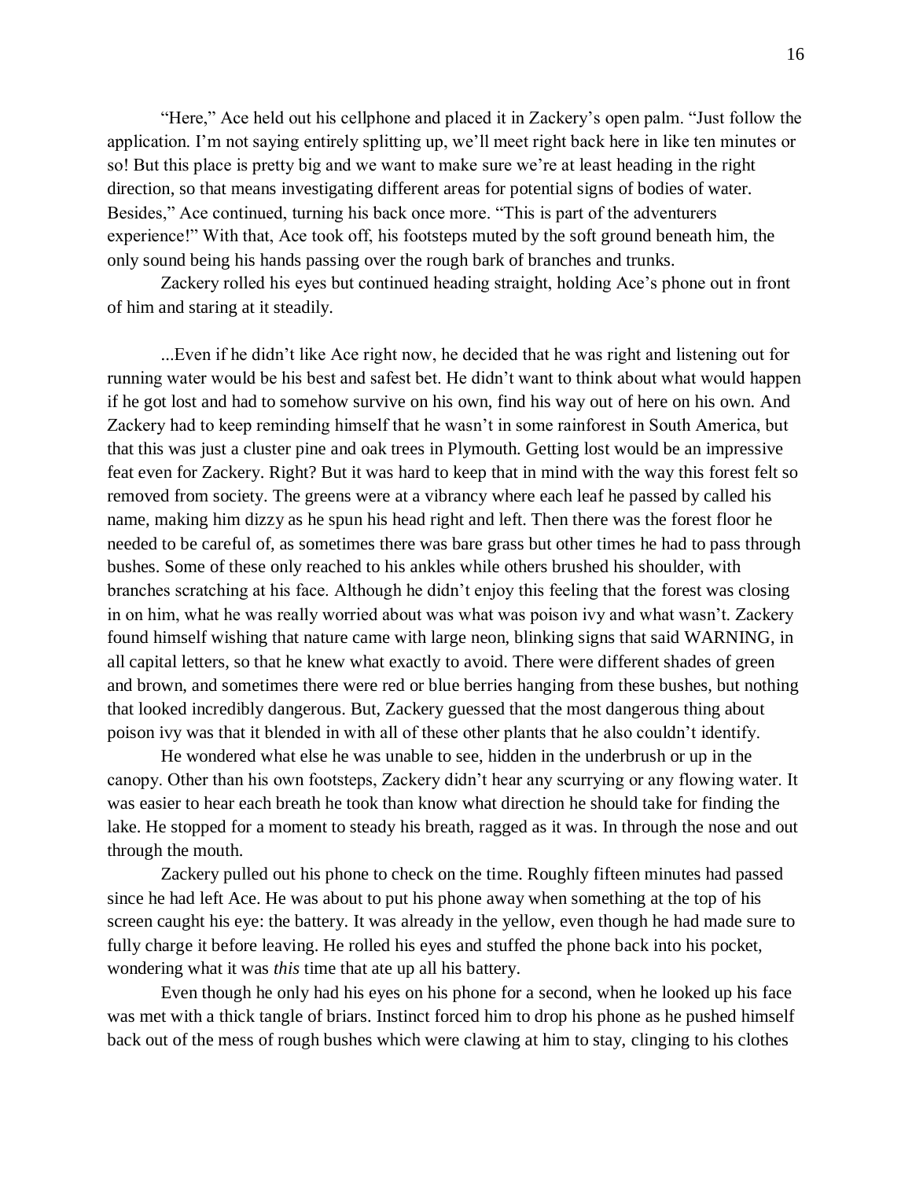"Here," Ace held out his cellphone and placed it in Zackery's open palm. "Just follow the application. I'm not saying entirely splitting up, we'll meet right back here in like ten minutes or so! But this place is pretty big and we want to make sure we're at least heading in the right direction, so that means investigating different areas for potential signs of bodies of water. Besides," Ace continued, turning his back once more. "This is part of the adventurers experience!" With that, Ace took off, his footsteps muted by the soft ground beneath him, the only sound being his hands passing over the rough bark of branches and trunks.

Zackery rolled his eyes but continued heading straight, holding Ace's phone out in front of him and staring at it steadily.

...Even if he didn't like Ace right now, he decided that he was right and listening out for running water would be his best and safest bet. He didn't want to think about what would happen if he got lost and had to somehow survive on his own, find his way out of here on his own. And Zackery had to keep reminding himself that he wasn't in some rainforest in South America, but that this was just a cluster pine and oak trees in Plymouth. Getting lost would be an impressive feat even for Zackery. Right? But it was hard to keep that in mind with the way this forest felt so removed from society. The greens were at a vibrancy where each leaf he passed by called his name, making him dizzy as he spun his head right and left. Then there was the forest floor he needed to be careful of, as sometimes there was bare grass but other times he had to pass through bushes. Some of these only reached to his ankles while others brushed his shoulder, with branches scratching at his face. Although he didn't enjoy this feeling that the forest was closing in on him, what he was really worried about was what was poison ivy and what wasn't. Zackery found himself wishing that nature came with large neon, blinking signs that said WARNING, in all capital letters, so that he knew what exactly to avoid. There were different shades of green and brown, and sometimes there were red or blue berries hanging from these bushes, but nothing that looked incredibly dangerous. But, Zackery guessed that the most dangerous thing about poison ivy was that it blended in with all of these other plants that he also couldn't identify.

He wondered what else he was unable to see, hidden in the underbrush or up in the canopy. Other than his own footsteps, Zackery didn't hear any scurrying or any flowing water. It was easier to hear each breath he took than know what direction he should take for finding the lake. He stopped for a moment to steady his breath, ragged as it was. In through the nose and out through the mouth.

Zackery pulled out his phone to check on the time. Roughly fifteen minutes had passed since he had left Ace. He was about to put his phone away when something at the top of his screen caught his eye: the battery. It was already in the yellow, even though he had made sure to fully charge it before leaving. He rolled his eyes and stuffed the phone back into his pocket, wondering what it was *this* time that ate up all his battery.

Even though he only had his eyes on his phone for a second, when he looked up his face was met with a thick tangle of briars. Instinct forced him to drop his phone as he pushed himself back out of the mess of rough bushes which were clawing at him to stay, clinging to his clothes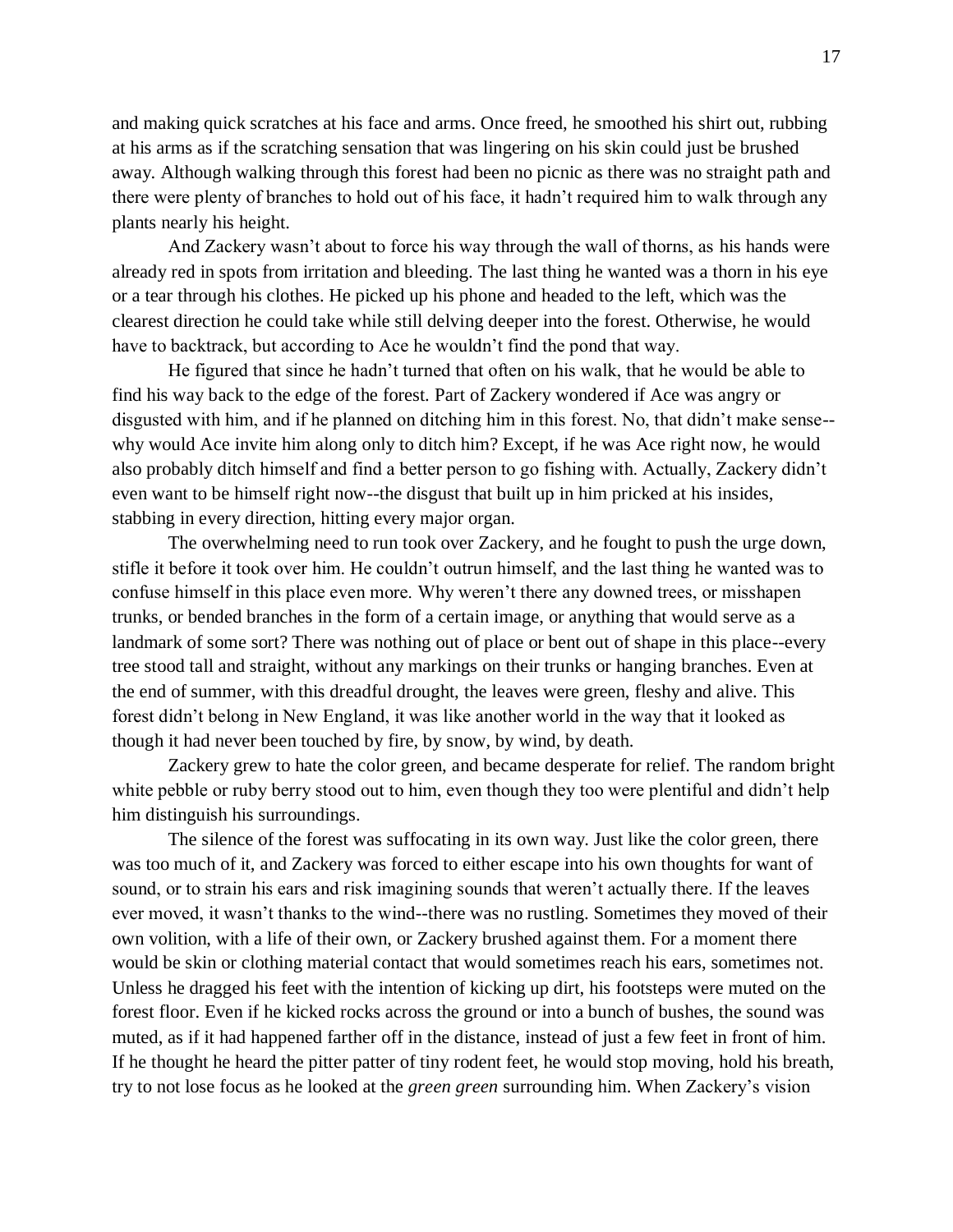and making quick scratches at his face and arms. Once freed, he smoothed his shirt out, rubbing at his arms as if the scratching sensation that was lingering on his skin could just be brushed away. Although walking through this forest had been no picnic as there was no straight path and there were plenty of branches to hold out of his face, it hadn't required him to walk through any plants nearly his height.

And Zackery wasn't about to force his way through the wall of thorns, as his hands were already red in spots from irritation and bleeding. The last thing he wanted was a thorn in his eye or a tear through his clothes. He picked up his phone and headed to the left, which was the clearest direction he could take while still delving deeper into the forest. Otherwise, he would have to backtrack, but according to Ace he wouldn't find the pond that way.

He figured that since he hadn't turned that often on his walk, that he would be able to find his way back to the edge of the forest. Part of Zackery wondered if Ace was angry or disgusted with him, and if he planned on ditching him in this forest. No, that didn't make sense--why would Ace invite him along only to ditch him? Except, if he was Ace right now, he would also probably ditch himself and find a better person to go fishing with. Actually, Zackery didn't even want to be himself right now--the disgust that built up in him pricked at his insides, stabbing in every direction, hitting every major organ.

The overwhelming need to run took over Zackery, and he fought to push the urge down, stifle it before it took over him. He couldn't outrun himself, and the last thing he wanted was to confuse himself in this place even more. Why weren't there any downed trees, or misshapen trunks, or bended branches in the form of a certain image, or anything that would serve as a landmark of some sort? There was nothing out of place or bent out of shape in this place--every tree stood tall and straight, without any markings on their trunks or hanging branches. Even at the end of summer, with this dreadful drought, the leaves were green, fleshy and alive. This forest didn't belong in New England, it was like another world in the way that it looked as though it had never been touched by fire, by snow, by wind, by death.

Zackery grew to hate the color green, and became desperate for relief. The random bright white pebble or ruby berry stood out to him, even though they too were plentiful and didn't help him distinguish his surroundings.

The silence of the forest was suffocating in its own way. Just like the color green, there was too much of it, and Zackery was forced to either escape into his own thoughts for want of sound, or to strain his ears and risk imagining sounds that weren't actually there. If the leaves ever moved, it wasn't thanks to the wind--there was no rustling. Sometimes they moved of their own volition, with a life of their own, or Zackery brushed against them. For a moment there would be skin or clothing material contact that would sometimes reach his ears, sometimes not. Unless he dragged his feet with the intention of kicking up dirt, his footsteps were muted on the forest floor. Even if he kicked rocks across the ground or into a bunch of bushes, the sound was muted, as if it had happened farther off in the distance, instead of just a few feet in front of him. If he thought he heard the pitter patter of tiny rodent feet, he would stop moving, hold his breath, try to not lose focus as he looked at the *green green* surrounding him. When Zackery's vision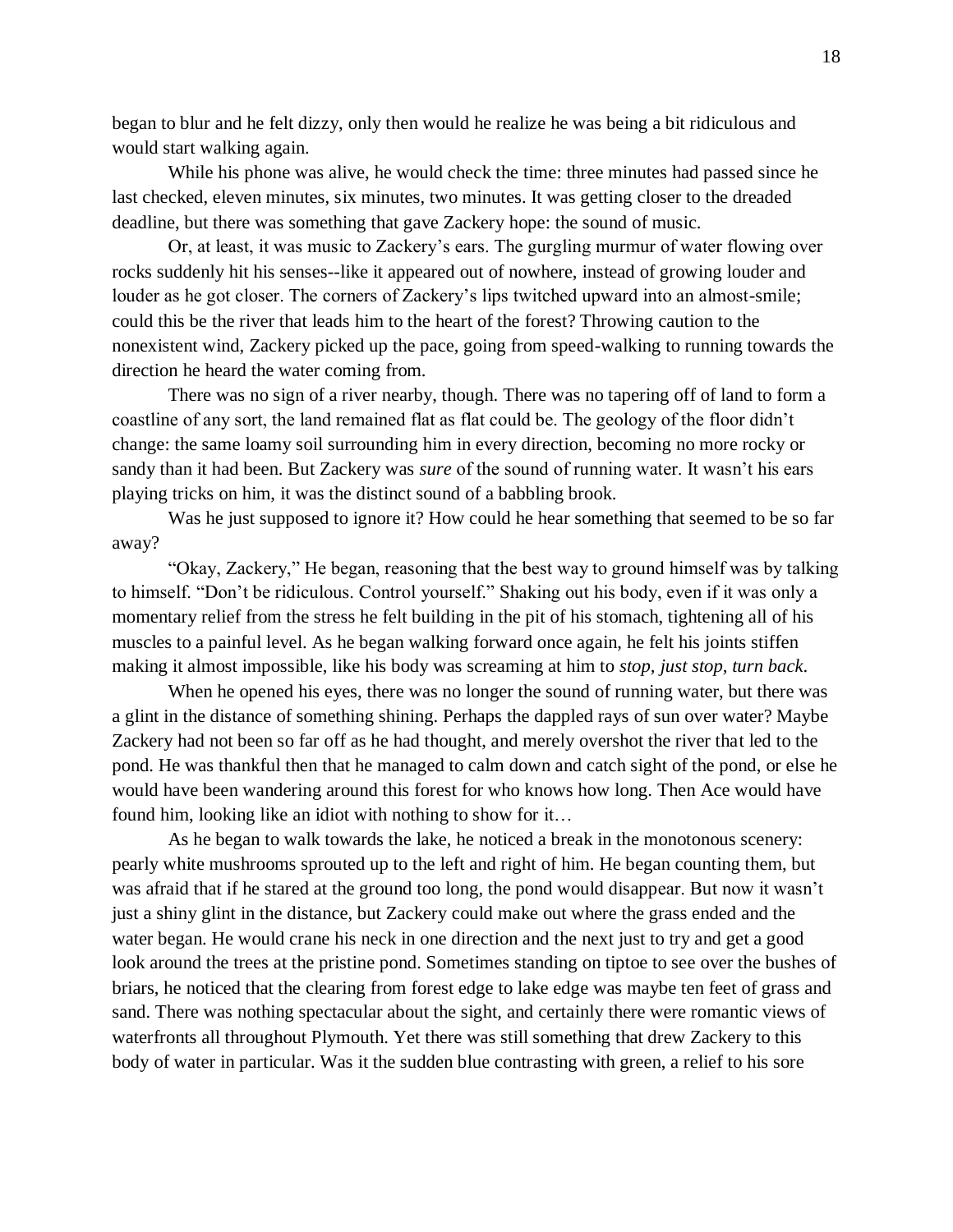began to blur and he felt dizzy, only then would he realize he was being a bit ridiculous and would start walking again.

While his phone was alive, he would check the time: three minutes had passed since he last checked, eleven minutes, six minutes, two minutes. It was getting closer to the dreaded deadline, but there was something that gave Zackery hope: the sound of music.

Or, at least, it was music to Zackery's ears. The gurgling murmur of water flowing over rocks suddenly hit his senses--like it appeared out of nowhere, instead of growing louder and louder as he got closer. The corners of Zackery's lips twitched upward into an almost-smile; could this be the river that leads him to the heart of the forest? Throwing caution to the nonexistent wind, Zackery picked up the pace, going from speed-walking to running towards the direction he heard the water coming from.

There was no sign of a river nearby, though. There was no tapering off of land to form a coastline of any sort, the land remained flat as flat could be. The geology of the floor didn't change: the same loamy soil surrounding him in every direction, becoming no more rocky or sandy than it had been. But Zackery was *sure* of the sound of running water. It wasn't his ears playing tricks on him, it was the distinct sound of a babbling brook.

Was he just supposed to ignore it? How could he hear something that seemed to be so far away?

"Okay, Zackery," He began, reasoning that the best way to ground himself was by talking to himself. "Don't be ridiculous. Control yourself." Shaking out his body, even if it was only a momentary relief from the stress he felt building in the pit of his stomach, tightening all of his muscles to a painful level. As he began walking forward once again, he felt his joints stiffen making it almost impossible, like his body was screaming at him to *stop, just stop, turn back*.

When he opened his eyes, there was no longer the sound of running water, but there was a glint in the distance of something shining. Perhaps the dappled rays of sun over water? Maybe Zackery had not been so far off as he had thought, and merely overshot the river that led to the pond. He was thankful then that he managed to calm down and catch sight of the pond, or else he would have been wandering around this forest for who knows how long. Then Ace would have found him, looking like an idiot with nothing to show for it…

As he began to walk towards the lake, he noticed a break in the monotonous scenery: pearly white mushrooms sprouted up to the left and right of him. He began counting them, but was afraid that if he stared at the ground too long, the pond would disappear. But now it wasn't just a shiny glint in the distance, but Zackery could make out where the grass ended and the water began. He would crane his neck in one direction and the next just to try and get a good look around the trees at the pristine pond. Sometimes standing on tiptoe to see over the bushes of briars, he noticed that the clearing from forest edge to lake edge was maybe ten feet of grass and sand. There was nothing spectacular about the sight, and certainly there were romantic views of waterfronts all throughout Plymouth. Yet there was still something that drew Zackery to this body of water in particular. Was it the sudden blue contrasting with green, a relief to his sore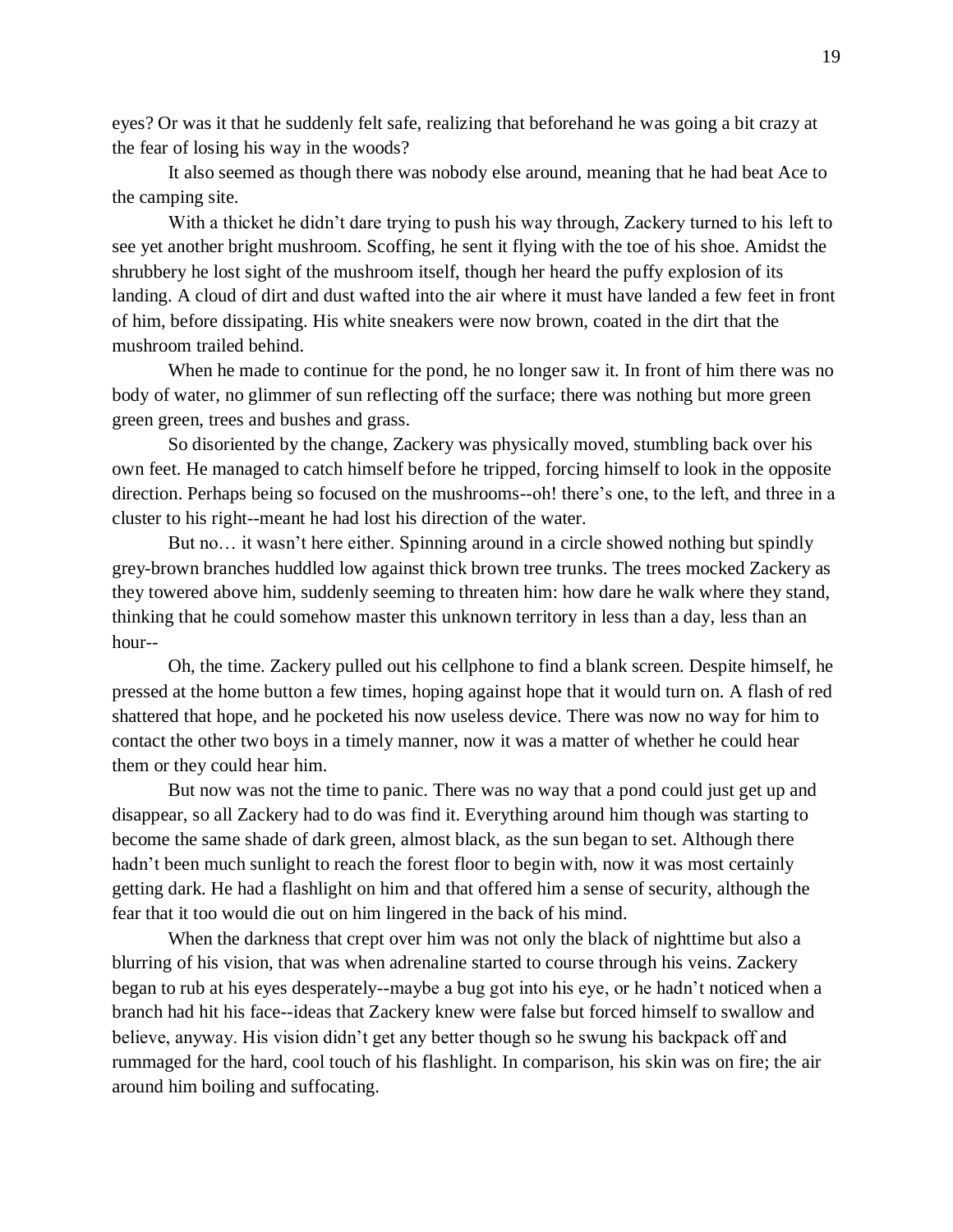eyes? Or was it that he suddenly felt safe, realizing that beforehand he was going a bit crazy at the fear of losing his way in the woods?

It also seemed as though there was nobody else around, meaning that he had beat Ace to the camping site.

With a thicket he didn't dare trying to push his way through, Zackery turned to his left to see yet another bright mushroom. Scoffing, he sent it flying with the toe of his shoe. Amidst the shrubbery he lost sight of the mushroom itself, though her heard the puffy explosion of its landing. A cloud of dirt and dust wafted into the air where it must have landed a few feet in front of him, before dissipating. His white sneakers were now brown, coated in the dirt that the mushroom trailed behind.

When he made to continue for the pond, he no longer saw it. In front of him there was no body of water, no glimmer of sun reflecting off the surface; there was nothing but more green green green, trees and bushes and grass.

So disoriented by the change, Zackery was physically moved, stumbling back over his own feet. He managed to catch himself before he tripped, forcing himself to look in the opposite direction. Perhaps being so focused on the mushrooms--oh! there's one, to the left, and three in a cluster to his right--meant he had lost his direction of the water.

But no… it wasn't here either. Spinning around in a circle showed nothing but spindly grey-brown branches huddled low against thick brown tree trunks. The trees mocked Zackery as they towered above him, suddenly seeming to threaten him: how dare he walk where they stand, thinking that he could somehow master this unknown territory in less than a day, less than an hour--

Oh, the time. Zackery pulled out his cellphone to find a blank screen. Despite himself, he pressed at the home button a few times, hoping against hope that it would turn on. A flash of red shattered that hope, and he pocketed his now useless device. There was now no way for him to contact the other two boys in a timely manner, now it was a matter of whether he could hear them or they could hear him.

But now was not the time to panic. There was no way that a pond could just get up and disappear, so all Zackery had to do was find it. Everything around him though was starting to become the same shade of dark green, almost black, as the sun began to set. Although there hadn't been much sunlight to reach the forest floor to begin with, now it was most certainly getting dark. He had a flashlight on him and that offered him a sense of security, although the fear that it too would die out on him lingered in the back of his mind.

When the darkness that crept over him was not only the black of nighttime but also a blurring of his vision, that was when adrenaline started to course through his veins. Zackery began to rub at his eyes desperately--maybe a bug got into his eye, or he hadn't noticed when a branch had hit his face--ideas that Zackery knew were false but forced himself to swallow and believe, anyway. His vision didn't get any better though so he swung his backpack off and rummaged for the hard, cool touch of his flashlight. In comparison, his skin was on fire; the air around him boiling and suffocating.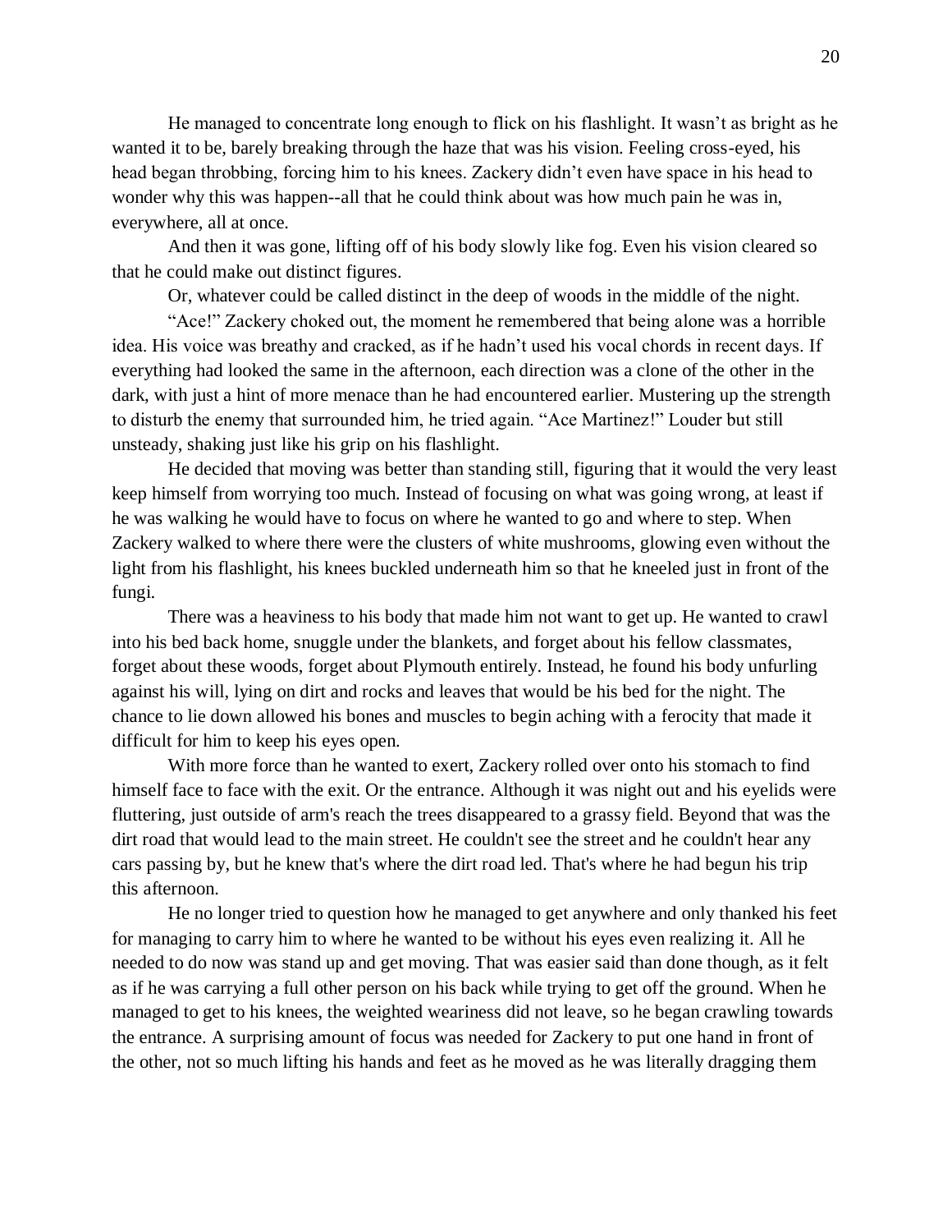He managed to concentrate long enough to flick on his flashlight. It wasn't as bright as he wanted it to be, barely breaking through the haze that was his vision. Feeling cross-eyed, his head began throbbing, forcing him to his knees. Zackery didn't even have space in his head to wonder why this was happen--all that he could think about was how much pain he was in, everywhere, all at once.

And then it was gone, lifting off of his body slowly like fog. Even his vision cleared so that he could make out distinct figures.

Or, whatever could be called distinct in the deep of woods in the middle of the night.

"Ace!" Zackery choked out, the moment he remembered that being alone was a horrible idea. His voice was breathy and cracked, as if he hadn't used his vocal chords in recent days. If everything had looked the same in the afternoon, each direction was a clone of the other in the dark, with just a hint of more menace than he had encountered earlier. Mustering up the strength to disturb the enemy that surrounded him, he tried again. "Ace Martinez!" Louder but still unsteady, shaking just like his grip on his flashlight.

He decided that moving was better than standing still, figuring that it would the very least keep himself from worrying too much. Instead of focusing on what was going wrong, at least if he was walking he would have to focus on where he wanted to go and where to step. When Zackery walked to where there were the clusters of white mushrooms, glowing even without the light from his flashlight, his knees buckled underneath him so that he kneeled just in front of the fungi.

There was a heaviness to his body that made him not want to get up. He wanted to crawl into his bed back home, snuggle under the blankets, and forget about his fellow classmates, forget about these woods, forget about Plymouth entirely. Instead, he found his body unfurling against his will, lying on dirt and rocks and leaves that would be his bed for the night. The chance to lie down allowed his bones and muscles to begin aching with a ferocity that made it difficult for him to keep his eyes open.

With more force than he wanted to exert, Zackery rolled over onto his stomach to find himself face to face with the exit. Or the entrance. Although it was night out and his eyelids were fluttering, just outside of arm's reach the trees disappeared to a grassy field. Beyond that was the dirt road that would lead to the main street. He couldn't see the street and he couldn't hear any cars passing by, but he knew that's where the dirt road led. That's where he had begun his trip this afternoon.

He no longer tried to question how he managed to get anywhere and only thanked his feet for managing to carry him to where he wanted to be without his eyes even realizing it. All he needed to do now was stand up and get moving. That was easier said than done though, as it felt as if he was carrying a full other person on his back while trying to get off the ground. When he managed to get to his knees, the weighted weariness did not leave, so he began crawling towards the entrance. A surprising amount of focus was needed for Zackery to put one hand in front of the other, not so much lifting his hands and feet as he moved as he was literally dragging them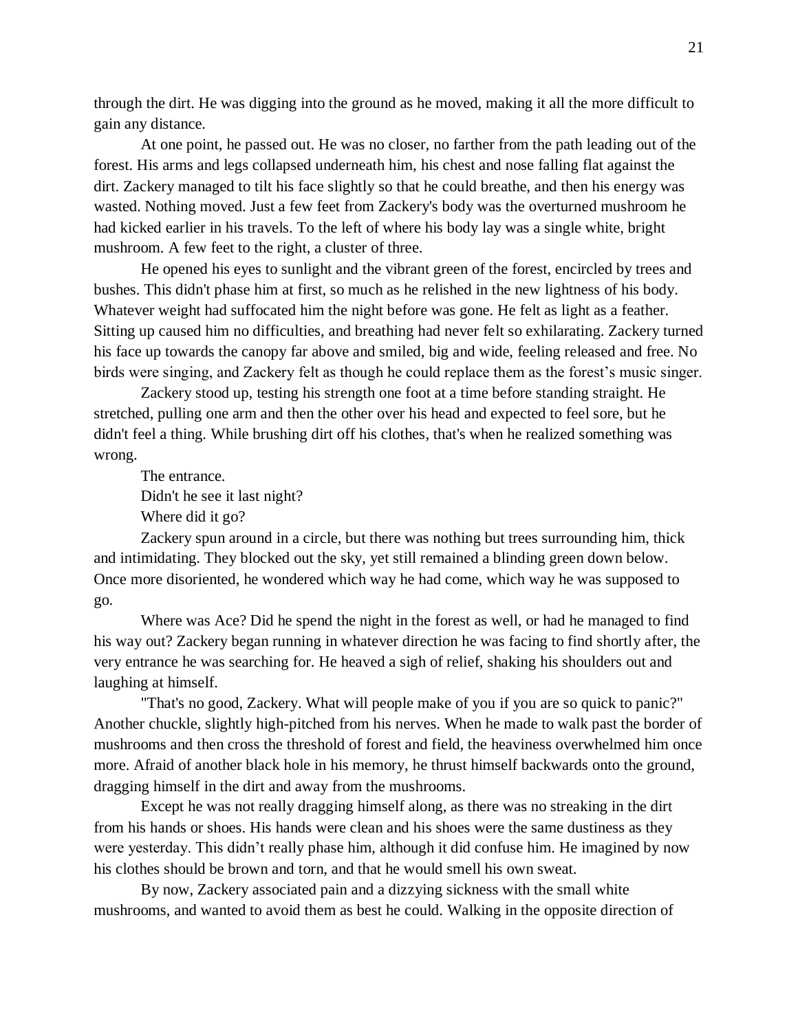through the dirt. He was digging into the ground as he moved, making it all the more difficult to gain any distance.

At one point, he passed out. He was no closer, no farther from the path leading out of the forest. His arms and legs collapsed underneath him, his chest and nose falling flat against the dirt. Zackery managed to tilt his face slightly so that he could breathe, and then his energy was wasted. Nothing moved. Just a few feet from Zackery's body was the overturned mushroom he had kicked earlier in his travels. To the left of where his body lay was a single white, bright mushroom. A few feet to the right, a cluster of three.

He opened his eyes to sunlight and the vibrant green of the forest, encircled by trees and bushes. This didn't phase him at first, so much as he relished in the new lightness of his body. Whatever weight had suffocated him the night before was gone. He felt as light as a feather. Sitting up caused him no difficulties, and breathing had never felt so exhilarating. Zackery turned his face up towards the canopy far above and smiled, big and wide, feeling released and free. No birds were singing, and Zackery felt as though he could replace them as the forest's music singer.

Zackery stood up, testing his strength one foot at a time before standing straight. He stretched, pulling one arm and then the other over his head and expected to feel sore, but he didn't feel a thing. While brushing dirt off his clothes, that's when he realized something was wrong.

The entrance.

Didn't he see it last night?

Where did it go?

Zackery spun around in a circle, but there was nothing but trees surrounding him, thick and intimidating. They blocked out the sky, yet still remained a blinding green down below. Once more disoriented, he wondered which way he had come, which way he was supposed to go.

Where was Ace? Did he spend the night in the forest as well, or had he managed to find his way out? Zackery began running in whatever direction he was facing to find shortly after, the very entrance he was searching for. He heaved a sigh of relief, shaking his shoulders out and laughing at himself.

"That's no good, Zackery. What will people make of you if you are so quick to panic?" Another chuckle, slightly high-pitched from his nerves. When he made to walk past the border of mushrooms and then cross the threshold of forest and field, the heaviness overwhelmed him once more. Afraid of another black hole in his memory, he thrust himself backwards onto the ground, dragging himself in the dirt and away from the mushrooms.

Except he was not really dragging himself along, as there was no streaking in the dirt from his hands or shoes. His hands were clean and his shoes were the same dustiness as they were yesterday. This didn't really phase him, although it did confuse him. He imagined by now his clothes should be brown and torn, and that he would smell his own sweat.

By now, Zackery associated pain and a dizzying sickness with the small white mushrooms, and wanted to avoid them as best he could. Walking in the opposite direction of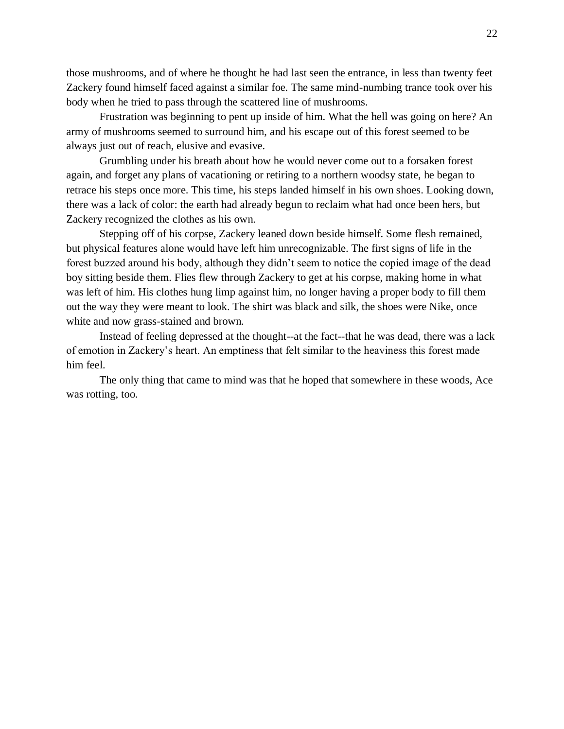those mushrooms, and of where he thought he had last seen the entrance, in less than twenty feet Zackery found himself faced against a similar foe. The same mind-numbing trance took over his body when he tried to pass through the scattered line of mushrooms.

Frustration was beginning to pent up inside of him. What the hell was going on here? An army of mushrooms seemed to surround him, and his escape out of this forest seemed to be always just out of reach, elusive and evasive.

Grumbling under his breath about how he would never come out to a forsaken forest again, and forget any plans of vacationing or retiring to a northern woodsy state, he began to retrace his steps once more. This time, his steps landed himself in his own shoes. Looking down, there was a lack of color: the earth had already begun to reclaim what had once been hers, but Zackery recognized the clothes as his own.

Stepping off of his corpse, Zackery leaned down beside himself. Some flesh remained, but physical features alone would have left him unrecognizable. The first signs of life in the forest buzzed around his body, although they didn't seem to notice the copied image of the dead boy sitting beside them. Flies flew through Zackery to get at his corpse, making home in what was left of him. His clothes hung limp against him, no longer having a proper body to fill them out the way they were meant to look. The shirt was black and silk, the shoes were Nike, once white and now grass-stained and brown.

Instead of feeling depressed at the thought--at the fact--that he was dead, there was a lack of emotion in Zackery's heart. An emptiness that felt similar to the heaviness this forest made him feel.

The only thing that came to mind was that he hoped that somewhere in these woods, Ace was rotting, too.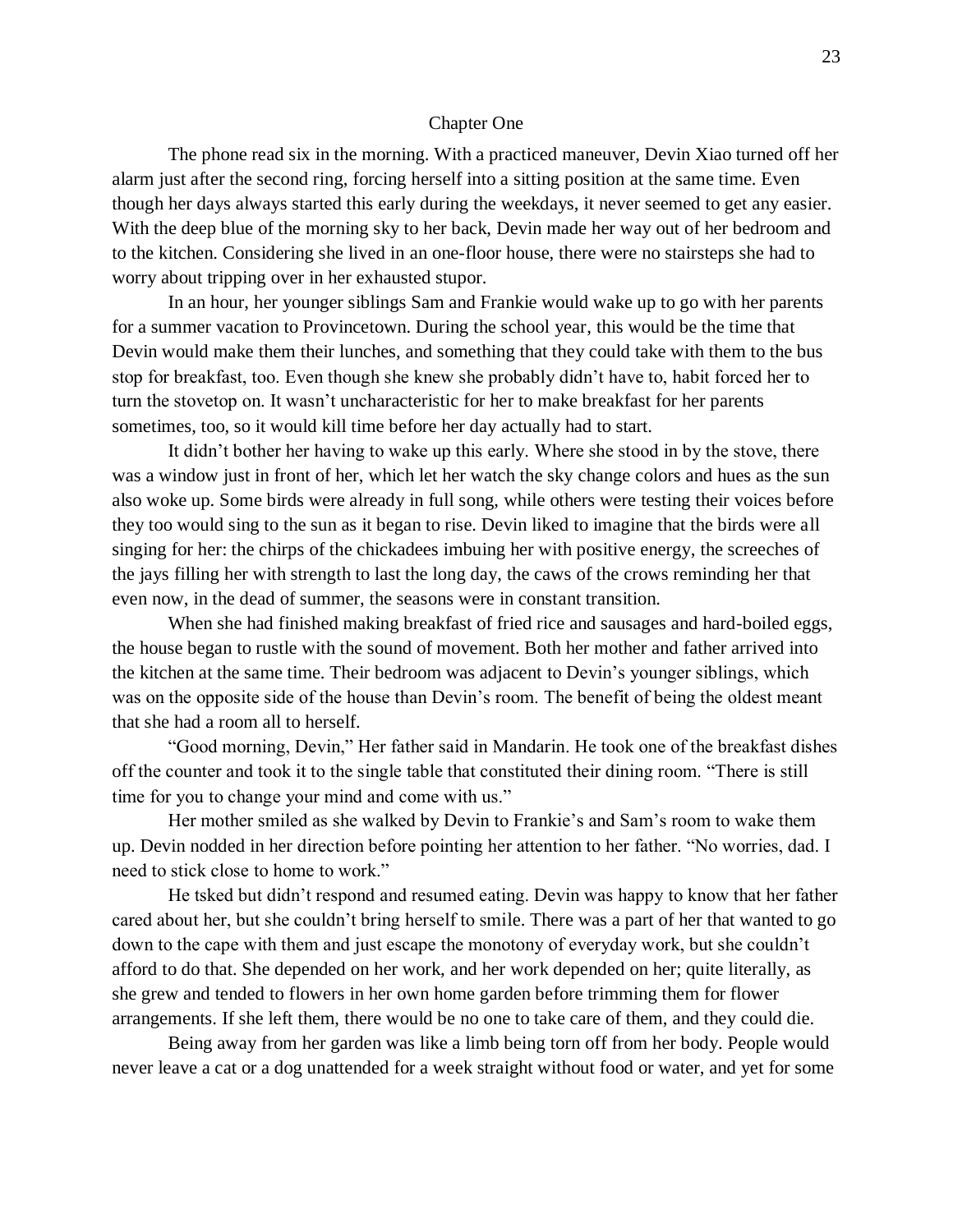## Chapter One

The phone read six in the morning. With a practiced maneuver, Devin Xiao turned off her alarm just after the second ring, forcing herself into a sitting position at the same time. Even though her days always started this early during the weekdays, it never seemed to get any easier. With the deep blue of the morning sky to her back, Devin made her way out of her bedroom and to the kitchen. Considering she lived in an one-floor house, there were no stairsteps she had to worry about tripping over in her exhausted stupor.

In an hour, her younger siblings Sam and Frankie would wake up to go with her parents for a summer vacation to Provincetown. During the school year, this would be the time that Devin would make them their lunches, and something that they could take with them to the bus stop for breakfast, too. Even though she knew she probably didn't have to, habit forced her to turn the stovetop on. It wasn't uncharacteristic for her to make breakfast for her parents sometimes, too, so it would kill time before her day actually had to start.

It didn't bother her having to wake up this early. Where she stood in by the stove, there was a window just in front of her, which let her watch the sky change colors and hues as the sun also woke up. Some birds were already in full song, while others were testing their voices before they too would sing to the sun as it began to rise. Devin liked to imagine that the birds were all singing for her: the chirps of the chickadees imbuing her with positive energy, the screeches of the jays filling her with strength to last the long day, the caws of the crows reminding her that even now, in the dead of summer, the seasons were in constant transition.

When she had finished making breakfast of fried rice and sausages and hard-boiled eggs, the house began to rustle with the sound of movement. Both her mother and father arrived into the kitchen at the same time. Their bedroom was adjacent to Devin's younger siblings, which was on the opposite side of the house than Devin's room. The benefit of being the oldest meant that she had a room all to herself.

"Good morning, Devin," Her father said in Mandarin. He took one of the breakfast dishes off the counter and took it to the single table that constituted their dining room. "There is still time for you to change your mind and come with us."

Her mother smiled as she walked by Devin to Frankie's and Sam's room to wake them up. Devin nodded in her direction before pointing her attention to her father. "No worries, dad. I need to stick close to home to work."

He tsked but didn't respond and resumed eating. Devin was happy to know that her father cared about her, but she couldn't bring herself to smile. There was a part of her that wanted to go down to the cape with them and just escape the monotony of everyday work, but she couldn't afford to do that. She depended on her work, and her work depended on her; quite literally, as she grew and tended to flowers in her own home garden before trimming them for flower arrangements. If she left them, there would be no one to take care of them, and they could die.

Being away from her garden was like a limb being torn off from her body. People would never leave a cat or a dog unattended for a week straight without food or water, and yet for some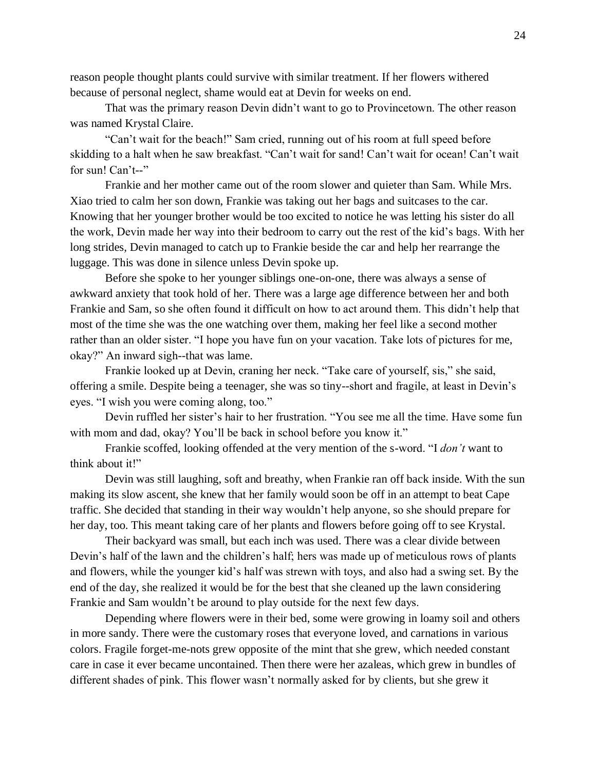reason people thought plants could survive with similar treatment. If her flowers withered because of personal neglect, shame would eat at Devin for weeks on end.

That was the primary reason Devin didn't want to go to Provincetown. The other reason was named Krystal Claire.

"Can't wait for the beach!" Sam cried, running out of his room at full speed before skidding to a halt when he saw breakfast. "Can't wait for sand! Can't wait for ocean! Can't wait for sun! Can't--"

Frankie and her mother came out of the room slower and quieter than Sam. While Mrs. Xiao tried to calm her son down, Frankie was taking out her bags and suitcases to the car. Knowing that her younger brother would be too excited to notice he was letting his sister do all the work, Devin made her way into their bedroom to carry out the rest of the kid's bags. With her long strides, Devin managed to catch up to Frankie beside the car and help her rearrange the luggage. This was done in silence unless Devin spoke up.

Before she spoke to her younger siblings one-on-one, there was always a sense of awkward anxiety that took hold of her. There was a large age difference between her and both Frankie and Sam, so she often found it difficult on how to act around them. This didn't help that most of the time she was the one watching over them, making her feel like a second mother rather than an older sister. "I hope you have fun on your vacation. Take lots of pictures for me, okay?" An inward sigh--that was lame.

Frankie looked up at Devin, craning her neck. "Take care of yourself, sis," she said, offering a smile. Despite being a teenager, she was so tiny--short and fragile, at least in Devin's eyes. "I wish you were coming along, too."

Devin ruffled her sister's hair to her frustration. "You see me all the time. Have some fun with mom and dad, okay? You'll be back in school before you know it."

Frankie scoffed, looking offended at the very mention of the s-word. "I *don't* want to think about it!"

Devin was still laughing, soft and breathy, when Frankie ran off back inside. With the sun making its slow ascent, she knew that her family would soon be off in an attempt to beat Cape traffic. She decided that standing in their way wouldn't help anyone, so she should prepare for her day, too. This meant taking care of her plants and flowers before going off to see Krystal.

Their backyard was small, but each inch was used. There was a clear divide between Devin's half of the lawn and the children's half; hers was made up of meticulous rows of plants and flowers, while the younger kid's half was strewn with toys, and also had a swing set. By the end of the day, she realized it would be for the best that she cleaned up the lawn considering Frankie and Sam wouldn't be around to play outside for the next few days.

Depending where flowers were in their bed, some were growing in loamy soil and others in more sandy. There were the customary roses that everyone loved, and carnations in various colors. Fragile forget-me-nots grew opposite of the mint that she grew, which needed constant care in case it ever became uncontained. Then there were her azaleas, which grew in bundles of different shades of pink. This flower wasn't normally asked for by clients, but she grew it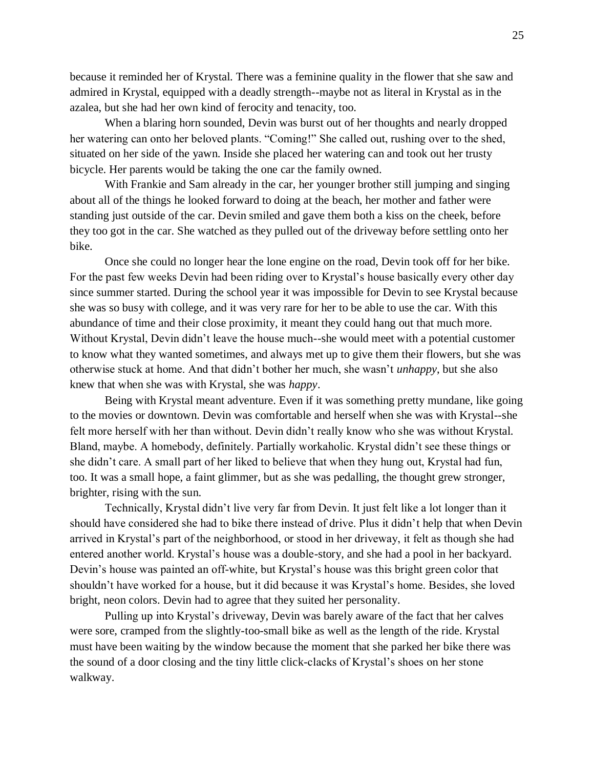because it reminded her of Krystal. There was a feminine quality in the flower that she saw and admired in Krystal, equipped with a deadly strength--maybe not as literal in Krystal as in the azalea, but she had her own kind of ferocity and tenacity, too.

When a blaring horn sounded, Devin was burst out of her thoughts and nearly dropped her watering can onto her beloved plants. "Coming!" She called out, rushing over to the shed, situated on her side of the yawn. Inside she placed her watering can and took out her trusty bicycle. Her parents would be taking the one car the family owned.

With Frankie and Sam already in the car, her younger brother still jumping and singing about all of the things he looked forward to doing at the beach, her mother and father were standing just outside of the car. Devin smiled and gave them both a kiss on the cheek, before they too got in the car. She watched as they pulled out of the driveway before settling onto her bike.

Once she could no longer hear the lone engine on the road, Devin took off for her bike. For the past few weeks Devin had been riding over to Krystal's house basically every other day since summer started. During the school year it was impossible for Devin to see Krystal because she was so busy with college, and it was very rare for her to be able to use the car. With this abundance of time and their close proximity, it meant they could hang out that much more. Without Krystal, Devin didn't leave the house much--she would meet with a potential customer to know what they wanted sometimes, and always met up to give them their flowers, but she was otherwise stuck at home. And that didn't bother her much, she wasn't *unhappy*, but she also knew that when she was with Krystal, she was *happy*.

Being with Krystal meant adventure. Even if it was something pretty mundane, like going to the movies or downtown. Devin was comfortable and herself when she was with Krystal--she felt more herself with her than without. Devin didn't really know who she was without Krystal. Bland, maybe. A homebody, definitely. Partially workaholic. Krystal didn't see these things or she didn't care. A small part of her liked to believe that when they hung out, Krystal had fun, too. It was a small hope, a faint glimmer, but as she was pedalling, the thought grew stronger, brighter, rising with the sun.

Technically, Krystal didn't live very far from Devin. It just felt like a lot longer than it should have considered she had to bike there instead of drive. Plus it didn't help that when Devin arrived in Krystal's part of the neighborhood, or stood in her driveway, it felt as though she had entered another world. Krystal's house was a double-story, and she had a pool in her backyard. Devin's house was painted an off-white, but Krystal's house was this bright green color that shouldn't have worked for a house, but it did because it was Krystal's home. Besides, she loved bright, neon colors. Devin had to agree that they suited her personality.

Pulling up into Krystal's driveway, Devin was barely aware of the fact that her calves were sore, cramped from the slightly-too-small bike as well as the length of the ride. Krystal must have been waiting by the window because the moment that she parked her bike there was the sound of a door closing and the tiny little click-clacks of Krystal's shoes on her stone walkway.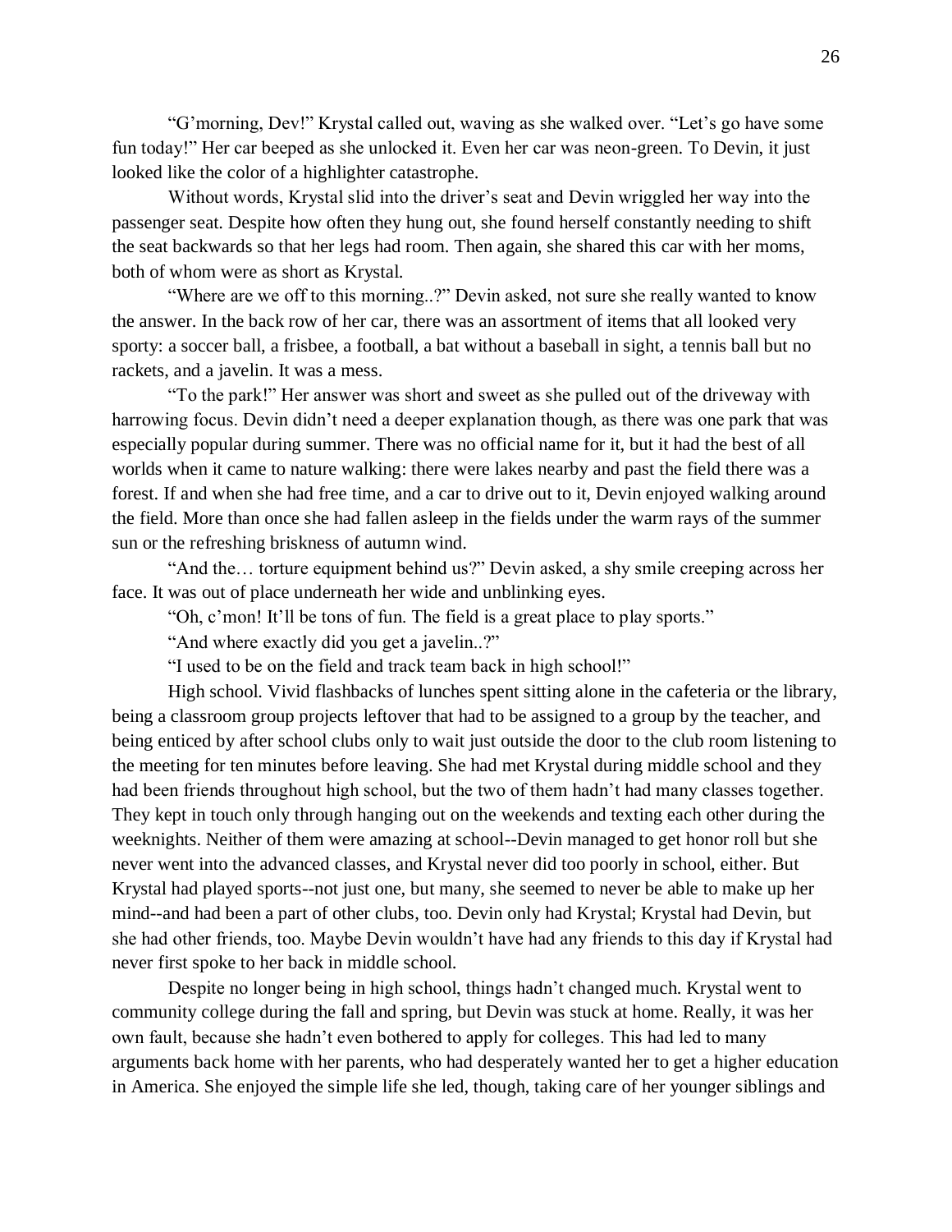"G'morning, Dev!" Krystal called out, waving as she walked over. "Let's go have some fun today!" Her car beeped as she unlocked it. Even her car was neon-green. To Devin, it just looked like the color of a highlighter catastrophe.

Without words, Krystal slid into the driver's seat and Devin wriggled her way into the passenger seat. Despite how often they hung out, she found herself constantly needing to shift the seat backwards so that her legs had room. Then again, she shared this car with her moms, both of whom were as short as Krystal.

"Where are we off to this morning..?" Devin asked, not sure she really wanted to know the answer. In the back row of her car, there was an assortment of items that all looked very sporty: a soccer ball, a frisbee, a football, a bat without a baseball in sight, a tennis ball but no rackets, and a javelin. It was a mess.

"To the park!" Her answer was short and sweet as she pulled out of the driveway with harrowing focus. Devin didn't need a deeper explanation though, as there was one park that was especially popular during summer. There was no official name for it, but it had the best of all worlds when it came to nature walking: there were lakes nearby and past the field there was a forest. If and when she had free time, and a car to drive out to it, Devin enjoyed walking around the field. More than once she had fallen asleep in the fields under the warm rays of the summer sun or the refreshing briskness of autumn wind.

"And the… torture equipment behind us?" Devin asked, a shy smile creeping across her face. It was out of place underneath her wide and unblinking eyes.

"Oh, c'mon! It'll be tons of fun. The field is a great place to play sports."

"And where exactly did you get a javelin..?"

"I used to be on the field and track team back in high school!"

High school. Vivid flashbacks of lunches spent sitting alone in the cafeteria or the library, being a classroom group projects leftover that had to be assigned to a group by the teacher, and being enticed by after school clubs only to wait just outside the door to the club room listening to the meeting for ten minutes before leaving. She had met Krystal during middle school and they had been friends throughout high school, but the two of them hadn't had many classes together. They kept in touch only through hanging out on the weekends and texting each other during the weeknights. Neither of them were amazing at school--Devin managed to get honor roll but she never went into the advanced classes, and Krystal never did too poorly in school, either. But Krystal had played sports--not just one, but many, she seemed to never be able to make up her mind--and had been a part of other clubs, too. Devin only had Krystal; Krystal had Devin, but she had other friends, too. Maybe Devin wouldn't have had any friends to this day if Krystal had never first spoke to her back in middle school.

Despite no longer being in high school, things hadn't changed much. Krystal went to community college during the fall and spring, but Devin was stuck at home. Really, it was her own fault, because she hadn't even bothered to apply for colleges. This had led to many arguments back home with her parents, who had desperately wanted her to get a higher education in America. She enjoyed the simple life she led, though, taking care of her younger siblings and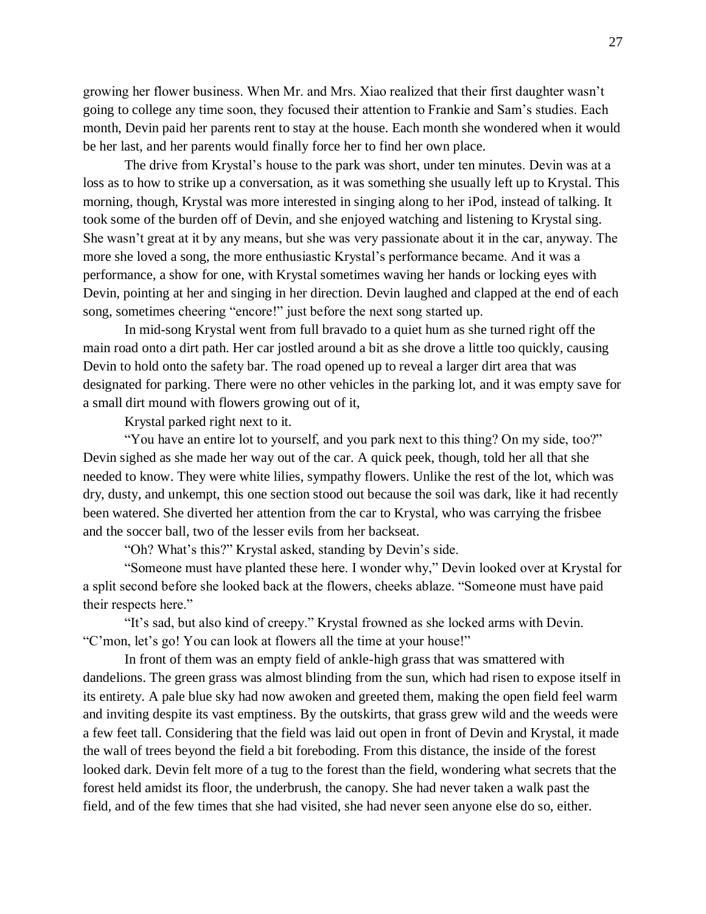growing her flower business. When Mr. and Mrs. Xiao realized that their first daughter wasn't going to college any time soon, they focused their attention to Frankie and Sam's studies. Each month, Devin paid her parents rent to stay at the house. Each month she wondered when it would be her last, and her parents would finally force her to find her own place.

The drive from Krystal's house to the park was short, under ten minutes. Devin was at a loss as to how to strike up a conversation, as it was something she usually left up to Krystal. This morning, though, Krystal was more interested in singing along to her iPod, instead of talking. It took some of the burden off of Devin, and she enjoyed watching and listening to Krystal sing. She wasn't great at it by any means, but she was very passionate about it in the car, anyway. The more she loved a song, the more enthusiastic Krystal's performance became. And it was a performance, a show for one, with Krystal sometimes waving her hands or locking eyes with Devin, pointing at her and singing in her direction. Devin laughed and clapped at the end of each song, sometimes cheering "encore!" just before the next song started up.

In mid-song Krystal went from full bravado to a quiet hum as she turned right off the main road onto a dirt path. Her car jostled around a bit as she drove a little too quickly, causing Devin to hold onto the safety bar. The road opened up to reveal a larger dirt area that was designated for parking. There were no other vehicles in the parking lot, and it was empty save for a small dirt mound with flowers growing out of it,

Krystal parked right next to it.

"You have an entire lot to yourself, and you park next to this thing? On my side, too?" Devin sighed as she made her way out of the car. A quick peek, though, told her all that she needed to know. They were white lilies, sympathy flowers. Unlike the rest of the lot, which was dry, dusty, and unkempt, this one section stood out because the soil was dark, like it had recently been watered. She diverted her attention from the car to Krystal, who was carrying the frisbee and the soccer ball, two of the lesser evils from her backseat.

"Oh? What's this?" Krystal asked, standing by Devin's side.

"Someone must have planted these here. I wonder why," Devin looked over at Krystal for a split second before she looked back at the flowers, cheeks ablaze. "Someone must have paid their respects here."

"It's sad, but also kind of creepy." Krystal frowned as she locked arms with Devin. "C'mon, let's go! You can look at flowers all the time at your house!"

In front of them was an empty field of ankle-high grass that was smattered with dandelions. The green grass was almost blinding from the sun, which had risen to expose itself in its entirety. A pale blue sky had now awoken and greeted them, making the open field feel warm and inviting despite its vast emptiness. By the outskirts, that grass grew wild and the weeds were a few feet tall. Considering that the field was laid out open in front of Devin and Krystal, it made the wall of trees beyond the field a bit foreboding. From this distance, the inside of the forest looked dark. Devin felt more of a tug to the forest than the field, wondering what secrets that the forest held amidst its floor, the underbrush, the canopy. She had never taken a walk past the field, and of the few times that she had visited, she had never seen anyone else do so, either.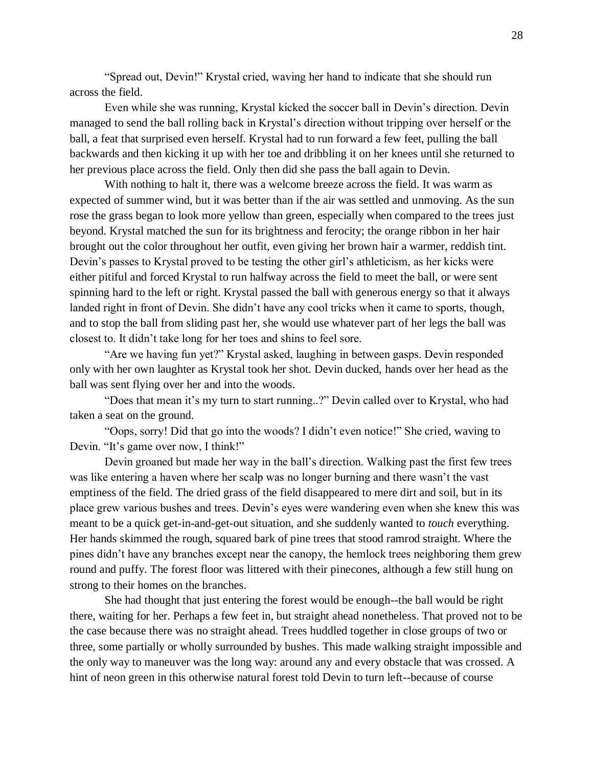"Spread out, Devin!" Krystal cried, waving her hand to indicate that she should run across the field.

Even while she was running, Krystal kicked the soccer ball in Devin's direction. Devin managed to send the ball rolling back in Krystal's direction without tripping over herself or the ball, a feat that surprised even herself. Krystal had to run forward a few feet, pulling the ball backwards and then kicking it up with her toe and dribbling it on her knees until she returned to her previous place across the field. Only then did she pass the ball again to Devin.

With nothing to halt it, there was a welcome breeze across the field. It was warm as expected of summer wind, but it was better than if the air was settled and unmoving. As the sun rose the grass began to look more yellow than green, especially when compared to the trees just beyond. Krystal matched the sun for its brightness and ferocity; the orange ribbon in her hair brought out the color throughout her outfit, even giving her brown hair a warmer, reddish tint. Devin's passes to Krystal proved to be testing the other girl's athleticism, as her kicks were either pitiful and forced Krystal to run halfway across the field to meet the ball, or were sent spinning hard to the left or right. Krystal passed the ball with generous energy so that it always landed right in front of Devin. She didn't have any cool tricks when it came to sports, though, and to stop the ball from sliding past her, she would use whatever part of her legs the ball was closest to. It didn't take long for her toes and shins to feel sore.

"Are we having fun yet?" Krystal asked, laughing in between gasps. Devin responded only with her own laughter as Krystal took her shot. Devin ducked, hands over her head as the ball was sent flying over her and into the woods.

"Does that mean it's my turn to start running..?" Devin called over to Krystal, who had taken a seat on the ground.

"Oops, sorry! Did that go into the woods? I didn't even notice!" She cried, waving to Devin. "It's game over now, I think!"

Devin groaned but made her way in the ball's direction. Walking past the first few trees was like entering a haven where her scalp was no longer burning and there wasn't the vast emptiness of the field. The dried grass of the field disappeared to mere dirt and soil, but in its place grew various bushes and trees. Devin's eyes were wandering even when she knew this was meant to be a quick get-in-and-get-out situation, and she suddenly wanted to *touch* everything. Her hands skimmed the rough, squared bark of pine trees that stood ramrod straight. Where the pines didn't have any branches except near the canopy, the hemlock trees neighboring them grew round and puffy. The forest floor was littered with their pinecones, although a few still hung on strong to their homes on the branches.

She had thought that just entering the forest would be enough--the ball would be right there, waiting for her. Perhaps a few feet in, but straight ahead nonetheless. That proved not to be the case because there was no straight ahead. Trees huddled together in close groups of two or three, some partially or wholly surrounded by bushes. This made walking straight impossible and the only way to maneuver was the long way: around any and every obstacle that was crossed. A hint of neon green in this otherwise natural forest told Devin to turn left--because of course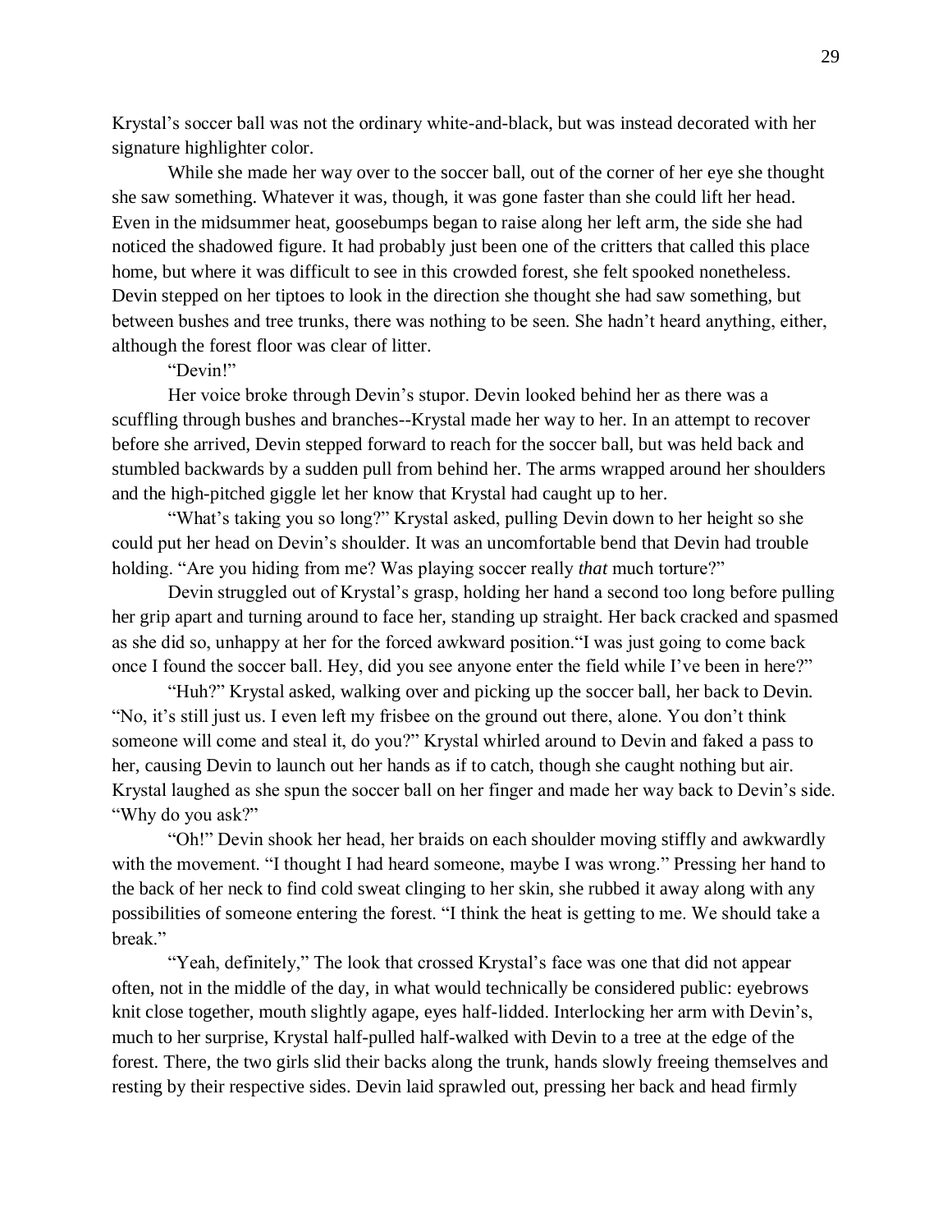Krystal's soccer ball was not the ordinary white-and-black, but was instead decorated with her signature highlighter color.

While she made her way over to the soccer ball, out of the corner of her eye she thought she saw something. Whatever it was, though, it was gone faster than she could lift her head. Even in the midsummer heat, goosebumps began to raise along her left arm, the side she had noticed the shadowed figure. It had probably just been one of the critters that called this place home, but where it was difficult to see in this crowded forest, she felt spooked nonetheless. Devin stepped on her tiptoes to look in the direction she thought she had saw something, but between bushes and tree trunks, there was nothing to be seen. She hadn't heard anything, either, although the forest floor was clear of litter.

"Devin!"

Her voice broke through Devin's stupor. Devin looked behind her as there was a scuffling through bushes and branches--Krystal made her way to her. In an attempt to recover before she arrived, Devin stepped forward to reach for the soccer ball, but was held back and stumbled backwards by a sudden pull from behind her. The arms wrapped around her shoulders and the high-pitched giggle let her know that Krystal had caught up to her.

"What's taking you so long?" Krystal asked, pulling Devin down to her height so she could put her head on Devin's shoulder. It was an uncomfortable bend that Devin had trouble holding. "Are you hiding from me? Was playing soccer really *that* much torture?"

Devin struggled out of Krystal's grasp, holding her hand a second too long before pulling her grip apart and turning around to face her, standing up straight. Her back cracked and spasmed as she did so, unhappy at her for the forced awkward position."I was just going to come back once I found the soccer ball. Hey, did you see anyone enter the field while I've been in here?"

"Huh?" Krystal asked, walking over and picking up the soccer ball, her back to Devin. "No, it's still just us. I even left my frisbee on the ground out there, alone. You don't think someone will come and steal it, do you?" Krystal whirled around to Devin and faked a pass to her, causing Devin to launch out her hands as if to catch, though she caught nothing but air. Krystal laughed as she spun the soccer ball on her finger and made her way back to Devin's side. "Why do you ask?"

"Oh!" Devin shook her head, her braids on each shoulder moving stiffly and awkwardly with the movement. "I thought I had heard someone, maybe I was wrong." Pressing her hand to the back of her neck to find cold sweat clinging to her skin, she rubbed it away along with any possibilities of someone entering the forest. "I think the heat is getting to me. We should take a break."

"Yeah, definitely," The look that crossed Krystal's face was one that did not appear often, not in the middle of the day, in what would technically be considered public: eyebrows knit close together, mouth slightly agape, eyes half-lidded. Interlocking her arm with Devin's, much to her surprise, Krystal half-pulled half-walked with Devin to a tree at the edge of the forest. There, the two girls slid their backs along the trunk, hands slowly freeing themselves and resting by their respective sides. Devin laid sprawled out, pressing her back and head firmly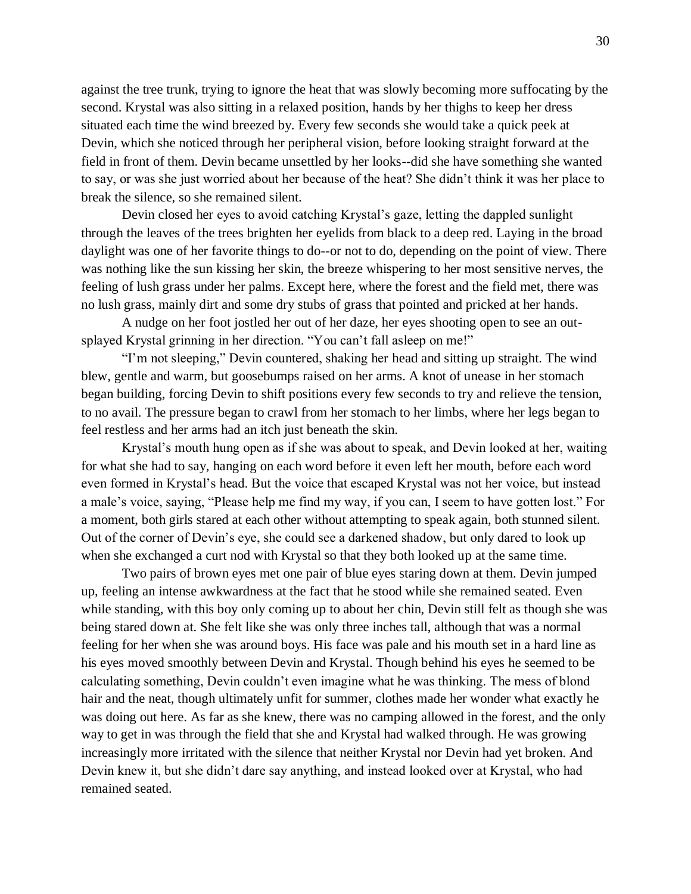against the tree trunk, trying to ignore the heat that was slowly becoming more suffocating by the second. Krystal was also sitting in a relaxed position, hands by her thighs to keep her dress situated each time the wind breezed by. Every few seconds she would take a quick peek at Devin, which she noticed through her peripheral vision, before looking straight forward at the field in front of them. Devin became unsettled by her looks--did she have something she wanted to say, or was she just worried about her because of the heat? She didn't think it was her place to break the silence, so she remained silent.

Devin closed her eyes to avoid catching Krystal's gaze, letting the dappled sunlight through the leaves of the trees brighten her eyelids from black to a deep red. Laying in the broad daylight was one of her favorite things to do--or not to do, depending on the point of view. There was nothing like the sun kissing her skin, the breeze whispering to her most sensitive nerves, the feeling of lush grass under her palms. Except here, where the forest and the field met, there was no lush grass, mainly dirt and some dry stubs of grass that pointed and pricked at her hands.

A nudge on her foot jostled her out of her daze, her eyes shooting open to see an out-splayed Krystal grinning in her direction. "You can't fall asleep on me!"

"I'm not sleeping," Devin countered, shaking her head and sitting up straight. The wind blew, gentle and warm, but goosebumps raised on her arms. A knot of unease in her stomach began building, forcing Devin to shift positions every few seconds to try and relieve the tension, to no avail. The pressure began to crawl from her stomach to her limbs, where her legs began to feel restless and her arms had an itch just beneath the skin.

Krystal's mouth hung open as if she was about to speak, and Devin looked at her, waiting for what she had to say, hanging on each word before it even left her mouth, before each word even formed in Krystal's head. But the voice that escaped Krystal was not her voice, but instead a male's voice, saying, "Please help me find my way, if you can, I seem to have gotten lost." For a moment, both girls stared at each other without attempting to speak again, both stunned silent. Out of the corner of Devin's eye, she could see a darkened shadow, but only dared to look up when she exchanged a curt nod with Krystal so that they both looked up at the same time.

Two pairs of brown eyes met one pair of blue eyes staring down at them. Devin jumped up, feeling an intense awkwardness at the fact that he stood while she remained seated. Even while standing, with this boy only coming up to about her chin, Devin still felt as though she was being stared down at. She felt like she was only three inches tall, although that was a normal feeling for her when she was around boys. His face was pale and his mouth set in a hard line as his eyes moved smoothly between Devin and Krystal. Though behind his eyes he seemed to be calculating something, Devin couldn't even imagine what he was thinking. The mess of blond hair and the neat, though ultimately unfit for summer, clothes made her wonder what exactly he was doing out here. As far as she knew, there was no camping allowed in the forest, and the only way to get in was through the field that she and Krystal had walked through. He was growing increasingly more irritated with the silence that neither Krystal nor Devin had yet broken. And Devin knew it, but she didn't dare say anything, and instead looked over at Krystal, who had remained seated.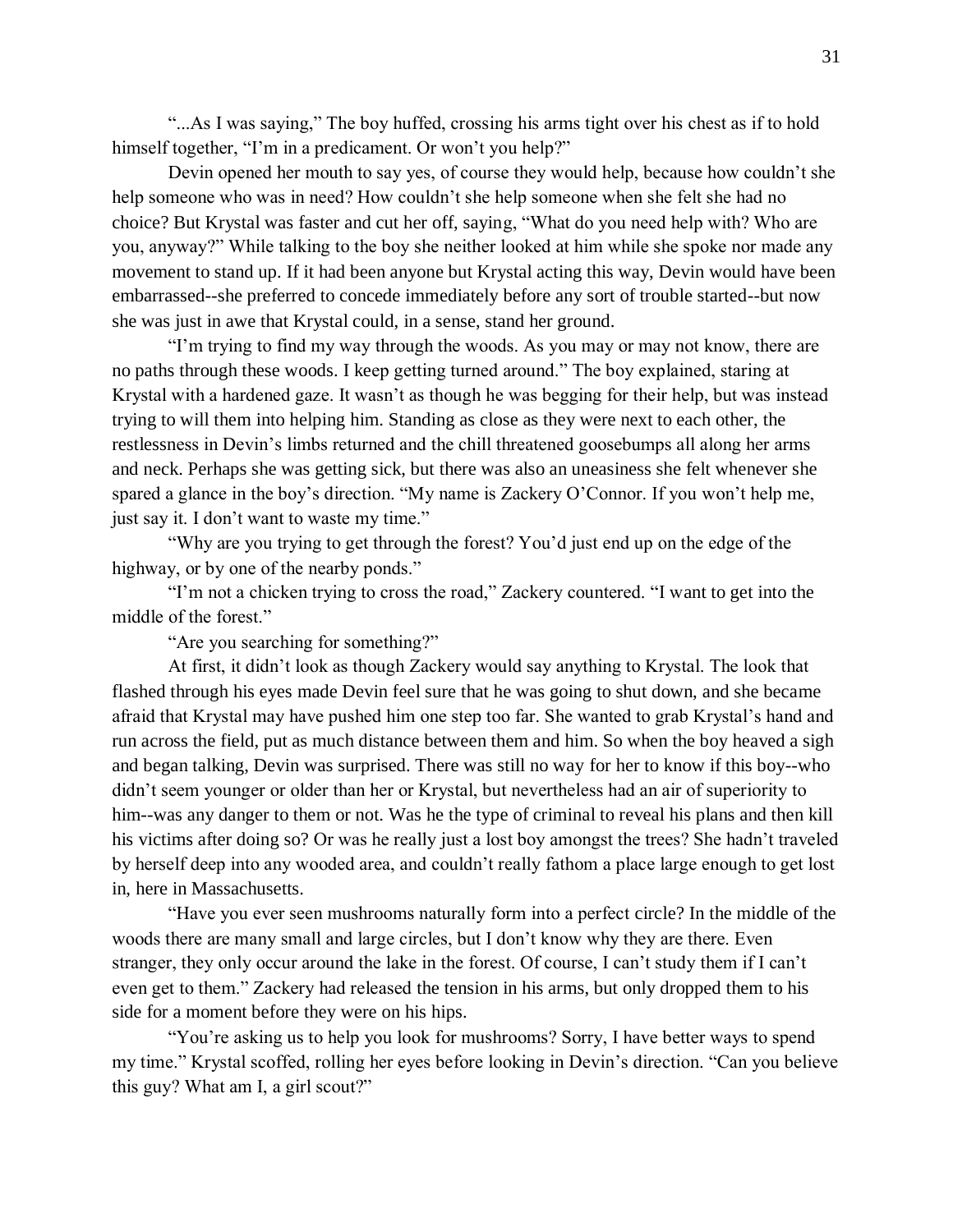"...As I was saying," The boy huffed, crossing his arms tight over his chest as if to hold himself together, "I'm in a predicament. Or won't you help?"

Devin opened her mouth to say yes, of course they would help, because how couldn't she help someone who was in need? How couldn't she help someone when she felt she had no choice? But Krystal was faster and cut her off, saying, "What do you need help with? Who are you, anyway?" While talking to the boy she neither looked at him while she spoke nor made any movement to stand up. If it had been anyone but Krystal acting this way, Devin would have been embarrassed--she preferred to concede immediately before any sort of trouble started--but now she was just in awe that Krystal could, in a sense, stand her ground.

"I'm trying to find my way through the woods. As you may or may not know, there are no paths through these woods. I keep getting turned around." The boy explained, staring at Krystal with a hardened gaze. It wasn't as though he was begging for their help, but was instead trying to will them into helping him. Standing as close as they were next to each other, the restlessness in Devin's limbs returned and the chill threatened goosebumps all along her arms and neck. Perhaps she was getting sick, but there was also an uneasiness she felt whenever she spared a glance in the boy's direction. "My name is Zackery O'Connor. If you won't help me, just say it. I don't want to waste my time."

"Why are you trying to get through the forest? You'd just end up on the edge of the highway, or by one of the nearby ponds."

"I'm not a chicken trying to cross the road," Zackery countered. "I want to get into the middle of the forest."

"Are you searching for something?"

At first, it didn't look as though Zackery would say anything to Krystal. The look that flashed through his eyes made Devin feel sure that he was going to shut down, and she became afraid that Krystal may have pushed him one step too far. She wanted to grab Krystal's hand and run across the field, put as much distance between them and him. So when the boy heaved a sigh and began talking, Devin was surprised. There was still no way for her to know if this boy--who didn't seem younger or older than her or Krystal, but nevertheless had an air of superiority to him--was any danger to them or not. Was he the type of criminal to reveal his plans and then kill his victims after doing so? Or was he really just a lost boy amongst the trees? She hadn't traveled by herself deep into any wooded area, and couldn't really fathom a place large enough to get lost in, here in Massachusetts.

"Have you ever seen mushrooms naturally form into a perfect circle? In the middle of the woods there are many small and large circles, but I don't know why they are there. Even stranger, they only occur around the lake in the forest. Of course, I can't study them if I can't even get to them." Zackery had released the tension in his arms, but only dropped them to his side for a moment before they were on his hips.

"You're asking us to help you look for mushrooms? Sorry, I have better ways to spend my time." Krystal scoffed, rolling her eyes before looking in Devin's direction. "Can you believe this guy? What am I, a girl scout?"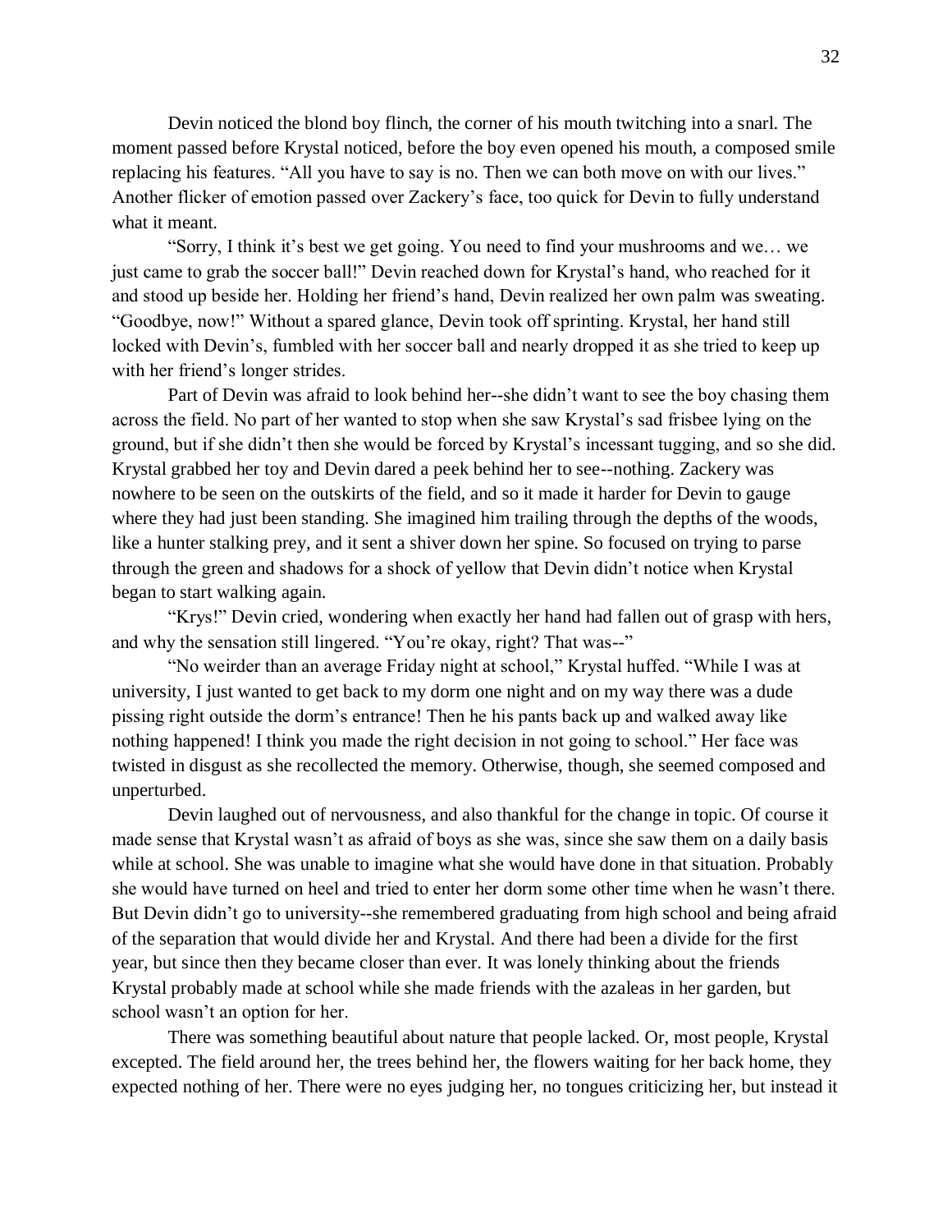Devin noticed the blond boy flinch, the corner of his mouth twitching into a snarl. The moment passed before Krystal noticed, before the boy even opened his mouth, a composed smile replacing his features. "All you have to say is no. Then we can both move on with our lives." Another flicker of emotion passed over Zackery's face, too quick for Devin to fully understand what it meant.

"Sorry, I think it's best we get going. You need to find your mushrooms and we… we just came to grab the soccer ball!" Devin reached down for Krystal's hand, who reached for it and stood up beside her. Holding her friend's hand, Devin realized her own palm was sweating. "Goodbye, now!" Without a spared glance, Devin took off sprinting. Krystal, her hand still locked with Devin's, fumbled with her soccer ball and nearly dropped it as she tried to keep up with her friend's longer strides.

Part of Devin was afraid to look behind her--she didn't want to see the boy chasing them across the field. No part of her wanted to stop when she saw Krystal's sad frisbee lying on the ground, but if she didn't then she would be forced by Krystal's incessant tugging, and so she did. Krystal grabbed her toy and Devin dared a peek behind her to see--nothing. Zackery was nowhere to be seen on the outskirts of the field, and so it made it harder for Devin to gauge where they had just been standing. She imagined him trailing through the depths of the woods, like a hunter stalking prey, and it sent a shiver down her spine. So focused on trying to parse through the green and shadows for a shock of yellow that Devin didn't notice when Krystal began to start walking again.

"Krys!" Devin cried, wondering when exactly her hand had fallen out of grasp with hers, and why the sensation still lingered. "You're okay, right? That was--"

"No weirder than an average Friday night at school," Krystal huffed. "While I was at university, I just wanted to get back to my dorm one night and on my way there was a dude pissing right outside the dorm's entrance! Then he his pants back up and walked away like nothing happened! I think you made the right decision in not going to school." Her face was twisted in disgust as she recollected the memory. Otherwise, though, she seemed composed and unperturbed.

Devin laughed out of nervousness, and also thankful for the change in topic. Of course it made sense that Krystal wasn't as afraid of boys as she was, since she saw them on a daily basis while at school. She was unable to imagine what she would have done in that situation. Probably she would have turned on heel and tried to enter her dorm some other time when he wasn't there. But Devin didn't go to university--she remembered graduating from high school and being afraid of the separation that would divide her and Krystal. And there had been a divide for the first year, but since then they became closer than ever. It was lonely thinking about the friends Krystal probably made at school while she made friends with the azaleas in her garden, but school wasn't an option for her.

There was something beautiful about nature that people lacked. Or, most people, Krystal excepted. The field around her, the trees behind her, the flowers waiting for her back home, they expected nothing of her. There were no eyes judging her, no tongues criticizing her, but instead it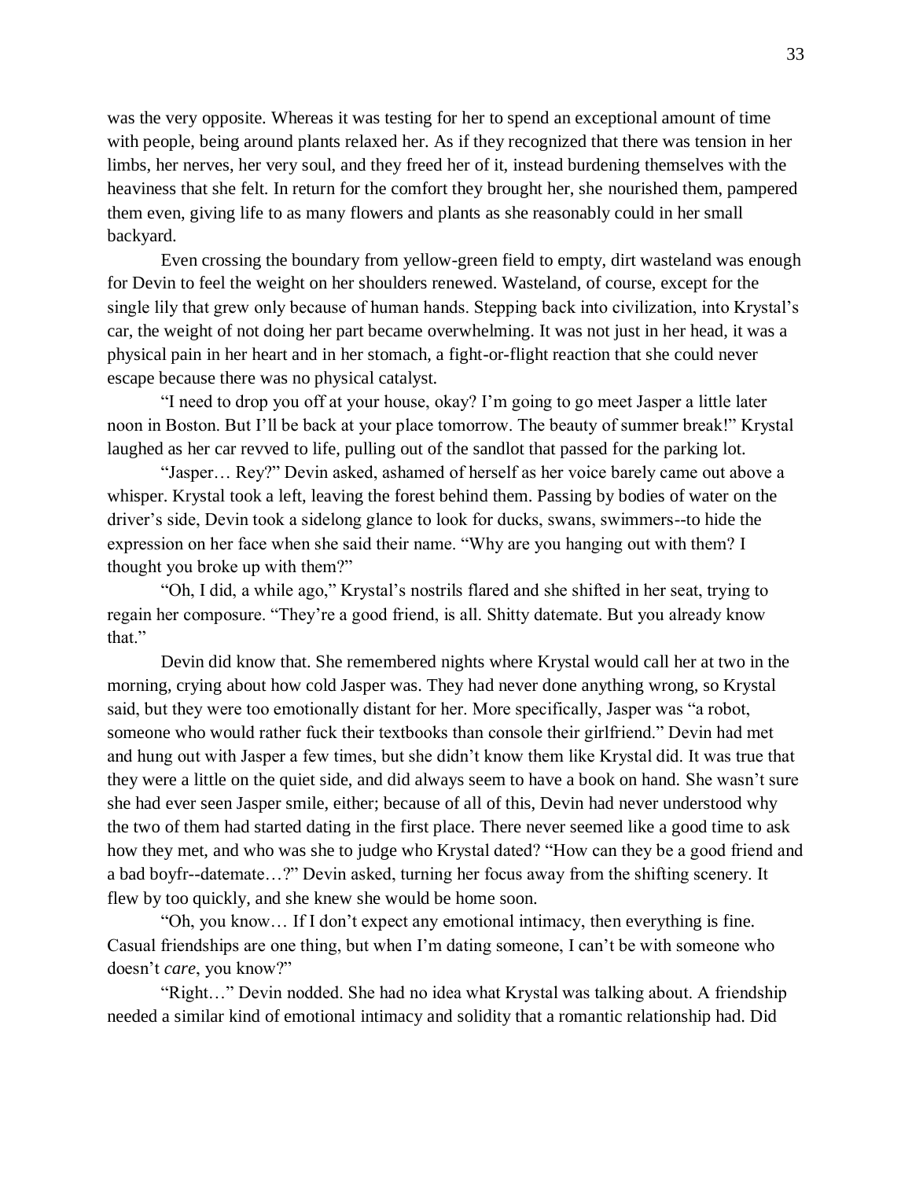was the very opposite. Whereas it was testing for her to spend an exceptional amount of time with people, being around plants relaxed her. As if they recognized that there was tension in her limbs, her nerves, her very soul, and they freed her of it, instead burdening themselves with the heaviness that she felt. In return for the comfort they brought her, she nourished them, pampered them even, giving life to as many flowers and plants as she reasonably could in her small backyard.

Even crossing the boundary from yellow-green field to empty, dirt wasteland was enough for Devin to feel the weight on her shoulders renewed. Wasteland, of course, except for the single lily that grew only because of human hands. Stepping back into civilization, into Krystal's car, the weight of not doing her part became overwhelming. It was not just in her head, it was a physical pain in her heart and in her stomach, a fight-or-flight reaction that she could never escape because there was no physical catalyst.

"I need to drop you off at your house, okay? I'm going to go meet Jasper a little later noon in Boston. But I'll be back at your place tomorrow. The beauty of summer break!" Krystal laughed as her car revved to life, pulling out of the sandlot that passed for the parking lot.

"Jasper… Rey?" Devin asked, ashamed of herself as her voice barely came out above a whisper. Krystal took a left, leaving the forest behind them. Passing by bodies of water on the driver's side, Devin took a sidelong glance to look for ducks, swans, swimmers--to hide the expression on her face when she said their name. "Why are you hanging out with them? I thought you broke up with them?"

"Oh, I did, a while ago," Krystal's nostrils flared and she shifted in her seat, trying to regain her composure. "They're a good friend, is all. Shitty datemate. But you already know that."

Devin did know that. She remembered nights where Krystal would call her at two in the morning, crying about how cold Jasper was. They had never done anything wrong, so Krystal said, but they were too emotionally distant for her. More specifically, Jasper was "a robot, someone who would rather fuck their textbooks than console their girlfriend." Devin had met and hung out with Jasper a few times, but she didn't know them like Krystal did. It was true that they were a little on the quiet side, and did always seem to have a book on hand. She wasn't sure she had ever seen Jasper smile, either; because of all of this, Devin had never understood why the two of them had started dating in the first place. There never seemed like a good time to ask how they met, and who was she to judge who Krystal dated? "How can they be a good friend and a bad boyfr--datemate…?" Devin asked, turning her focus away from the shifting scenery. It flew by too quickly, and she knew she would be home soon.

"Oh, you know… If I don't expect any emotional intimacy, then everything is fine. Casual friendships are one thing, but when I'm dating someone, I can't be with someone who doesn't *care*, you know?"

"Right…" Devin nodded. She had no idea what Krystal was talking about. A friendship needed a similar kind of emotional intimacy and solidity that a romantic relationship had. Did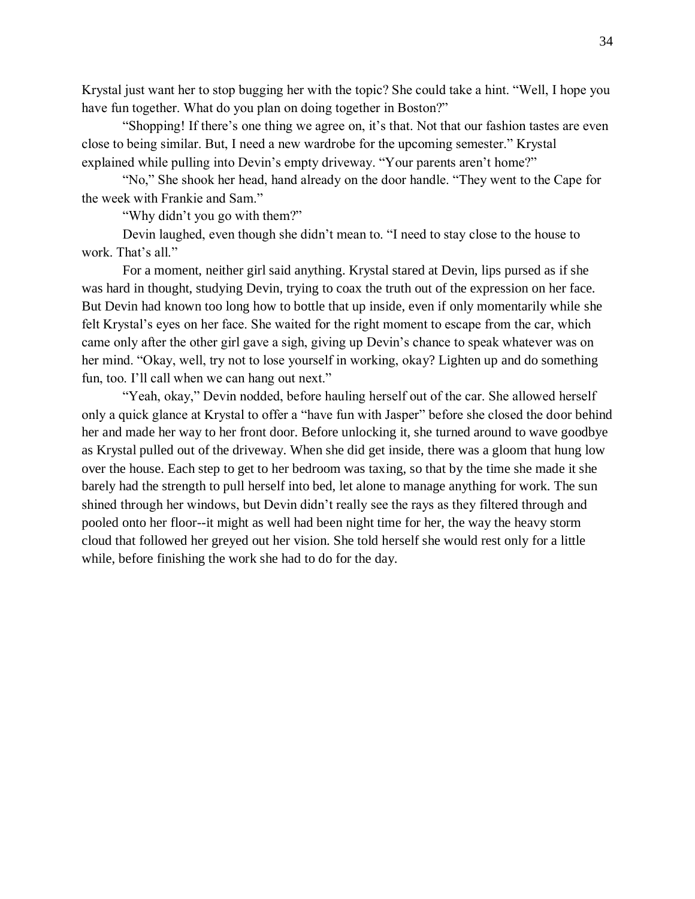Krystal just want her to stop bugging her with the topic? She could take a hint. “Well, I hope you have fun together. What do you plan on doing together in Boston?”

“Shopping! If there’s one thing we agree on, it’s that. Not that our fashion tastes are even close to being similar. But, I need a new wardrobe for the upcoming semester.” Krystal explained while pulling into Devin’s empty driveway. “Your parents aren’t home?”

“No,” She shook her head, hand already on the door handle. “They went to the Cape for the week with Frankie and Sam.”

“Why didn’t you go with them?”

Devin laughed, even though she didn’t mean to. “I need to stay close to the house to work. That’s all.”

For a moment, neither girl said anything. Krystal stared at Devin, lips pursed as if she was hard in thought, studying Devin, trying to coax the truth out of the expression on her face. But Devin had known too long how to bottle that up inside, even if only momentarily while she felt Krystal’s eyes on her face. She waited for the right moment to escape from the car, which came only after the other girl gave a sigh, giving up Devin’s chance to speak whatever was on her mind. “Okay, well, try not to lose yourself in working, okay? Lighten up and do something fun, too. I’ll call when we can hang out next.”

“Yeah, okay,” Devin nodded, before hauling herself out of the car. She allowed herself only a quick glance at Krystal to offer a “have fun with Jasper” before she closed the door behind her and made her way to her front door. Before unlocking it, she turned around to wave goodbye as Krystal pulled out of the driveway. When she did get inside, there was a gloom that hung low over the house. Each step to get to her bedroom was taxing, so that by the time she made it she barely had the strength to pull herself into bed, let alone to manage anything for work. The sun shined through her windows, but Devin didn’t really see the rays as they filtered through and pooled onto her floor--it might as well had been night time for her, the way the heavy storm cloud that followed her greyed out her vision. She told herself she would rest only for a little while, before finishing the work she had to do for the day.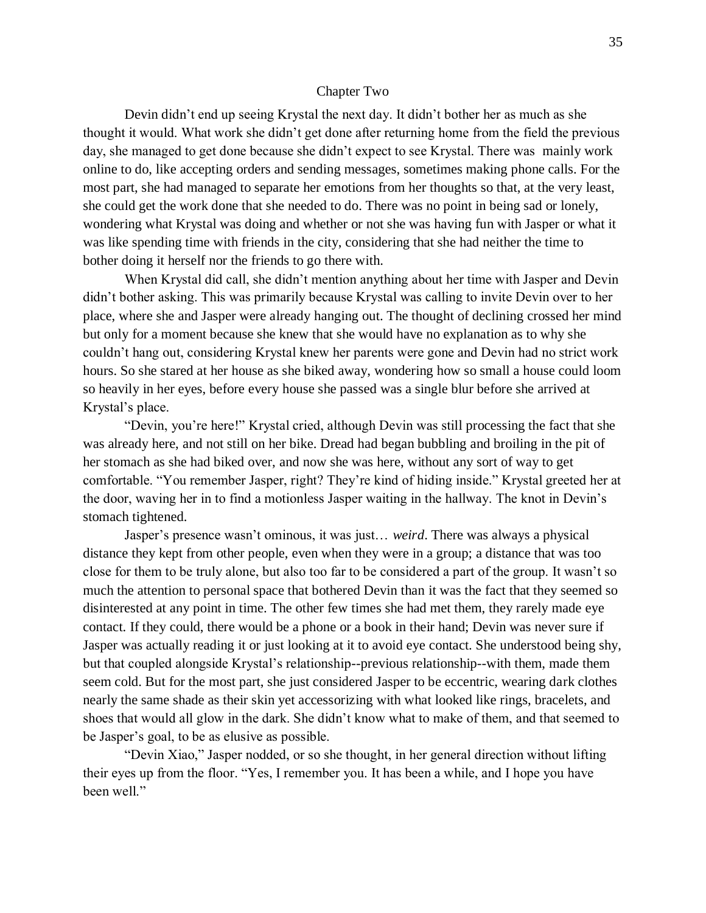# Chapter Two

Devin didn't end up seeing Krystal the next day. It didn't bother her as much as she thought it would. What work she didn't get done after returning home from the field the previous day, she managed to get done because she didn't expect to see Krystal. There was mainly work online to do, like accepting orders and sending messages, sometimes making phone calls. For the most part, she had managed to separate her emotions from her thoughts so that, at the very least, she could get the work done that she needed to do. There was no point in being sad or lonely, wondering what Krystal was doing and whether or not she was having fun with Jasper or what it was like spending time with friends in the city, considering that she had neither the time to bother doing it herself nor the friends to go there with.

When Krystal did call, she didn't mention anything about her time with Jasper and Devin didn't bother asking. This was primarily because Krystal was calling to invite Devin over to her place, where she and Jasper were already hanging out. The thought of declining crossed her mind but only for a moment because she knew that she would have no explanation as to why she couldn't hang out, considering Krystal knew her parents were gone and Devin had no strict work hours. So she stared at her house as she biked away, wondering how so small a house could loom so heavily in her eyes, before every house she passed was a single blur before she arrived at Krystal's place.

"Devin, you're here!" Krystal cried, although Devin was still processing the fact that she was already here, and not still on her bike. Dread had began bubbling and broiling in the pit of her stomach as she had biked over, and now she was here, without any sort of way to get comfortable. "You remember Jasper, right? They're kind of hiding inside." Krystal greeted her at the door, waving her in to find a motionless Jasper waiting in the hallway. The knot in Devin's stomach tightened.

Jasper's presence wasn't ominous, it was just… *weird*. There was always a physical distance they kept from other people, even when they were in a group; a distance that was too close for them to be truly alone, but also too far to be considered a part of the group. It wasn't so much the attention to personal space that bothered Devin than it was the fact that they seemed so disinterested at any point in time. The other few times she had met them, they rarely made eye contact. If they could, there would be a phone or a book in their hand; Devin was never sure if Jasper was actually reading it or just looking at it to avoid eye contact. She understood being shy, but that coupled alongside Krystal's relationship--previous relationship--with them, made them seem cold. But for the most part, she just considered Jasper to be eccentric, wearing dark clothes nearly the same shade as their skin yet accessorizing with what looked like rings, bracelets, and shoes that would all glow in the dark. She didn't know what to make of them, and that seemed to be Jasper's goal, to be as elusive as possible.

"Devin Xiao," Jasper nodded, or so she thought, in her general direction without lifting their eyes up from the floor. "Yes, I remember you. It has been a while, and I hope you have been well."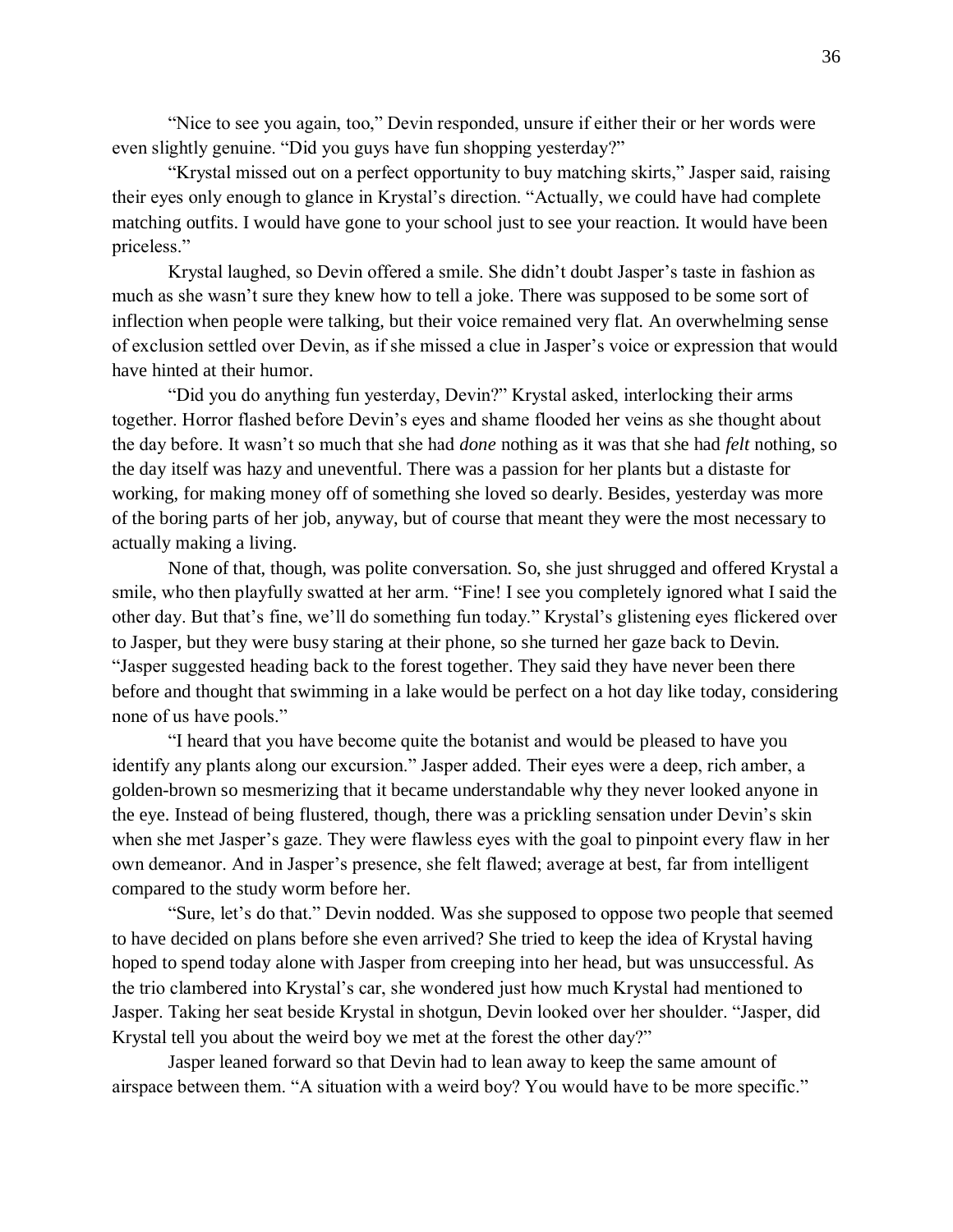"Nice to see you again, too," Devin responded, unsure if either their or her words were even slightly genuine. "Did you guys have fun shopping yesterday?"

"Krystal missed out on a perfect opportunity to buy matching skirts," Jasper said, raising their eyes only enough to glance in Krystal's direction. "Actually, we could have had complete matching outfits. I would have gone to your school just to see your reaction. It would have been priceless."

Krystal laughed, so Devin offered a smile. She didn't doubt Jasper's taste in fashion as much as she wasn't sure they knew how to tell a joke. There was supposed to be some sort of inflection when people were talking, but their voice remained very flat. An overwhelming sense of exclusion settled over Devin, as if she missed a clue in Jasper's voice or expression that would have hinted at their humor.

"Did you do anything fun yesterday, Devin?" Krystal asked, interlocking their arms together. Horror flashed before Devin's eyes and shame flooded her veins as she thought about the day before. It wasn't so much that she had *done* nothing as it was that she had *felt* nothing, so the day itself was hazy and uneventful. There was a passion for her plants but a distaste for working, for making money off of something she loved so dearly. Besides, yesterday was more of the boring parts of her job, anyway, but of course that meant they were the most necessary to actually making a living.

None of that, though, was polite conversation. So, she just shrugged and offered Krystal a smile, who then playfully swatted at her arm. "Fine! I see you completely ignored what I said the other day. But that's fine, we'll do something fun today." Krystal's glistening eyes flickered over to Jasper, but they were busy staring at their phone, so she turned her gaze back to Devin. "Jasper suggested heading back to the forest together. They said they have never been there before and thought that swimming in a lake would be perfect on a hot day like today, considering none of us have pools."

"I heard that you have become quite the botanist and would be pleased to have you identify any plants along our excursion." Jasper added. Their eyes were a deep, rich amber, a golden-brown so mesmerizing that it became understandable why they never looked anyone in the eye. Instead of being flustered, though, there was a prickling sensation under Devin's skin when she met Jasper's gaze. They were flawless eyes with the goal to pinpoint every flaw in her own demeanor. And in Jasper's presence, she felt flawed; average at best, far from intelligent compared to the study worm before her.

"Sure, let's do that." Devin nodded. Was she supposed to oppose two people that seemed to have decided on plans before she even arrived? She tried to keep the idea of Krystal having hoped to spend today alone with Jasper from creeping into her head, but was unsuccessful. As the trio clambered into Krystal's car, she wondered just how much Krystal had mentioned to Jasper. Taking her seat beside Krystal in shotgun, Devin looked over her shoulder. "Jasper, did Krystal tell you about the weird boy we met at the forest the other day?"

Jasper leaned forward so that Devin had to lean away to keep the same amount of airspace between them. "A situation with a weird boy? You would have to be more specific."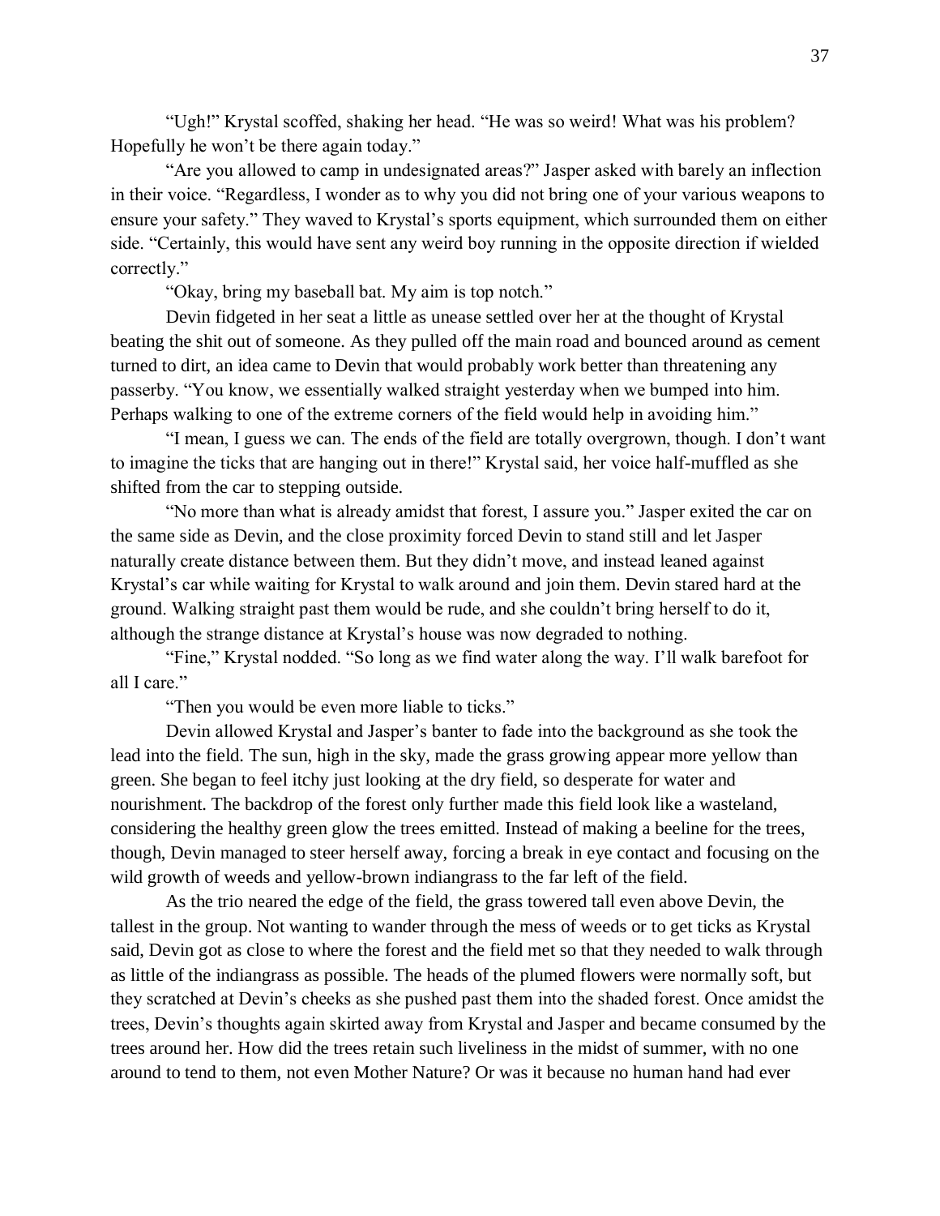"Ugh!" Krystal scoffed, shaking her head. "He was so weird! What was his problem? Hopefully he won't be there again today."

"Are you allowed to camp in undesignated areas?" Jasper asked with barely an inflection in their voice. "Regardless, I wonder as to why you did not bring one of your various weapons to ensure your safety." They waved to Krystal's sports equipment, which surrounded them on either side. "Certainly, this would have sent any weird boy running in the opposite direction if wielded correctly."

"Okay, bring my baseball bat. My aim is top notch."

Devin fidgeted in her seat a little as unease settled over her at the thought of Krystal beating the shit out of someone. As they pulled off the main road and bounced around as cement turned to dirt, an idea came to Devin that would probably work better than threatening any passerby. "You know, we essentially walked straight yesterday when we bumped into him. Perhaps walking to one of the extreme corners of the field would help in avoiding him."

"I mean, I guess we can. The ends of the field are totally overgrown, though. I don't want to imagine the ticks that are hanging out in there!" Krystal said, her voice half-muffled as she shifted from the car to stepping outside.

"No more than what is already amidst that forest, I assure you." Jasper exited the car on the same side as Devin, and the close proximity forced Devin to stand still and let Jasper naturally create distance between them. But they didn't move, and instead leaned against Krystal's car while waiting for Krystal to walk around and join them. Devin stared hard at the ground. Walking straight past them would be rude, and she couldn't bring herself to do it, although the strange distance at Krystal's house was now degraded to nothing.

"Fine," Krystal nodded. "So long as we find water along the way. I'll walk barefoot for all I care."

"Then you would be even more liable to ticks."

Devin allowed Krystal and Jasper's banter to fade into the background as she took the lead into the field. The sun, high in the sky, made the grass growing appear more yellow than green. She began to feel itchy just looking at the dry field, so desperate for water and nourishment. The backdrop of the forest only further made this field look like a wasteland, considering the healthy green glow the trees emitted. Instead of making a beeline for the trees, though, Devin managed to steer herself away, forcing a break in eye contact and focusing on the wild growth of weeds and yellow-brown indiangrass to the far left of the field.

As the trio neared the edge of the field, the grass towered tall even above Devin, the tallest in the group. Not wanting to wander through the mess of weeds or to get ticks as Krystal said, Devin got as close to where the forest and the field met so that they needed to walk through as little of the indiangrass as possible. The heads of the plumed flowers were normally soft, but they scratched at Devin's cheeks as she pushed past them into the shaded forest. Once amidst the trees, Devin's thoughts again skirted away from Krystal and Jasper and became consumed by the trees around her. How did the trees retain such liveliness in the midst of summer, with no one around to tend to them, not even Mother Nature? Or was it because no human hand had ever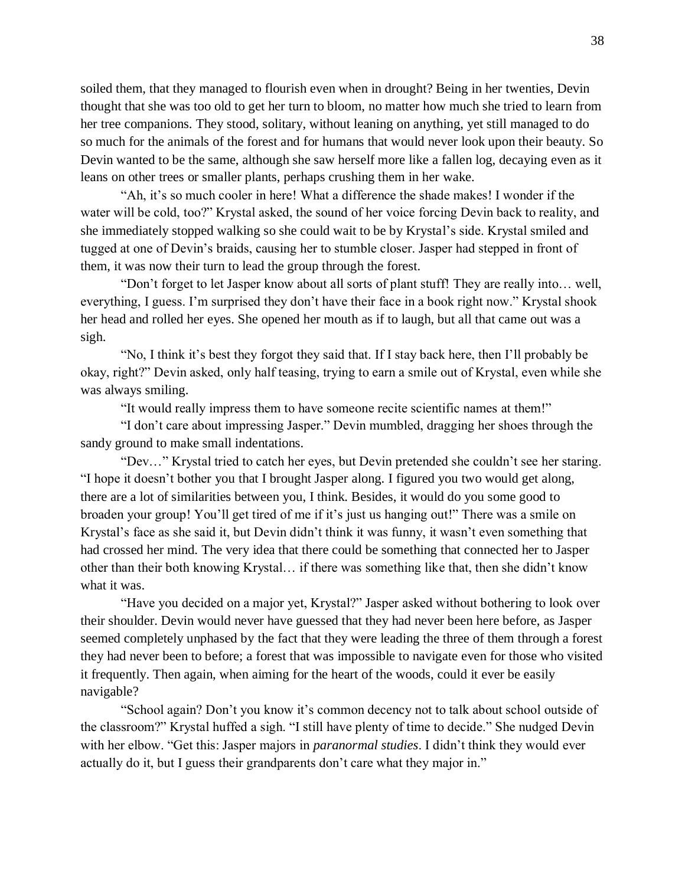soiled them, that they managed to flourish even when in drought? Being in her twenties, Devin thought that she was too old to get her turn to bloom, no matter how much she tried to learn from her tree companions. They stood, solitary, without leaning on anything, yet still managed to do so much for the animals of the forest and for humans that would never look upon their beauty. So Devin wanted to be the same, although she saw herself more like a fallen log, decaying even as it leans on other trees or smaller plants, perhaps crushing them in her wake.

"Ah, it's so much cooler in here! What a difference the shade makes! I wonder if the water will be cold, too?" Krystal asked, the sound of her voice forcing Devin back to reality, and she immediately stopped walking so she could wait to be by Krystal's side. Krystal smiled and tugged at one of Devin's braids, causing her to stumble closer. Jasper had stepped in front of them, it was now their turn to lead the group through the forest.

"Don't forget to let Jasper know about all sorts of plant stuff! They are really into… well, everything, I guess. I'm surprised they don't have their face in a book right now." Krystal shook her head and rolled her eyes. She opened her mouth as if to laugh, but all that came out was a sigh.

"No, I think it's best they forgot they said that. If I stay back here, then I'll probably be okay, right?" Devin asked, only half teasing, trying to earn a smile out of Krystal, even while she was always smiling.

"It would really impress them to have someone recite scientific names at them!"

"I don't care about impressing Jasper." Devin mumbled, dragging her shoes through the sandy ground to make small indentations.

"Dev…" Krystal tried to catch her eyes, but Devin pretended she couldn't see her staring. "I hope it doesn't bother you that I brought Jasper along. I figured you two would get along, there are a lot of similarities between you, I think. Besides, it would do you some good to broaden your group! You'll get tired of me if it's just us hanging out!" There was a smile on Krystal's face as she said it, but Devin didn't think it was funny, it wasn't even something that had crossed her mind. The very idea that there could be something that connected her to Jasper other than their both knowing Krystal… if there was something like that, then she didn't know what it was.

"Have you decided on a major yet, Krystal?" Jasper asked without bothering to look over their shoulder. Devin would never have guessed that they had never been here before, as Jasper seemed completely unphased by the fact that they were leading the three of them through a forest they had never been to before; a forest that was impossible to navigate even for those who visited it frequently. Then again, when aiming for the heart of the woods, could it ever be easily navigable?

"School again? Don't you know it's common decency not to talk about school outside of the classroom?" Krystal huffed a sigh. "I still have plenty of time to decide." She nudged Devin with her elbow. "Get this: Jasper majors in *paranormal studies*. I didn't think they would ever actually do it, but I guess their grandparents don't care what they major in."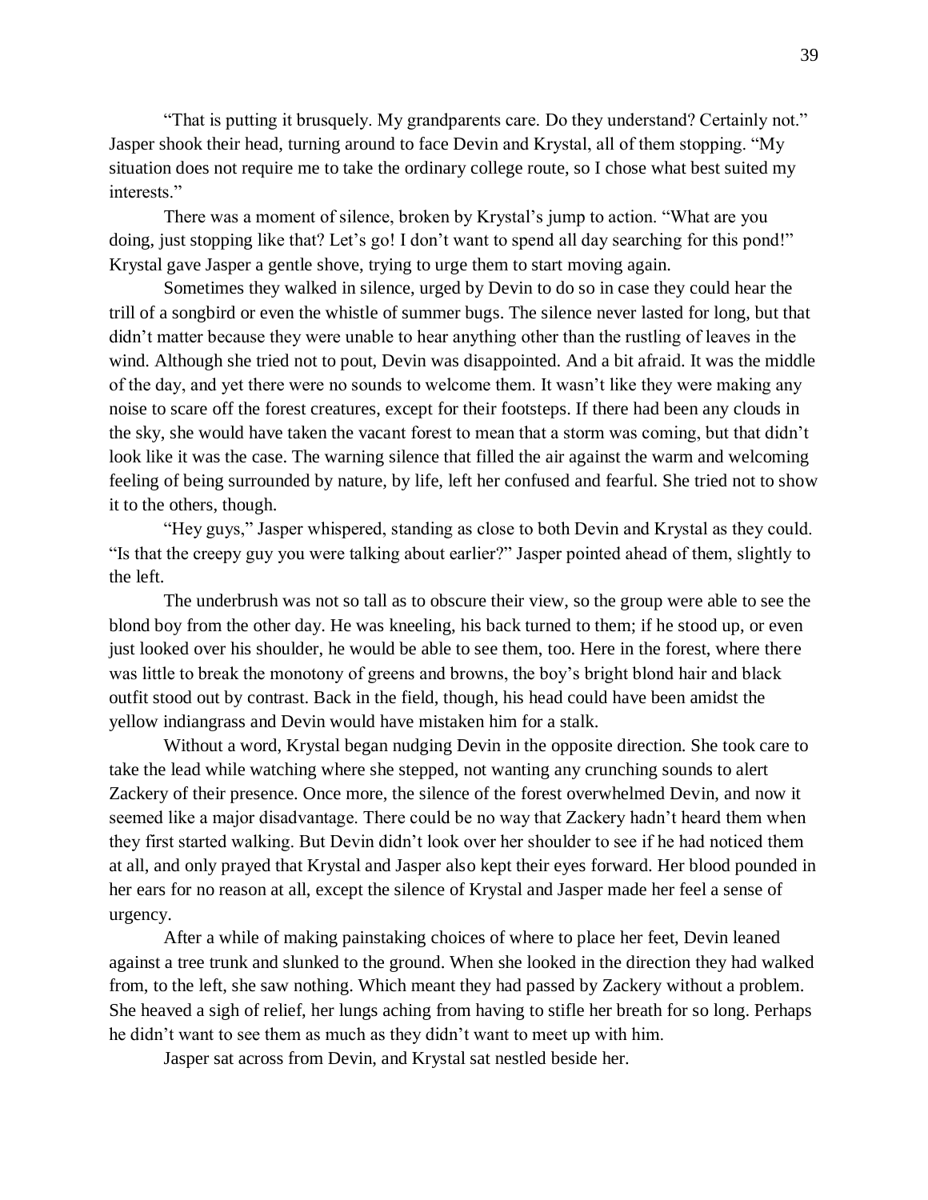"That is putting it brusquely. My grandparents care. Do they understand? Certainly not." Jasper shook their head, turning around to face Devin and Krystal, all of them stopping. "My situation does not require me to take the ordinary college route, so I chose what best suited my interests."

There was a moment of silence, broken by Krystal's jump to action. "What are you doing, just stopping like that? Let's go! I don't want to spend all day searching for this pond!" Krystal gave Jasper a gentle shove, trying to urge them to start moving again.

Sometimes they walked in silence, urged by Devin to do so in case they could hear the trill of a songbird or even the whistle of summer bugs. The silence never lasted for long, but that didn't matter because they were unable to hear anything other than the rustling of leaves in the wind. Although she tried not to pout, Devin was disappointed. And a bit afraid. It was the middle of the day, and yet there were no sounds to welcome them. It wasn't like they were making any noise to scare off the forest creatures, except for their footsteps. If there had been any clouds in the sky, she would have taken the vacant forest to mean that a storm was coming, but that didn't look like it was the case. The warning silence that filled the air against the warm and welcoming feeling of being surrounded by nature, by life, left her confused and fearful. She tried not to show it to the others, though.

"Hey guys," Jasper whispered, standing as close to both Devin and Krystal as they could. "Is that the creepy guy you were talking about earlier?" Jasper pointed ahead of them, slightly to the left.

The underbrush was not so tall as to obscure their view, so the group were able to see the blond boy from the other day. He was kneeling, his back turned to them; if he stood up, or even just looked over his shoulder, he would be able to see them, too. Here in the forest, where there was little to break the monotony of greens and browns, the boy's bright blond hair and black outfit stood out by contrast. Back in the field, though, his head could have been amidst the yellow indiangrass and Devin would have mistaken him for a stalk.

Without a word, Krystal began nudging Devin in the opposite direction. She took care to take the lead while watching where she stepped, not wanting any crunching sounds to alert Zackery of their presence. Once more, the silence of the forest overwhelmed Devin, and now it seemed like a major disadvantage. There could be no way that Zackery hadn't heard them when they first started walking. But Devin didn't look over her shoulder to see if he had noticed them at all, and only prayed that Krystal and Jasper also kept their eyes forward. Her blood pounded in her ears for no reason at all, except the silence of Krystal and Jasper made her feel a sense of urgency.

After a while of making painstaking choices of where to place her feet, Devin leaned against a tree trunk and slunked to the ground. When she looked in the direction they had walked from, to the left, she saw nothing. Which meant they had passed by Zackery without a problem. She heaved a sigh of relief, her lungs aching from having to stifle her breath for so long. Perhaps he didn't want to see them as much as they didn't want to meet up with him.

Jasper sat across from Devin, and Krystal sat nestled beside her.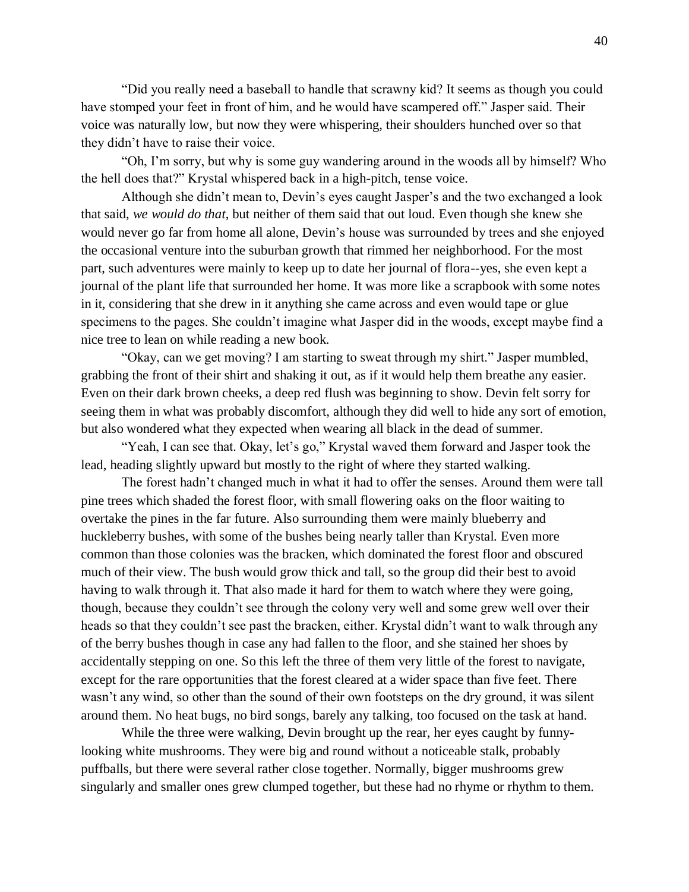"Did you really need a baseball to handle that scrawny kid? It seems as though you could have stomped your feet in front of him, and he would have scampered off." Jasper said. Their voice was naturally low, but now they were whispering, their shoulders hunched over so that they didn't have to raise their voice.

"Oh, I'm sorry, but why is some guy wandering around in the woods all by himself? Who the hell does that?" Krystal whispered back in a high-pitch, tense voice.

Although she didn't mean to, Devin's eyes caught Jasper's and the two exchanged a look that said, *we would do that*, but neither of them said that out loud. Even though she knew she would never go far from home all alone, Devin's house was surrounded by trees and she enjoyed the occasional venture into the suburban growth that rimmed her neighborhood. For the most part, such adventures were mainly to keep up to date her journal of flora--yes, she even kept a journal of the plant life that surrounded her home. It was more like a scrapbook with some notes in it, considering that she drew in it anything she came across and even would tape or glue specimens to the pages. She couldn't imagine what Jasper did in the woods, except maybe find a nice tree to lean on while reading a new book.

"Okay, can we get moving? I am starting to sweat through my shirt." Jasper mumbled, grabbing the front of their shirt and shaking it out, as if it would help them breathe any easier. Even on their dark brown cheeks, a deep red flush was beginning to show. Devin felt sorry for seeing them in what was probably discomfort, although they did well to hide any sort of emotion, but also wondered what they expected when wearing all black in the dead of summer.

"Yeah, I can see that. Okay, let's go," Krystal waved them forward and Jasper took the lead, heading slightly upward but mostly to the right of where they started walking.

The forest hadn't changed much in what it had to offer the senses. Around them were tall pine trees which shaded the forest floor, with small flowering oaks on the floor waiting to overtake the pines in the far future. Also surrounding them were mainly blueberry and huckleberry bushes, with some of the bushes being nearly taller than Krystal. Even more common than those colonies was the bracken, which dominated the forest floor and obscured much of their view. The bush would grow thick and tall, so the group did their best to avoid having to walk through it. That also made it hard for them to watch where they were going, though, because they couldn't see through the colony very well and some grew well over their heads so that they couldn't see past the bracken, either. Krystal didn't want to walk through any of the berry bushes though in case any had fallen to the floor, and she stained her shoes by accidentally stepping on one. So this left the three of them very little of the forest to navigate, except for the rare opportunities that the forest cleared at a wider space than five feet. There wasn't any wind, so other than the sound of their own footsteps on the dry ground, it was silent around them. No heat bugs, no bird songs, barely any talking, too focused on the task at hand.

While the three were walking, Devin brought up the rear, her eyes caught by funny-looking white mushrooms. They were big and round without a noticeable stalk, probably puffballs, but there were several rather close together. Normally, bigger mushrooms grew singularly and smaller ones grew clumped together, but these had no rhyme or rhythm to them.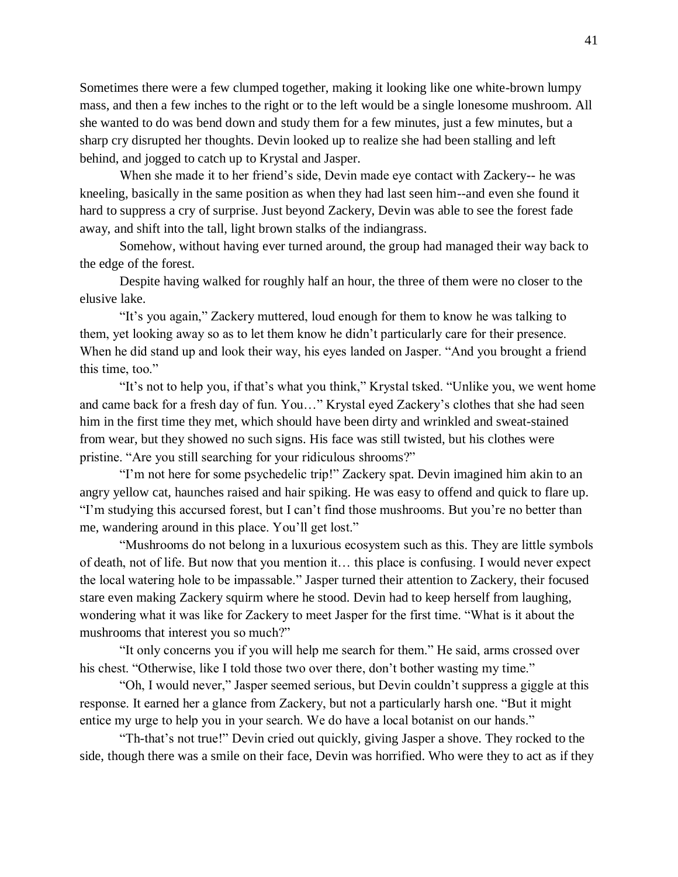Sometimes there were a few clumped together, making it looking like one white-brown lumpy mass, and then a few inches to the right or to the left would be a single lonesome mushroom. All she wanted to do was bend down and study them for a few minutes, just a few minutes, but a sharp cry disrupted her thoughts. Devin looked up to realize she had been stalling and left behind, and jogged to catch up to Krystal and Jasper.

When she made it to her friend's side, Devin made eye contact with Zackery-- he was kneeling, basically in the same position as when they had last seen him--and even she found it hard to suppress a cry of surprise. Just beyond Zackery, Devin was able to see the forest fade away, and shift into the tall, light brown stalks of the indiangrass.

Somehow, without having ever turned around, the group had managed their way back to the edge of the forest.

Despite having walked for roughly half an hour, the three of them were no closer to the elusive lake.

"It's you again," Zackery muttered, loud enough for them to know he was talking to them, yet looking away so as to let them know he didn't particularly care for their presence. When he did stand up and look their way, his eyes landed on Jasper. "And you brought a friend this time, too."

"It's not to help you, if that's what you think," Krystal tsked. "Unlike you, we went home and came back for a fresh day of fun. You…" Krystal eyed Zackery's clothes that she had seen him in the first time they met, which should have been dirty and wrinkled and sweat-stained from wear, but they showed no such signs. His face was still twisted, but his clothes were pristine. "Are you still searching for your ridiculous shrooms?"

"I'm not here for some psychedelic trip!" Zackery spat. Devin imagined him akin to an angry yellow cat, haunches raised and hair spiking. He was easy to offend and quick to flare up. "I'm studying this accursed forest, but I can't find those mushrooms. But you're no better than me, wandering around in this place. You'll get lost."

"Mushrooms do not belong in a luxurious ecosystem such as this. They are little symbols of death, not of life. But now that you mention it… this place is confusing. I would never expect the local watering hole to be impassable." Jasper turned their attention to Zackery, their focused stare even making Zackery squirm where he stood. Devin had to keep herself from laughing, wondering what it was like for Zackery to meet Jasper for the first time. "What is it about the mushrooms that interest you so much?"

"It only concerns you if you will help me search for them." He said, arms crossed over his chest. "Otherwise, like I told those two over there, don't bother wasting my time."

"Oh, I would never," Jasper seemed serious, but Devin couldn't suppress a giggle at this response. It earned her a glance from Zackery, but not a particularly harsh one. "But it might entice my urge to help you in your search. We do have a local botanist on our hands."

"Th-that's not true!" Devin cried out quickly, giving Jasper a shove. They rocked to the side, though there was a smile on their face, Devin was horrified. Who were they to act as if they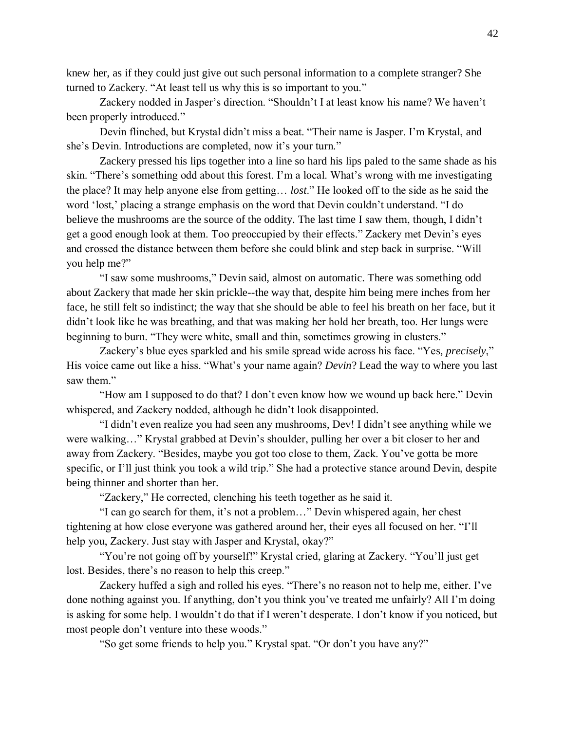knew her, as if they could just give out such personal information to a complete stranger? She turned to Zackery. "At least tell us why this is so important to you."

Zackery nodded in Jasper's direction. "Shouldn't I at least know his name? We haven't been properly introduced."

Devin flinched, but Krystal didn't miss a beat. "Their name is Jasper. I'm Krystal, and she's Devin. Introductions are completed, now it's your turn."

Zackery pressed his lips together into a line so hard his lips paled to the same shade as his skin. "There's something odd about this forest. I'm a local. What's wrong with me investigating the place? It may help anyone else from getting… *lost*." He looked off to the side as he said the word 'lost,' placing a strange emphasis on the word that Devin couldn't understand. "I do believe the mushrooms are the source of the oddity. The last time I saw them, though, I didn't get a good enough look at them. Too preoccupied by their effects." Zackery met Devin's eyes and crossed the distance between them before she could blink and step back in surprise. "Will you help me?"

"I saw some mushrooms," Devin said, almost on automatic. There was something odd about Zackery that made her skin prickle--the way that, despite him being mere inches from her face, he still felt so indistinct; the way that she should be able to feel his breath on her face, but it didn't look like he was breathing, and that was making her hold her breath, too. Her lungs were beginning to burn. "They were white, small and thin, sometimes growing in clusters."

Zackery's blue eyes sparkled and his smile spread wide across his face. "Yes, *precisely*," His voice came out like a hiss. "What's your name again? *Devin*? Lead the way to where you last saw them."

"How am I supposed to do that? I don't even know how we wound up back here." Devin whispered, and Zackery nodded, although he didn't look disappointed.

"I didn't even realize you had seen any mushrooms, Dev! I didn't see anything while we were walking…" Krystal grabbed at Devin's shoulder, pulling her over a bit closer to her and away from Zackery. "Besides, maybe you got too close to them, Zack. You've gotta be more specific, or I'll just think you took a wild trip." She had a protective stance around Devin, despite being thinner and shorter than her.

"Zackery," He corrected, clenching his teeth together as he said it.

"I can go search for them, it's not a problem…" Devin whispered again, her chest tightening at how close everyone was gathered around her, their eyes all focused on her. "I'll help you, Zackery. Just stay with Jasper and Krystal, okay?"

"You're not going off by yourself!" Krystal cried, glaring at Zackery. "You'll just get lost. Besides, there's no reason to help this creep."

Zackery huffed a sigh and rolled his eyes. "There's no reason not to help me, either. I've done nothing against you. If anything, don't you think you've treated me unfairly? All I'm doing is asking for some help. I wouldn't do that if I weren't desperate. I don't know if you noticed, but most people don't venture into these woods."

"So get some friends to help you." Krystal spat. "Or don't you have any?"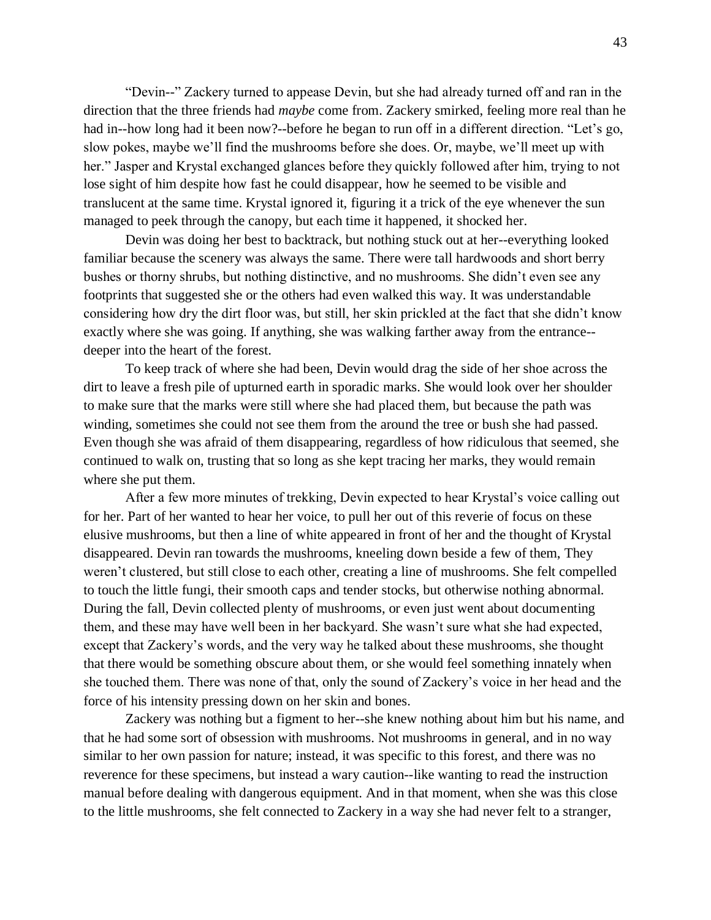“Devin--” Zackery turned to appease Devin, but she had already turned off and ran in the direction that the three friends had *maybe* come from. Zackery smirked, feeling more real than he had in--how long had it been now?--before he began to run off in a different direction. “Let’s go, slow pokes, maybe we’ll find the mushrooms before she does. Or, maybe, we’ll meet up with her.” Jasper and Krystal exchanged glances before they quickly followed after him, trying to not lose sight of him despite how fast he could disappear, how he seemed to be visible and translucent at the same time. Krystal ignored it, figuring it a trick of the eye whenever the sun managed to peek through the canopy, but each time it happened, it shocked her.

Devin was doing her best to backtrack, but nothing stuck out at her--everything looked familiar because the scenery was always the same. There were tall hardwoods and short berry bushes or thorny shrubs, but nothing distinctive, and no mushrooms. She didn’t even see any footprints that suggested she or the others had even walked this way. It was understandable considering how dry the dirt floor was, but still, her skin prickled at the fact that she didn’t know exactly where she was going. If anything, she was walking farther away from the entrance--deeper into the heart of the forest.

To keep track of where she had been, Devin would drag the side of her shoe across the dirt to leave a fresh pile of upturned earth in sporadic marks. She would look over her shoulder to make sure that the marks were still where she had placed them, but because the path was winding, sometimes she could not see them from the around the tree or bush she had passed. Even though she was afraid of them disappearing, regardless of how ridiculous that seemed, she continued to walk on, trusting that so long as she kept tracing her marks, they would remain where she put them.

After a few more minutes of trekking, Devin expected to hear Krystal’s voice calling out for her. Part of her wanted to hear her voice, to pull her out of this reverie of focus on these elusive mushrooms, but then a line of white appeared in front of her and the thought of Krystal disappeared. Devin ran towards the mushrooms, kneeling down beside a few of them, They weren’t clustered, but still close to each other, creating a line of mushrooms. She felt compelled to touch the little fungi, their smooth caps and tender stocks, but otherwise nothing abnormal. During the fall, Devin collected plenty of mushrooms, or even just went about documenting them, and these may have well been in her backyard. She wasn’t sure what she had expected, except that Zackery’s words, and the very way he talked about these mushrooms, she thought that there would be something obscure about them, or she would feel something innately when she touched them. There was none of that, only the sound of Zackery’s voice in her head and the force of his intensity pressing down on her skin and bones.

Zackery was nothing but a figment to her--she knew nothing about him but his name, and that he had some sort of obsession with mushrooms. Not mushrooms in general, and in no way similar to her own passion for nature; instead, it was specific to this forest, and there was no reverence for these specimens, but instead a wary caution--like wanting to read the instruction manual before dealing with dangerous equipment. And in that moment, when she was this close to the little mushrooms, she felt connected to Zackery in a way she had never felt to a stranger,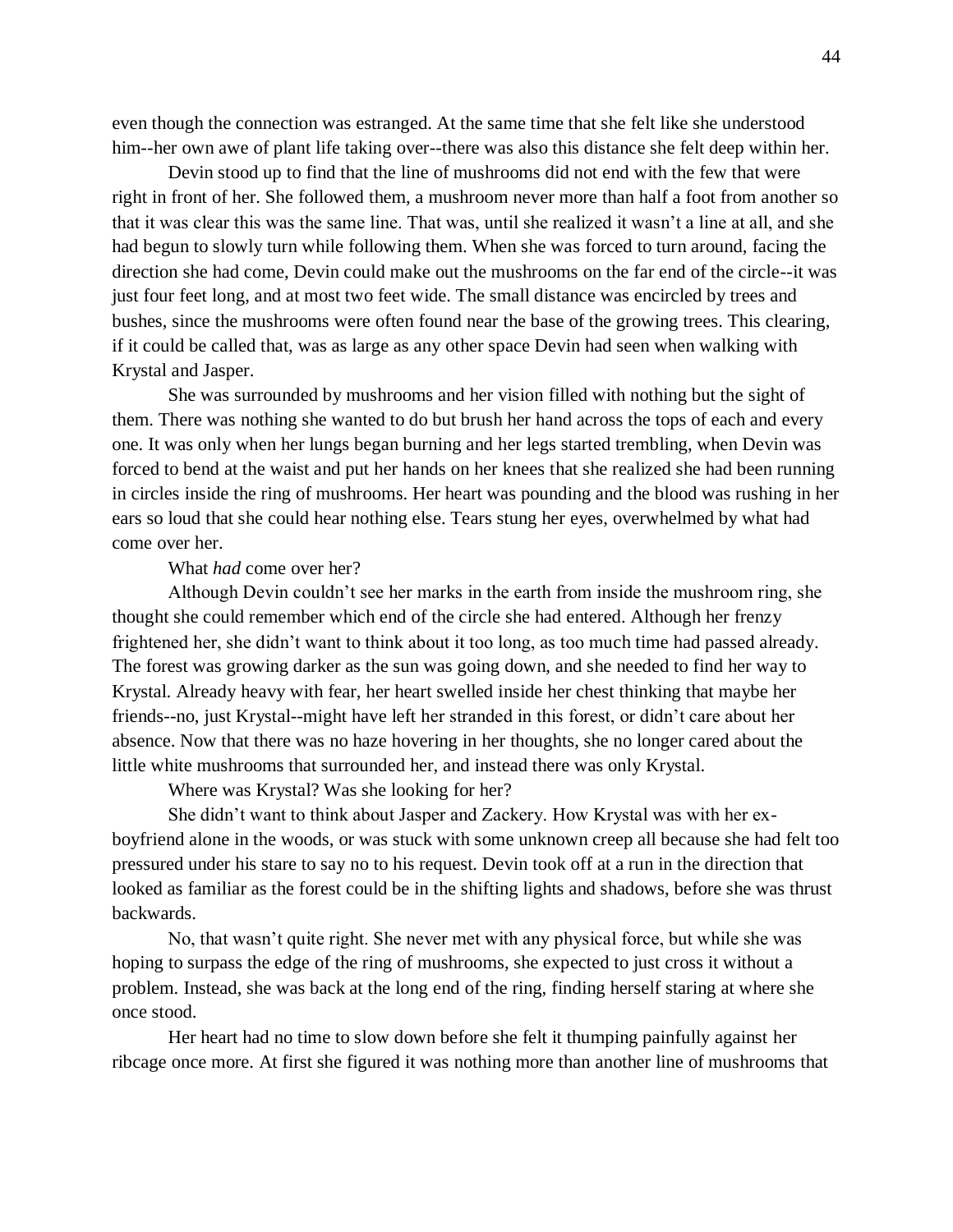even though the connection was estranged. At the same time that she felt like she understood him--her own awe of plant life taking over--there was also this distance she felt deep within her.

Devin stood up to find that the line of mushrooms did not end with the few that were right in front of her. She followed them, a mushroom never more than half a foot from another so that it was clear this was the same line. That was, until she realized it wasn't a line at all, and she had begun to slowly turn while following them. When she was forced to turn around, facing the direction she had come, Devin could make out the mushrooms on the far end of the circle--it was just four feet long, and at most two feet wide. The small distance was encircled by trees and bushes, since the mushrooms were often found near the base of the growing trees. This clearing, if it could be called that, was as large as any other space Devin had seen when walking with Krystal and Jasper.

She was surrounded by mushrooms and her vision filled with nothing but the sight of them. There was nothing she wanted to do but brush her hand across the tops of each and every one. It was only when her lungs began burning and her legs started trembling, when Devin was forced to bend at the waist and put her hands on her knees that she realized she had been running in circles inside the ring of mushrooms. Her heart was pounding and the blood was rushing in her ears so loud that she could hear nothing else. Tears stung her eyes, overwhelmed by what had come over her.

What *had* come over her?

Although Devin couldn't see her marks in the earth from inside the mushroom ring, she thought she could remember which end of the circle she had entered. Although her frenzy frightened her, she didn't want to think about it too long, as too much time had passed already. The forest was growing darker as the sun was going down, and she needed to find her way to Krystal. Already heavy with fear, her heart swelled inside her chest thinking that maybe her friends--no, just Krystal--might have left her stranded in this forest, or didn't care about her absence. Now that there was no haze hovering in her thoughts, she no longer cared about the little white mushrooms that surrounded her, and instead there was only Krystal.

Where was Krystal? Was she looking for her?

She didn't want to think about Jasper and Zackery. How Krystal was with her ex-boyfriend alone in the woods, or was stuck with some unknown creep all because she had felt too pressured under his stare to say no to his request. Devin took off at a run in the direction that looked as familiar as the forest could be in the shifting lights and shadows, before she was thrust backwards.

No, that wasn't quite right. She never met with any physical force, but while she was hoping to surpass the edge of the ring of mushrooms, she expected to just cross it without a problem. Instead, she was back at the long end of the ring, finding herself staring at where she once stood.

Her heart had no time to slow down before she felt it thumping painfully against her ribcage once more. At first she figured it was nothing more than another line of mushrooms that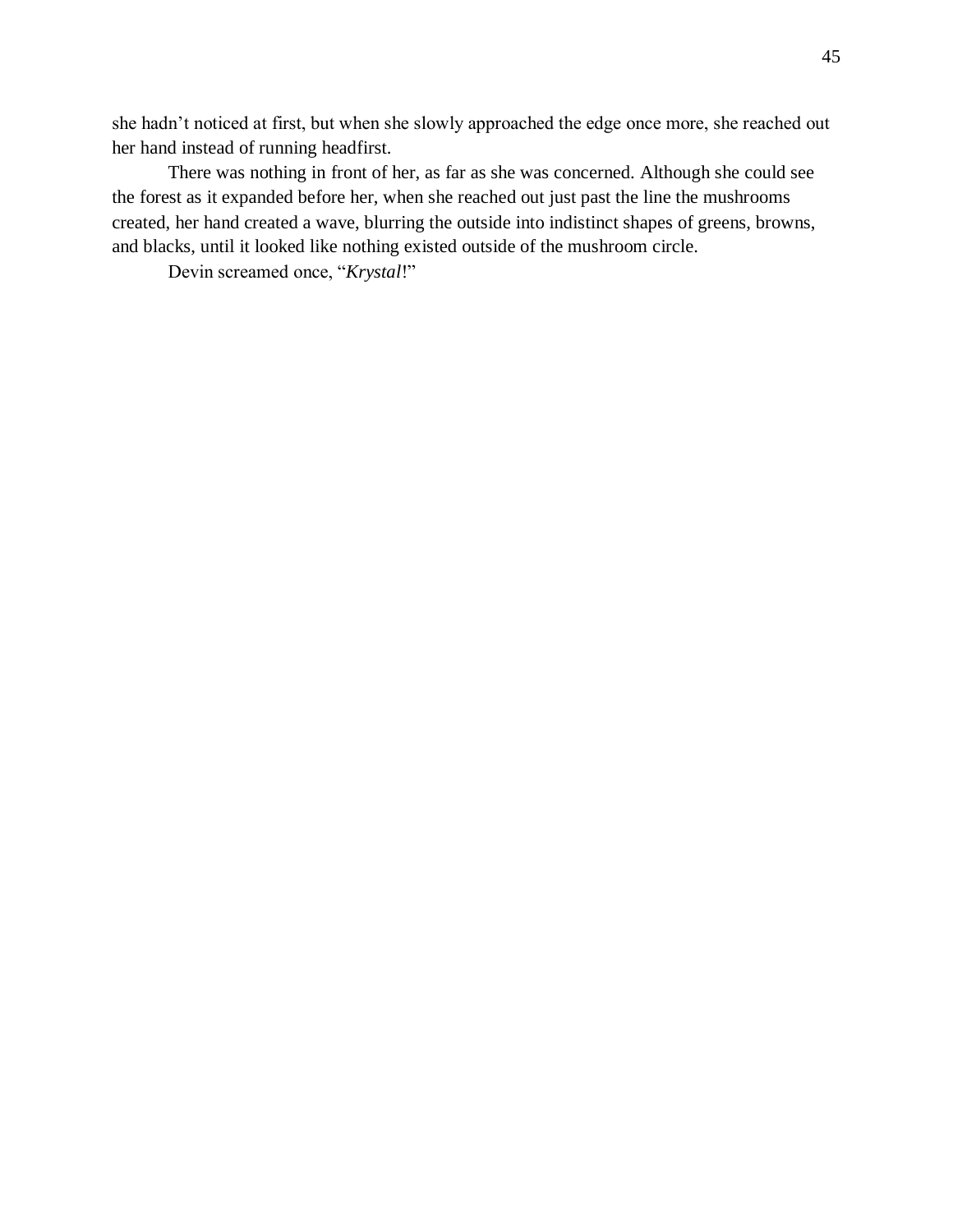she hadn't noticed at first, but when she slowly approached the edge once more, she reached out her hand instead of running headfirst.

There was nothing in front of her, as far as she was concerned. Although she could see the forest as it expanded before her, when she reached out just past the line the mushrooms created, her hand created a wave, blurring the outside into indistinct shapes of greens, browns, and blacks, until it looked like nothing existed outside of the mushroom circle.

Devin screamed once, "*Krystal*!"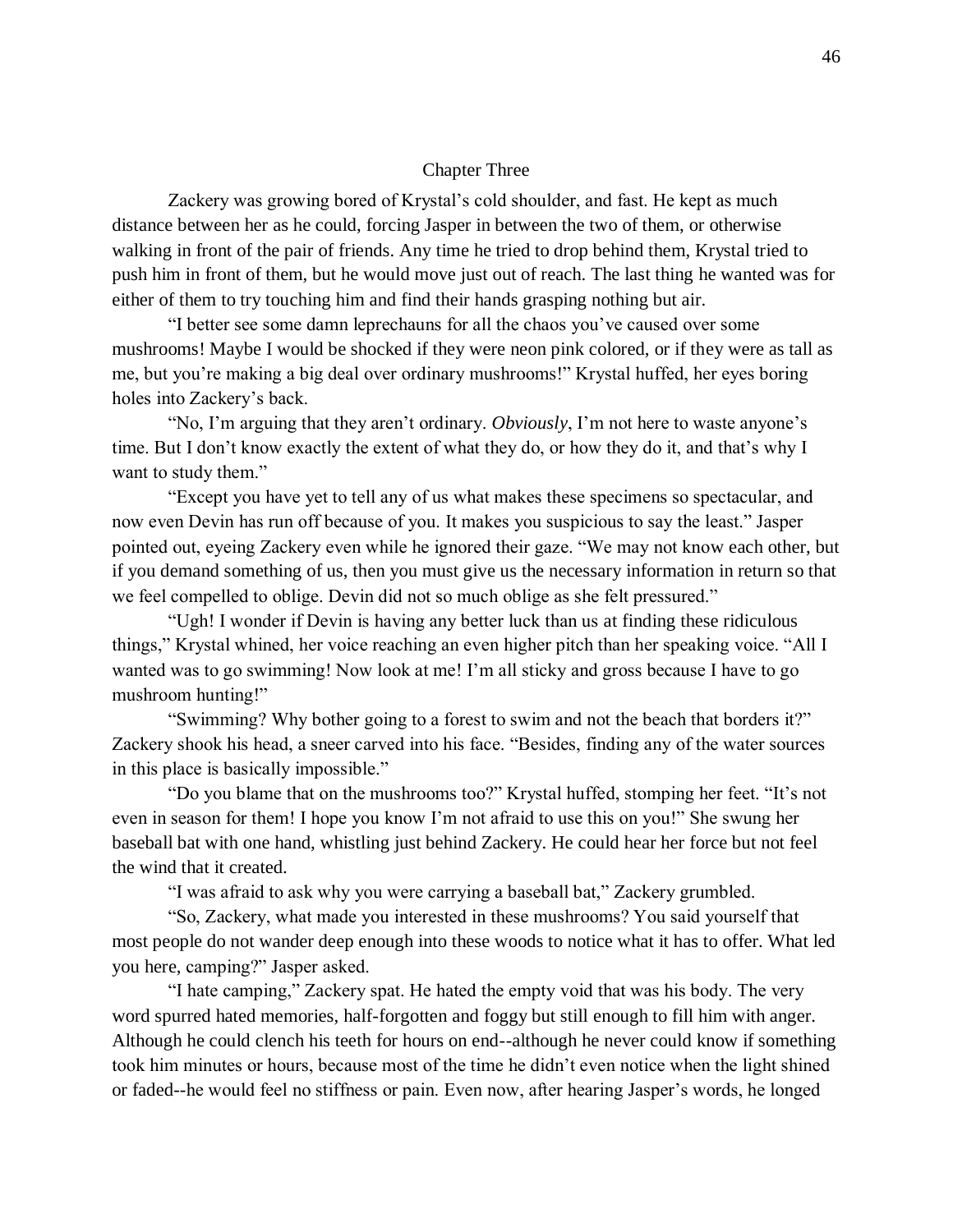## Chapter Three

Zackery was growing bored of Krystal's cold shoulder, and fast. He kept as much distance between her as he could, forcing Jasper in between the two of them, or otherwise walking in front of the pair of friends. Any time he tried to drop behind them, Krystal tried to push him in front of them, but he would move just out of reach. The last thing he wanted was for either of them to try touching him and find their hands grasping nothing but air.

"I better see some damn leprechauns for all the chaos you've caused over some mushrooms! Maybe I would be shocked if they were neon pink colored, or if they were as tall as me, but you're making a big deal over ordinary mushrooms!" Krystal huffed, her eyes boring holes into Zackery's back.

"No, I'm arguing that they aren't ordinary. *Obviously*, I'm not here to waste anyone's time. But I don't know exactly the extent of what they do, or how they do it, and that's why I want to study them."

"Except you have yet to tell any of us what makes these specimens so spectacular, and now even Devin has run off because of you. It makes you suspicious to say the least." Jasper pointed out, eyeing Zackery even while he ignored their gaze. "We may not know each other, but if you demand something of us, then you must give us the necessary information in return so that we feel compelled to oblige. Devin did not so much oblige as she felt pressured."

"Ugh! I wonder if Devin is having any better luck than us at finding these ridiculous things," Krystal whined, her voice reaching an even higher pitch than her speaking voice. "All I wanted was to go swimming! Now look at me! I'm all sticky and gross because I have to go mushroom hunting!"

"Swimming? Why bother going to a forest to swim and not the beach that borders it?" Zackery shook his head, a sneer carved into his face. "Besides, finding any of the water sources in this place is basically impossible."

"Do you blame that on the mushrooms too?" Krystal huffed, stomping her feet. "It's not even in season for them! I hope you know I'm not afraid to use this on you!" She swung her baseball bat with one hand, whistling just behind Zackery. He could hear her force but not feel the wind that it created.

"I was afraid to ask why you were carrying a baseball bat," Zackery grumbled.

"So, Zackery, what made you interested in these mushrooms? You said yourself that most people do not wander deep enough into these woods to notice what it has to offer. What led you here, camping?" Jasper asked.

"I hate camping," Zackery spat. He hated the empty void that was his body. The very word spurred hated memories, half-forgotten and foggy but still enough to fill him with anger. Although he could clench his teeth for hours on end--although he never could know if something took him minutes or hours, because most of the time he didn't even notice when the light shined or faded--he would feel no stiffness or pain. Even now, after hearing Jasper's words, he longed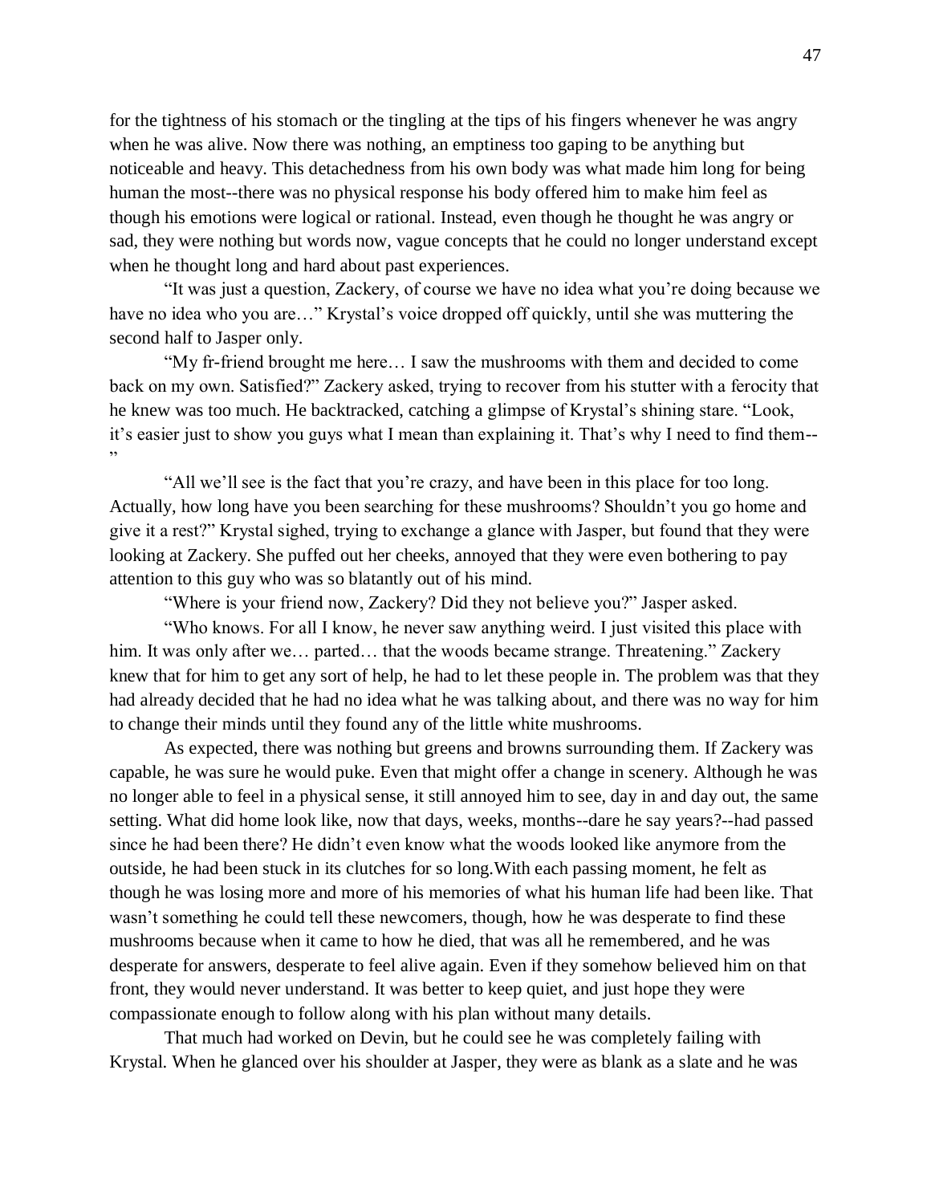for the tightness of his stomach or the tingling at the tips of his fingers whenever he was angry when he was alive. Now there was nothing, an emptiness too gaping to be anything but noticeable and heavy. This detachedness from his own body was what made him long for being human the most--there was no physical response his body offered him to make him feel as though his emotions were logical or rational. Instead, even though he thought he was angry or sad, they were nothing but words now, vague concepts that he could no longer understand except when he thought long and hard about past experiences.

"It was just a question, Zackery, of course we have no idea what you're doing because we have no idea who you are…" Krystal's voice dropped off quickly, until she was muttering the second half to Jasper only.

"My fr-friend brought me here… I saw the mushrooms with them and decided to come back on my own. Satisfied?" Zackery asked, trying to recover from his stutter with a ferocity that he knew was too much. He backtracked, catching a glimpse of Krystal's shining stare. "Look, it's easier just to show you guys what I mean than explaining it. That's why I need to find them--"

"All we'll see is the fact that you're crazy, and have been in this place for too long. Actually, how long have you been searching for these mushrooms? Shouldn't you go home and give it a rest?" Krystal sighed, trying to exchange a glance with Jasper, but found that they were looking at Zackery. She puffed out her cheeks, annoyed that they were even bothering to pay attention to this guy who was so blatantly out of his mind.

"Where is your friend now, Zackery? Did they not believe you?" Jasper asked.

"Who knows. For all I know, he never saw anything weird. I just visited this place with him. It was only after we… parted… that the woods became strange. Threatening." Zackery knew that for him to get any sort of help, he had to let these people in. The problem was that they had already decided that he had no idea what he was talking about, and there was no way for him to change their minds until they found any of the little white mushrooms.

As expected, there was nothing but greens and browns surrounding them. If Zackery was capable, he was sure he would puke. Even that might offer a change in scenery. Although he was no longer able to feel in a physical sense, it still annoyed him to see, day in and day out, the same setting. What did home look like, now that days, weeks, months--dare he say years?--had passed since he had been there? He didn't even know what the woods looked like anymore from the outside, he had been stuck in its clutches for so long.With each passing moment, he felt as though he was losing more and more of his memories of what his human life had been like. That wasn't something he could tell these newcomers, though, how he was desperate to find these mushrooms because when it came to how he died, that was all he remembered, and he was desperate for answers, desperate to feel alive again. Even if they somehow believed him on that front, they would never understand. It was better to keep quiet, and just hope they were compassionate enough to follow along with his plan without many details.

That much had worked on Devin, but he could see he was completely failing with Krystal. When he glanced over his shoulder at Jasper, they were as blank as a slate and he was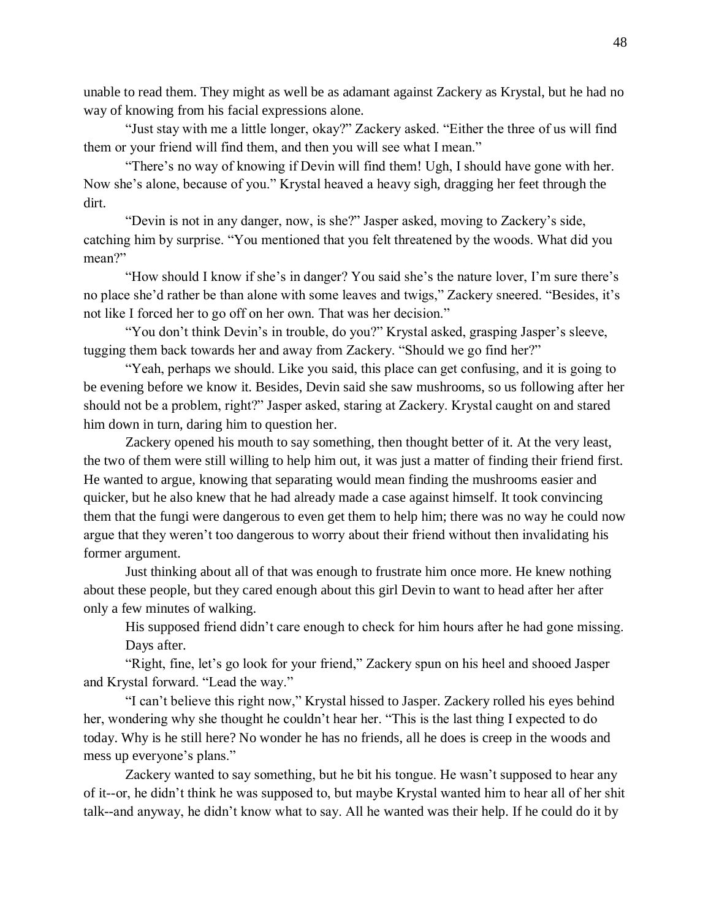unable to read them. They might as well be as adamant against Zackery as Krystal, but he had no way of knowing from his facial expressions alone.

"Just stay with me a little longer, okay?" Zackery asked. "Either the three of us will find them or your friend will find them, and then you will see what I mean."

"There's no way of knowing if Devin will find them! Ugh, I should have gone with her. Now she's alone, because of you." Krystal heaved a heavy sigh, dragging her feet through the dirt.

"Devin is not in any danger, now, is she?" Jasper asked, moving to Zackery's side, catching him by surprise. "You mentioned that you felt threatened by the woods. What did you mean?"

"How should I know if she's in danger? You said she's the nature lover, I'm sure there's no place she'd rather be than alone with some leaves and twigs," Zackery sneered. "Besides, it's not like I forced her to go off on her own. That was her decision."

"You don't think Devin's in trouble, do you?" Krystal asked, grasping Jasper's sleeve, tugging them back towards her and away from Zackery. "Should we go find her?"

"Yeah, perhaps we should. Like you said, this place can get confusing, and it is going to be evening before we know it. Besides, Devin said she saw mushrooms, so us following after her should not be a problem, right?" Jasper asked, staring at Zackery. Krystal caught on and stared him down in turn, daring him to question her.

Zackery opened his mouth to say something, then thought better of it. At the very least, the two of them were still willing to help him out, it was just a matter of finding their friend first. He wanted to argue, knowing that separating would mean finding the mushrooms easier and quicker, but he also knew that he had already made a case against himself. It took convincing them that the fungi were dangerous to even get them to help him; there was no way he could now argue that they weren't too dangerous to worry about their friend without then invalidating his former argument.

Just thinking about all of that was enough to frustrate him once more. He knew nothing about these people, but they cared enough about this girl Devin to want to head after her after only a few minutes of walking.

His supposed friend didn't care enough to check for him hours after he had gone missing.

Days after.

"Right, fine, let's go look for your friend," Zackery spun on his heel and shooed Jasper and Krystal forward. "Lead the way."

"I can't believe this right now," Krystal hissed to Jasper. Zackery rolled his eyes behind her, wondering why she thought he couldn't hear her. "This is the last thing I expected to do today. Why is he still here? No wonder he has no friends, all he does is creep in the woods and mess up everyone's plans."

Zackery wanted to say something, but he bit his tongue. He wasn't supposed to hear any of it--or, he didn't think he was supposed to, but maybe Krystal wanted him to hear all of her shit talk--and anyway, he didn't know what to say. All he wanted was their help. If he could do it by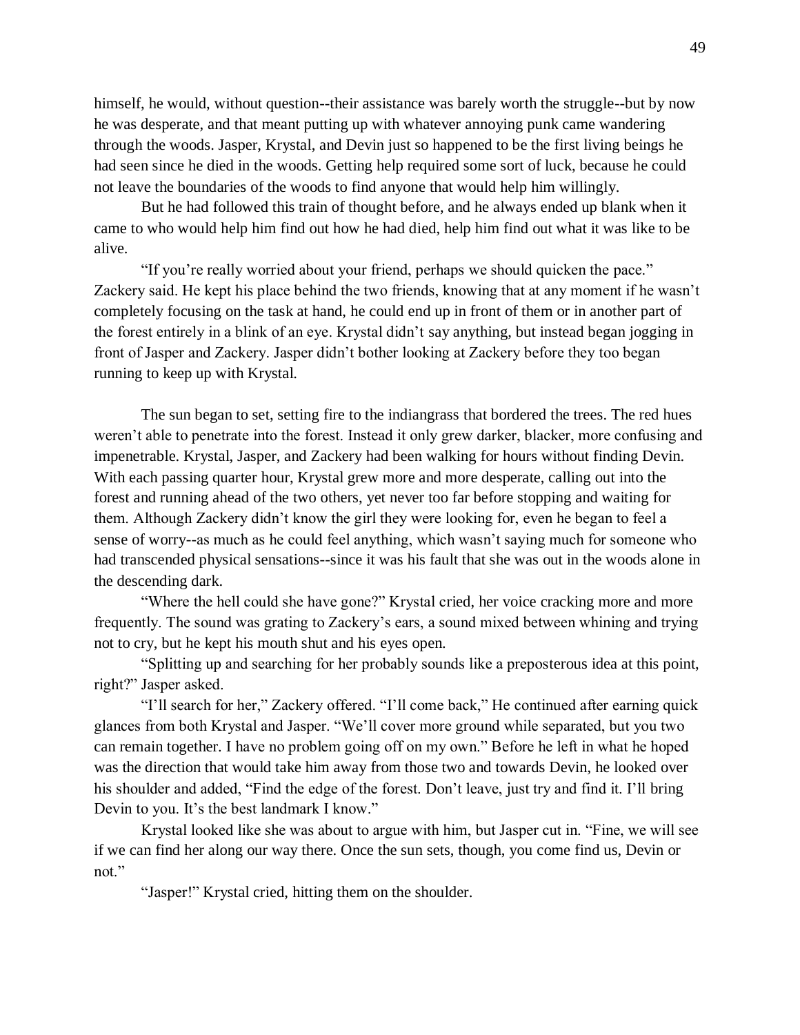himself, he would, without question--their assistance was barely worth the struggle--but by now he was desperate, and that meant putting up with whatever annoying punk came wandering through the woods. Jasper, Krystal, and Devin just so happened to be the first living beings he had seen since he died in the woods. Getting help required some sort of luck, because he could not leave the boundaries of the woods to find anyone that would help him willingly.

But he had followed this train of thought before, and he always ended up blank when it came to who would help him find out how he had died, help him find out what it was like to be alive.

"If you're really worried about your friend, perhaps we should quicken the pace." Zackery said. He kept his place behind the two friends, knowing that at any moment if he wasn't completely focusing on the task at hand, he could end up in front of them or in another part of the forest entirely in a blink of an eye. Krystal didn't say anything, but instead began jogging in front of Jasper and Zackery. Jasper didn't bother looking at Zackery before they too began running to keep up with Krystal.

The sun began to set, setting fire to the indiangrass that bordered the trees. The red hues weren't able to penetrate into the forest. Instead it only grew darker, blacker, more confusing and impenetrable. Krystal, Jasper, and Zackery had been walking for hours without finding Devin. With each passing quarter hour, Krystal grew more and more desperate, calling out into the forest and running ahead of the two others, yet never too far before stopping and waiting for them. Although Zackery didn't know the girl they were looking for, even he began to feel a sense of worry--as much as he could feel anything, which wasn't saying much for someone who had transcended physical sensations--since it was his fault that she was out in the woods alone in the descending dark.

"Where the hell could she have gone?" Krystal cried, her voice cracking more and more frequently. The sound was grating to Zackery's ears, a sound mixed between whining and trying not to cry, but he kept his mouth shut and his eyes open.

"Splitting up and searching for her probably sounds like a preposterous idea at this point, right?" Jasper asked.

"I'll search for her," Zackery offered. "I'll come back," He continued after earning quick glances from both Krystal and Jasper. "We'll cover more ground while separated, but you two can remain together. I have no problem going off on my own." Before he left in what he hoped was the direction that would take him away from those two and towards Devin, he looked over his shoulder and added, "Find the edge of the forest. Don't leave, just try and find it. I'll bring Devin to you. It's the best landmark I know."

Krystal looked like she was about to argue with him, but Jasper cut in. "Fine, we will see if we can find her along our way there. Once the sun sets, though, you come find us, Devin or not."

"Jasper!" Krystal cried, hitting them on the shoulder.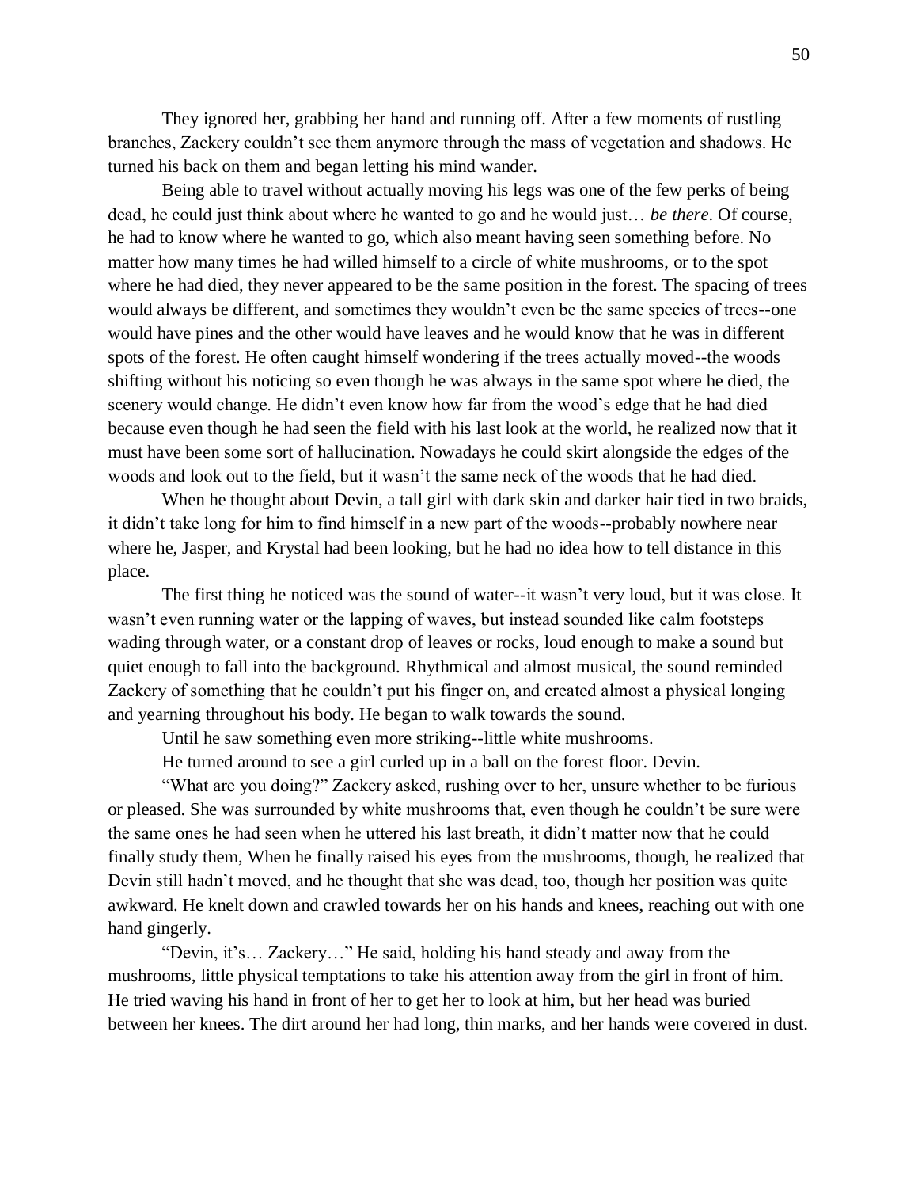They ignored her, grabbing her hand and running off. After a few moments of rustling branches, Zackery couldn't see them anymore through the mass of vegetation and shadows. He turned his back on them and began letting his mind wander.

Being able to travel without actually moving his legs was one of the few perks of being dead, he could just think about where he wanted to go and he would just… *be there*. Of course, he had to know where he wanted to go, which also meant having seen something before. No matter how many times he had willed himself to a circle of white mushrooms, or to the spot where he had died, they never appeared to be the same position in the forest. The spacing of trees would always be different, and sometimes they wouldn't even be the same species of trees--one would have pines and the other would have leaves and he would know that he was in different spots of the forest. He often caught himself wondering if the trees actually moved--the woods shifting without his noticing so even though he was always in the same spot where he died, the scenery would change. He didn't even know how far from the wood's edge that he had died because even though he had seen the field with his last look at the world, he realized now that it must have been some sort of hallucination. Nowadays he could skirt alongside the edges of the woods and look out to the field, but it wasn't the same neck of the woods that he had died.

When he thought about Devin, a tall girl with dark skin and darker hair tied in two braids, it didn't take long for him to find himself in a new part of the woods--probably nowhere near where he, Jasper, and Krystal had been looking, but he had no idea how to tell distance in this place.

The first thing he noticed was the sound of water--it wasn't very loud, but it was close. It wasn't even running water or the lapping of waves, but instead sounded like calm footsteps wading through water, or a constant drop of leaves or rocks, loud enough to make a sound but quiet enough to fall into the background. Rhythmical and almost musical, the sound reminded Zackery of something that he couldn't put his finger on, and created almost a physical longing and yearning throughout his body. He began to walk towards the sound.

Until he saw something even more striking--little white mushrooms.

He turned around to see a girl curled up in a ball on the forest floor. Devin.

"What are you doing?" Zackery asked, rushing over to her, unsure whether to be furious or pleased. She was surrounded by white mushrooms that, even though he couldn't be sure were the same ones he had seen when he uttered his last breath, it didn't matter now that he could finally study them, When he finally raised his eyes from the mushrooms, though, he realized that Devin still hadn't moved, and he thought that she was dead, too, though her position was quite awkward. He knelt down and crawled towards her on his hands and knees, reaching out with one hand gingerly.

"Devin, it's… Zackery…" He said, holding his hand steady and away from the mushrooms, little physical temptations to take his attention away from the girl in front of him. He tried waving his hand in front of her to get her to look at him, but her head was buried between her knees. The dirt around her had long, thin marks, and her hands were covered in dust.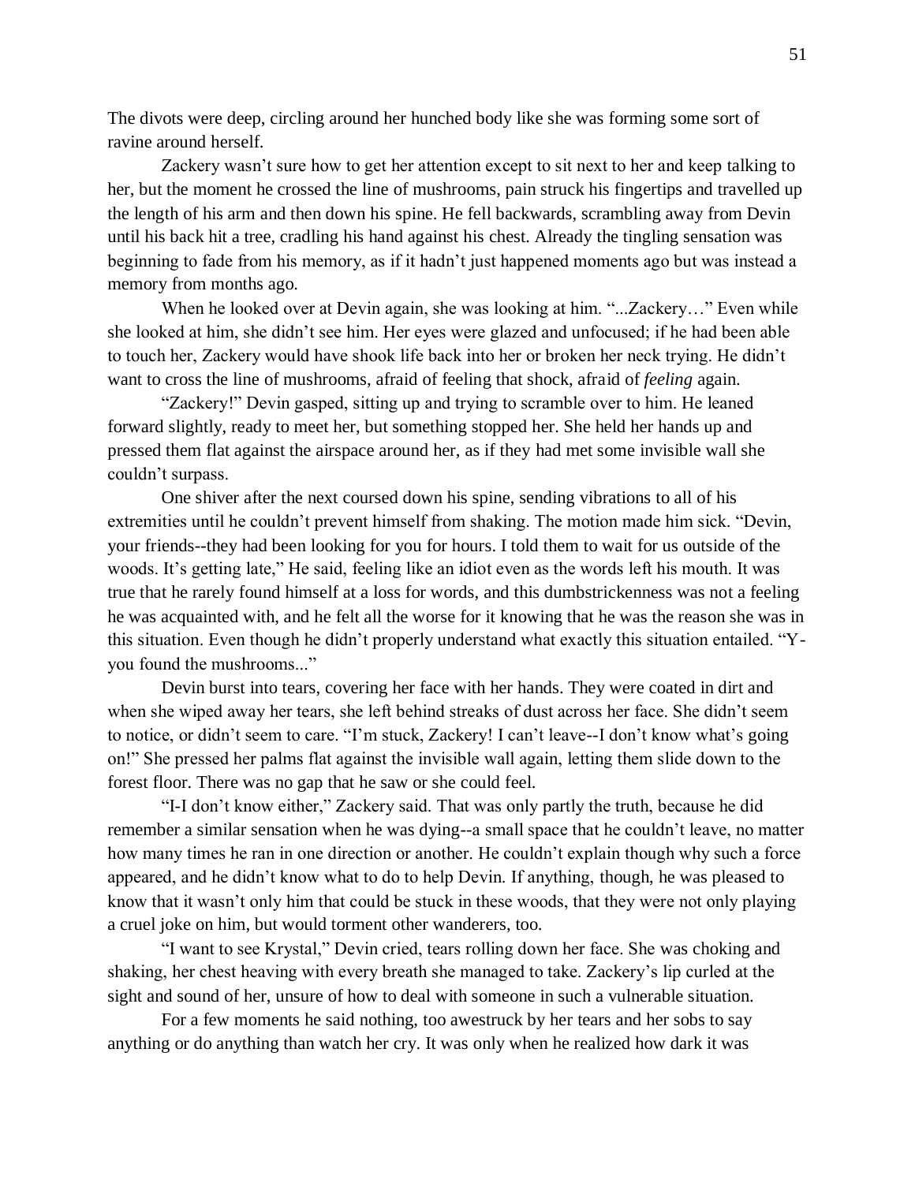The divots were deep, circling around her hunched body like she was forming some sort of ravine around herself.

Zackery wasn't sure how to get her attention except to sit next to her and keep talking to her, but the moment he crossed the line of mushrooms, pain struck his fingertips and travelled up the length of his arm and then down his spine. He fell backwards, scrambling away from Devin until his back hit a tree, cradling his hand against his chest. Already the tingling sensation was beginning to fade from his memory, as if it hadn't just happened moments ago but was instead a memory from months ago.

When he looked over at Devin again, she was looking at him. "...Zackery…" Even while she looked at him, she didn't see him. Her eyes were glazed and unfocused; if he had been able to touch her, Zackery would have shook life back into her or broken her neck trying. He didn't want to cross the line of mushrooms, afraid of feeling that shock, afraid of *feeling* again.

"Zackery!" Devin gasped, sitting up and trying to scramble over to him. He leaned forward slightly, ready to meet her, but something stopped her. She held her hands up and pressed them flat against the airspace around her, as if they had met some invisible wall she couldn't surpass.

One shiver after the next coursed down his spine, sending vibrations to all of his extremities until he couldn't prevent himself from shaking. The motion made him sick. "Devin, your friends--they had been looking for you for hours. I told them to wait for us outside of the woods. It's getting late," He said, feeling like an idiot even as the words left his mouth. It was true that he rarely found himself at a loss for words, and this dumbstrickenness was not a feeling he was acquainted with, and he felt all the worse for it knowing that he was the reason she was in this situation. Even though he didn't properly understand what exactly this situation entailed. "Y-you found the mushrooms..."

Devin burst into tears, covering her face with her hands. They were coated in dirt and when she wiped away her tears, she left behind streaks of dust across her face. She didn't seem to notice, or didn't seem to care. "I'm stuck, Zackery! I can't leave--I don't know what's going on!" She pressed her palms flat against the invisible wall again, letting them slide down to the forest floor. There was no gap that he saw or she could feel.

"I-I don't know either," Zackery said. That was only partly the truth, because he did remember a similar sensation when he was dying--a small space that he couldn't leave, no matter how many times he ran in one direction or another. He couldn't explain though why such a force appeared, and he didn't know what to do to help Devin. If anything, though, he was pleased to know that it wasn't only him that could be stuck in these woods, that they were not only playing a cruel joke on him, but would torment other wanderers, too.

"I want to see Krystal," Devin cried, tears rolling down her face. She was choking and shaking, her chest heaving with every breath she managed to take. Zackery's lip curled at the sight and sound of her, unsure of how to deal with someone in such a vulnerable situation.

For a few moments he said nothing, too awestruck by her tears and her sobs to say anything or do anything than watch her cry. It was only when he realized how dark it was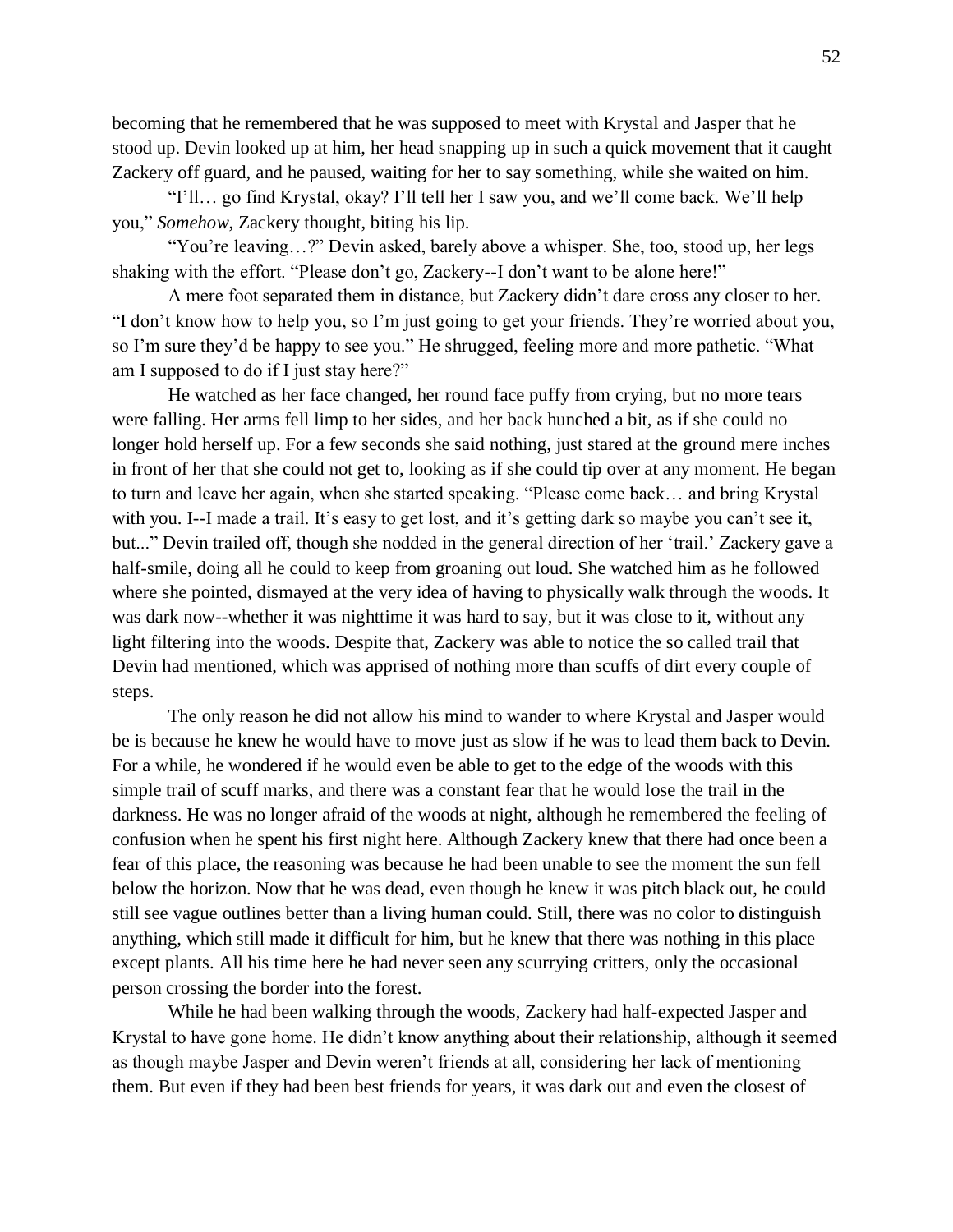becoming that he remembered that he was supposed to meet with Krystal and Jasper that he stood up. Devin looked up at him, her head snapping up in such a quick movement that it caught Zackery off guard, and he paused, waiting for her to say something, while she waited on him.

"I'll… go find Krystal, okay? I'll tell her I saw you, and we'll come back. We'll help you," *Somehow*, Zackery thought, biting his lip.

"You're leaving…?" Devin asked, barely above a whisper. She, too, stood up, her legs shaking with the effort. "Please don't go, Zackery--I don't want to be alone here!"

A mere foot separated them in distance, but Zackery didn't dare cross any closer to her. "I don't know how to help you, so I'm just going to get your friends. They're worried about you, so I'm sure they'd be happy to see you." He shrugged, feeling more and more pathetic. "What am I supposed to do if I just stay here?"

He watched as her face changed, her round face puffy from crying, but no more tears were falling. Her arms fell limp to her sides, and her back hunched a bit, as if she could no longer hold herself up. For a few seconds she said nothing, just stared at the ground mere inches in front of her that she could not get to, looking as if she could tip over at any moment. He began to turn and leave her again, when she started speaking. "Please come back… and bring Krystal with you. I--I made a trail. It's easy to get lost, and it's getting dark so maybe you can't see it, but..." Devin trailed off, though she nodded in the general direction of her 'trail.' Zackery gave a half-smile, doing all he could to keep from groaning out loud. She watched him as he followed where she pointed, dismayed at the very idea of having to physically walk through the woods. It was dark now--whether it was nighttime it was hard to say, but it was close to it, without any light filtering into the woods. Despite that, Zackery was able to notice the so called trail that Devin had mentioned, which was apprised of nothing more than scuffs of dirt every couple of steps.

The only reason he did not allow his mind to wander to where Krystal and Jasper would be is because he knew he would have to move just as slow if he was to lead them back to Devin. For a while, he wondered if he would even be able to get to the edge of the woods with this simple trail of scuff marks, and there was a constant fear that he would lose the trail in the darkness. He was no longer afraid of the woods at night, although he remembered the feeling of confusion when he spent his first night here. Although Zackery knew that there had once been a fear of this place, the reasoning was because he had been unable to see the moment the sun fell below the horizon. Now that he was dead, even though he knew it was pitch black out, he could still see vague outlines better than a living human could. Still, there was no color to distinguish anything, which still made it difficult for him, but he knew that there was nothing in this place except plants. All his time here he had never seen any scurrying critters, only the occasional person crossing the border into the forest.

While he had been walking through the woods, Zackery had half-expected Jasper and Krystal to have gone home. He didn't know anything about their relationship, although it seemed as though maybe Jasper and Devin weren't friends at all, considering her lack of mentioning them. But even if they had been best friends for years, it was dark out and even the closest of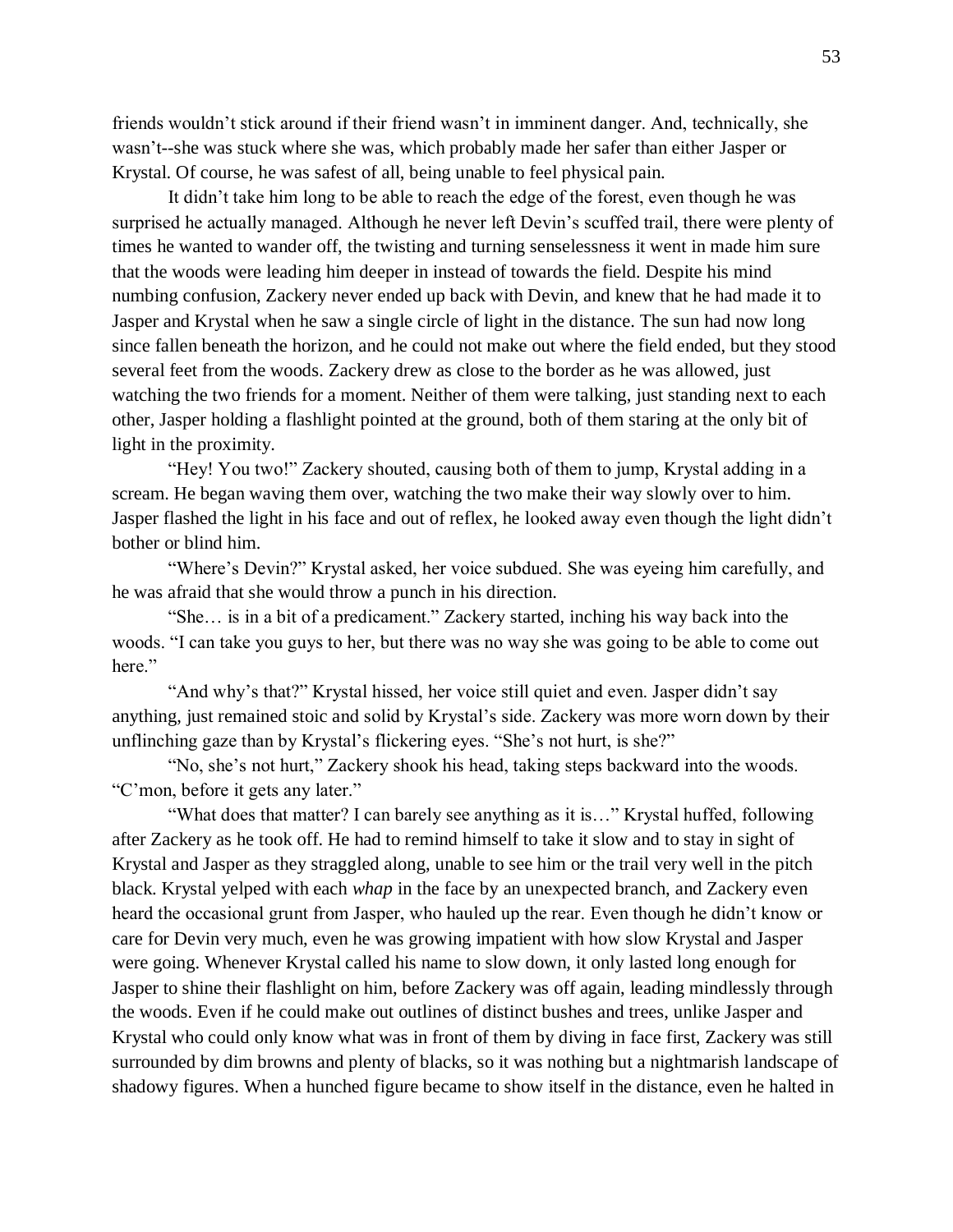friends wouldn't stick around if their friend wasn't in imminent danger. And, technically, she wasn't--she was stuck where she was, which probably made her safer than either Jasper or Krystal. Of course, he was safest of all, being unable to feel physical pain.

It didn't take him long to be able to reach the edge of the forest, even though he was surprised he actually managed. Although he never left Devin's scuffed trail, there were plenty of times he wanted to wander off, the twisting and turning senselessness it went in made him sure that the woods were leading him deeper in instead of towards the field. Despite his mind numbing confusion, Zackery never ended up back with Devin, and knew that he had made it to Jasper and Krystal when he saw a single circle of light in the distance. The sun had now long since fallen beneath the horizon, and he could not make out where the field ended, but they stood several feet from the woods. Zackery drew as close to the border as he was allowed, just watching the two friends for a moment. Neither of them were talking, just standing next to each other, Jasper holding a flashlight pointed at the ground, both of them staring at the only bit of light in the proximity.

"Hey! You two!" Zackery shouted, causing both of them to jump, Krystal adding in a scream. He began waving them over, watching the two make their way slowly over to him. Jasper flashed the light in his face and out of reflex, he looked away even though the light didn't bother or blind him.

"Where's Devin?" Krystal asked, her voice subdued. She was eyeing him carefully, and he was afraid that she would throw a punch in his direction.

"She… is in a bit of a predicament." Zackery started, inching his way back into the woods. "I can take you guys to her, but there was no way she was going to be able to come out here."

"And why's that?" Krystal hissed, her voice still quiet and even. Jasper didn't say anything, just remained stoic and solid by Krystal's side. Zackery was more worn down by their unflinching gaze than by Krystal's flickering eyes. "She's not hurt, is she?"

"No, she's not hurt," Zackery shook his head, taking steps backward into the woods. "C'mon, before it gets any later."

"What does that matter? I can barely see anything as it is…" Krystal huffed, following after Zackery as he took off. He had to remind himself to take it slow and to stay in sight of Krystal and Jasper as they straggled along, unable to see him or the trail very well in the pitch black. Krystal yelped with each *whap* in the face by an unexpected branch, and Zackery even heard the occasional grunt from Jasper, who hauled up the rear. Even though he didn't know or care for Devin very much, even he was growing impatient with how slow Krystal and Jasper were going. Whenever Krystal called his name to slow down, it only lasted long enough for Jasper to shine their flashlight on him, before Zackery was off again, leading mindlessly through the woods. Even if he could make out outlines of distinct bushes and trees, unlike Jasper and Krystal who could only know what was in front of them by diving in face first, Zackery was still surrounded by dim browns and plenty of blacks, so it was nothing but a nightmarish landscape of shadowy figures. When a hunched figure became to show itself in the distance, even he halted in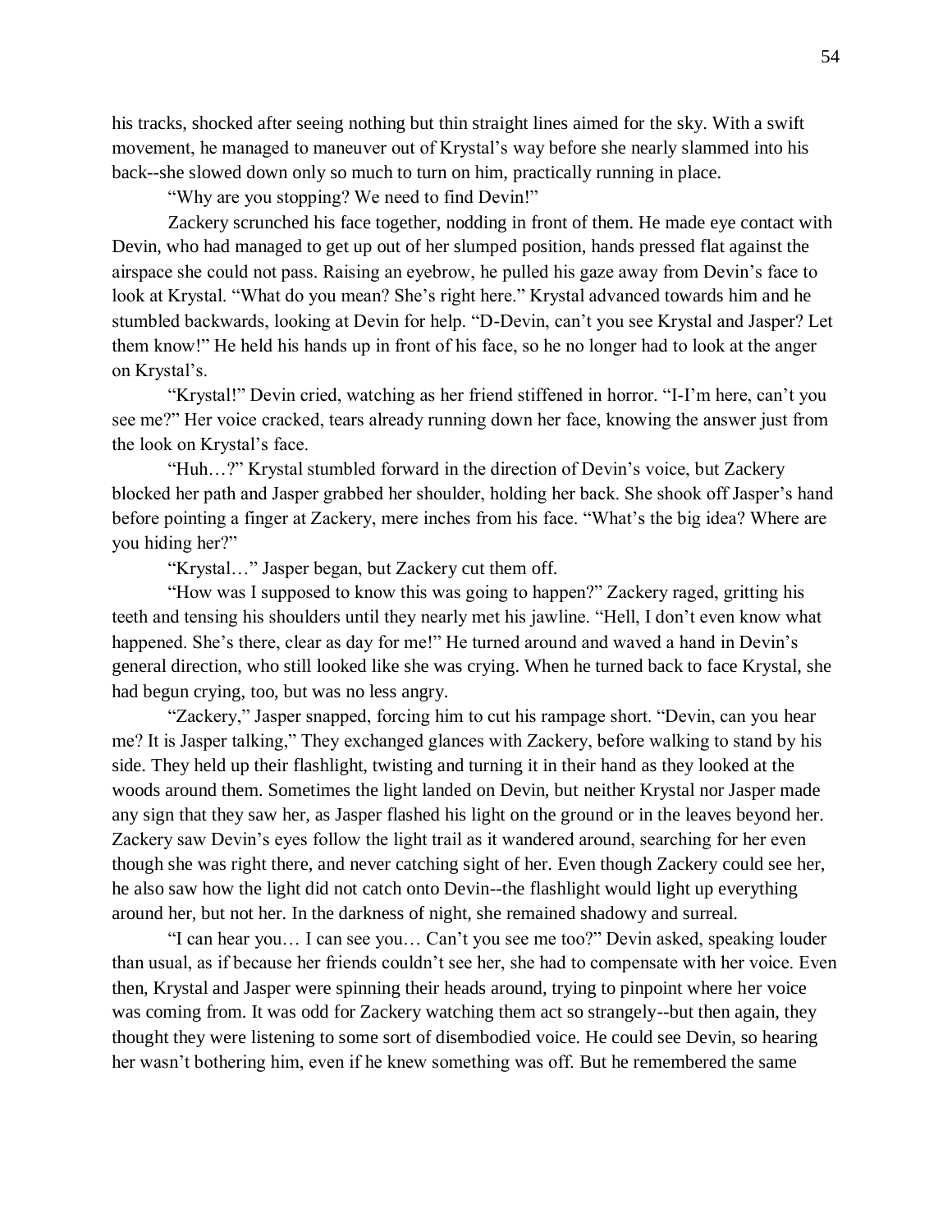his tracks, shocked after seeing nothing but thin straight lines aimed for the sky. With a swift movement, he managed to maneuver out of Krystal's way before she nearly slammed into his back--she slowed down only so much to turn on him, practically running in place.

"Why are you stopping? We need to find Devin!"

Zackery scrunched his face together, nodding in front of them. He made eye contact with Devin, who had managed to get up out of her slumped position, hands pressed flat against the airspace she could not pass. Raising an eyebrow, he pulled his gaze away from Devin's face to look at Krystal. "What do you mean? She's right here." Krystal advanced towards him and he stumbled backwards, looking at Devin for help. "D-Devin, can't you see Krystal and Jasper? Let them know!" He held his hands up in front of his face, so he no longer had to look at the anger on Krystal's.

"Krystal!" Devin cried, watching as her friend stiffened in horror. "I-I'm here, can't you see me?" Her voice cracked, tears already running down her face, knowing the answer just from the look on Krystal's face.

"Huh…?" Krystal stumbled forward in the direction of Devin's voice, but Zackery blocked her path and Jasper grabbed her shoulder, holding her back. She shook off Jasper's hand before pointing a finger at Zackery, mere inches from his face. "What's the big idea? Where are you hiding her?"

"Krystal…" Jasper began, but Zackery cut them off.

"How was I supposed to know this was going to happen?" Zackery raged, gritting his teeth and tensing his shoulders until they nearly met his jawline. "Hell, I don't even know what happened. She's there, clear as day for me!" He turned around and waved a hand in Devin's general direction, who still looked like she was crying. When he turned back to face Krystal, she had begun crying, too, but was no less angry.

"Zackery," Jasper snapped, forcing him to cut his rampage short. "Devin, can you hear me? It is Jasper talking," They exchanged glances with Zackery, before walking to stand by his side. They held up their flashlight, twisting and turning it in their hand as they looked at the woods around them. Sometimes the light landed on Devin, but neither Krystal nor Jasper made any sign that they saw her, as Jasper flashed his light on the ground or in the leaves beyond her. Zackery saw Devin's eyes follow the light trail as it wandered around, searching for her even though she was right there, and never catching sight of her. Even though Zackery could see her, he also saw how the light did not catch onto Devin--the flashlight would light up everything around her, but not her. In the darkness of night, she remained shadowy and surreal.

"I can hear you… I can see you… Can't you see me too?" Devin asked, speaking louder than usual, as if because her friends couldn't see her, she had to compensate with her voice. Even then, Krystal and Jasper were spinning their heads around, trying to pinpoint where her voice was coming from. It was odd for Zackery watching them act so strangely--but then again, they thought they were listening to some sort of disembodied voice. He could see Devin, so hearing her wasn't bothering him, even if he knew something was off. But he remembered the same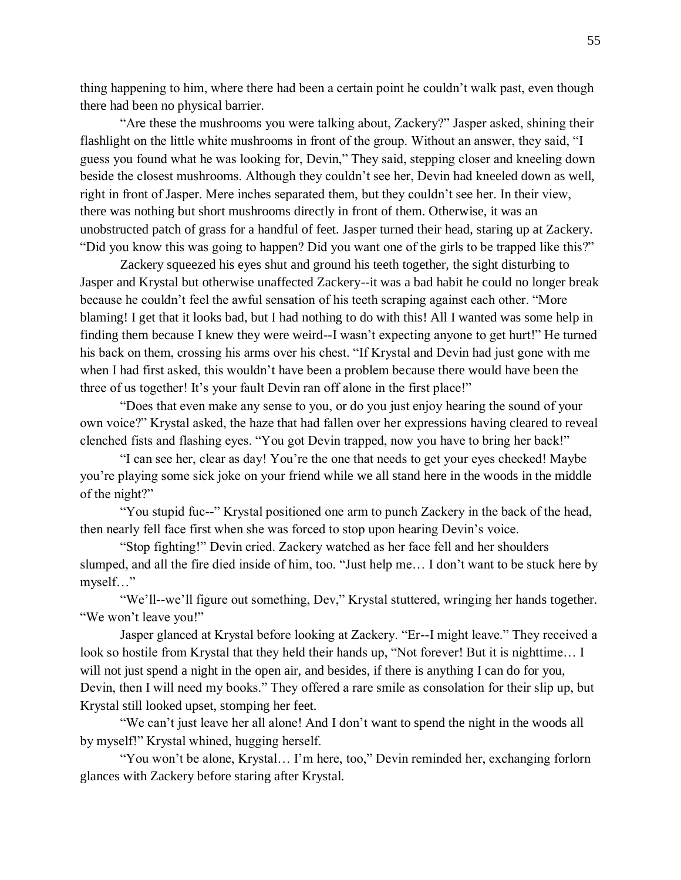thing happening to him, where there had been a certain point he couldn't walk past, even though there had been no physical barrier.

"Are these the mushrooms you were talking about, Zackery?" Jasper asked, shining their flashlight on the little white mushrooms in front of the group. Without an answer, they said, "I guess you found what he was looking for, Devin," They said, stepping closer and kneeling down beside the closest mushrooms. Although they couldn't see her, Devin had kneeled down as well, right in front of Jasper. Mere inches separated them, but they couldn't see her. In their view, there was nothing but short mushrooms directly in front of them. Otherwise, it was an unobstructed patch of grass for a handful of feet. Jasper turned their head, staring up at Zackery. "Did you know this was going to happen? Did you want one of the girls to be trapped like this?"

Zackery squeezed his eyes shut and ground his teeth together, the sight disturbing to Jasper and Krystal but otherwise unaffected Zackery--it was a bad habit he could no longer break because he couldn't feel the awful sensation of his teeth scraping against each other. "More blaming! I get that it looks bad, but I had nothing to do with this! All I wanted was some help in finding them because I knew they were weird--I wasn't expecting anyone to get hurt!" He turned his back on them, crossing his arms over his chest. "If Krystal and Devin had just gone with me when I had first asked, this wouldn't have been a problem because there would have been the three of us together! It's your fault Devin ran off alone in the first place!"

"Does that even make any sense to you, or do you just enjoy hearing the sound of your own voice?" Krystal asked, the haze that had fallen over her expressions having cleared to reveal clenched fists and flashing eyes. "You got Devin trapped, now you have to bring her back!"

"I can see her, clear as day! You're the one that needs to get your eyes checked! Maybe you're playing some sick joke on your friend while we all stand here in the woods in the middle of the night?"

"You stupid fuc--" Krystal positioned one arm to punch Zackery in the back of the head, then nearly fell face first when she was forced to stop upon hearing Devin's voice.

"Stop fighting!" Devin cried. Zackery watched as her face fell and her shoulders slumped, and all the fire died inside of him, too. "Just help me… I don't want to be stuck here by myself…"

"We'll--we'll figure out something, Dev," Krystal stuttered, wringing her hands together. "We won't leave you!"

Jasper glanced at Krystal before looking at Zackery. "Er--I might leave." They received a look so hostile from Krystal that they held their hands up, "Not forever! But it is nighttime… I will not just spend a night in the open air, and besides, if there is anything I can do for you, Devin, then I will need my books." They offered a rare smile as consolation for their slip up, but Krystal still looked upset, stomping her feet.

"We can't just leave her all alone! And I don't want to spend the night in the woods all by myself!" Krystal whined, hugging herself.

"You won't be alone, Krystal… I'm here, too," Devin reminded her, exchanging forlorn glances with Zackery before staring after Krystal.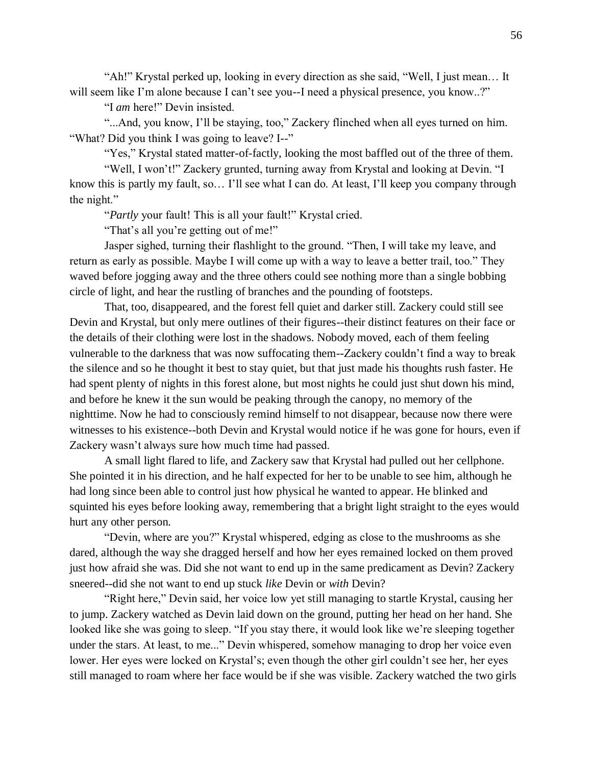"Ah!" Krystal perked up, looking in every direction as she said, "Well, I just mean… It will seem like I'm alone because I can't see you--I need a physical presence, you know..?"

"I *am* here!" Devin insisted.

"...And, you know, I'll be staying, too," Zackery flinched when all eyes turned on him. "What? Did you think I was going to leave? I--"

"Yes," Krystal stated matter-of-factly, looking the most baffled out of the three of them.

"Well, I won't!" Zackery grunted, turning away from Krystal and looking at Devin. "I know this is partly my fault, so… I'll see what I can do. At least, I'll keep you company through the night."

"*Partly* your fault! This is all your fault!" Krystal cried.

"That's all you're getting out of me!"

Jasper sighed, turning their flashlight to the ground. "Then, I will take my leave, and return as early as possible. Maybe I will come up with a way to leave a better trail, too." They waved before jogging away and the three others could see nothing more than a single bobbing circle of light, and hear the rustling of branches and the pounding of footsteps.

That, too, disappeared, and the forest fell quiet and darker still. Zackery could still see Devin and Krystal, but only mere outlines of their figures--their distinct features on their face or the details of their clothing were lost in the shadows. Nobody moved, each of them feeling vulnerable to the darkness that was now suffocating them--Zackery couldn't find a way to break the silence and so he thought it best to stay quiet, but that just made his thoughts rush faster. He had spent plenty of nights in this forest alone, but most nights he could just shut down his mind, and before he knew it the sun would be peaking through the canopy, no memory of the nighttime. Now he had to consciously remind himself to not disappear, because now there were witnesses to his existence--both Devin and Krystal would notice if he was gone for hours, even if Zackery wasn't always sure how much time had passed.

A small light flared to life, and Zackery saw that Krystal had pulled out her cellphone. She pointed it in his direction, and he half expected for her to be unable to see him, although he had long since been able to control just how physical he wanted to appear. He blinked and squinted his eyes before looking away, remembering that a bright light straight to the eyes would hurt any other person.

"Devin, where are you?" Krystal whispered, edging as close to the mushrooms as she dared, although the way she dragged herself and how her eyes remained locked on them proved just how afraid she was. Did she not want to end up in the same predicament as Devin? Zackery sneered--did she not want to end up stuck *like* Devin or *with* Devin?

"Right here," Devin said, her voice low yet still managing to startle Krystal, causing her to jump. Zackery watched as Devin laid down on the ground, putting her head on her hand. She looked like she was going to sleep. "If you stay there, it would look like we're sleeping together under the stars. At least, to me..." Devin whispered, somehow managing to drop her voice even lower. Her eyes were locked on Krystal's; even though the other girl couldn't see her, her eyes still managed to roam where her face would be if she was visible. Zackery watched the two girls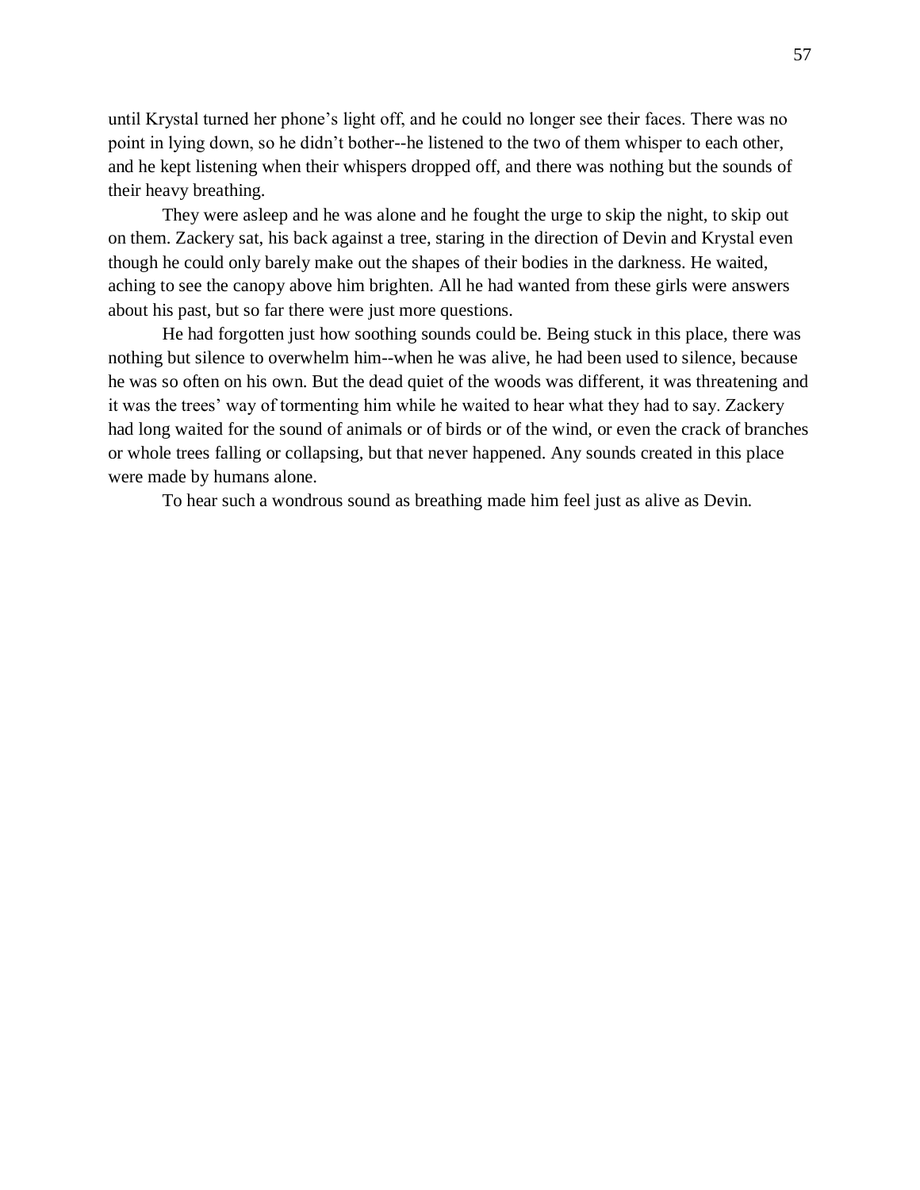until Krystal turned her phone's light off, and he could no longer see their faces. There was no point in lying down, so he didn't bother--he listened to the two of them whisper to each other, and he kept listening when their whispers dropped off, and there was nothing but the sounds of their heavy breathing.

They were asleep and he was alone and he fought the urge to skip the night, to skip out on them. Zackery sat, his back against a tree, staring in the direction of Devin and Krystal even though he could only barely make out the shapes of their bodies in the darkness. He waited, aching to see the canopy above him brighten. All he had wanted from these girls were answers about his past, but so far there were just more questions.

He had forgotten just how soothing sounds could be. Being stuck in this place, there was nothing but silence to overwhelm him--when he was alive, he had been used to silence, because he was so often on his own. But the dead quiet of the woods was different, it was threatening and it was the trees' way of tormenting him while he waited to hear what they had to say. Zackery had long waited for the sound of animals or of birds or of the wind, or even the crack of branches or whole trees falling or collapsing, but that never happened. Any sounds created in this place were made by humans alone.

To hear such a wondrous sound as breathing made him feel just as alive as Devin.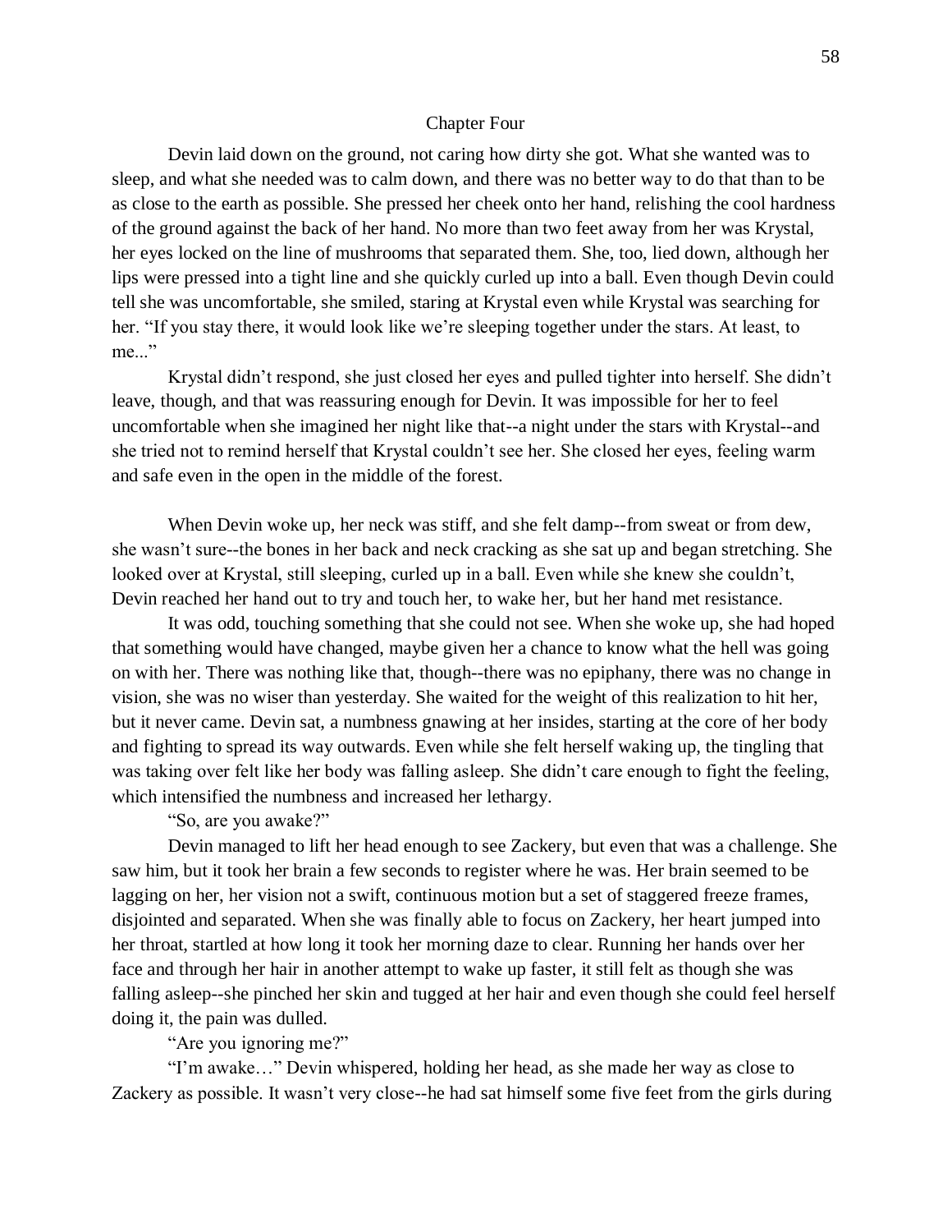## Chapter Four

Devin laid down on the ground, not caring how dirty she got. What she wanted was to sleep, and what she needed was to calm down, and there was no better way to do that than to be as close to the earth as possible. She pressed her cheek onto her hand, relishing the cool hardness of the ground against the back of her hand. No more than two feet away from her was Krystal, her eyes locked on the line of mushrooms that separated them. She, too, lied down, although her lips were pressed into a tight line and she quickly curled up into a ball. Even though Devin could tell she was uncomfortable, she smiled, staring at Krystal even while Krystal was searching for her. "If you stay there, it would look like we're sleeping together under the stars. At least, to me..."

Krystal didn't respond, she just closed her eyes and pulled tighter into herself. She didn't leave, though, and that was reassuring enough for Devin. It was impossible for her to feel uncomfortable when she imagined her night like that--a night under the stars with Krystal--and she tried not to remind herself that Krystal couldn't see her. She closed her eyes, feeling warm and safe even in the open in the middle of the forest.

When Devin woke up, her neck was stiff, and she felt damp--from sweat or from dew, she wasn't sure--the bones in her back and neck cracking as she sat up and began stretching. She looked over at Krystal, still sleeping, curled up in a ball. Even while she knew she couldn't, Devin reached her hand out to try and touch her, to wake her, but her hand met resistance.

It was odd, touching something that she could not see. When she woke up, she had hoped that something would have changed, maybe given her a chance to know what the hell was going on with her. There was nothing like that, though--there was no epiphany, there was no change in vision, she was no wiser than yesterday. She waited for the weight of this realization to hit her, but it never came. Devin sat, a numbness gnawing at her insides, starting at the core of her body and fighting to spread its way outwards. Even while she felt herself waking up, the tingling that was taking over felt like her body was falling asleep. She didn't care enough to fight the feeling, which intensified the numbness and increased her lethargy.

"So, are you awake?"

Devin managed to lift her head enough to see Zackery, but even that was a challenge. She saw him, but it took her brain a few seconds to register where he was. Her brain seemed to be lagging on her, her vision not a swift, continuous motion but a set of staggered freeze frames, disjointed and separated. When she was finally able to focus on Zackery, her heart jumped into her throat, startled at how long it took her morning daze to clear. Running her hands over her face and through her hair in another attempt to wake up faster, it still felt as though she was falling asleep--she pinched her skin and tugged at her hair and even though she could feel herself doing it, the pain was dulled.

"Are you ignoring me?"

"I'm awake…" Devin whispered, holding her head, as she made her way as close to Zackery as possible. It wasn't very close--he had sat himself some five feet from the girls during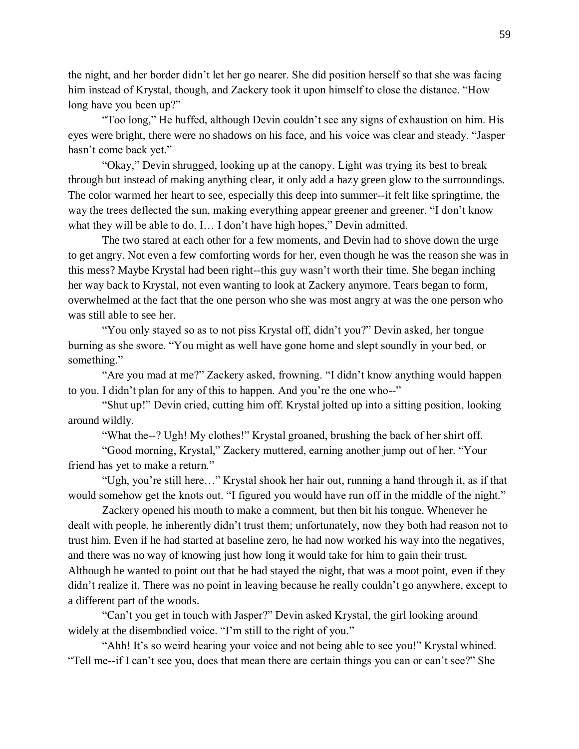the night, and her border didn't let her go nearer. She did position herself so that she was facing him instead of Krystal, though, and Zackery took it upon himself to close the distance. "How long have you been up?"

"Too long," He huffed, although Devin couldn't see any signs of exhaustion on him. His eyes were bright, there were no shadows on his face, and his voice was clear and steady. "Jasper hasn't come back yet."

"Okay," Devin shrugged, looking up at the canopy. Light was trying its best to break through but instead of making anything clear, it only add a hazy green glow to the surroundings. The color warmed her heart to see, especially this deep into summer--it felt like springtime, the way the trees deflected the sun, making everything appear greener and greener. "I don't know what they will be able to do. I… I don't have high hopes," Devin admitted.

The two stared at each other for a few moments, and Devin had to shove down the urge to get angry. Not even a few comforting words for her, even though he was the reason she was in this mess? Maybe Krystal had been right--this guy wasn't worth their time. She began inching her way back to Krystal, not even wanting to look at Zackery anymore. Tears began to form, overwhelmed at the fact that the one person who she was most angry at was the one person who was still able to see her.

"You only stayed so as to not piss Krystal off, didn't you?" Devin asked, her tongue burning as she swore. "You might as well have gone home and slept soundly in your bed, or something."

"Are you mad at me?" Zackery asked, frowning. "I didn't know anything would happen to you. I didn't plan for any of this to happen. And you're the one who--"

"Shut up!" Devin cried, cutting him off. Krystal jolted up into a sitting position, looking around wildly.

"What the--? Ugh! My clothes!" Krystal groaned, brushing the back of her shirt off.

"Good morning, Krystal," Zackery muttered, earning another jump out of her. "Your friend has yet to make a return."

"Ugh, you're still here…" Krystal shook her hair out, running a hand through it, as if that would somehow get the knots out. "I figured you would have run off in the middle of the night."

Zackery opened his mouth to make a comment, but then bit his tongue. Whenever he dealt with people, he inherently didn't trust them; unfortunately, now they both had reason not to trust him. Even if he had started at baseline zero, he had now worked his way into the negatives, and there was no way of knowing just how long it would take for him to gain their trust. Although he wanted to point out that he had stayed the night, that was a moot point, even if they didn't realize it. There was no point in leaving because he really couldn't go anywhere, except to a different part of the woods.

"Can't you get in touch with Jasper?" Devin asked Krystal, the girl looking around widely at the disembodied voice. "I'm still to the right of you."

"Ahh! It's so weird hearing your voice and not being able to see you!" Krystal whined. "Tell me--if I can't see you, does that mean there are certain things you can or can't see?" She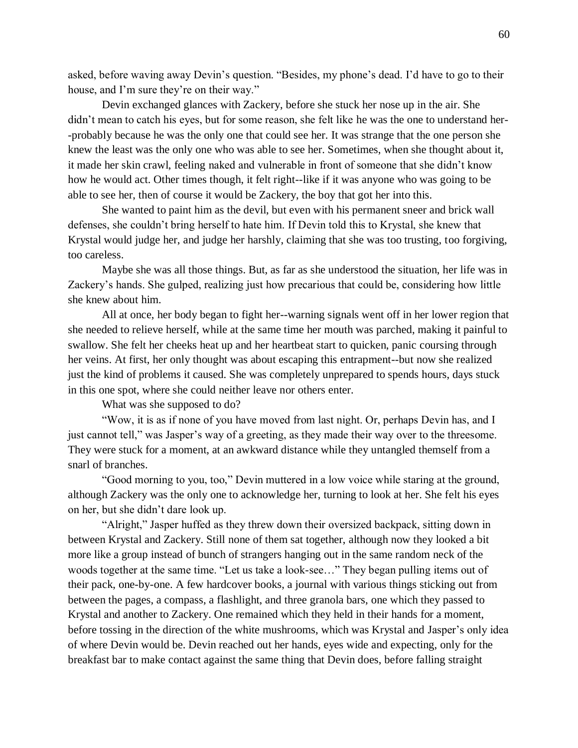asked, before waving away Devin's question. "Besides, my phone's dead. I'd have to go to their house, and I'm sure they're on their way."

Devin exchanged glances with Zackery, before she stuck her nose up in the air. She didn't mean to catch his eyes, but for some reason, she felt like he was the one to understand her--probably because he was the only one that could see her. It was strange that the one person she knew the least was the only one who was able to see her. Sometimes, when she thought about it, it made her skin crawl, feeling naked and vulnerable in front of someone that she didn't know how he would act. Other times though, it felt right--like if it was anyone who was going to be able to see her, then of course it would be Zackery, the boy that got her into this.

She wanted to paint him as the devil, but even with his permanent sneer and brick wall defenses, she couldn't bring herself to hate him. If Devin told this to Krystal, she knew that Krystal would judge her, and judge her harshly, claiming that she was too trusting, too forgiving, too careless.

Maybe she was all those things. But, as far as she understood the situation, her life was in Zackery's hands. She gulped, realizing just how precarious that could be, considering how little she knew about him.

All at once, her body began to fight her--warning signals went off in her lower region that she needed to relieve herself, while at the same time her mouth was parched, making it painful to swallow. She felt her cheeks heat up and her heartbeat start to quicken, panic coursing through her veins. At first, her only thought was about escaping this entrapment--but now she realized just the kind of problems it caused. She was completely unprepared to spends hours, days stuck in this one spot, where she could neither leave nor others enter.

What was she supposed to do?

"Wow, it is as if none of you have moved from last night. Or, perhaps Devin has, and I just cannot tell," was Jasper's way of a greeting, as they made their way over to the threesome. They were stuck for a moment, at an awkward distance while they untangled themself from a snarl of branches.

"Good morning to you, too," Devin muttered in a low voice while staring at the ground, although Zackery was the only one to acknowledge her, turning to look at her. She felt his eyes on her, but she didn't dare look up.

"Alright," Jasper huffed as they threw down their oversized backpack, sitting down in between Krystal and Zackery. Still none of them sat together, although now they looked a bit more like a group instead of bunch of strangers hanging out in the same random neck of the woods together at the same time. "Let us take a look-see…" They began pulling items out of their pack, one-by-one. A few hardcover books, a journal with various things sticking out from between the pages, a compass, a flashlight, and three granola bars, one which they passed to Krystal and another to Zackery. One remained which they held in their hands for a moment, before tossing in the direction of the white mushrooms, which was Krystal and Jasper's only idea of where Devin would be. Devin reached out her hands, eyes wide and expecting, only for the breakfast bar to make contact against the same thing that Devin does, before falling straight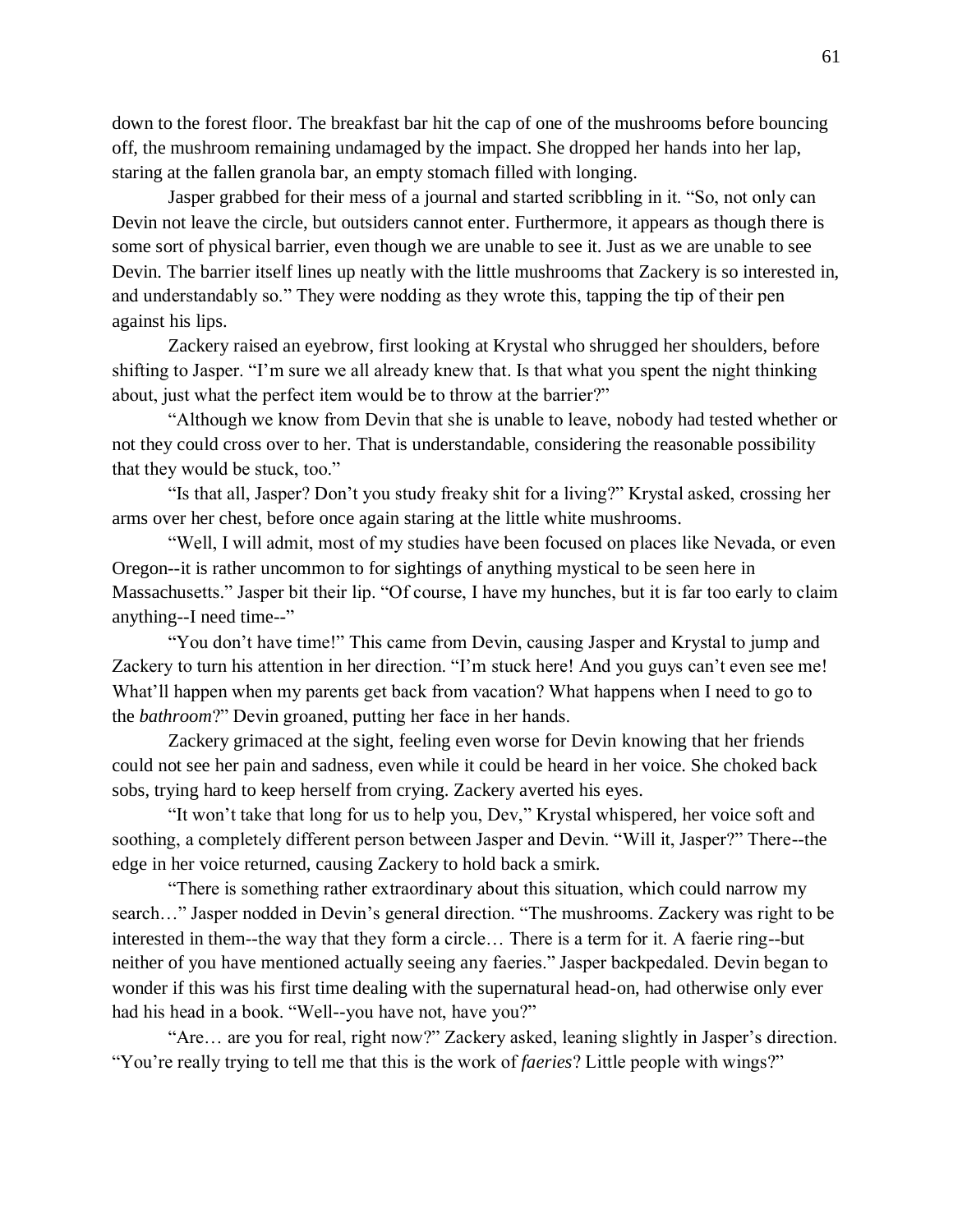down to the forest floor. The breakfast bar hit the cap of one of the mushrooms before bouncing off, the mushroom remaining undamaged by the impact. She dropped her hands into her lap, staring at the fallen granola bar, an empty stomach filled with longing.

Jasper grabbed for their mess of a journal and started scribbling in it. "So, not only can Devin not leave the circle, but outsiders cannot enter. Furthermore, it appears as though there is some sort of physical barrier, even though we are unable to see it. Just as we are unable to see Devin. The barrier itself lines up neatly with the little mushrooms that Zackery is so interested in, and understandably so." They were nodding as they wrote this, tapping the tip of their pen against his lips.

Zackery raised an eyebrow, first looking at Krystal who shrugged her shoulders, before shifting to Jasper. "I'm sure we all already knew that. Is that what you spent the night thinking about, just what the perfect item would be to throw at the barrier?"

"Although we know from Devin that she is unable to leave, nobody had tested whether or not they could cross over to her. That is understandable, considering the reasonable possibility that they would be stuck, too."

"Is that all, Jasper? Don't you study freaky shit for a living?" Krystal asked, crossing her arms over her chest, before once again staring at the little white mushrooms.

"Well, I will admit, most of my studies have been focused on places like Nevada, or even Oregon--it is rather uncommon to for sightings of anything mystical to be seen here in Massachusetts." Jasper bit their lip. "Of course, I have my hunches, but it is far too early to claim anything--I need time--"

"You don't have time!" This came from Devin, causing Jasper and Krystal to jump and Zackery to turn his attention in her direction. "I'm stuck here! And you guys can't even see me! What'll happen when my parents get back from vacation? What happens when I need to go to the *bathroom*?" Devin groaned, putting her face in her hands.

Zackery grimaced at the sight, feeling even worse for Devin knowing that her friends could not see her pain and sadness, even while it could be heard in her voice. She choked back sobs, trying hard to keep herself from crying. Zackery averted his eyes.

"It won't take that long for us to help you, Dev," Krystal whispered, her voice soft and soothing, a completely different person between Jasper and Devin. "Will it, Jasper?" There--the edge in her voice returned, causing Zackery to hold back a smirk.

"There is something rather extraordinary about this situation, which could narrow my search…" Jasper nodded in Devin's general direction. "The mushrooms. Zackery was right to be interested in them--the way that they form a circle… There is a term for it. A faerie ring--but neither of you have mentioned actually seeing any faeries." Jasper backpedaled. Devin began to wonder if this was his first time dealing with the supernatural head-on, had otherwise only ever had his head in a book. "Well--you have not, have you?"

"Are… are you for real, right now?" Zackery asked, leaning slightly in Jasper's direction. "You're really trying to tell me that this is the work of *faeries*? Little people with wings?"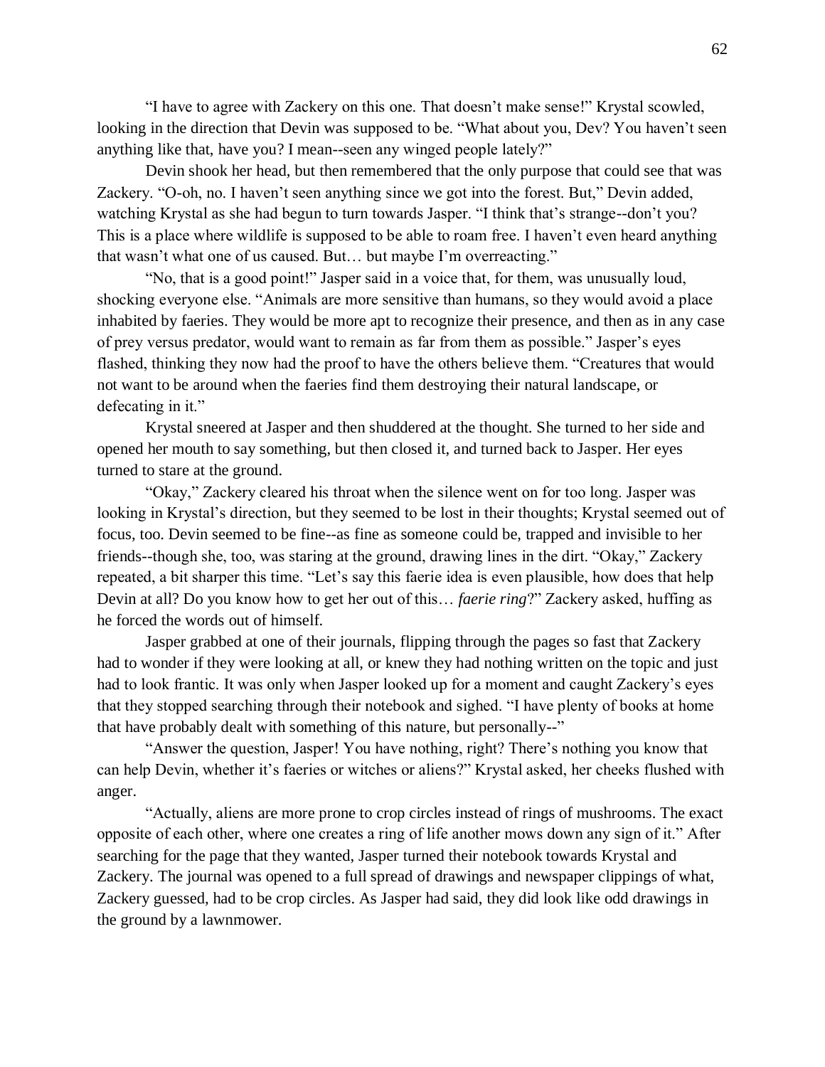"I have to agree with Zackery on this one. That doesn't make sense!" Krystal scowled, looking in the direction that Devin was supposed to be. "What about you, Dev? You haven't seen anything like that, have you? I mean--seen any winged people lately?"

Devin shook her head, but then remembered that the only purpose that could see that was Zackery. "O-oh, no. I haven't seen anything since we got into the forest. But," Devin added, watching Krystal as she had begun to turn towards Jasper. "I think that's strange--don't you? This is a place where wildlife is supposed to be able to roam free. I haven't even heard anything that wasn't what one of us caused. But… but maybe I'm overreacting."

"No, that is a good point!" Jasper said in a voice that, for them, was unusually loud, shocking everyone else. "Animals are more sensitive than humans, so they would avoid a place inhabited by faeries. They would be more apt to recognize their presence, and then as in any case of prey versus predator, would want to remain as far from them as possible." Jasper's eyes flashed, thinking they now had the proof to have the others believe them. "Creatures that would not want to be around when the faeries find them destroying their natural landscape, or defecating in it."

Krystal sneered at Jasper and then shuddered at the thought. She turned to her side and opened her mouth to say something, but then closed it, and turned back to Jasper. Her eyes turned to stare at the ground.

"Okay," Zackery cleared his throat when the silence went on for too long. Jasper was looking in Krystal's direction, but they seemed to be lost in their thoughts; Krystal seemed out of focus, too. Devin seemed to be fine--as fine as someone could be, trapped and invisible to her friends--though she, too, was staring at the ground, drawing lines in the dirt. "Okay," Zackery repeated, a bit sharper this time. "Let's say this faerie idea is even plausible, how does that help Devin at all? Do you know how to get her out of this… *faerie ring*?" Zackery asked, huffing as he forced the words out of himself.

Jasper grabbed at one of their journals, flipping through the pages so fast that Zackery had to wonder if they were looking at all, or knew they had nothing written on the topic and just had to look frantic. It was only when Jasper looked up for a moment and caught Zackery's eyes that they stopped searching through their notebook and sighed. "I have plenty of books at home that have probably dealt with something of this nature, but personally--"

"Answer the question, Jasper! You have nothing, right? There's nothing you know that can help Devin, whether it's faeries or witches or aliens?" Krystal asked, her cheeks flushed with anger.

"Actually, aliens are more prone to crop circles instead of rings of mushrooms. The exact opposite of each other, where one creates a ring of life another mows down any sign of it." After searching for the page that they wanted, Jasper turned their notebook towards Krystal and Zackery. The journal was opened to a full spread of drawings and newspaper clippings of what, Zackery guessed, had to be crop circles. As Jasper had said, they did look like odd drawings in the ground by a lawnmower.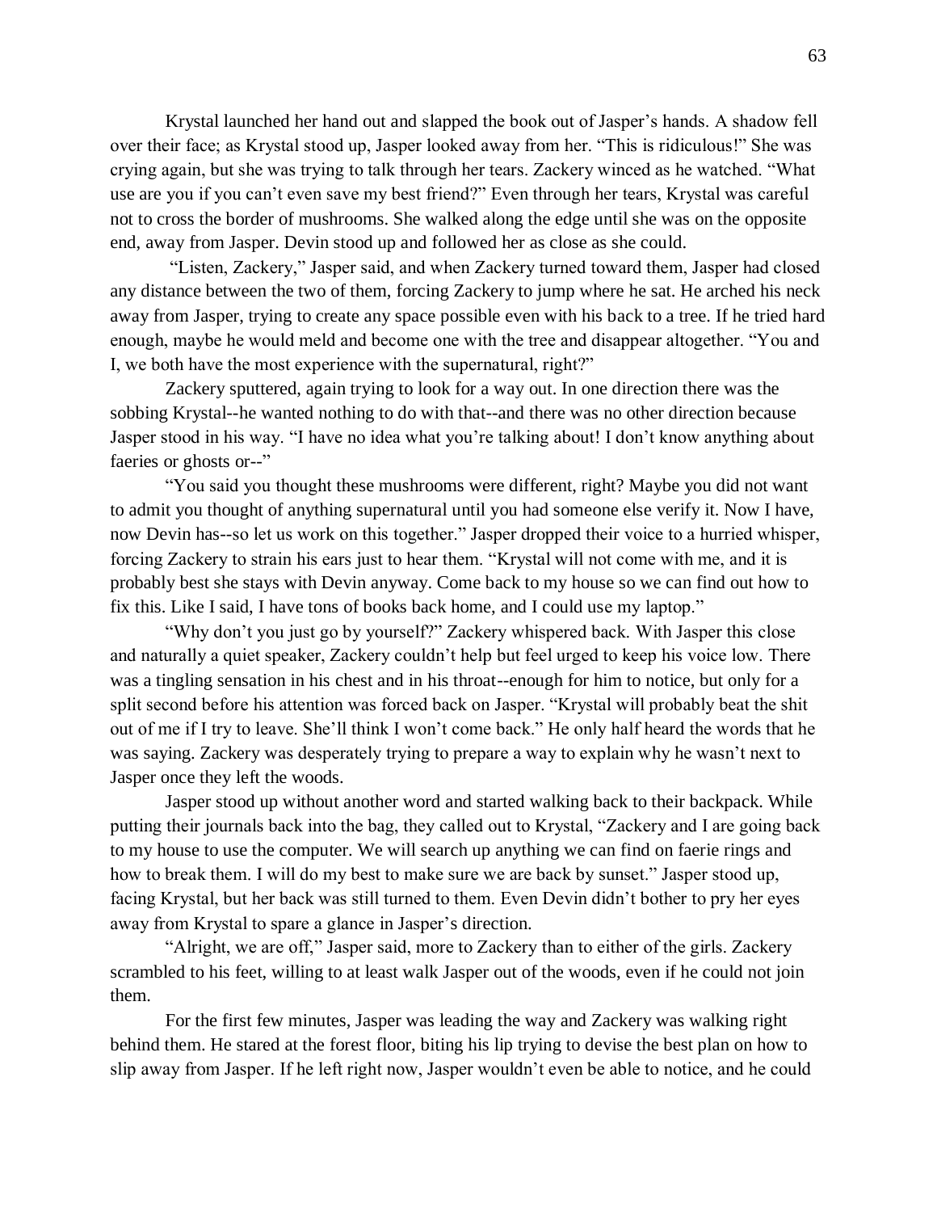Krystal launched her hand out and slapped the book out of Jasper's hands. A shadow fell over their face; as Krystal stood up, Jasper looked away from her. "This is ridiculous!" She was crying again, but she was trying to talk through her tears. Zackery winced as he watched. "What use are you if you can't even save my best friend?" Even through her tears, Krystal was careful not to cross the border of mushrooms. She walked along the edge until she was on the opposite end, away from Jasper. Devin stood up and followed her as close as she could.

"Listen, Zackery," Jasper said, and when Zackery turned toward them, Jasper had closed any distance between the two of them, forcing Zackery to jump where he sat. He arched his neck away from Jasper, trying to create any space possible even with his back to a tree. If he tried hard enough, maybe he would meld and become one with the tree and disappear altogether. "You and I, we both have the most experience with the supernatural, right?"

Zackery sputtered, again trying to look for a way out. In one direction there was the sobbing Krystal--he wanted nothing to do with that--and there was no other direction because Jasper stood in his way. "I have no idea what you're talking about! I don't know anything about faeries or ghosts or--"

"You said you thought these mushrooms were different, right? Maybe you did not want to admit you thought of anything supernatural until you had someone else verify it. Now I have, now Devin has--so let us work on this together." Jasper dropped their voice to a hurried whisper, forcing Zackery to strain his ears just to hear them. "Krystal will not come with me, and it is probably best she stays with Devin anyway. Come back to my house so we can find out how to fix this. Like I said, I have tons of books back home, and I could use my laptop."

"Why don't you just go by yourself?" Zackery whispered back. With Jasper this close and naturally a quiet speaker, Zackery couldn't help but feel urged to keep his voice low. There was a tingling sensation in his chest and in his throat--enough for him to notice, but only for a split second before his attention was forced back on Jasper. "Krystal will probably beat the shit out of me if I try to leave. She'll think I won't come back." He only half heard the words that he was saying. Zackery was desperately trying to prepare a way to explain why he wasn't next to Jasper once they left the woods.

Jasper stood up without another word and started walking back to their backpack. While putting their journals back into the bag, they called out to Krystal, "Zackery and I are going back to my house to use the computer. We will search up anything we can find on faerie rings and how to break them. I will do my best to make sure we are back by sunset." Jasper stood up, facing Krystal, but her back was still turned to them. Even Devin didn't bother to pry her eyes away from Krystal to spare a glance in Jasper's direction.

"Alright, we are off," Jasper said, more to Zackery than to either of the girls. Zackery scrambled to his feet, willing to at least walk Jasper out of the woods, even if he could not join them.

For the first few minutes, Jasper was leading the way and Zackery was walking right behind them. He stared at the forest floor, biting his lip trying to devise the best plan on how to slip away from Jasper. If he left right now, Jasper wouldn't even be able to notice, and he could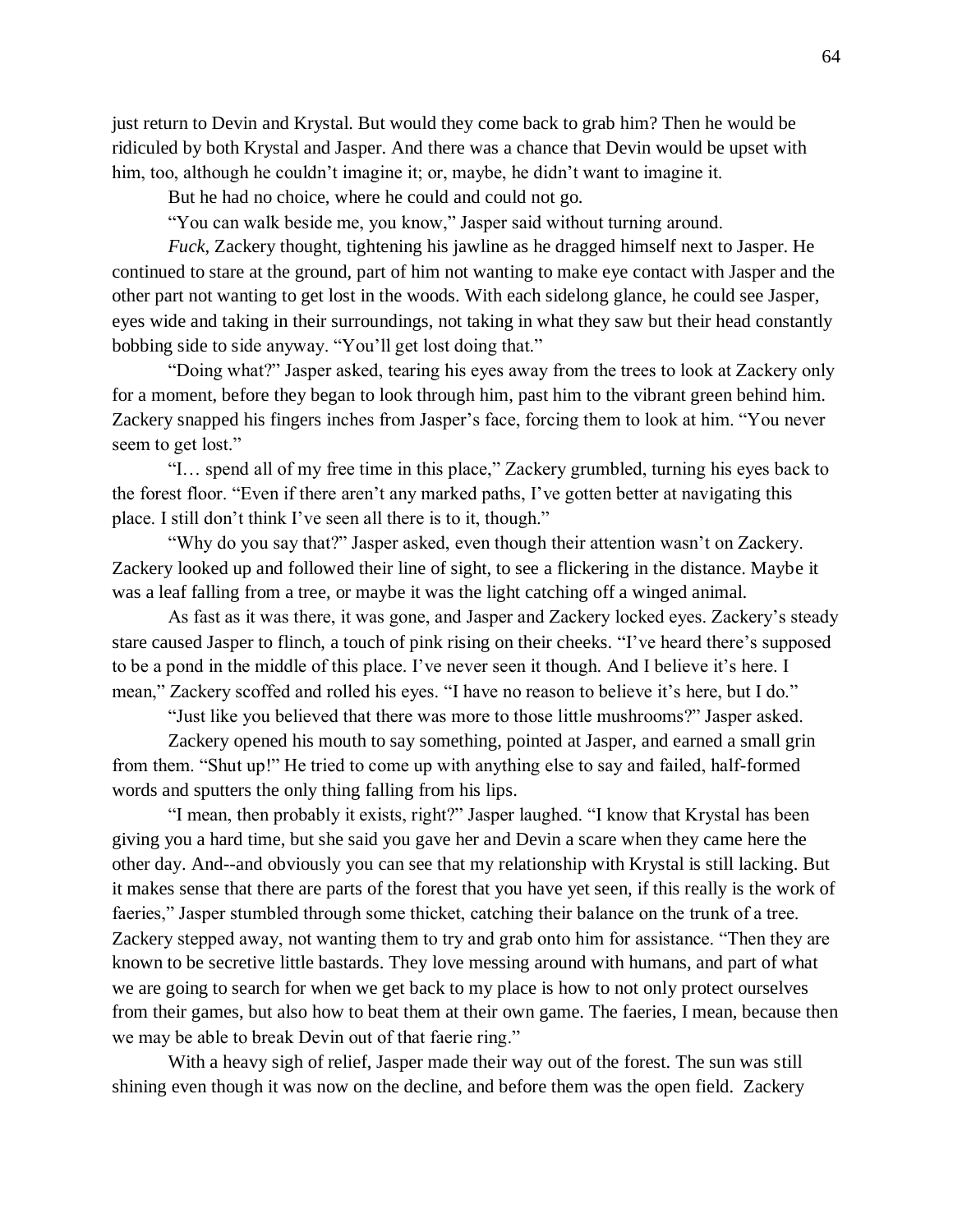just return to Devin and Krystal. But would they come back to grab him? Then he would be ridiculed by both Krystal and Jasper. And there was a chance that Devin would be upset with him, too, although he couldn't imagine it; or, maybe, he didn't want to imagine it.

But he had no choice, where he could and could not go.

"You can walk beside me, you know," Jasper said without turning around.

*Fuck*, Zackery thought, tightening his jawline as he dragged himself next to Jasper. He continued to stare at the ground, part of him not wanting to make eye contact with Jasper and the other part not wanting to get lost in the woods. With each sidelong glance, he could see Jasper, eyes wide and taking in their surroundings, not taking in what they saw but their head constantly bobbing side to side anyway. "You'll get lost doing that."

"Doing what?" Jasper asked, tearing his eyes away from the trees to look at Zackery only for a moment, before they began to look through him, past him to the vibrant green behind him. Zackery snapped his fingers inches from Jasper's face, forcing them to look at him. "You never seem to get lost."

"I… spend all of my free time in this place," Zackery grumbled, turning his eyes back to the forest floor. "Even if there aren't any marked paths, I've gotten better at navigating this place. I still don't think I've seen all there is to it, though."

"Why do you say that?" Jasper asked, even though their attention wasn't on Zackery. Zackery looked up and followed their line of sight, to see a flickering in the distance. Maybe it was a leaf falling from a tree, or maybe it was the light catching off a winged animal.

As fast as it was there, it was gone, and Jasper and Zackery locked eyes. Zackery's steady stare caused Jasper to flinch, a touch of pink rising on their cheeks. "I've heard there's supposed to be a pond in the middle of this place. I've never seen it though. And I believe it's here. I mean," Zackery scoffed and rolled his eyes. "I have no reason to believe it's here, but I do."

"Just like you believed that there was more to those little mushrooms?" Jasper asked.

Zackery opened his mouth to say something, pointed at Jasper, and earned a small grin from them. "Shut up!" He tried to come up with anything else to say and failed, half-formed words and sputters the only thing falling from his lips.

"I mean, then probably it exists, right?" Jasper laughed. "I know that Krystal has been giving you a hard time, but she said you gave her and Devin a scare when they came here the other day. And--and obviously you can see that my relationship with Krystal is still lacking. But it makes sense that there are parts of the forest that you have yet seen, if this really is the work of faeries," Jasper stumbled through some thicket, catching their balance on the trunk of a tree. Zackery stepped away, not wanting them to try and grab onto him for assistance. "Then they are known to be secretive little bastards. They love messing around with humans, and part of what we are going to search for when we get back to my place is how to not only protect ourselves from their games, but also how to beat them at their own game. The faeries, I mean, because then we may be able to break Devin out of that faerie ring."

With a heavy sigh of relief, Jasper made their way out of the forest. The sun was still shining even though it was now on the decline, and before them was the open field. Zackery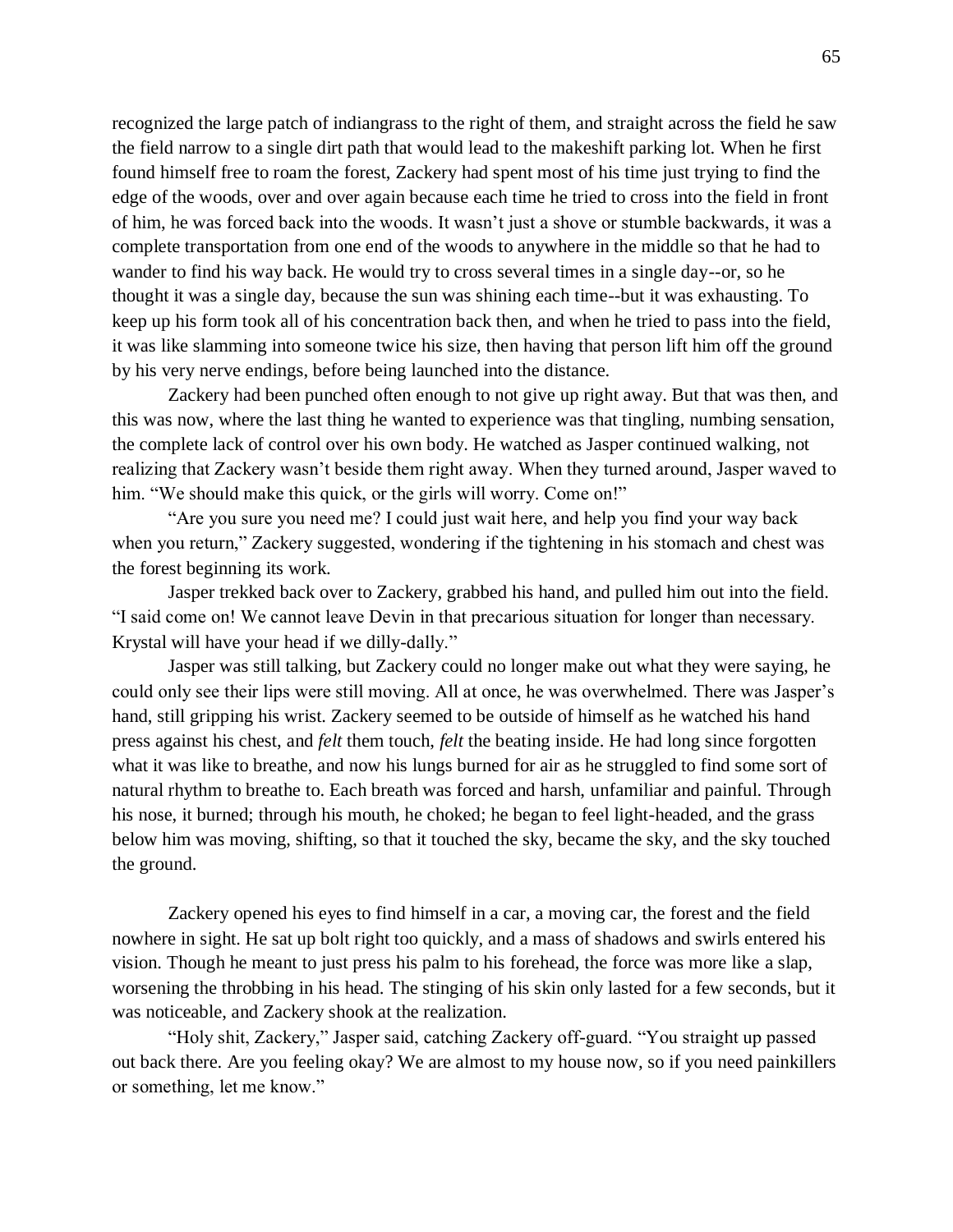recognized the large patch of indiangrass to the right of them, and straight across the field he saw the field narrow to a single dirt path that would lead to the makeshift parking lot. When he first found himself free to roam the forest, Zackery had spent most of his time just trying to find the edge of the woods, over and over again because each time he tried to cross into the field in front of him, he was forced back into the woods. It wasn't just a shove or stumble backwards, it was a complete transportation from one end of the woods to anywhere in the middle so that he had to wander to find his way back. He would try to cross several times in a single day--or, so he thought it was a single day, because the sun was shining each time--but it was exhausting. To keep up his form took all of his concentration back then, and when he tried to pass into the field, it was like slamming into someone twice his size, then having that person lift him off the ground by his very nerve endings, before being launched into the distance.

Zackery had been punched often enough to not give up right away. But that was then, and this was now, where the last thing he wanted to experience was that tingling, numbing sensation, the complete lack of control over his own body. He watched as Jasper continued walking, not realizing that Zackery wasn't beside them right away. When they turned around, Jasper waved to him. "We should make this quick, or the girls will worry. Come on!"

"Are you sure you need me? I could just wait here, and help you find your way back when you return," Zackery suggested, wondering if the tightening in his stomach and chest was the forest beginning its work.

Jasper trekked back over to Zackery, grabbed his hand, and pulled him out into the field. "I said come on! We cannot leave Devin in that precarious situation for longer than necessary. Krystal will have your head if we dilly-dally."

Jasper was still talking, but Zackery could no longer make out what they were saying, he could only see their lips were still moving. All at once, he was overwhelmed. There was Jasper's hand, still gripping his wrist. Zackery seemed to be outside of himself as he watched his hand press against his chest, and *felt* them touch, *felt* the beating inside. He had long since forgotten what it was like to breathe, and now his lungs burned for air as he struggled to find some sort of natural rhythm to breathe to. Each breath was forced and harsh, unfamiliar and painful. Through his nose, it burned; through his mouth, he choked; he began to feel light-headed, and the grass below him was moving, shifting, so that it touched the sky, became the sky, and the sky touched the ground.

Zackery opened his eyes to find himself in a car, a moving car, the forest and the field nowhere in sight. He sat up bolt right too quickly, and a mass of shadows and swirls entered his vision. Though he meant to just press his palm to his forehead, the force was more like a slap, worsening the throbbing in his head. The stinging of his skin only lasted for a few seconds, but it was noticeable, and Zackery shook at the realization.

"Holy shit, Zackery," Jasper said, catching Zackery off-guard. "You straight up passed out back there. Are you feeling okay? We are almost to my house now, so if you need painkillers or something, let me know."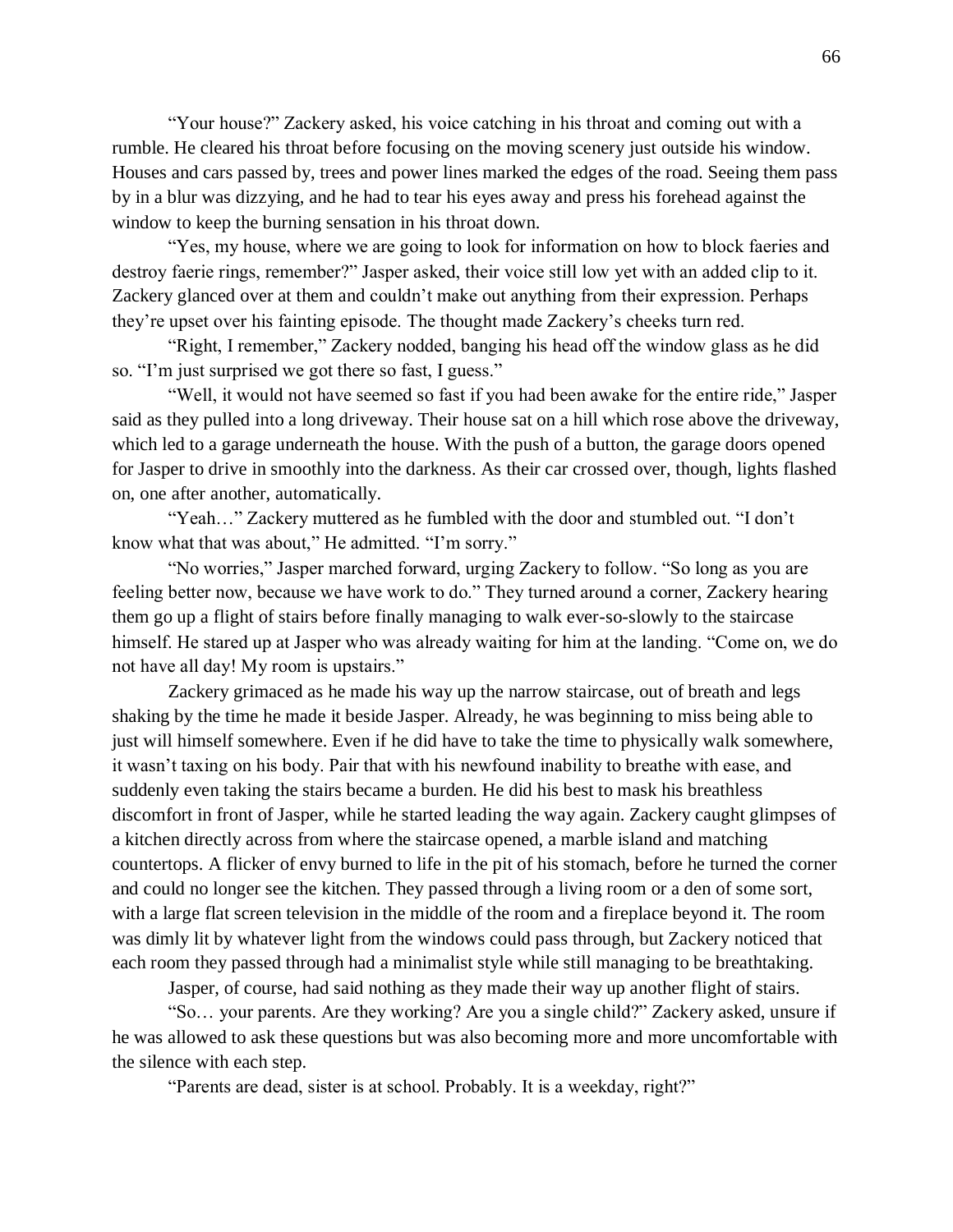"Your house?" Zackery asked, his voice catching in his throat and coming out with a rumble. He cleared his throat before focusing on the moving scenery just outside his window. Houses and cars passed by, trees and power lines marked the edges of the road. Seeing them pass by in a blur was dizzying, and he had to tear his eyes away and press his forehead against the window to keep the burning sensation in his throat down.

"Yes, my house, where we are going to look for information on how to block faeries and destroy faerie rings, remember?" Jasper asked, their voice still low yet with an added clip to it. Zackery glanced over at them and couldn't make out anything from their expression. Perhaps they're upset over his fainting episode. The thought made Zackery's cheeks turn red.

"Right, I remember," Zackery nodded, banging his head off the window glass as he did so. "I'm just surprised we got there so fast, I guess."

"Well, it would not have seemed so fast if you had been awake for the entire ride," Jasper said as they pulled into a long driveway. Their house sat on a hill which rose above the driveway, which led to a garage underneath the house. With the push of a button, the garage doors opened for Jasper to drive in smoothly into the darkness. As their car crossed over, though, lights flashed on, one after another, automatically.

"Yeah…" Zackery muttered as he fumbled with the door and stumbled out. "I don't know what that was about," He admitted. "I'm sorry."

"No worries," Jasper marched forward, urging Zackery to follow. "So long as you are feeling better now, because we have work to do." They turned around a corner, Zackery hearing them go up a flight of stairs before finally managing to walk ever-so-slowly to the staircase himself. He stared up at Jasper who was already waiting for him at the landing. "Come on, we do not have all day! My room is upstairs."

Zackery grimaced as he made his way up the narrow staircase, out of breath and legs shaking by the time he made it beside Jasper. Already, he was beginning to miss being able to just will himself somewhere. Even if he did have to take the time to physically walk somewhere, it wasn't taxing on his body. Pair that with his newfound inability to breathe with ease, and suddenly even taking the stairs became a burden. He did his best to mask his breathless discomfort in front of Jasper, while he started leading the way again. Zackery caught glimpses of a kitchen directly across from where the staircase opened, a marble island and matching countertops. A flicker of envy burned to life in the pit of his stomach, before he turned the corner and could no longer see the kitchen. They passed through a living room or a den of some sort, with a large flat screen television in the middle of the room and a fireplace beyond it. The room was dimly lit by whatever light from the windows could pass through, but Zackery noticed that each room they passed through had a minimalist style while still managing to be breathtaking.

Jasper, of course, had said nothing as they made their way up another flight of stairs.

"So… your parents. Are they working? Are you a single child?" Zackery asked, unsure if he was allowed to ask these questions but was also becoming more and more uncomfortable with the silence with each step.

"Parents are dead, sister is at school. Probably. It is a weekday, right?"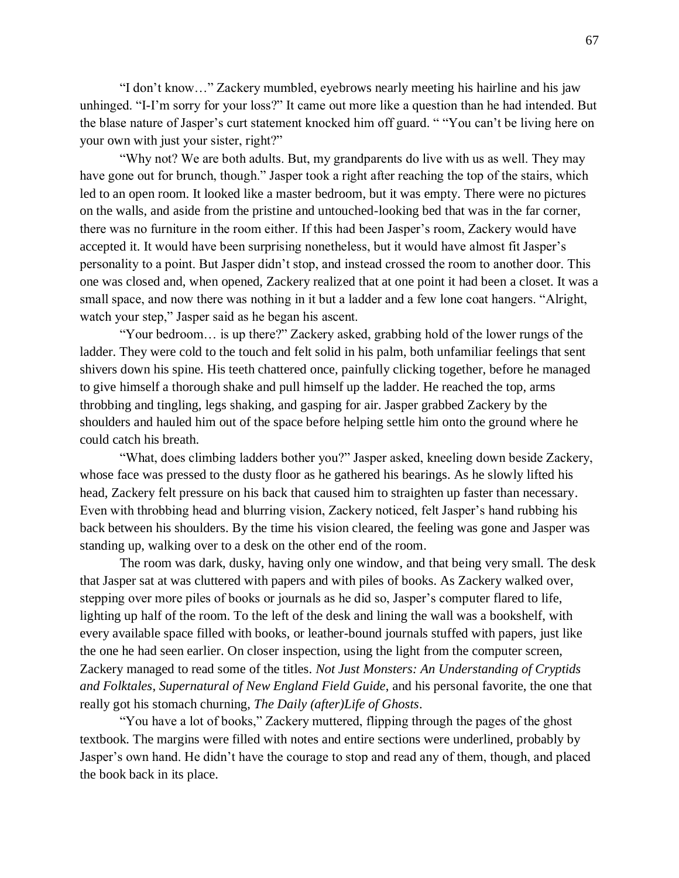"I don't know…" Zackery mumbled, eyebrows nearly meeting his hairline and his jaw unhinged. "I-I'm sorry for your loss?" It came out more like a question than he had intended. But the blase nature of Jasper's curt statement knocked him off guard. " "You can't be living here on your own with just your sister, right?"

"Why not? We are both adults. But, my grandparents do live with us as well. They may have gone out for brunch, though." Jasper took a right after reaching the top of the stairs, which led to an open room. It looked like a master bedroom, but it was empty. There were no pictures on the walls, and aside from the pristine and untouched-looking bed that was in the far corner, there was no furniture in the room either. If this had been Jasper's room, Zackery would have accepted it. It would have been surprising nonetheless, but it would have almost fit Jasper's personality to a point. But Jasper didn't stop, and instead crossed the room to another door. This one was closed and, when opened, Zackery realized that at one point it had been a closet. It was a small space, and now there was nothing in it but a ladder and a few lone coat hangers. "Alright, watch your step," Jasper said as he began his ascent.

"Your bedroom… is up there?" Zackery asked, grabbing hold of the lower rungs of the ladder. They were cold to the touch and felt solid in his palm, both unfamiliar feelings that sent shivers down his spine. His teeth chattered once, painfully clicking together, before he managed to give himself a thorough shake and pull himself up the ladder. He reached the top, arms throbbing and tingling, legs shaking, and gasping for air. Jasper grabbed Zackery by the shoulders and hauled him out of the space before helping settle him onto the ground where he could catch his breath.

"What, does climbing ladders bother you?" Jasper asked, kneeling down beside Zackery, whose face was pressed to the dusty floor as he gathered his bearings. As he slowly lifted his head, Zackery felt pressure on his back that caused him to straighten up faster than necessary. Even with throbbing head and blurring vision, Zackery noticed, felt Jasper's hand rubbing his back between his shoulders. By the time his vision cleared, the feeling was gone and Jasper was standing up, walking over to a desk on the other end of the room.

The room was dark, dusky, having only one window, and that being very small. The desk that Jasper sat at was cluttered with papers and with piles of books. As Zackery walked over, stepping over more piles of books or journals as he did so, Jasper's computer flared to life, lighting up half of the room. To the left of the desk and lining the wall was a bookshelf, with every available space filled with books, or leather-bound journals stuffed with papers, just like the one he had seen earlier. On closer inspection, using the light from the computer screen, Zackery managed to read some of the titles. *Not Just Monsters: An Understanding of Cryptids and Folktales*, *Supernatural of New England Field Guide*, and his personal favorite, the one that really got his stomach churning, *The Daily (after)Life of Ghosts*.

"You have a lot of books," Zackery muttered, flipping through the pages of the ghost textbook. The margins were filled with notes and entire sections were underlined, probably by Jasper's own hand. He didn't have the courage to stop and read any of them, though, and placed the book back in its place.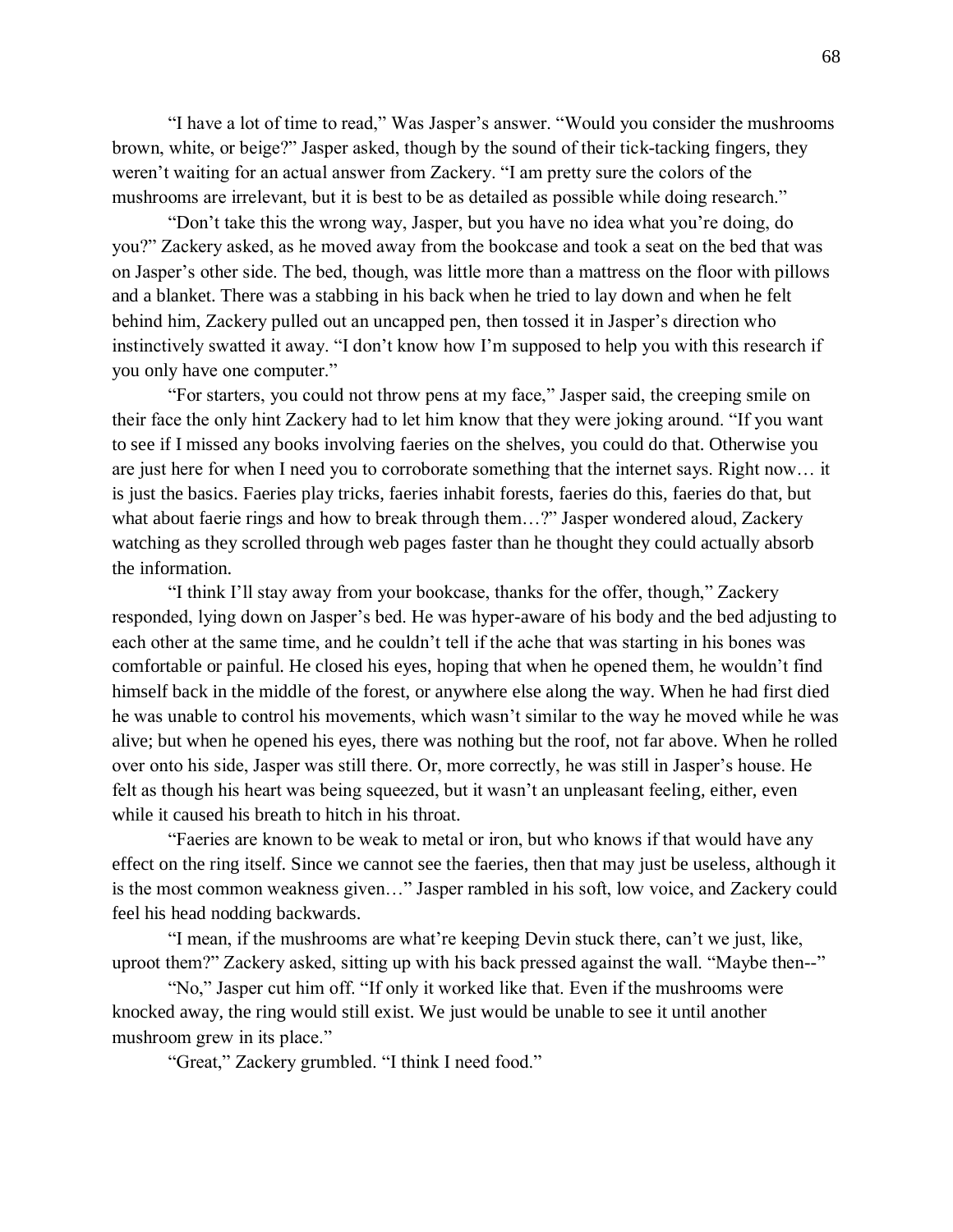“I have a lot of time to read,” Was Jasper’s answer. “Would you consider the mushrooms brown, white, or beige?” Jasper asked, though by the sound of their tick-tacking fingers, they weren’t waiting for an actual answer from Zackery. “I am pretty sure the colors of the mushrooms are irrelevant, but it is best to be as detailed as possible while doing research.”

“Don’t take this the wrong way, Jasper, but you have no idea what you’re doing, do you?” Zackery asked, as he moved away from the bookcase and took a seat on the bed that was on Jasper’s other side. The bed, though, was little more than a mattress on the floor with pillows and a blanket. There was a stabbing in his back when he tried to lay down and when he felt behind him, Zackery pulled out an uncapped pen, then tossed it in Jasper’s direction who instinctively swatted it away. “I don’t know how I’m supposed to help you with this research if you only have one computer.”

“For starters, you could not throw pens at my face,” Jasper said, the creeping smile on their face the only hint Zackery had to let him know that they were joking around. “If you want to see if I missed any books involving faeries on the shelves, you could do that. Otherwise you are just here for when I need you to corroborate something that the internet says. Right now… it is just the basics. Faeries play tricks, faeries inhabit forests, faeries do this, faeries do that, but what about faerie rings and how to break through them…?” Jasper wondered aloud, Zackery watching as they scrolled through web pages faster than he thought they could actually absorb the information.

“I think I’ll stay away from your bookcase, thanks for the offer, though,” Zackery responded, lying down on Jasper’s bed. He was hyper-aware of his body and the bed adjusting to each other at the same time, and he couldn’t tell if the ache that was starting in his bones was comfortable or painful. He closed his eyes, hoping that when he opened them, he wouldn’t find himself back in the middle of the forest, or anywhere else along the way. When he had first died he was unable to control his movements, which wasn’t similar to the way he moved while he was alive; but when he opened his eyes, there was nothing but the roof, not far above. When he rolled over onto his side, Jasper was still there. Or, more correctly, he was still in Jasper’s house. He felt as though his heart was being squeezed, but it wasn’t an unpleasant feeling, either, even while it caused his breath to hitch in his throat.

“Faeries are known to be weak to metal or iron, but who knows if that would have any effect on the ring itself. Since we cannot see the faeries, then that may just be useless, although it is the most common weakness given…” Jasper rambled in his soft, low voice, and Zackery could feel his head nodding backwards.

“I mean, if the mushrooms are what’re keeping Devin stuck there, can’t we just, like, uproot them?” Zackery asked, sitting up with his back pressed against the wall. “Maybe then--”

“No,” Jasper cut him off. “If only it worked like that. Even if the mushrooms were knocked away, the ring would still exist. We just would be unable to see it until another mushroom grew in its place.”

“Great,” Zackery grumbled. “I think I need food.”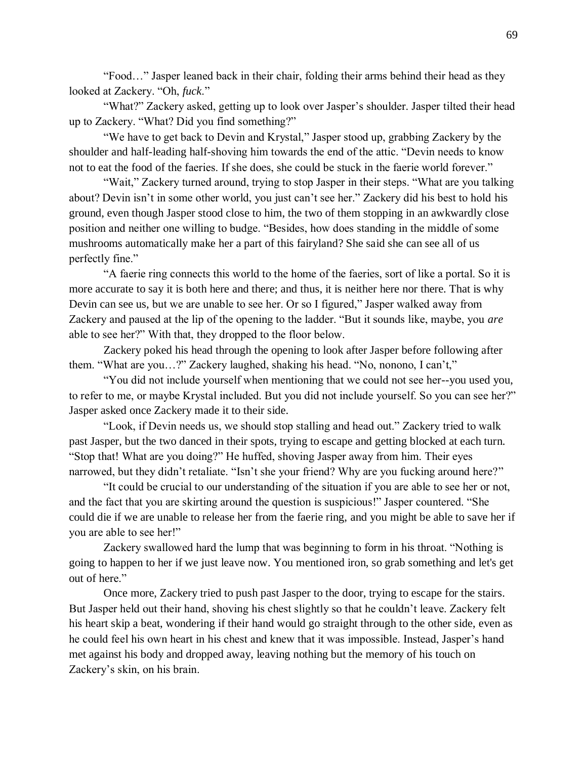"Food…" Jasper leaned back in their chair, folding their arms behind their head as they looked at Zackery. "Oh, *fuck*."

"What?" Zackery asked, getting up to look over Jasper's shoulder. Jasper tilted their head up to Zackery. "What? Did you find something?"

"We have to get back to Devin and Krystal," Jasper stood up, grabbing Zackery by the shoulder and half-leading half-shoving him towards the end of the attic. "Devin needs to know not to eat the food of the faeries. If she does, she could be stuck in the faerie world forever."

"Wait," Zackery turned around, trying to stop Jasper in their steps. "What are you talking about? Devin isn't in some other world, you just can't see her." Zackery did his best to hold his ground, even though Jasper stood close to him, the two of them stopping in an awkwardly close position and neither one willing to budge. "Besides, how does standing in the middle of some mushrooms automatically make her a part of this fairyland? She said she can see all of us perfectly fine."

"A faerie ring connects this world to the home of the faeries, sort of like a portal. So it is more accurate to say it is both here and there; and thus, it is neither here nor there. That is why Devin can see us, but we are unable to see her. Or so I figured," Jasper walked away from Zackery and paused at the lip of the opening to the ladder. "But it sounds like, maybe, you *are* able to see her?" With that, they dropped to the floor below.

Zackery poked his head through the opening to look after Jasper before following after them. "What are you…?" Zackery laughed, shaking his head. "No, nonono, I can't,"

"You did not include yourself when mentioning that we could not see her--you used you, to refer to me, or maybe Krystal included. But you did not include yourself. So you can see her?" Jasper asked once Zackery made it to their side.

"Look, if Devin needs us, we should stop stalling and head out." Zackery tried to walk past Jasper, but the two danced in their spots, trying to escape and getting blocked at each turn. "Stop that! What are you doing?" He huffed, shoving Jasper away from him. Their eyes narrowed, but they didn't retaliate. "Isn't she your friend? Why are you fucking around here?"

"It could be crucial to our understanding of the situation if you are able to see her or not, and the fact that you are skirting around the question is suspicious!" Jasper countered. "She could die if we are unable to release her from the faerie ring, and you might be able to save her if you are able to see her!"

Zackery swallowed hard the lump that was beginning to form in his throat. "Nothing is going to happen to her if we just leave now. You mentioned iron, so grab something and let's get out of here."

Once more, Zackery tried to push past Jasper to the door, trying to escape for the stairs. But Jasper held out their hand, shoving his chest slightly so that he couldn't leave. Zackery felt his heart skip a beat, wondering if their hand would go straight through to the other side, even as he could feel his own heart in his chest and knew that it was impossible. Instead, Jasper's hand met against his body and dropped away, leaving nothing but the memory of his touch on Zackery's skin, on his brain.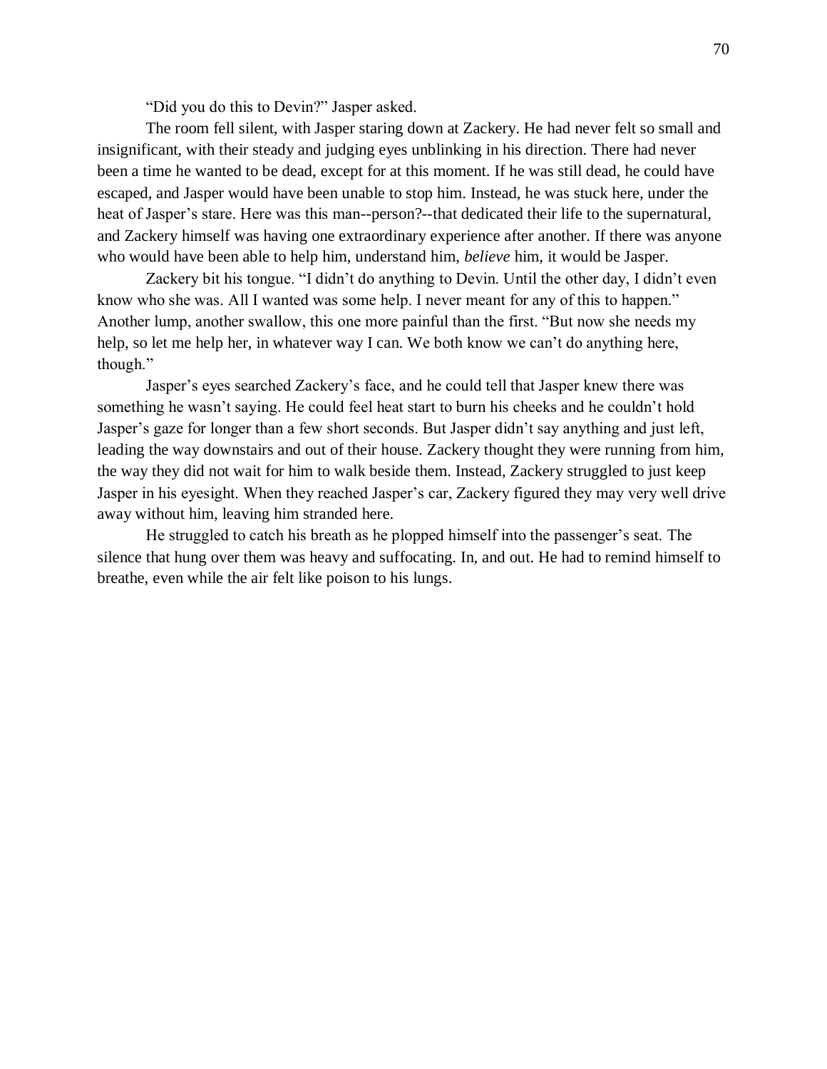"Did you do this to Devin?" Jasper asked.

The room fell silent, with Jasper staring down at Zackery. He had never felt so small and insignificant, with their steady and judging eyes unblinking in his direction. There had never been a time he wanted to be dead, except for at this moment. If he was still dead, he could have escaped, and Jasper would have been unable to stop him. Instead, he was stuck here, under the heat of Jasper's stare. Here was this man--person?--that dedicated their life to the supernatural, and Zackery himself was having one extraordinary experience after another. If there was anyone who would have been able to help him, understand him, *believe* him, it would be Jasper.

Zackery bit his tongue. "I didn't do anything to Devin. Until the other day, I didn't even know who she was. All I wanted was some help. I never meant for any of this to happen." Another lump, another swallow, this one more painful than the first. "But now she needs my help, so let me help her, in whatever way I can. We both know we can't do anything here, though."

Jasper's eyes searched Zackery's face, and he could tell that Jasper knew there was something he wasn't saying. He could feel heat start to burn his cheeks and he couldn't hold Jasper's gaze for longer than a few short seconds. But Jasper didn't say anything and just left, leading the way downstairs and out of their house. Zackery thought they were running from him, the way they did not wait for him to walk beside them. Instead, Zackery struggled to just keep Jasper in his eyesight. When they reached Jasper's car, Zackery figured they may very well drive away without him, leaving him stranded here.

He struggled to catch his breath as he plopped himself into the passenger's seat. The silence that hung over them was heavy and suffocating. In, and out. He had to remind himself to breathe, even while the air felt like poison to his lungs.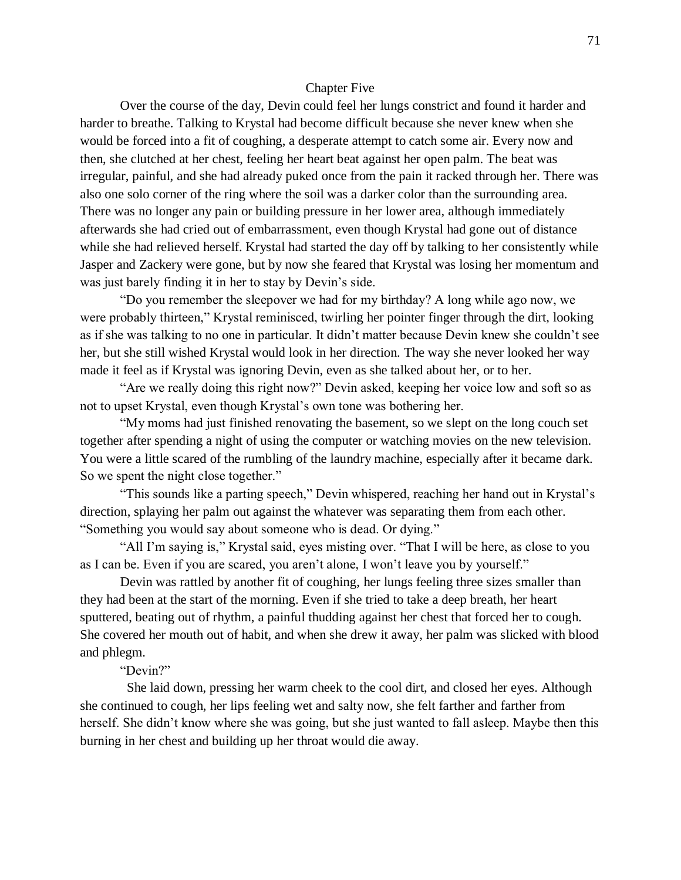## Chapter Five

Over the course of the day, Devin could feel her lungs constrict and found it harder and harder to breathe. Talking to Krystal had become difficult because she never knew when she would be forced into a fit of coughing, a desperate attempt to catch some air. Every now and then, she clutched at her chest, feeling her heart beat against her open palm. The beat was irregular, painful, and she had already puked once from the pain it racked through her. There was also one solo corner of the ring where the soil was a darker color than the surrounding area. There was no longer any pain or building pressure in her lower area, although immediately afterwards she had cried out of embarrassment, even though Krystal had gone out of distance while she had relieved herself. Krystal had started the day off by talking to her consistently while Jasper and Zackery were gone, but by now she feared that Krystal was losing her momentum and was just barely finding it in her to stay by Devin's side.

"Do you remember the sleepover we had for my birthday? A long while ago now, we were probably thirteen," Krystal reminisced, twirling her pointer finger through the dirt, looking as if she was talking to no one in particular. It didn't matter because Devin knew she couldn't see her, but she still wished Krystal would look in her direction. The way she never looked her way made it feel as if Krystal was ignoring Devin, even as she talked about her, or to her.

"Are we really doing this right now?" Devin asked, keeping her voice low and soft so as not to upset Krystal, even though Krystal's own tone was bothering her.

"My moms had just finished renovating the basement, so we slept on the long couch set together after spending a night of using the computer or watching movies on the new television. You were a little scared of the rumbling of the laundry machine, especially after it became dark. So we spent the night close together."

"This sounds like a parting speech," Devin whispered, reaching her hand out in Krystal's direction, splaying her palm out against the whatever was separating them from each other. "Something you would say about someone who is dead. Or dying."

"All I'm saying is," Krystal said, eyes misting over. "That I will be here, as close to you as I can be. Even if you are scared, you aren't alone, I won't leave you by yourself."

Devin was rattled by another fit of coughing, her lungs feeling three sizes smaller than they had been at the start of the morning. Even if she tried to take a deep breath, her heart sputtered, beating out of rhythm, a painful thudding against her chest that forced her to cough. She covered her mouth out of habit, and when she drew it away, her palm was slicked with blood and phlegm.

"Devin?"

She laid down, pressing her warm cheek to the cool dirt, and closed her eyes. Although she continued to cough, her lips feeling wet and salty now, she felt farther and farther from herself. She didn't know where she was going, but she just wanted to fall asleep. Maybe then this burning in her chest and building up her throat would die away.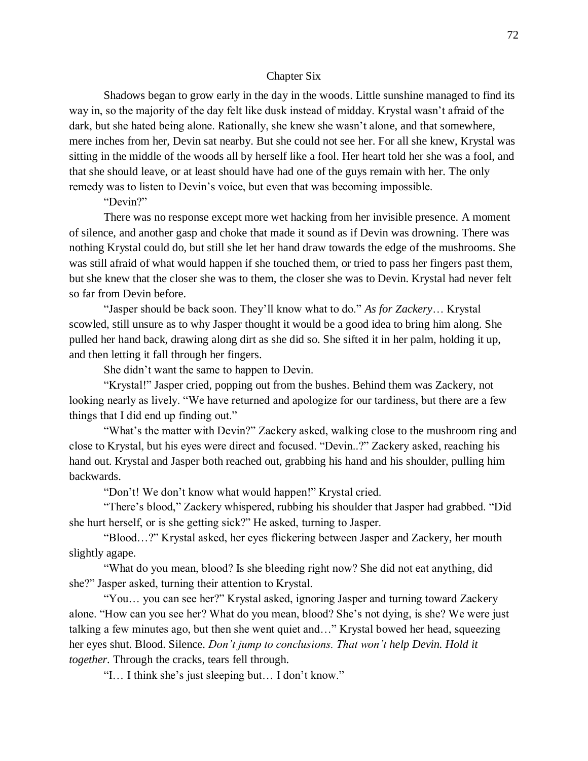## Chapter Six

Shadows began to grow early in the day in the woods. Little sunshine managed to find its way in, so the majority of the day felt like dusk instead of midday. Krystal wasn't afraid of the dark, but she hated being alone. Rationally, she knew she wasn't alone, and that somewhere, mere inches from her, Devin sat nearby. But she could not see her. For all she knew, Krystal was sitting in the middle of the woods all by herself like a fool. Her heart told her she was a fool, and that she should leave, or at least should have had one of the guys remain with her. The only remedy was to listen to Devin's voice, but even that was becoming impossible.

"Devin?"

There was no response except more wet hacking from her invisible presence. A moment of silence, and another gasp and choke that made it sound as if Devin was drowning. There was nothing Krystal could do, but still she let her hand draw towards the edge of the mushrooms. She was still afraid of what would happen if she touched them, or tried to pass her fingers past them, but she knew that the closer she was to them, the closer she was to Devin. Krystal had never felt so far from Devin before.

"Jasper should be back soon. They'll know what to do." *As for Zackery*… Krystal scowled, still unsure as to why Jasper thought it would be a good idea to bring him along. She pulled her hand back, drawing along dirt as she did so. She sifted it in her palm, holding it up, and then letting it fall through her fingers.

She didn't want the same to happen to Devin.

"Krystal!" Jasper cried, popping out from the bushes. Behind them was Zackery, not looking nearly as lively. "We have returned and apologize for our tardiness, but there are a few things that I did end up finding out."

"What's the matter with Devin?" Zackery asked, walking close to the mushroom ring and close to Krystal, but his eyes were direct and focused. "Devin..?" Zackery asked, reaching his hand out. Krystal and Jasper both reached out, grabbing his hand and his shoulder, pulling him backwards.

"Don't! We don't know what would happen!" Krystal cried.

"There's blood," Zackery whispered, rubbing his shoulder that Jasper had grabbed. "Did she hurt herself, or is she getting sick?" He asked, turning to Jasper.

"Blood…?" Krystal asked, her eyes flickering between Jasper and Zackery, her mouth slightly agape.

"What do you mean, blood? Is she bleeding right now? She did not eat anything, did she?" Jasper asked, turning their attention to Krystal.

"You… you can see her?" Krystal asked, ignoring Jasper and turning toward Zackery alone. "How can you see her? What do you mean, blood? She's not dying, is she? We were just talking a few minutes ago, but then she went quiet and…" Krystal bowed her head, squeezing her eyes shut. Blood. Silence. *Don't jump to conclusions. That won't help Devin. Hold it together.* Through the cracks, tears fell through.

"I… I think she's just sleeping but… I don't know."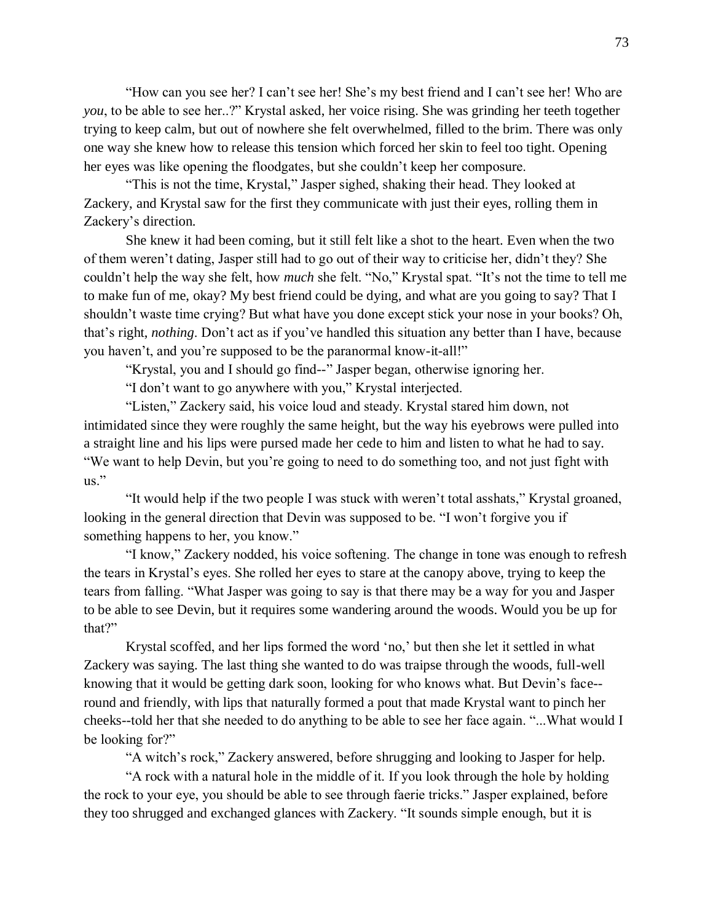"How can you see her? I can't see her! She's my best friend and I can't see her! Who are *you*, to be able to see her..?" Krystal asked, her voice rising. She was grinding her teeth together trying to keep calm, but out of nowhere she felt overwhelmed, filled to the brim. There was only one way she knew how to release this tension which forced her skin to feel too tight. Opening her eyes was like opening the floodgates, but she couldn't keep her composure.

"This is not the time, Krystal," Jasper sighed, shaking their head. They looked at Zackery, and Krystal saw for the first they communicate with just their eyes, rolling them in Zackery's direction.

She knew it had been coming, but it still felt like a shot to the heart. Even when the two of them weren't dating, Jasper still had to go out of their way to criticise her, didn't they? She couldn't help the way she felt, how *much* she felt. "No," Krystal spat. "It's not the time to tell me to make fun of me, okay? My best friend could be dying, and what are you going to say? That I shouldn't waste time crying? But what have you done except stick your nose in your books? Oh, that's right, *nothing*. Don't act as if you've handled this situation any better than I have, because you haven't, and you're supposed to be the paranormal know-it-all!"

"Krystal, you and I should go find--" Jasper began, otherwise ignoring her.

"I don't want to go anywhere with you," Krystal interjected.

"Listen," Zackery said, his voice loud and steady. Krystal stared him down, not intimidated since they were roughly the same height, but the way his eyebrows were pulled into a straight line and his lips were pursed made her cede to him and listen to what he had to say. "We want to help Devin, but you're going to need to do something too, and not just fight with us."

"It would help if the two people I was stuck with weren't total asshats," Krystal groaned, looking in the general direction that Devin was supposed to be. "I won't forgive you if something happens to her, you know."

"I know," Zackery nodded, his voice softening. The change in tone was enough to refresh the tears in Krystal's eyes. She rolled her eyes to stare at the canopy above, trying to keep the tears from falling. "What Jasper was going to say is that there may be a way for you and Jasper to be able to see Devin, but it requires some wandering around the woods. Would you be up for that?"

Krystal scoffed, and her lips formed the word 'no,' but then she let it settled in what Zackery was saying. The last thing she wanted to do was traipse through the woods, full-well knowing that it would be getting dark soon, looking for who knows what. But Devin's face--round and friendly, with lips that naturally formed a pout that made Krystal want to pinch her cheeks--told her that she needed to do anything to be able to see her face again. "...What would I be looking for?"

"A witch's rock," Zackery answered, before shrugging and looking to Jasper for help.

"A rock with a natural hole in the middle of it. If you look through the hole by holding the rock to your eye, you should be able to see through faerie tricks." Jasper explained, before they too shrugged and exchanged glances with Zackery. "It sounds simple enough, but it is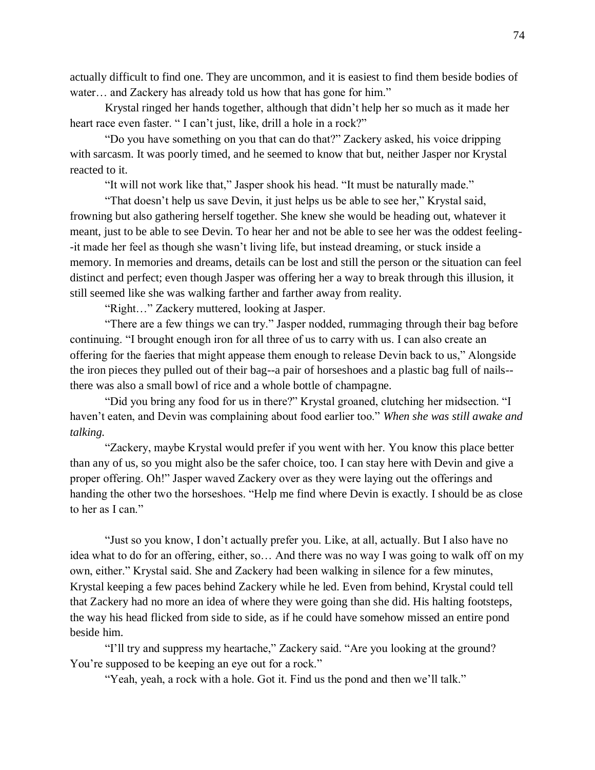actually difficult to find one. They are uncommon, and it is easiest to find them beside bodies of water… and Zackery has already told us how that has gone for him."

Krystal ringed her hands together, although that didn't help her so much as it made her heart race even faster. " I can't just, like, drill a hole in a rock?"

"Do you have something on you that can do that?" Zackery asked, his voice dripping with sarcasm. It was poorly timed, and he seemed to know that but, neither Jasper nor Krystal reacted to it.

"It will not work like that," Jasper shook his head. "It must be naturally made."

"That doesn't help us save Devin, it just helps us be able to see her," Krystal said, frowning but also gathering herself together. She knew she would be heading out, whatever it meant, just to be able to see Devin. To hear her and not be able to see her was the oddest feeling--it made her feel as though she wasn't living life, but instead dreaming, or stuck inside a memory. In memories and dreams, details can be lost and still the person or the situation can feel distinct and perfect; even though Jasper was offering her a way to break through this illusion, it still seemed like she was walking farther and farther away from reality.

"Right…" Zackery muttered, looking at Jasper.

"There are a few things we can try." Jasper nodded, rummaging through their bag before continuing. "I brought enough iron for all three of us to carry with us. I can also create an offering for the faeries that might appease them enough to release Devin back to us," Alongside the iron pieces they pulled out of their bag--a pair of horseshoes and a plastic bag full of nails--there was also a small bowl of rice and a whole bottle of champagne.

"Did you bring any food for us in there?" Krystal groaned, clutching her midsection. "I haven't eaten, and Devin was complaining about food earlier too." *When she was still awake and talking.*

"Zackery, maybe Krystal would prefer if you went with her. You know this place better than any of us, so you might also be the safer choice, too. I can stay here with Devin and give a proper offering. Oh!" Jasper waved Zackery over as they were laying out the offerings and handing the other two the horseshoes. "Help me find where Devin is exactly. I should be as close to her as I can."

"Just so you know, I don't actually prefer you. Like, at all, actually. But I also have no idea what to do for an offering, either, so… And there was no way I was going to walk off on my own, either." Krystal said. She and Zackery had been walking in silence for a few minutes, Krystal keeping a few paces behind Zackery while he led. Even from behind, Krystal could tell that Zackery had no more an idea of where they were going than she did. His halting footsteps, the way his head flicked from side to side, as if he could have somehow missed an entire pond beside him.

"I'll try and suppress my heartache," Zackery said. "Are you looking at the ground? You're supposed to be keeping an eye out for a rock."

"Yeah, yeah, a rock with a hole. Got it. Find us the pond and then we'll talk."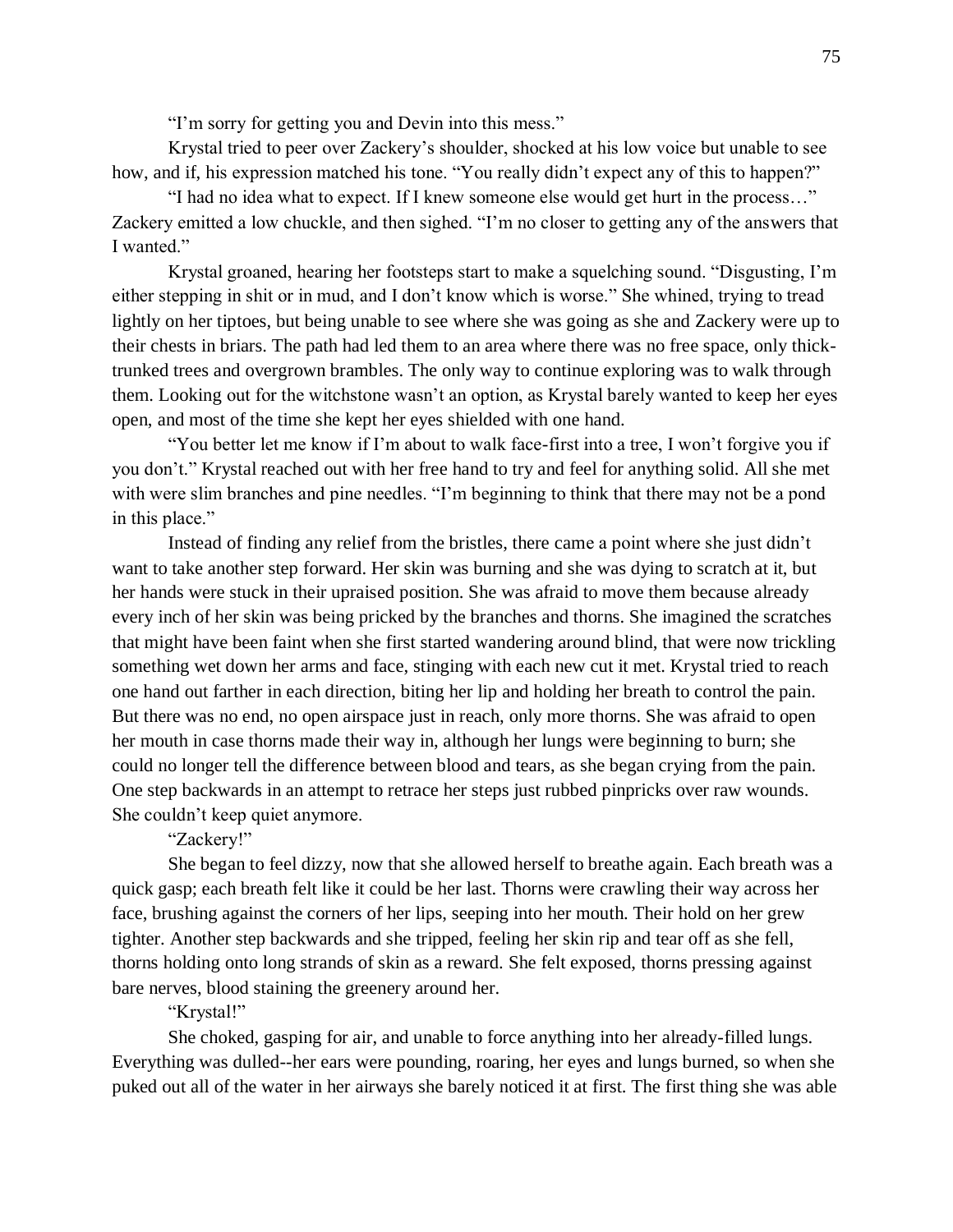"I'm sorry for getting you and Devin into this mess."

Krystal tried to peer over Zackery's shoulder, shocked at his low voice but unable to see how, and if, his expression matched his tone. "You really didn't expect any of this to happen?"

"I had no idea what to expect. If I knew someone else would get hurt in the process…" Zackery emitted a low chuckle, and then sighed. "I'm no closer to getting any of the answers that I wanted."

Krystal groaned, hearing her footsteps start to make a squelching sound. "Disgusting, I'm either stepping in shit or in mud, and I don't know which is worse." She whined, trying to tread lightly on her tiptoes, but being unable to see where she was going as she and Zackery were up to their chests in briars. The path had led them to an area where there was no free space, only thick-trunked trees and overgrown brambles. The only way to continue exploring was to walk through them. Looking out for the witchstone wasn't an option, as Krystal barely wanted to keep her eyes open, and most of the time she kept her eyes shielded with one hand.

"You better let me know if I'm about to walk face-first into a tree, I won't forgive you if you don't." Krystal reached out with her free hand to try and feel for anything solid. All she met with were slim branches and pine needles. "I'm beginning to think that there may not be a pond in this place."

Instead of finding any relief from the bristles, there came a point where she just didn't want to take another step forward. Her skin was burning and she was dying to scratch at it, but her hands were stuck in their upraised position. She was afraid to move them because already every inch of her skin was being pricked by the branches and thorns. She imagined the scratches that might have been faint when she first started wandering around blind, that were now trickling something wet down her arms and face, stinging with each new cut it met. Krystal tried to reach one hand out farther in each direction, biting her lip and holding her breath to control the pain. But there was no end, no open airspace just in reach, only more thorns. She was afraid to open her mouth in case thorns made their way in, although her lungs were beginning to burn; she could no longer tell the difference between blood and tears, as she began crying from the pain. One step backwards in an attempt to retrace her steps just rubbed pinpricks over raw wounds. She couldn't keep quiet anymore.

"Zackery!"

She began to feel dizzy, now that she allowed herself to breathe again. Each breath was a quick gasp; each breath felt like it could be her last. Thorns were crawling their way across her face, brushing against the corners of her lips, seeping into her mouth. Their hold on her grew tighter. Another step backwards and she tripped, feeling her skin rip and tear off as she fell, thorns holding onto long strands of skin as a reward. She felt exposed, thorns pressing against bare nerves, blood staining the greenery around her.

"Krystal!"

She choked, gasping for air, and unable to force anything into her already-filled lungs. Everything was dulled--her ears were pounding, roaring, her eyes and lungs burned, so when she puked out all of the water in her airways she barely noticed it at first. The first thing she was able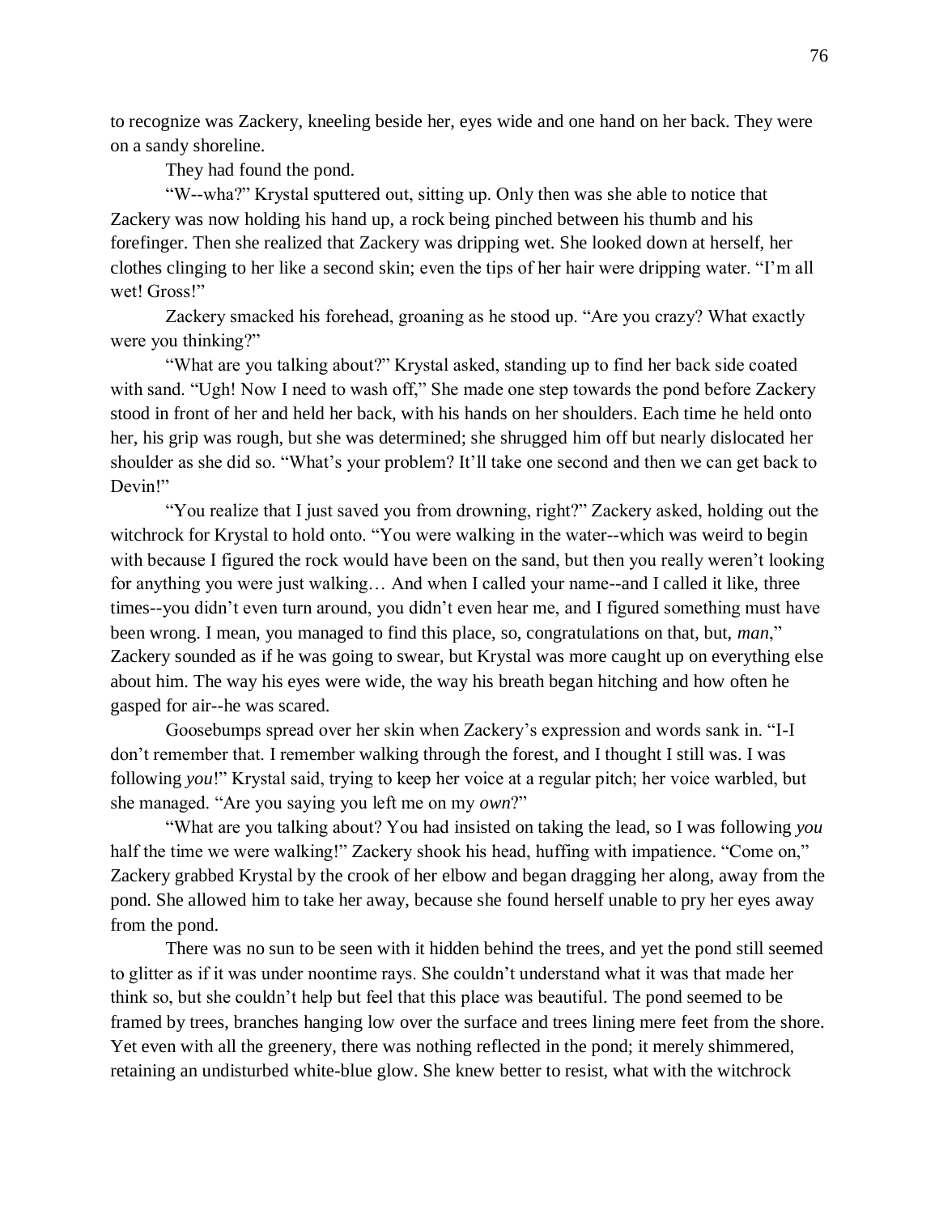to recognize was Zackery, kneeling beside her, eyes wide and one hand on her back. They were on a sandy shoreline.

They had found the pond.

"W--wha?" Krystal sputtered out, sitting up. Only then was she able to notice that Zackery was now holding his hand up, a rock being pinched between his thumb and his forefinger. Then she realized that Zackery was dripping wet. She looked down at herself, her clothes clinging to her like a second skin; even the tips of her hair were dripping water. "I'm all wet! Gross!"

Zackery smacked his forehead, groaning as he stood up. "Are you crazy? What exactly were you thinking?"

"What are you talking about?" Krystal asked, standing up to find her back side coated with sand. "Ugh! Now I need to wash off," She made one step towards the pond before Zackery stood in front of her and held her back, with his hands on her shoulders. Each time he held onto her, his grip was rough, but she was determined; she shrugged him off but nearly dislocated her shoulder as she did so. "What's your problem? It'll take one second and then we can get back to Devin!"

"You realize that I just saved you from drowning, right?" Zackery asked, holding out the witchrock for Krystal to hold onto. "You were walking in the water--which was weird to begin with because I figured the rock would have been on the sand, but then you really weren't looking for anything you were just walking… And when I called your name--and I called it like, three times--you didn't even turn around, you didn't even hear me, and I figured something must have been wrong. I mean, you managed to find this place, so, congratulations on that, but, *man*," Zackery sounded as if he was going to swear, but Krystal was more caught up on everything else about him. The way his eyes were wide, the way his breath began hitching and how often he gasped for air--he was scared.

Goosebumps spread over her skin when Zackery's expression and words sank in. "I-I don't remember that. I remember walking through the forest, and I thought I still was. I was following *you*!" Krystal said, trying to keep her voice at a regular pitch; her voice warbled, but she managed. "Are you saying you left me on my *own*?"

"What are you talking about? You had insisted on taking the lead, so I was following *you* half the time we were walking!" Zackery shook his head, huffing with impatience. "Come on," Zackery grabbed Krystal by the crook of her elbow and began dragging her along, away from the pond. She allowed him to take her away, because she found herself unable to pry her eyes away from the pond.

There was no sun to be seen with it hidden behind the trees, and yet the pond still seemed to glitter as if it was under noontime rays. She couldn't understand what it was that made her think so, but she couldn't help but feel that this place was beautiful. The pond seemed to be framed by trees, branches hanging low over the surface and trees lining mere feet from the shore. Yet even with all the greenery, there was nothing reflected in the pond; it merely shimmered, retaining an undisturbed white-blue glow. She knew better to resist, what with the witchrock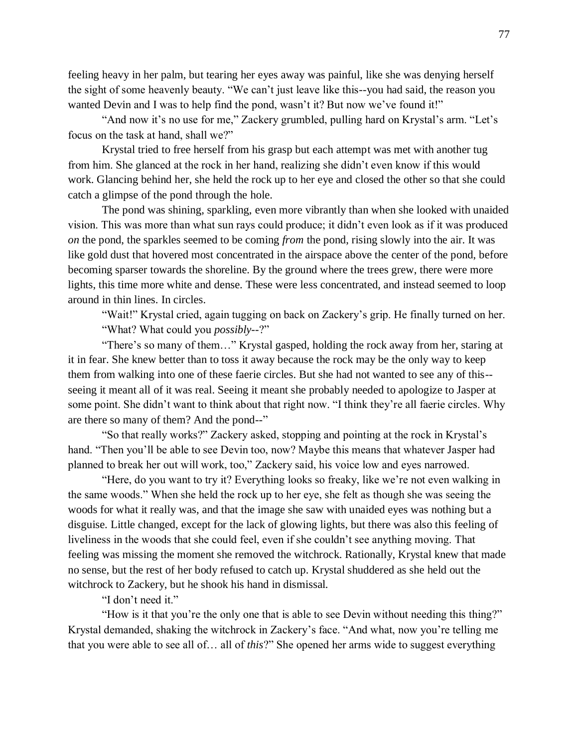feeling heavy in her palm, but tearing her eyes away was painful, like she was denying herself the sight of some heavenly beauty. "We can't just leave like this--you had said, the reason you wanted Devin and I was to help find the pond, wasn't it? But now we've found it!"

"And now it's no use for me," Zackery grumbled, pulling hard on Krystal's arm. "Let's focus on the task at hand, shall we?"

Krystal tried to free herself from his grasp but each attempt was met with another tug from him. She glanced at the rock in her hand, realizing she didn't even know if this would work. Glancing behind her, she held the rock up to her eye and closed the other so that she could catch a glimpse of the pond through the hole.

The pond was shining, sparkling, even more vibrantly than when she looked with unaided vision. This was more than what sun rays could produce; it didn't even look as if it was produced *on* the pond, the sparkles seemed to be coming *from* the pond, rising slowly into the air. It was like gold dust that hovered most concentrated in the airspace above the center of the pond, before becoming sparser towards the shoreline. By the ground where the trees grew, there were more lights, this time more white and dense. These were less concentrated, and instead seemed to loop around in thin lines. In circles.

"Wait!" Krystal cried, again tugging on back on Zackery's grip. He finally turned on her.

"What? What could you *possibly*--?"

"There's so many of them…" Krystal gasped, holding the rock away from her, staring at it in fear. She knew better than to toss it away because the rock may be the only way to keep them from walking into one of these faerie circles. But she had not wanted to see any of this--seeing it meant all of it was real. Seeing it meant she probably needed to apologize to Jasper at some point. She didn't want to think about that right now. "I think they're all faerie circles. Why are there so many of them? And the pond--"

"So that really works?" Zackery asked, stopping and pointing at the rock in Krystal's hand. "Then you'll be able to see Devin too, now? Maybe this means that whatever Jasper had planned to break her out will work, too," Zackery said, his voice low and eyes narrowed.

"Here, do you want to try it? Everything looks so freaky, like we're not even walking in the same woods." When she held the rock up to her eye, she felt as though she was seeing the woods for what it really was, and that the image she saw with unaided eyes was nothing but a disguise. Little changed, except for the lack of glowing lights, but there was also this feeling of liveliness in the woods that she could feel, even if she couldn't see anything moving. That feeling was missing the moment she removed the witchrock. Rationally, Krystal knew that made no sense, but the rest of her body refused to catch up. Krystal shuddered as she held out the witchrock to Zackery, but he shook his hand in dismissal.

"I don't need it."

"How is it that you're the only one that is able to see Devin without needing this thing?" Krystal demanded, shaking the witchrock in Zackery's face. "And what, now you're telling me that you were able to see all of… all of *this*?" She opened her arms wide to suggest everything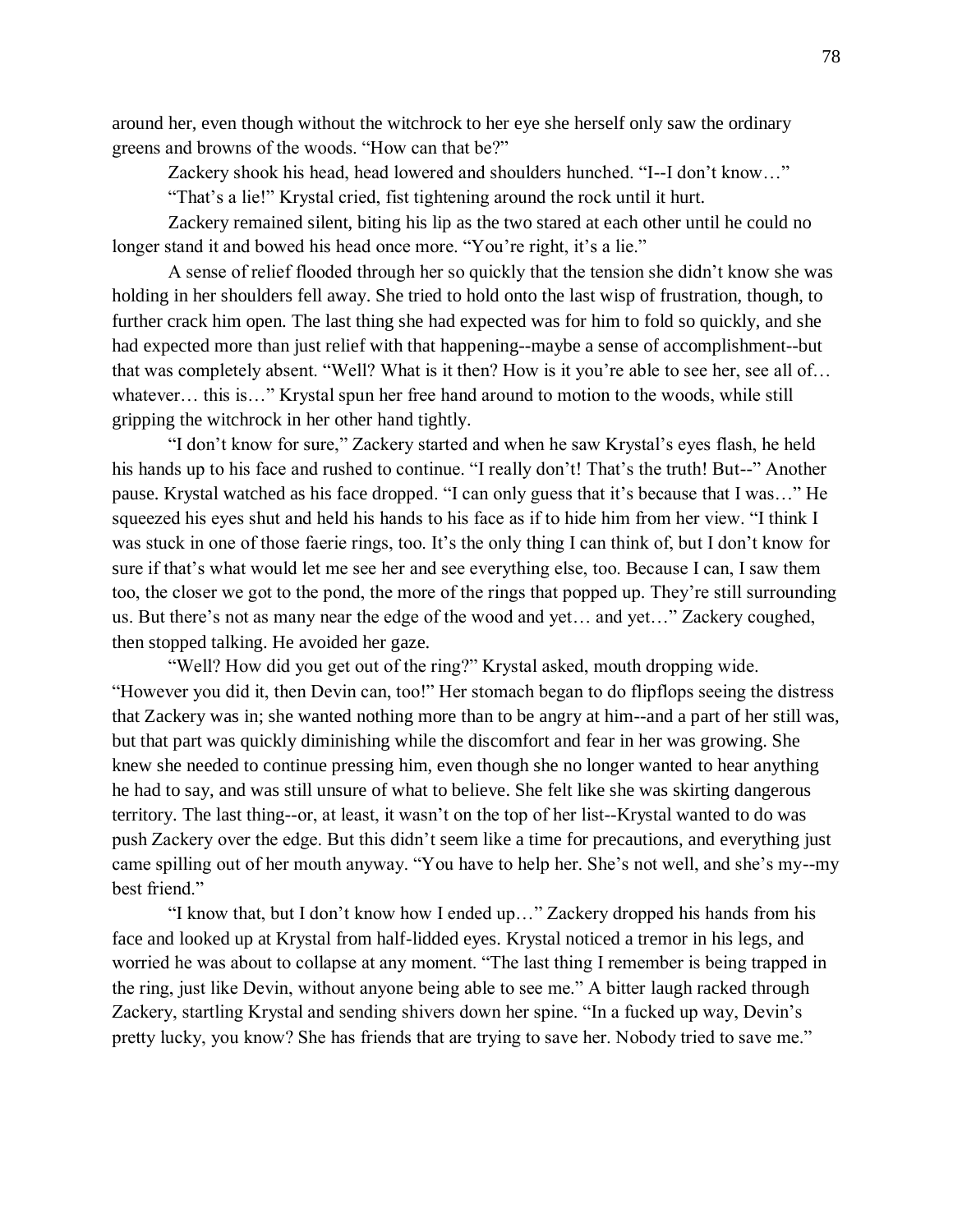around her, even though without the witchrock to her eye she herself only saw the ordinary greens and browns of the woods. "How can that be?"

Zackery shook his head, head lowered and shoulders hunched. "I--I don't know…"

"That's a lie!" Krystal cried, fist tightening around the rock until it hurt.

Zackery remained silent, biting his lip as the two stared at each other until he could no longer stand it and bowed his head once more. "You're right, it's a lie."

A sense of relief flooded through her so quickly that the tension she didn't know she was holding in her shoulders fell away. She tried to hold onto the last wisp of frustration, though, to further crack him open. The last thing she had expected was for him to fold so quickly, and she had expected more than just relief with that happening--maybe a sense of accomplishment--but that was completely absent. "Well? What is it then? How is it you're able to see her, see all of… whatever… this is…" Krystal spun her free hand around to motion to the woods, while still gripping the witchrock in her other hand tightly.

"I don't know for sure," Zackery started and when he saw Krystal's eyes flash, he held his hands up to his face and rushed to continue. "I really don't! That's the truth! But--" Another pause. Krystal watched as his face dropped. "I can only guess that it's because that I was…" He squeezed his eyes shut and held his hands to his face as if to hide him from her view. "I think I was stuck in one of those faerie rings, too. It's the only thing I can think of, but I don't know for sure if that's what would let me see her and see everything else, too. Because I can, I saw them too, the closer we got to the pond, the more of the rings that popped up. They're still surrounding us. But there's not as many near the edge of the wood and yet… and yet…" Zackery coughed, then stopped talking. He avoided her gaze.

"Well? How did you get out of the ring?" Krystal asked, mouth dropping wide. "However you did it, then Devin can, too!" Her stomach began to do flipflops seeing the distress that Zackery was in; she wanted nothing more than to be angry at him--and a part of her still was, but that part was quickly diminishing while the discomfort and fear in her was growing. She knew she needed to continue pressing him, even though she no longer wanted to hear anything he had to say, and was still unsure of what to believe. She felt like she was skirting dangerous territory. The last thing--or, at least, it wasn't on the top of her list--Krystal wanted to do was push Zackery over the edge. But this didn't seem like a time for precautions, and everything just came spilling out of her mouth anyway. "You have to help her. She's not well, and she's my--my best friend."

"I know that, but I don't know how I ended up…" Zackery dropped his hands from his face and looked up at Krystal from half-lidded eyes. Krystal noticed a tremor in his legs, and worried he was about to collapse at any moment. "The last thing I remember is being trapped in the ring, just like Devin, without anyone being able to see me." A bitter laugh racked through Zackery, startling Krystal and sending shivers down her spine. "In a fucked up way, Devin's pretty lucky, you know? She has friends that are trying to save her. Nobody tried to save me."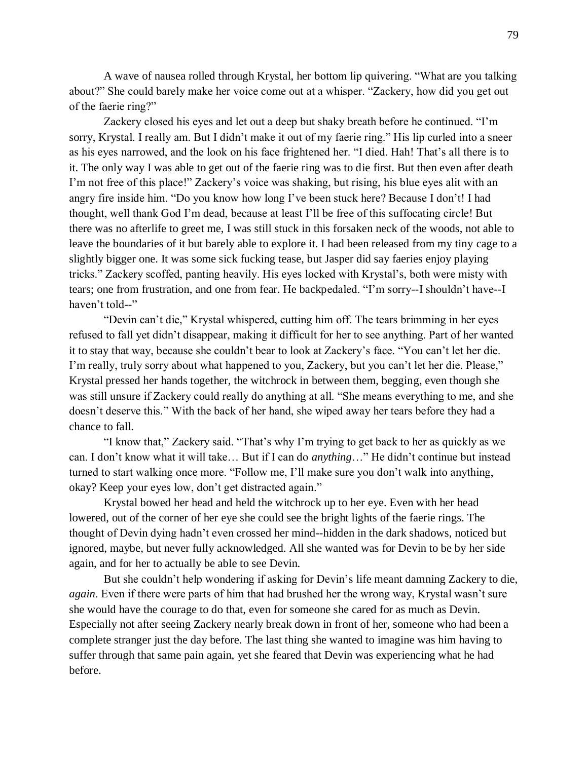A wave of nausea rolled through Krystal, her bottom lip quivering. "What are you talking about?" She could barely make her voice come out at a whisper. "Zackery, how did you get out of the faerie ring?"

Zackery closed his eyes and let out a deep but shaky breath before he continued. "I'm sorry, Krystal. I really am. But I didn't make it out of my faerie ring." His lip curled into a sneer as his eyes narrowed, and the look on his face frightened her. "I died. Hah! That's all there is to it. The only way I was able to get out of the faerie ring was to die first. But then even after death I'm not free of this place!" Zackery's voice was shaking, but rising, his blue eyes alit with an angry fire inside him. "Do you know how long I've been stuck here? Because I don't! I had thought, well thank God I'm dead, because at least I'll be free of this suffocating circle! But there was no afterlife to greet me, I was still stuck in this forsaken neck of the woods, not able to leave the boundaries of it but barely able to explore it. I had been released from my tiny cage to a slightly bigger one. It was some sick fucking tease, but Jasper did say faeries enjoy playing tricks." Zackery scoffed, panting heavily. His eyes locked with Krystal's, both were misty with tears; one from frustration, and one from fear. He backpedaled. "I'm sorry--I shouldn't have--I haven't told--"

"Devin can't die," Krystal whispered, cutting him off. The tears brimming in her eyes refused to fall yet didn't disappear, making it difficult for her to see anything. Part of her wanted it to stay that way, because she couldn't bear to look at Zackery's face. "You can't let her die. I'm really, truly sorry about what happened to you, Zackery, but you can't let her die. Please," Krystal pressed her hands together, the witchrock in between them, begging, even though she was still unsure if Zackery could really do anything at all. "She means everything to me, and she doesn't deserve this." With the back of her hand, she wiped away her tears before they had a chance to fall.

"I know that," Zackery said. "That's why I'm trying to get back to her as quickly as we can. I don't know what it will take… But if I can do *anything*…" He didn't continue but instead turned to start walking once more. "Follow me, I'll make sure you don't walk into anything, okay? Keep your eyes low, don't get distracted again."

Krystal bowed her head and held the witchrock up to her eye. Even with her head lowered, out of the corner of her eye she could see the bright lights of the faerie rings. The thought of Devin dying hadn't even crossed her mind--hidden in the dark shadows, noticed but ignored, maybe, but never fully acknowledged. All she wanted was for Devin to be by her side again, and for her to actually be able to see Devin.

But she couldn't help wondering if asking for Devin's life meant damning Zackery to die, *again*. Even if there were parts of him that had brushed her the wrong way, Krystal wasn't sure she would have the courage to do that, even for someone she cared for as much as Devin. Especially not after seeing Zackery nearly break down in front of her, someone who had been a complete stranger just the day before. The last thing she wanted to imagine was him having to suffer through that same pain again, yet she feared that Devin was experiencing what he had before.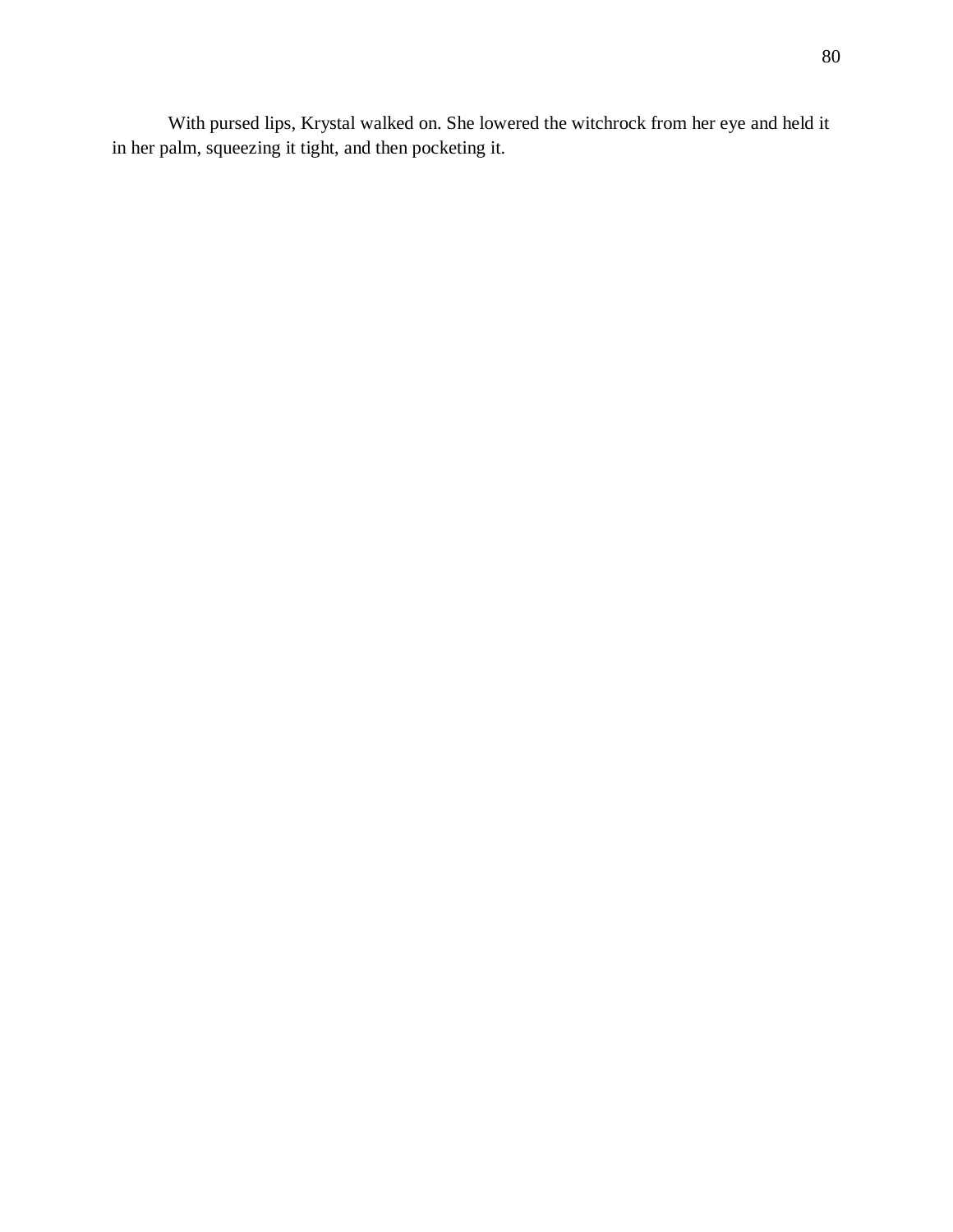With pursed lips, Krystal walked on. She lowered the witchrock from her eye and held it in her palm, squeezing it tight, and then pocketing it.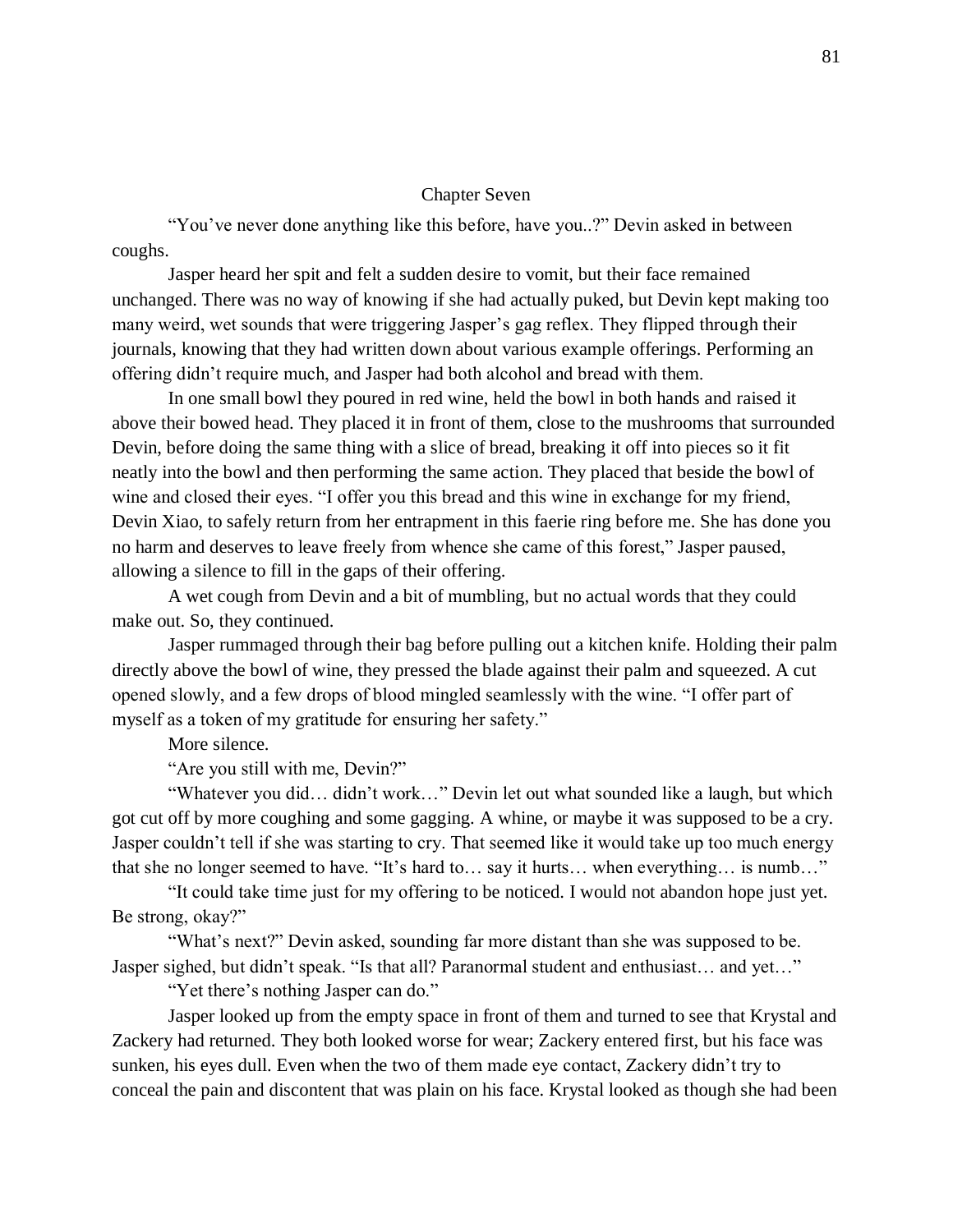## Chapter Seven

"You've never done anything like this before, have you..?" Devin asked in between coughs.

Jasper heard her spit and felt a sudden desire to vomit, but their face remained unchanged. There was no way of knowing if she had actually puked, but Devin kept making too many weird, wet sounds that were triggering Jasper's gag reflex. They flipped through their journals, knowing that they had written down about various example offerings. Performing an offering didn't require much, and Jasper had both alcohol and bread with them.

In one small bowl they poured in red wine, held the bowl in both hands and raised it above their bowed head. They placed it in front of them, close to the mushrooms that surrounded Devin, before doing the same thing with a slice of bread, breaking it off into pieces so it fit neatly into the bowl and then performing the same action. They placed that beside the bowl of wine and closed their eyes. "I offer you this bread and this wine in exchange for my friend, Devin Xiao, to safely return from her entrapment in this faerie ring before me. She has done you no harm and deserves to leave freely from whence she came of this forest," Jasper paused, allowing a silence to fill in the gaps of their offering.

A wet cough from Devin and a bit of mumbling, but no actual words that they could make out. So, they continued.

Jasper rummaged through their bag before pulling out a kitchen knife. Holding their palm directly above the bowl of wine, they pressed the blade against their palm and squeezed. A cut opened slowly, and a few drops of blood mingled seamlessly with the wine. "I offer part of myself as a token of my gratitude for ensuring her safety."

More silence.

"Are you still with me, Devin?"

"Whatever you did… didn't work…" Devin let out what sounded like a laugh, but which got cut off by more coughing and some gagging. A whine, or maybe it was supposed to be a cry. Jasper couldn't tell if she was starting to cry. That seemed like it would take up too much energy that she no longer seemed to have. "It's hard to… say it hurts… when everything… is numb…"

"It could take time just for my offering to be noticed. I would not abandon hope just yet. Be strong, okay?"

"What's next?" Devin asked, sounding far more distant than she was supposed to be. Jasper sighed, but didn't speak. "Is that all? Paranormal student and enthusiast… and yet…"

"Yet there's nothing Jasper can do."

Jasper looked up from the empty space in front of them and turned to see that Krystal and Zackery had returned. They both looked worse for wear; Zackery entered first, but his face was sunken, his eyes dull. Even when the two of them made eye contact, Zackery didn't try to conceal the pain and discontent that was plain on his face. Krystal looked as though she had been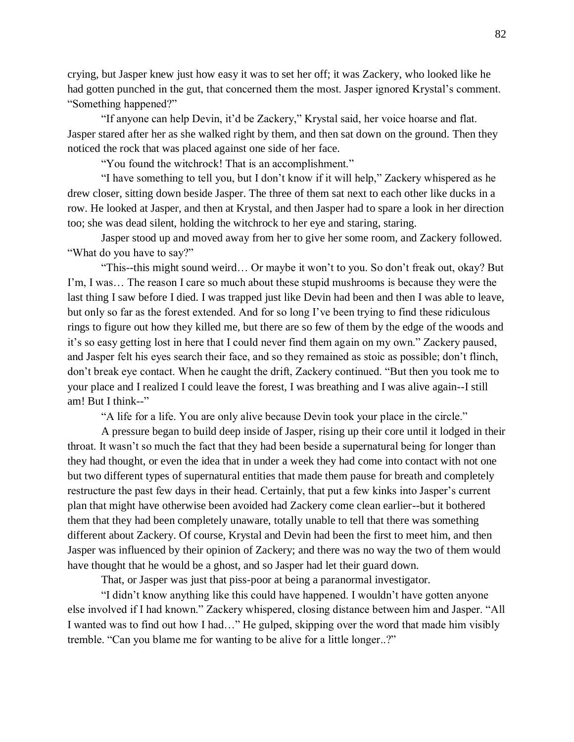crying, but Jasper knew just how easy it was to set her off; it was Zackery, who looked like he had gotten punched in the gut, that concerned them the most. Jasper ignored Krystal's comment. "Something happened?"

"If anyone can help Devin, it'd be Zackery," Krystal said, her voice hoarse and flat. Jasper stared after her as she walked right by them, and then sat down on the ground. Then they noticed the rock that was placed against one side of her face.

"You found the witchrock! That is an accomplishment."

"I have something to tell you, but I don't know if it will help," Zackery whispered as he drew closer, sitting down beside Jasper. The three of them sat next to each other like ducks in a row. He looked at Jasper, and then at Krystal, and then Jasper had to spare a look in her direction too; she was dead silent, holding the witchrock to her eye and staring, staring.

Jasper stood up and moved away from her to give her some room, and Zackery followed. "What do you have to say?"

"This--this might sound weird… Or maybe it won't to you. So don't freak out, okay? But I'm, I was… The reason I care so much about these stupid mushrooms is because they were the last thing I saw before I died. I was trapped just like Devin had been and then I was able to leave, but only so far as the forest extended. And for so long I've been trying to find these ridiculous rings to figure out how they killed me, but there are so few of them by the edge of the woods and it's so easy getting lost in here that I could never find them again on my own." Zackery paused, and Jasper felt his eyes search their face, and so they remained as stoic as possible; don't flinch, don't break eye contact. When he caught the drift, Zackery continued. "But then you took me to your place and I realized I could leave the forest, I was breathing and I was alive again--I still am! But I think--"

"A life for a life. You are only alive because Devin took your place in the circle."

A pressure began to build deep inside of Jasper, rising up their core until it lodged in their throat. It wasn't so much the fact that they had been beside a supernatural being for longer than they had thought, or even the idea that in under a week they had come into contact with not one but two different types of supernatural entities that made them pause for breath and completely restructure the past few days in their head. Certainly, that put a few kinks into Jasper's current plan that might have otherwise been avoided had Zackery come clean earlier--but it bothered them that they had been completely unaware, totally unable to tell that there was something different about Zackery. Of course, Krystal and Devin had been the first to meet him, and then Jasper was influenced by their opinion of Zackery; and there was no way the two of them would have thought that he would be a ghost, and so Jasper had let their guard down.

That, or Jasper was just that piss-poor at being a paranormal investigator.

"I didn't know anything like this could have happened. I wouldn't have gotten anyone else involved if I had known." Zackery whispered, closing distance between him and Jasper. "All I wanted was to find out how I had…" He gulped, skipping over the word that made him visibly tremble. "Can you blame me for wanting to be alive for a little longer..?"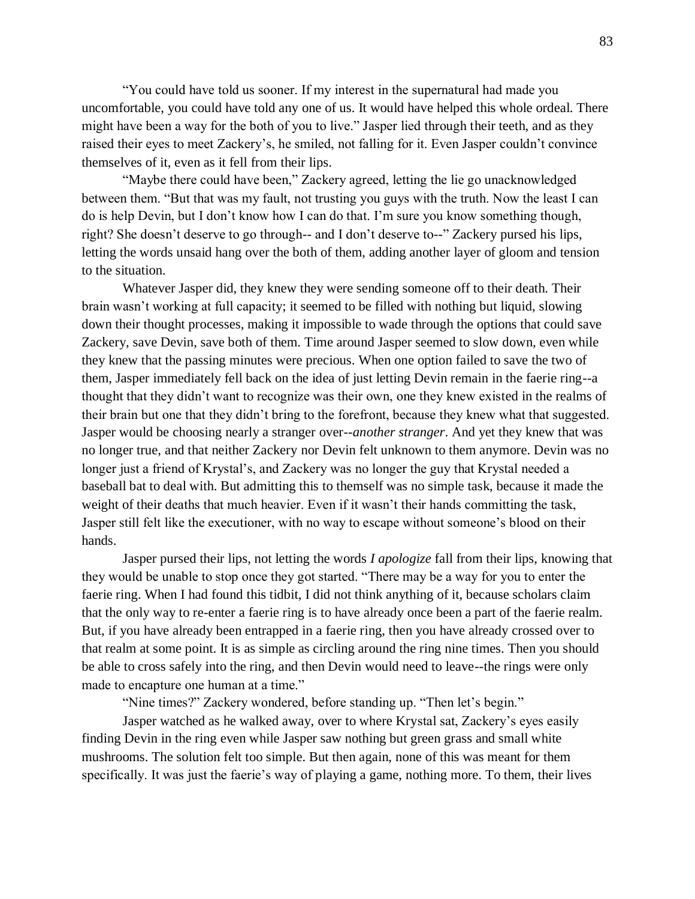"You could have told us sooner. If my interest in the supernatural had made you uncomfortable, you could have told any one of us. It would have helped this whole ordeal. There might have been a way for the both of you to live." Jasper lied through their teeth, and as they raised their eyes to meet Zackery's, he smiled, not falling for it. Even Jasper couldn't convince themselves of it, even as it fell from their lips.

"Maybe there could have been," Zackery agreed, letting the lie go unacknowledged between them. "But that was my fault, not trusting you guys with the truth. Now the least I can do is help Devin, but I don't know how I can do that. I'm sure you know something though, right? She doesn't deserve to go through-- and I don't deserve to--" Zackery pursed his lips, letting the words unsaid hang over the both of them, adding another layer of gloom and tension to the situation.

Whatever Jasper did, they knew they were sending someone off to their death. Their brain wasn't working at full capacity; it seemed to be filled with nothing but liquid, slowing down their thought processes, making it impossible to wade through the options that could save Zackery, save Devin, save both of them. Time around Jasper seemed to slow down, even while they knew that the passing minutes were precious. When one option failed to save the two of them, Jasper immediately fell back on the idea of just letting Devin remain in the faerie ring--a thought that they didn't want to recognize was their own, one they knew existed in the realms of their brain but one that they didn't bring to the forefront, because they knew what that suggested. Jasper would be choosing nearly a stranger over--*another stranger*. And yet they knew that was no longer true, and that neither Zackery nor Devin felt unknown to them anymore. Devin was no longer just a friend of Krystal's, and Zackery was no longer the guy that Krystal needed a baseball bat to deal with. But admitting this to themself was no simple task, because it made the weight of their deaths that much heavier. Even if it wasn't their hands committing the task, Jasper still felt like the executioner, with no way to escape without someone's blood on their hands.

Jasper pursed their lips, not letting the words *I apologize* fall from their lips, knowing that they would be unable to stop once they got started. "There may be a way for you to enter the faerie ring. When I had found this tidbit, I did not think anything of it, because scholars claim that the only way to re-enter a faerie ring is to have already once been a part of the faerie realm. But, if you have already been entrapped in a faerie ring, then you have already crossed over to that realm at some point. It is as simple as circling around the ring nine times. Then you should be able to cross safely into the ring, and then Devin would need to leave--the rings were only made to encapture one human at a time."

"Nine times?" Zackery wondered, before standing up. "Then let's begin."

Jasper watched as he walked away, over to where Krystal sat, Zackery's eyes easily finding Devin in the ring even while Jasper saw nothing but green grass and small white mushrooms. The solution felt too simple. But then again, none of this was meant for them specifically. It was just the faerie's way of playing a game, nothing more. To them, their lives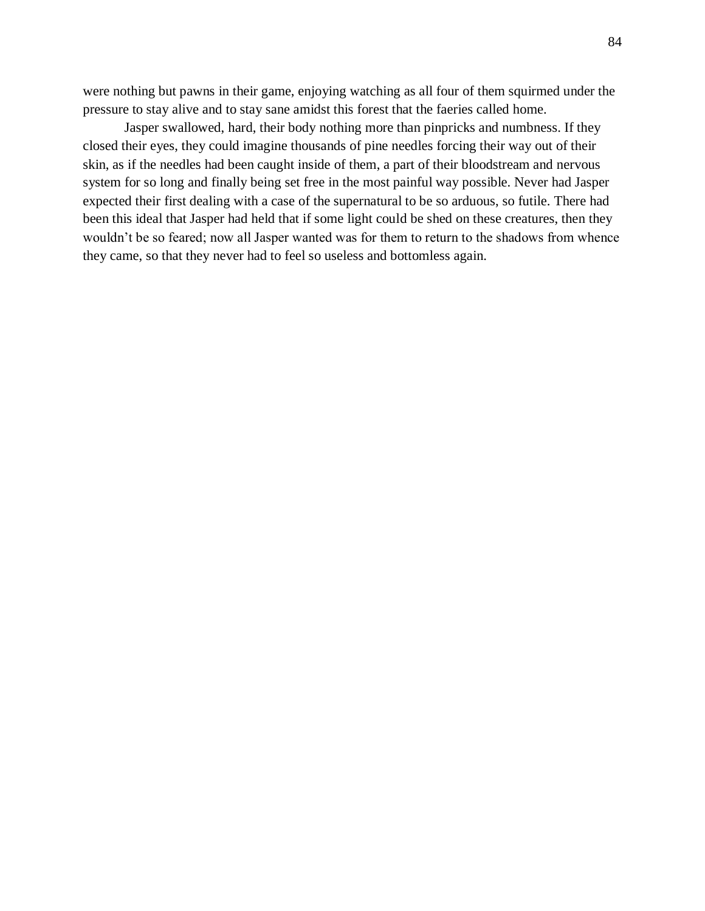were nothing but pawns in their game, enjoying watching as all four of them squirmed under the pressure to stay alive and to stay sane amidst this forest that the faeries called home.

Jasper swallowed, hard, their body nothing more than pinpricks and numbness. If they closed their eyes, they could imagine thousands of pine needles forcing their way out of their skin, as if the needles had been caught inside of them, a part of their bloodstream and nervous system for so long and finally being set free in the most painful way possible. Never had Jasper expected their first dealing with a case of the supernatural to be so arduous, so futile. There had been this ideal that Jasper had held that if some light could be shed on these creatures, then they wouldn't be so feared; now all Jasper wanted was for them to return to the shadows from whence they came, so that they never had to feel so useless and bottomless again.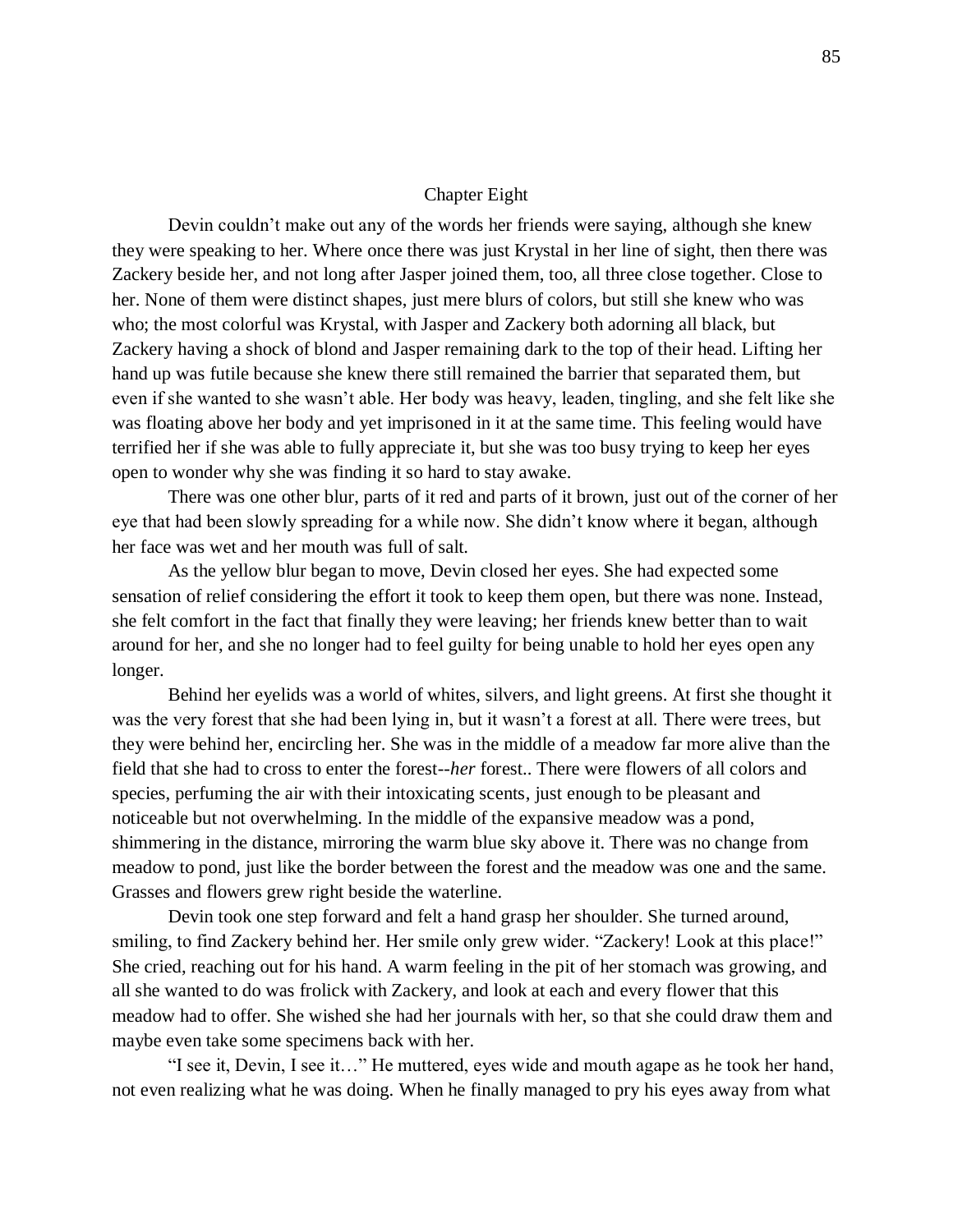## Chapter Eight

Devin couldn't make out any of the words her friends were saying, although she knew they were speaking to her. Where once there was just Krystal in her line of sight, then there was Zackery beside her, and not long after Jasper joined them, too, all three close together. Close to her. None of them were distinct shapes, just mere blurs of colors, but still she knew who was who; the most colorful was Krystal, with Jasper and Zackery both adorning all black, but Zackery having a shock of blond and Jasper remaining dark to the top of their head. Lifting her hand up was futile because she knew there still remained the barrier that separated them, but even if she wanted to she wasn't able. Her body was heavy, leaden, tingling, and she felt like she was floating above her body and yet imprisoned in it at the same time. This feeling would have terrified her if she was able to fully appreciate it, but she was too busy trying to keep her eyes open to wonder why she was finding it so hard to stay awake.

There was one other blur, parts of it red and parts of it brown, just out of the corner of her eye that had been slowly spreading for a while now. She didn't know where it began, although her face was wet and her mouth was full of salt.

As the yellow blur began to move, Devin closed her eyes. She had expected some sensation of relief considering the effort it took to keep them open, but there was none. Instead, she felt comfort in the fact that finally they were leaving; her friends knew better than to wait around for her, and she no longer had to feel guilty for being unable to hold her eyes open any longer.

Behind her eyelids was a world of whites, silvers, and light greens. At first she thought it was the very forest that she had been lying in, but it wasn't a forest at all. There were trees, but they were behind her, encircling her. She was in the middle of a meadow far more alive than the field that she had to cross to enter the forest--*her* forest.. There were flowers of all colors and species, perfuming the air with their intoxicating scents, just enough to be pleasant and noticeable but not overwhelming. In the middle of the expansive meadow was a pond, shimmering in the distance, mirroring the warm blue sky above it. There was no change from meadow to pond, just like the border between the forest and the meadow was one and the same. Grasses and flowers grew right beside the waterline.

Devin took one step forward and felt a hand grasp her shoulder. She turned around, smiling, to find Zackery behind her. Her smile only grew wider. "Zackery! Look at this place!" She cried, reaching out for his hand. A warm feeling in the pit of her stomach was growing, and all she wanted to do was frolick with Zackery, and look at each and every flower that this meadow had to offer. She wished she had her journals with her, so that she could draw them and maybe even take some specimens back with her.

"I see it, Devin, I see it…" He muttered, eyes wide and mouth agape as he took her hand, not even realizing what he was doing. When he finally managed to pry his eyes away from what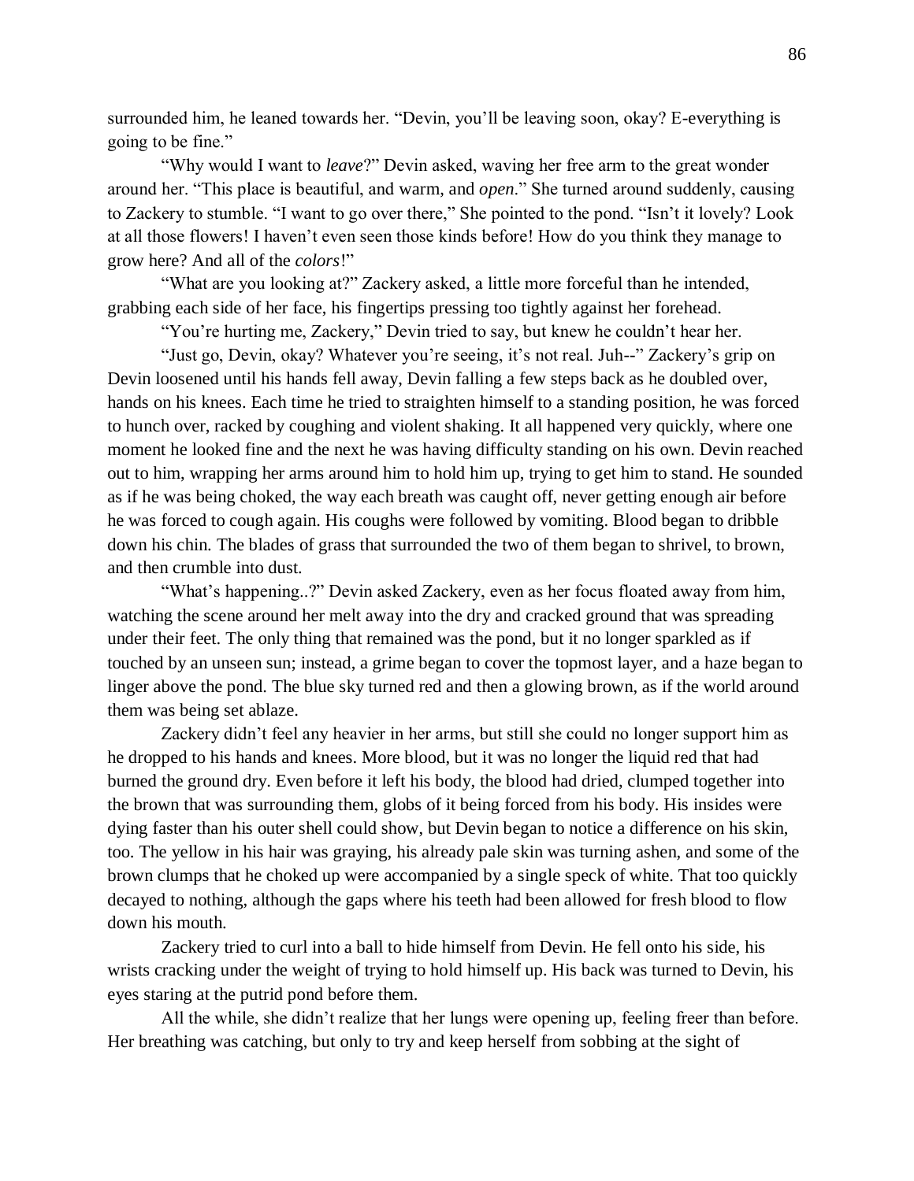surrounded him, he leaned towards her. "Devin, you'll be leaving soon, okay? E-everything is going to be fine."

"Why would I want to *leave*?" Devin asked, waving her free arm to the great wonder around her. "This place is beautiful, and warm, and *open*." She turned around suddenly, causing to Zackery to stumble. "I want to go over there," She pointed to the pond. "Isn't it lovely? Look at all those flowers! I haven't even seen those kinds before! How do you think they manage to grow here? And all of the *colors*!"

"What are you looking at?" Zackery asked, a little more forceful than he intended, grabbing each side of her face, his fingertips pressing too tightly against her forehead.

"You're hurting me, Zackery," Devin tried to say, but knew he couldn't hear her.

"Just go, Devin, okay? Whatever you're seeing, it's not real. Juh--" Zackery's grip on Devin loosened until his hands fell away, Devin falling a few steps back as he doubled over, hands on his knees. Each time he tried to straighten himself to a standing position, he was forced to hunch over, racked by coughing and violent shaking. It all happened very quickly, where one moment he looked fine and the next he was having difficulty standing on his own. Devin reached out to him, wrapping her arms around him to hold him up, trying to get him to stand. He sounded as if he was being choked, the way each breath was caught off, never getting enough air before he was forced to cough again. His coughs were followed by vomiting. Blood began to dribble down his chin. The blades of grass that surrounded the two of them began to shrivel, to brown, and then crumble into dust.

"What's happening..?" Devin asked Zackery, even as her focus floated away from him, watching the scene around her melt away into the dry and cracked ground that was spreading under their feet. The only thing that remained was the pond, but it no longer sparkled as if touched by an unseen sun; instead, a grime began to cover the topmost layer, and a haze began to linger above the pond. The blue sky turned red and then a glowing brown, as if the world around them was being set ablaze.

Zackery didn't feel any heavier in her arms, but still she could no longer support him as he dropped to his hands and knees. More blood, but it was no longer the liquid red that had burned the ground dry. Even before it left his body, the blood had dried, clumped together into the brown that was surrounding them, globs of it being forced from his body. His insides were dying faster than his outer shell could show, but Devin began to notice a difference on his skin, too. The yellow in his hair was graying, his already pale skin was turning ashen, and some of the brown clumps that he choked up were accompanied by a single speck of white. That too quickly decayed to nothing, although the gaps where his teeth had been allowed for fresh blood to flow down his mouth.

Zackery tried to curl into a ball to hide himself from Devin. He fell onto his side, his wrists cracking under the weight of trying to hold himself up. His back was turned to Devin, his eyes staring at the putrid pond before them.

All the while, she didn't realize that her lungs were opening up, feeling freer than before. Her breathing was catching, but only to try and keep herself from sobbing at the sight of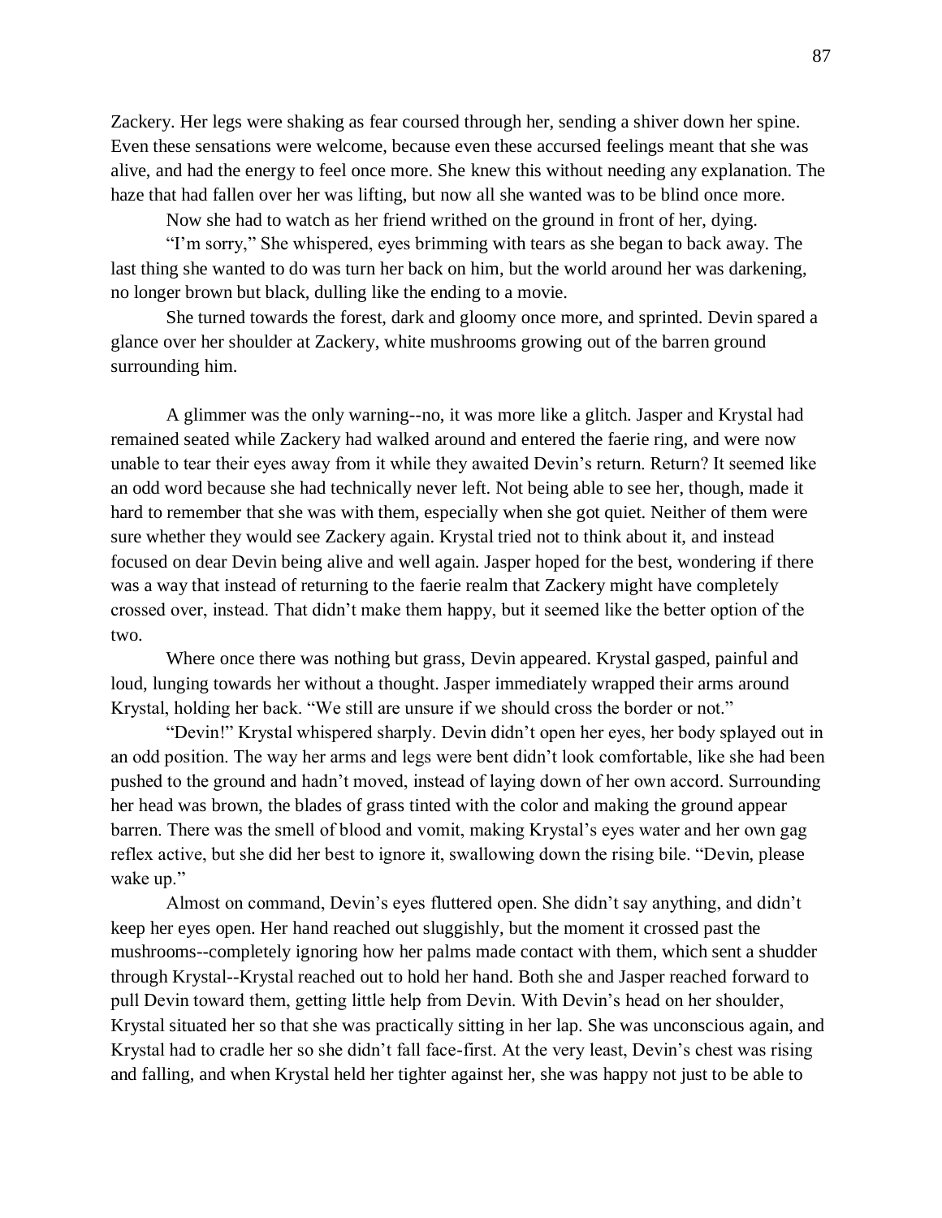Zackery. Her legs were shaking as fear coursed through her, sending a shiver down her spine. Even these sensations were welcome, because even these accursed feelings meant that she was alive, and had the energy to feel once more. She knew this without needing any explanation. The haze that had fallen over her was lifting, but now all she wanted was to be blind once more.

Now she had to watch as her friend writhed on the ground in front of her, dying.

"I'm sorry," She whispered, eyes brimming with tears as she began to back away. The last thing she wanted to do was turn her back on him, but the world around her was darkening, no longer brown but black, dulling like the ending to a movie.

She turned towards the forest, dark and gloomy once more, and sprinted. Devin spared a glance over her shoulder at Zackery, white mushrooms growing out of the barren ground surrounding him.

A glimmer was the only warning--no, it was more like a glitch. Jasper and Krystal had remained seated while Zackery had walked around and entered the faerie ring, and were now unable to tear their eyes away from it while they awaited Devin's return. Return? It seemed like an odd word because she had technically never left. Not being able to see her, though, made it hard to remember that she was with them, especially when she got quiet. Neither of them were sure whether they would see Zackery again. Krystal tried not to think about it, and instead focused on dear Devin being alive and well again. Jasper hoped for the best, wondering if there was a way that instead of returning to the faerie realm that Zackery might have completely crossed over, instead. That didn't make them happy, but it seemed like the better option of the two.

Where once there was nothing but grass, Devin appeared. Krystal gasped, painful and loud, lunging towards her without a thought. Jasper immediately wrapped their arms around Krystal, holding her back. "We still are unsure if we should cross the border or not."

"Devin!" Krystal whispered sharply. Devin didn't open her eyes, her body splayed out in an odd position. The way her arms and legs were bent didn't look comfortable, like she had been pushed to the ground and hadn't moved, instead of laying down of her own accord. Surrounding her head was brown, the blades of grass tinted with the color and making the ground appear barren. There was the smell of blood and vomit, making Krystal's eyes water and her own gag reflex active, but she did her best to ignore it, swallowing down the rising bile. "Devin, please wake up."

Almost on command, Devin's eyes fluttered open. She didn't say anything, and didn't keep her eyes open. Her hand reached out sluggishly, but the moment it crossed past the mushrooms--completely ignoring how her palms made contact with them, which sent a shudder through Krystal--Krystal reached out to hold her hand. Both she and Jasper reached forward to pull Devin toward them, getting little help from Devin. With Devin's head on her shoulder, Krystal situated her so that she was practically sitting in her lap. She was unconscious again, and Krystal had to cradle her so she didn't fall face-first. At the very least, Devin's chest was rising and falling, and when Krystal held her tighter against her, she was happy not just to be able to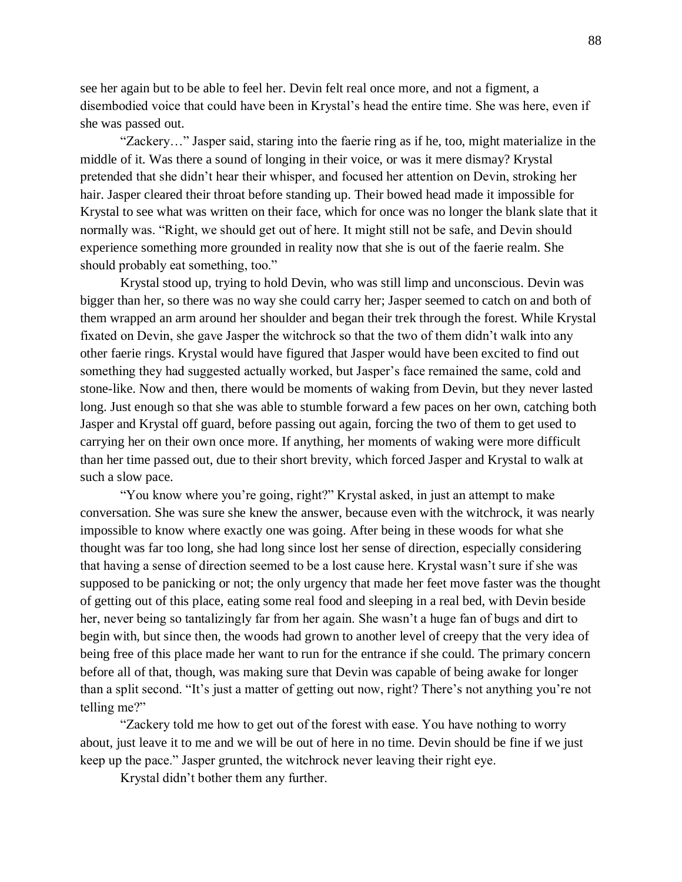see her again but to be able to feel her. Devin felt real once more, and not a figment, a disembodied voice that could have been in Krystal's head the entire time. She was here, even if she was passed out.

"Zackery…" Jasper said, staring into the faerie ring as if he, too, might materialize in the middle of it. Was there a sound of longing in their voice, or was it mere dismay? Krystal pretended that she didn't hear their whisper, and focused her attention on Devin, stroking her hair. Jasper cleared their throat before standing up. Their bowed head made it impossible for Krystal to see what was written on their face, which for once was no longer the blank slate that it normally was. "Right, we should get out of here. It might still not be safe, and Devin should experience something more grounded in reality now that she is out of the faerie realm. She should probably eat something, too."

Krystal stood up, trying to hold Devin, who was still limp and unconscious. Devin was bigger than her, so there was no way she could carry her; Jasper seemed to catch on and both of them wrapped an arm around her shoulder and began their trek through the forest. While Krystal fixated on Devin, she gave Jasper the witchrock so that the two of them didn't walk into any other faerie rings. Krystal would have figured that Jasper would have been excited to find out something they had suggested actually worked, but Jasper's face remained the same, cold and stone-like. Now and then, there would be moments of waking from Devin, but they never lasted long. Just enough so that she was able to stumble forward a few paces on her own, catching both Jasper and Krystal off guard, before passing out again, forcing the two of them to get used to carrying her on their own once more. If anything, her moments of waking were more difficult than her time passed out, due to their short brevity, which forced Jasper and Krystal to walk at such a slow pace.

"You know where you're going, right?" Krystal asked, in just an attempt to make conversation. She was sure she knew the answer, because even with the witchrock, it was nearly impossible to know where exactly one was going. After being in these woods for what she thought was far too long, she had long since lost her sense of direction, especially considering that having a sense of direction seemed to be a lost cause here. Krystal wasn't sure if she was supposed to be panicking or not; the only urgency that made her feet move faster was the thought of getting out of this place, eating some real food and sleeping in a real bed, with Devin beside her, never being so tantalizingly far from her again. She wasn't a huge fan of bugs and dirt to begin with, but since then, the woods had grown to another level of creepy that the very idea of being free of this place made her want to run for the entrance if she could. The primary concern before all of that, though, was making sure that Devin was capable of being awake for longer than a split second. "It's just a matter of getting out now, right? There's not anything you're not telling me?"

"Zackery told me how to get out of the forest with ease. You have nothing to worry about, just leave it to me and we will be out of here in no time. Devin should be fine if we just keep up the pace." Jasper grunted, the witchrock never leaving their right eye.

Krystal didn't bother them any further.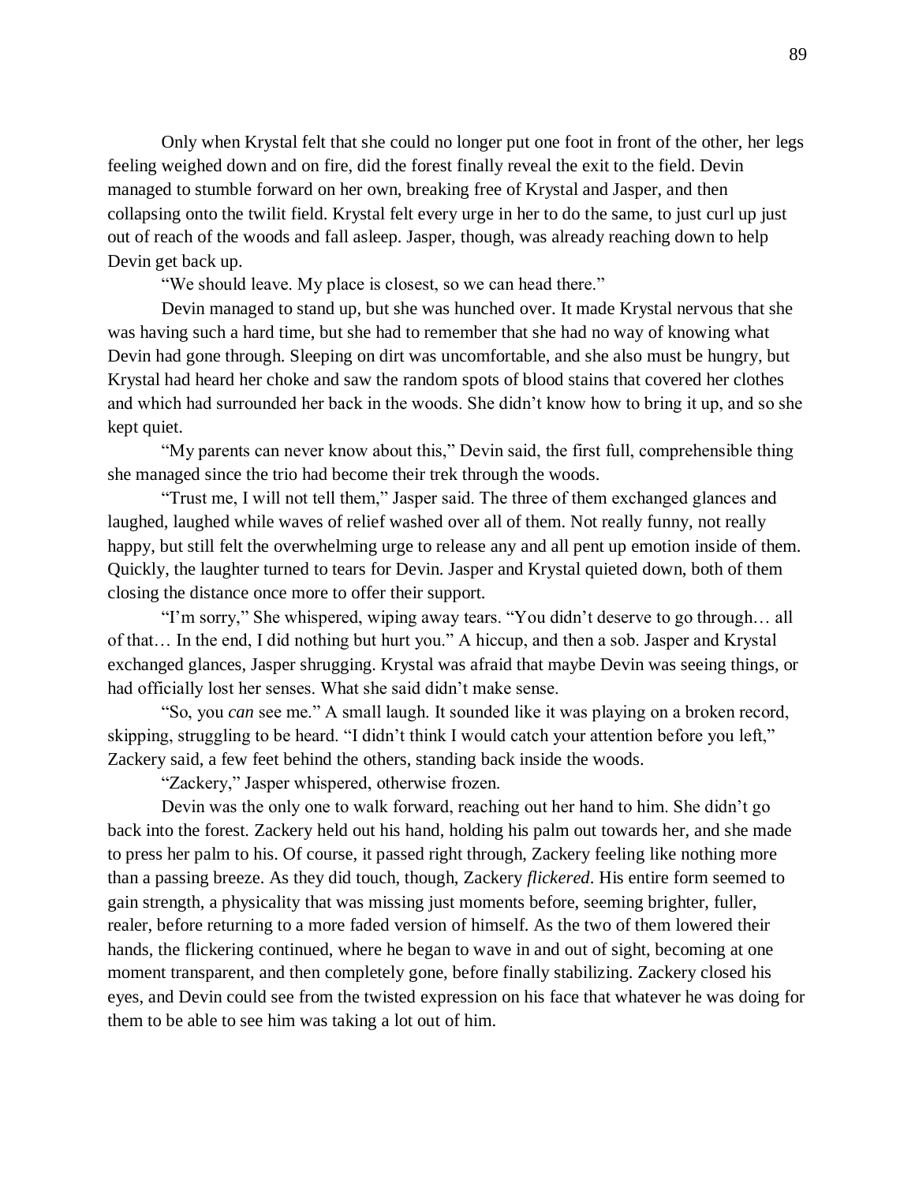Only when Krystal felt that she could no longer put one foot in front of the other, her legs feeling weighed down and on fire, did the forest finally reveal the exit to the field. Devin managed to stumble forward on her own, breaking free of Krystal and Jasper, and then collapsing onto the twilit field. Krystal felt every urge in her to do the same, to just curl up just out of reach of the woods and fall asleep. Jasper, though, was already reaching down to help Devin get back up.

"We should leave. My place is closest, so we can head there."

Devin managed to stand up, but she was hunched over. It made Krystal nervous that she was having such a hard time, but she had to remember that she had no way of knowing what Devin had gone through. Sleeping on dirt was uncomfortable, and she also must be hungry, but Krystal had heard her choke and saw the random spots of blood stains that covered her clothes and which had surrounded her back in the woods. She didn't know how to bring it up, and so she kept quiet.

"My parents can never know about this," Devin said, the first full, comprehensible thing she managed since the trio had become their trek through the woods.

"Trust me, I will not tell them," Jasper said. The three of them exchanged glances and laughed, laughed while waves of relief washed over all of them. Not really funny, not really happy, but still felt the overwhelming urge to release any and all pent up emotion inside of them. Quickly, the laughter turned to tears for Devin. Jasper and Krystal quieted down, both of them closing the distance once more to offer their support.

"I'm sorry," She whispered, wiping away tears. "You didn't deserve to go through… all of that… In the end, I did nothing but hurt you." A hiccup, and then a sob. Jasper and Krystal exchanged glances, Jasper shrugging. Krystal was afraid that maybe Devin was seeing things, or had officially lost her senses. What she said didn't make sense.

"So, you *can* see me." A small laugh. It sounded like it was playing on a broken record, skipping, struggling to be heard. "I didn't think I would catch your attention before you left," Zackery said, a few feet behind the others, standing back inside the woods.

"Zackery," Jasper whispered, otherwise frozen.

Devin was the only one to walk forward, reaching out her hand to him. She didn't go back into the forest. Zackery held out his hand, holding his palm out towards her, and she made to press her palm to his. Of course, it passed right through, Zackery feeling like nothing more than a passing breeze. As they did touch, though, Zackery *flickered*. His entire form seemed to gain strength, a physicality that was missing just moments before, seeming brighter, fuller, realer, before returning to a more faded version of himself. As the two of them lowered their hands, the flickering continued, where he began to wave in and out of sight, becoming at one moment transparent, and then completely gone, before finally stabilizing. Zackery closed his eyes, and Devin could see from the twisted expression on his face that whatever he was doing for them to be able to see him was taking a lot out of him.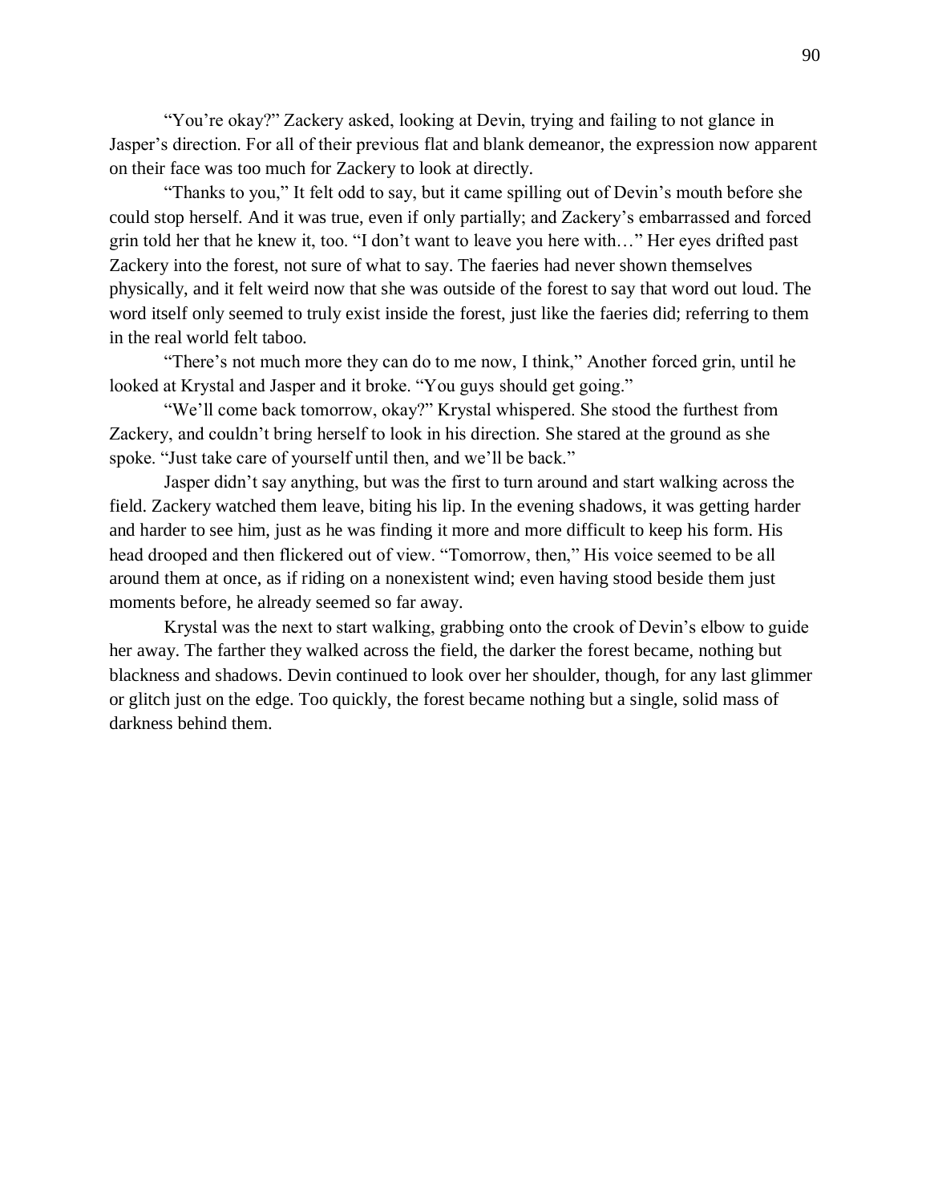"You're okay?" Zackery asked, looking at Devin, trying and failing to not glance in Jasper's direction. For all of their previous flat and blank demeanor, the expression now apparent on their face was too much for Zackery to look at directly.

"Thanks to you," It felt odd to say, but it came spilling out of Devin's mouth before she could stop herself. And it was true, even if only partially; and Zackery's embarrassed and forced grin told her that he knew it, too. "I don't want to leave you here with…" Her eyes drifted past Zackery into the forest, not sure of what to say. The faeries had never shown themselves physically, and it felt weird now that she was outside of the forest to say that word out loud. The word itself only seemed to truly exist inside the forest, just like the faeries did; referring to them in the real world felt taboo.

"There's not much more they can do to me now, I think," Another forced grin, until he looked at Krystal and Jasper and it broke. "You guys should get going."

"We'll come back tomorrow, okay?" Krystal whispered. She stood the furthest from Zackery, and couldn't bring herself to look in his direction. She stared at the ground as she spoke. "Just take care of yourself until then, and we'll be back."

Jasper didn't say anything, but was the first to turn around and start walking across the field. Zackery watched them leave, biting his lip. In the evening shadows, it was getting harder and harder to see him, just as he was finding it more and more difficult to keep his form. His head drooped and then flickered out of view. "Tomorrow, then," His voice seemed to be all around them at once, as if riding on a nonexistent wind; even having stood beside them just moments before, he already seemed so far away.

Krystal was the next to start walking, grabbing onto the crook of Devin's elbow to guide her away. The farther they walked across the field, the darker the forest became, nothing but blackness and shadows. Devin continued to look over her shoulder, though, for any last glimmer or glitch just on the edge. Too quickly, the forest became nothing but a single, solid mass of darkness behind them.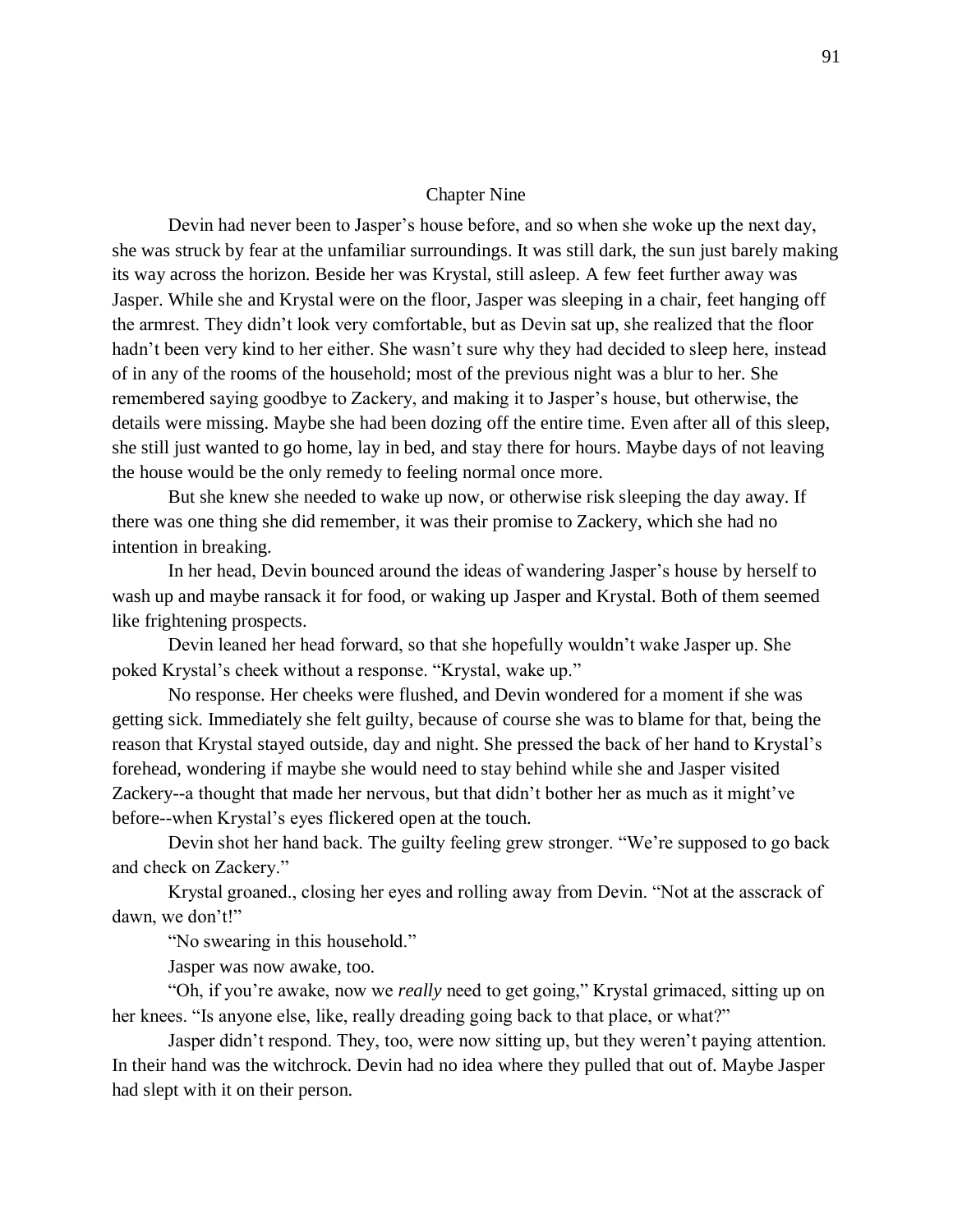## Chapter Nine

Devin had never been to Jasper's house before, and so when she woke up the next day, she was struck by fear at the unfamiliar surroundings. It was still dark, the sun just barely making its way across the horizon. Beside her was Krystal, still asleep. A few feet further away was Jasper. While she and Krystal were on the floor, Jasper was sleeping in a chair, feet hanging off the armrest. They didn't look very comfortable, but as Devin sat up, she realized that the floor hadn't been very kind to her either. She wasn't sure why they had decided to sleep here, instead of in any of the rooms of the household; most of the previous night was a blur to her. She remembered saying goodbye to Zackery, and making it to Jasper's house, but otherwise, the details were missing. Maybe she had been dozing off the entire time. Even after all of this sleep, she still just wanted to go home, lay in bed, and stay there for hours. Maybe days of not leaving the house would be the only remedy to feeling normal once more.

But she knew she needed to wake up now, or otherwise risk sleeping the day away. If there was one thing she did remember, it was their promise to Zackery, which she had no intention in breaking.

In her head, Devin bounced around the ideas of wandering Jasper's house by herself to wash up and maybe ransack it for food, or waking up Jasper and Krystal. Both of them seemed like frightening prospects.

Devin leaned her head forward, so that she hopefully wouldn't wake Jasper up. She poked Krystal's cheek without a response. "Krystal, wake up."

No response. Her cheeks were flushed, and Devin wondered for a moment if she was getting sick. Immediately she felt guilty, because of course she was to blame for that, being the reason that Krystal stayed outside, day and night. She pressed the back of her hand to Krystal's forehead, wondering if maybe she would need to stay behind while she and Jasper visited Zackery--a thought that made her nervous, but that didn't bother her as much as it might've before--when Krystal's eyes flickered open at the touch.

Devin shot her hand back. The guilty feeling grew stronger. "We're supposed to go back and check on Zackery."

Krystal groaned., closing her eyes and rolling away from Devin. "Not at the asscrack of dawn, we don't!"

"No swearing in this household."

Jasper was now awake, too.

"Oh, if you're awake, now we *really* need to get going," Krystal grimaced, sitting up on her knees. "Is anyone else, like, really dreading going back to that place, or what?"

Jasper didn't respond. They, too, were now sitting up, but they weren't paying attention. In their hand was the witchrock. Devin had no idea where they pulled that out of. Maybe Jasper had slept with it on their person.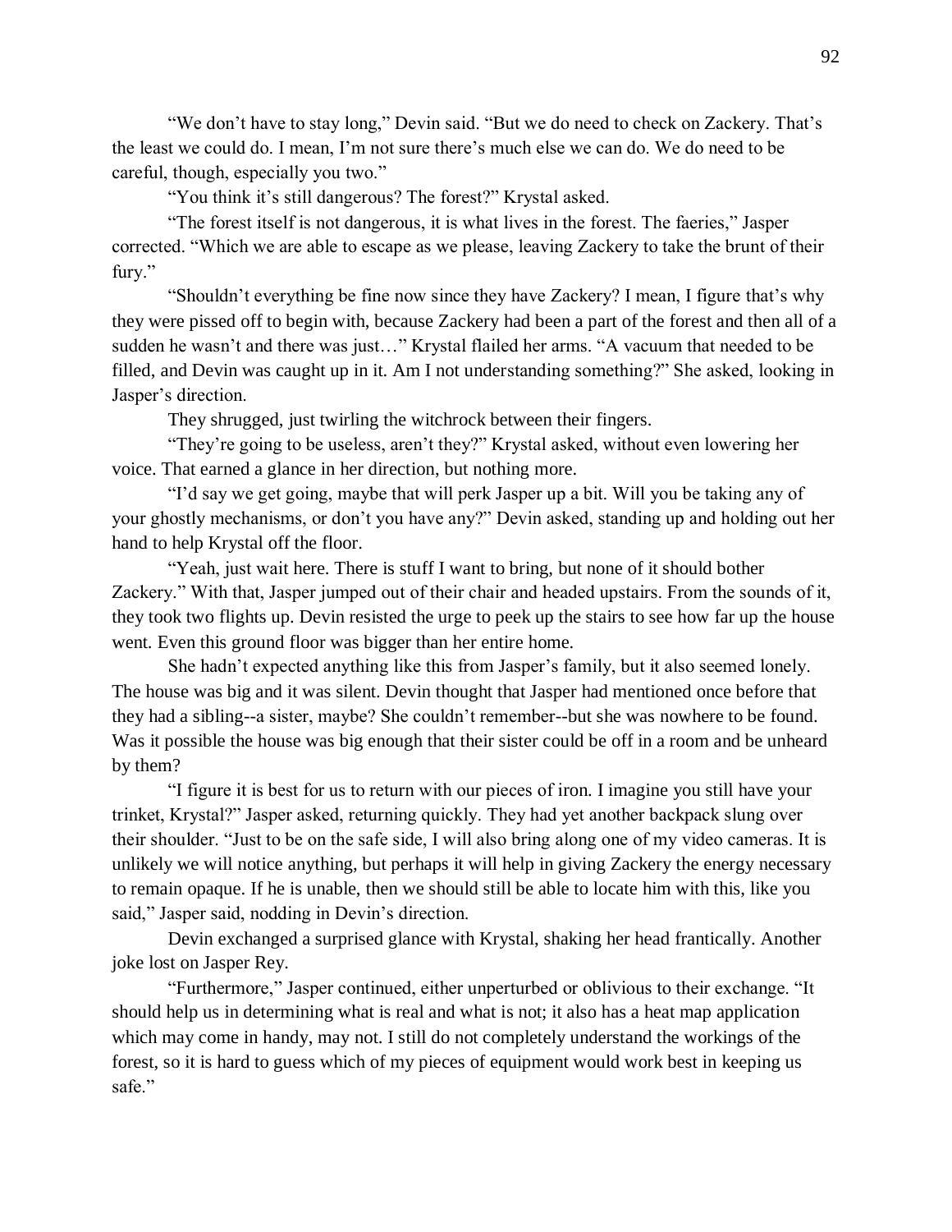"We don't have to stay long," Devin said. "But we do need to check on Zackery. That's the least we could do. I mean, I'm not sure there's much else we can do. We do need to be careful, though, especially you two."

"You think it's still dangerous? The forest?" Krystal asked.

"The forest itself is not dangerous, it is what lives in the forest. The faeries," Jasper corrected. "Which we are able to escape as we please, leaving Zackery to take the brunt of their fury."

"Shouldn't everything be fine now since they have Zackery? I mean, I figure that's why they were pissed off to begin with, because Zackery had been a part of the forest and then all of a sudden he wasn't and there was just…" Krystal flailed her arms. "A vacuum that needed to be filled, and Devin was caught up in it. Am I not understanding something?" She asked, looking in Jasper's direction.

They shrugged, just twirling the witchrock between their fingers.

"They're going to be useless, aren't they?" Krystal asked, without even lowering her voice. That earned a glance in her direction, but nothing more.

"I'd say we get going, maybe that will perk Jasper up a bit. Will you be taking any of your ghostly mechanisms, or don't you have any?" Devin asked, standing up and holding out her hand to help Krystal off the floor.

"Yeah, just wait here. There is stuff I want to bring, but none of it should bother Zackery." With that, Jasper jumped out of their chair and headed upstairs. From the sounds of it, they took two flights up. Devin resisted the urge to peek up the stairs to see how far up the house went. Even this ground floor was bigger than her entire home.

She hadn't expected anything like this from Jasper's family, but it also seemed lonely. The house was big and it was silent. Devin thought that Jasper had mentioned once before that they had a sibling--a sister, maybe? She couldn't remember--but she was nowhere to be found. Was it possible the house was big enough that their sister could be off in a room and be unheard by them?

"I figure it is best for us to return with our pieces of iron. I imagine you still have your trinket, Krystal?" Jasper asked, returning quickly. They had yet another backpack slung over their shoulder. "Just to be on the safe side, I will also bring along one of my video cameras. It is unlikely we will notice anything, but perhaps it will help in giving Zackery the energy necessary to remain opaque. If he is unable, then we should still be able to locate him with this, like you said," Jasper said, nodding in Devin's direction.

Devin exchanged a surprised glance with Krystal, shaking her head frantically. Another joke lost on Jasper Rey.

"Furthermore," Jasper continued, either unperturbed or oblivious to their exchange. "It should help us in determining what is real and what is not; it also has a heat map application which may come in handy, may not. I still do not completely understand the workings of the forest, so it is hard to guess which of my pieces of equipment would work best in keeping us safe."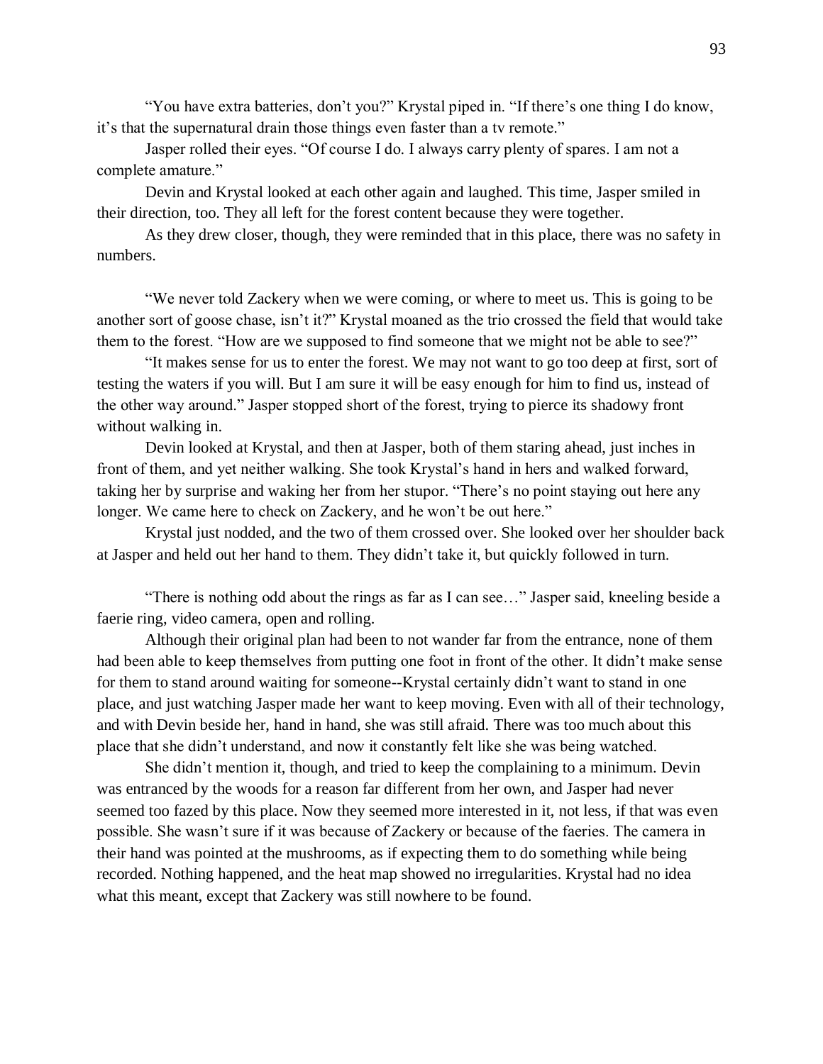"You have extra batteries, don't you?" Krystal piped in. "If there's one thing I do know, it's that the supernatural drain those things even faster than a tv remote."

Jasper rolled their eyes. "Of course I do. I always carry plenty of spares. I am not a complete amature."

Devin and Krystal looked at each other again and laughed. This time, Jasper smiled in their direction, too. They all left for the forest content because they were together.

As they drew closer, though, they were reminded that in this place, there was no safety in numbers.

"We never told Zackery when we were coming, or where to meet us. This is going to be another sort of goose chase, isn't it?" Krystal moaned as the trio crossed the field that would take them to the forest. "How are we supposed to find someone that we might not be able to see?"

"It makes sense for us to enter the forest. We may not want to go too deep at first, sort of testing the waters if you will. But I am sure it will be easy enough for him to find us, instead of the other way around." Jasper stopped short of the forest, trying to pierce its shadowy front without walking in.

Devin looked at Krystal, and then at Jasper, both of them staring ahead, just inches in front of them, and yet neither walking. She took Krystal's hand in hers and walked forward, taking her by surprise and waking her from her stupor. "There's no point staying out here any longer. We came here to check on Zackery, and he won't be out here."

Krystal just nodded, and the two of them crossed over. She looked over her shoulder back at Jasper and held out her hand to them. They didn't take it, but quickly followed in turn.

"There is nothing odd about the rings as far as I can see…" Jasper said, kneeling beside a faerie ring, video camera, open and rolling.

Although their original plan had been to not wander far from the entrance, none of them had been able to keep themselves from putting one foot in front of the other. It didn't make sense for them to stand around waiting for someone--Krystal certainly didn't want to stand in one place, and just watching Jasper made her want to keep moving. Even with all of their technology, and with Devin beside her, hand in hand, she was still afraid. There was too much about this place that she didn't understand, and now it constantly felt like she was being watched.

She didn't mention it, though, and tried to keep the complaining to a minimum. Devin was entranced by the woods for a reason far different from her own, and Jasper had never seemed too fazed by this place. Now they seemed more interested in it, not less, if that was even possible. She wasn't sure if it was because of Zackery or because of the faeries. The camera in their hand was pointed at the mushrooms, as if expecting them to do something while being recorded. Nothing happened, and the heat map showed no irregularities. Krystal had no idea what this meant, except that Zackery was still nowhere to be found.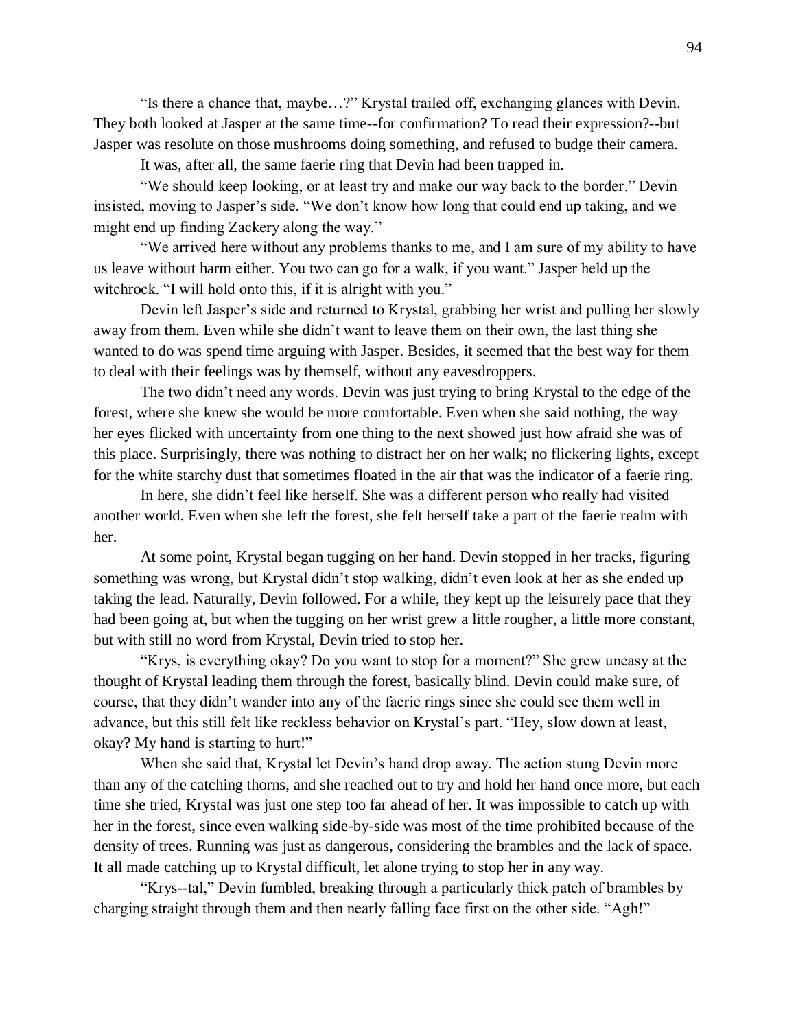"Is there a chance that, maybe…?" Krystal trailed off, exchanging glances with Devin. They both looked at Jasper at the same time--for confirmation? To read their expression?--but Jasper was resolute on those mushrooms doing something, and refused to budge their camera.

It was, after all, the same faerie ring that Devin had been trapped in.

"We should keep looking, or at least try and make our way back to the border." Devin insisted, moving to Jasper's side. "We don't know how long that could end up taking, and we might end up finding Zackery along the way."

"We arrived here without any problems thanks to me, and I am sure of my ability to have us leave without harm either. You two can go for a walk, if you want." Jasper held up the witchrock. "I will hold onto this, if it is alright with you."

Devin left Jasper's side and returned to Krystal, grabbing her wrist and pulling her slowly away from them. Even while she didn't want to leave them on their own, the last thing she wanted to do was spend time arguing with Jasper. Besides, it seemed that the best way for them to deal with their feelings was by themself, without any eavesdroppers.

The two didn't need any words. Devin was just trying to bring Krystal to the edge of the forest, where she knew she would be more comfortable. Even when she said nothing, the way her eyes flicked with uncertainty from one thing to the next showed just how afraid she was of this place. Surprisingly, there was nothing to distract her on her walk; no flickering lights, except for the white starchy dust that sometimes floated in the air that was the indicator of a faerie ring.

In here, she didn't feel like herself. She was a different person who really had visited another world. Even when she left the forest, she felt herself take a part of the faerie realm with her.

At some point, Krystal began tugging on her hand. Devin stopped in her tracks, figuring something was wrong, but Krystal didn't stop walking, didn't even look at her as she ended up taking the lead. Naturally, Devin followed. For a while, they kept up the leisurely pace that they had been going at, but when the tugging on her wrist grew a little rougher, a little more constant, but with still no word from Krystal, Devin tried to stop her.

"Krys, is everything okay? Do you want to stop for a moment?" She grew uneasy at the thought of Krystal leading them through the forest, basically blind. Devin could make sure, of course, that they didn't wander into any of the faerie rings since she could see them well in advance, but this still felt like reckless behavior on Krystal's part. "Hey, slow down at least, okay? My hand is starting to hurt!"

When she said that, Krystal let Devin's hand drop away. The action stung Devin more than any of the catching thorns, and she reached out to try and hold her hand once more, but each time she tried, Krystal was just one step too far ahead of her. It was impossible to catch up with her in the forest, since even walking side-by-side was most of the time prohibited because of the density of trees. Running was just as dangerous, considering the brambles and the lack of space. It all made catching up to Krystal difficult, let alone trying to stop her in any way.

"Krys--tal," Devin fumbled, breaking through a particularly thick patch of brambles by charging straight through them and then nearly falling face first on the other side. "Agh!"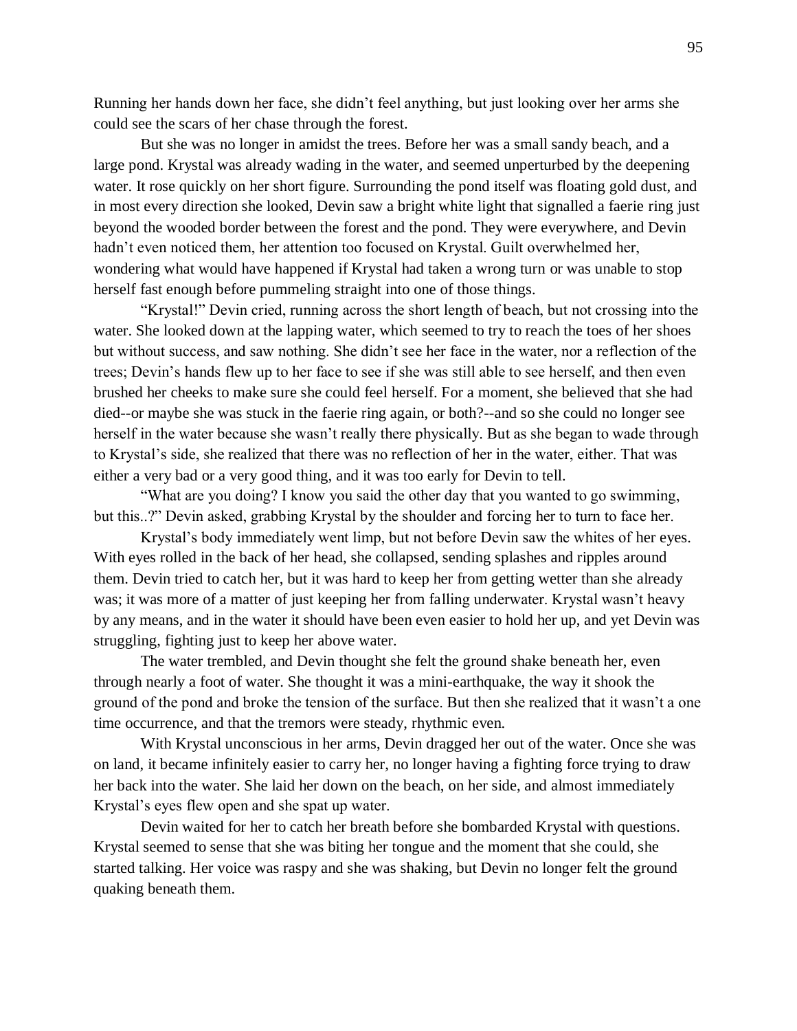Running her hands down her face, she didn't feel anything, but just looking over her arms she could see the scars of her chase through the forest.

But she was no longer in amidst the trees. Before her was a small sandy beach, and a large pond. Krystal was already wading in the water, and seemed unperturbed by the deepening water. It rose quickly on her short figure. Surrounding the pond itself was floating gold dust, and in most every direction she looked, Devin saw a bright white light that signalled a faerie ring just beyond the wooded border between the forest and the pond. They were everywhere, and Devin hadn't even noticed them, her attention too focused on Krystal. Guilt overwhelmed her, wondering what would have happened if Krystal had taken a wrong turn or was unable to stop herself fast enough before pummeling straight into one of those things.

"Krystal!" Devin cried, running across the short length of beach, but not crossing into the water. She looked down at the lapping water, which seemed to try to reach the toes of her shoes but without success, and saw nothing. She didn't see her face in the water, nor a reflection of the trees; Devin's hands flew up to her face to see if she was still able to see herself, and then even brushed her cheeks to make sure she could feel herself. For a moment, she believed that she had died--or maybe she was stuck in the faerie ring again, or both?--and so she could no longer see herself in the water because she wasn't really there physically. But as she began to wade through to Krystal's side, she realized that there was no reflection of her in the water, either. That was either a very bad or a very good thing, and it was too early for Devin to tell.

"What are you doing? I know you said the other day that you wanted to go swimming, but this..?" Devin asked, grabbing Krystal by the shoulder and forcing her to turn to face her.

Krystal's body immediately went limp, but not before Devin saw the whites of her eyes. With eyes rolled in the back of her head, she collapsed, sending splashes and ripples around them. Devin tried to catch her, but it was hard to keep her from getting wetter than she already was; it was more of a matter of just keeping her from falling underwater. Krystal wasn't heavy by any means, and in the water it should have been even easier to hold her up, and yet Devin was struggling, fighting just to keep her above water.

The water trembled, and Devin thought she felt the ground shake beneath her, even through nearly a foot of water. She thought it was a mini-earthquake, the way it shook the ground of the pond and broke the tension of the surface. But then she realized that it wasn't a one time occurrence, and that the tremors were steady, rhythmic even.

With Krystal unconscious in her arms, Devin dragged her out of the water. Once she was on land, it became infinitely easier to carry her, no longer having a fighting force trying to draw her back into the water. She laid her down on the beach, on her side, and almost immediately Krystal's eyes flew open and she spat up water.

Devin waited for her to catch her breath before she bombarded Krystal with questions. Krystal seemed to sense that she was biting her tongue and the moment that she could, she started talking. Her voice was raspy and she was shaking, but Devin no longer felt the ground quaking beneath them.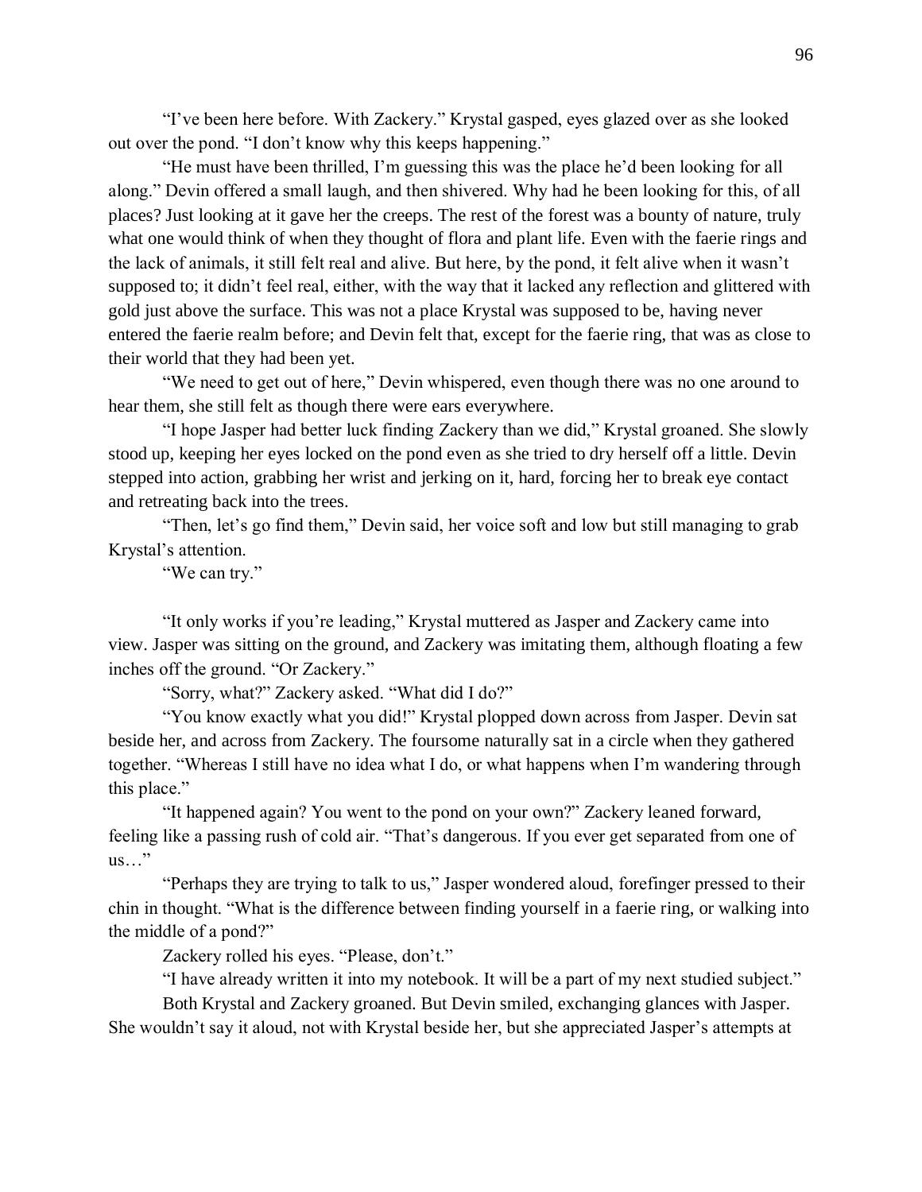"I've been here before. With Zackery." Krystal gasped, eyes glazed over as she looked out over the pond. "I don't know why this keeps happening."

"He must have been thrilled, I'm guessing this was the place he'd been looking for all along." Devin offered a small laugh, and then shivered. Why had he been looking for this, of all places? Just looking at it gave her the creeps. The rest of the forest was a bounty of nature, truly what one would think of when they thought of flora and plant life. Even with the faerie rings and the lack of animals, it still felt real and alive. But here, by the pond, it felt alive when it wasn't supposed to; it didn't feel real, either, with the way that it lacked any reflection and glittered with gold just above the surface. This was not a place Krystal was supposed to be, having never entered the faerie realm before; and Devin felt that, except for the faerie ring, that was as close to their world that they had been yet.

"We need to get out of here," Devin whispered, even though there was no one around to hear them, she still felt as though there were ears everywhere.

"I hope Jasper had better luck finding Zackery than we did," Krystal groaned. She slowly stood up, keeping her eyes locked on the pond even as she tried to dry herself off a little. Devin stepped into action, grabbing her wrist and jerking on it, hard, forcing her to break eye contact and retreating back into the trees.

"Then, let's go find them," Devin said, her voice soft and low but still managing to grab Krystal's attention.

"We can try."

"It only works if you're leading," Krystal muttered as Jasper and Zackery came into view. Jasper was sitting on the ground, and Zackery was imitating them, although floating a few inches off the ground. "Or Zackery."

"Sorry, what?" Zackery asked. "What did I do?"

"You know exactly what you did!" Krystal plopped down across from Jasper. Devin sat beside her, and across from Zackery. The foursome naturally sat in a circle when they gathered together. "Whereas I still have no idea what I do, or what happens when I'm wandering through this place."

"It happened again? You went to the pond on your own?" Zackery leaned forward, feeling like a passing rush of cold air. "That's dangerous. If you ever get separated from one of us…"

"Perhaps they are trying to talk to us," Jasper wondered aloud, forefinger pressed to their chin in thought. "What is the difference between finding yourself in a faerie ring, or walking into the middle of a pond?"

Zackery rolled his eyes. "Please, don't."

"I have already written it into my notebook. It will be a part of my next studied subject."

Both Krystal and Zackery groaned. But Devin smiled, exchanging glances with Jasper. She wouldn't say it aloud, not with Krystal beside her, but she appreciated Jasper's attempts at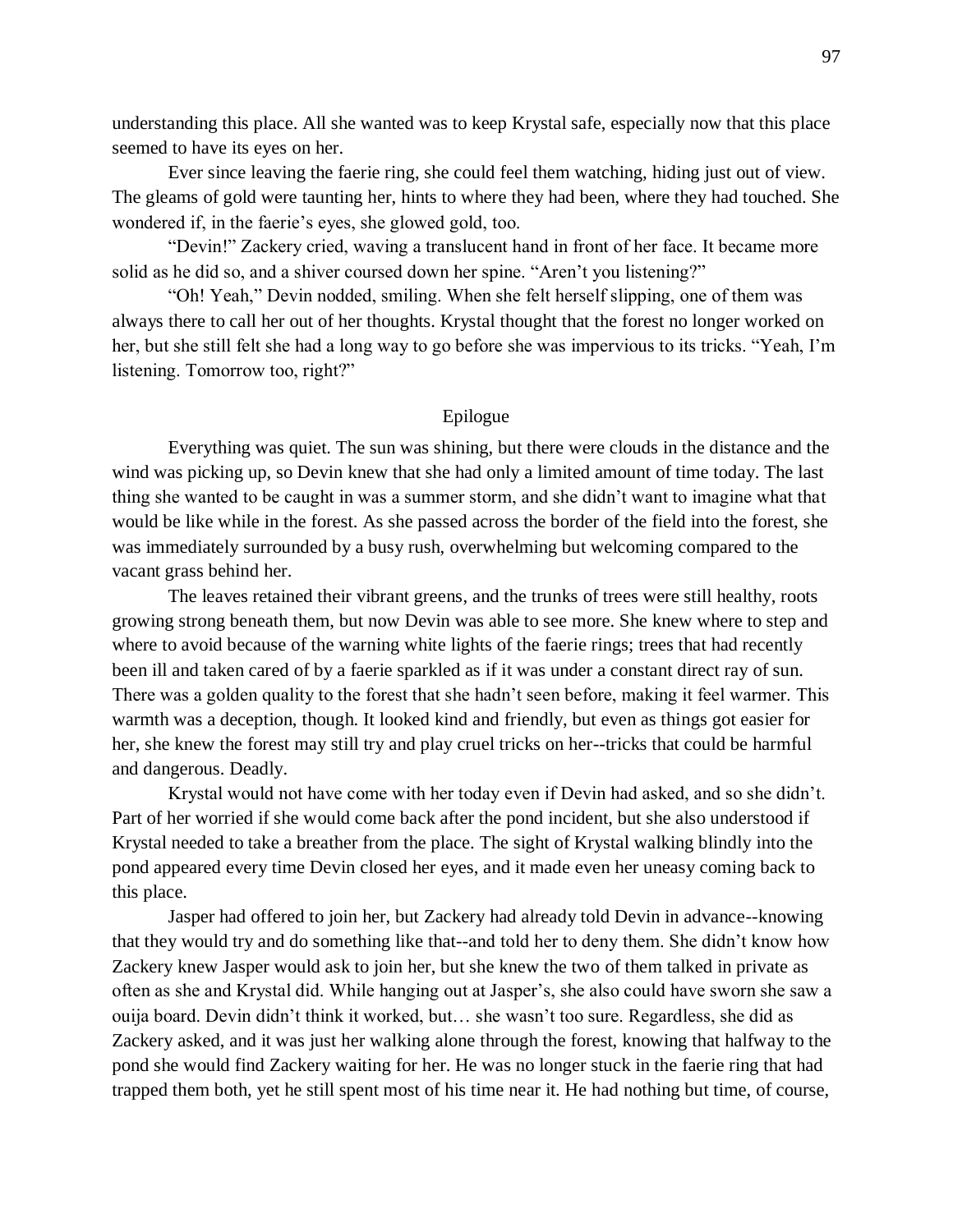understanding this place. All she wanted was to keep Krystal safe, especially now that this place seemed to have its eyes on her.

Ever since leaving the faerie ring, she could feel them watching, hiding just out of view. The gleams of gold were taunting her, hints to where they had been, where they had touched. She wondered if, in the faerie's eyes, she glowed gold, too.

"Devin!" Zackery cried, waving a translucent hand in front of her face. It became more solid as he did so, and a shiver coursed down her spine. "Aren't you listening?"

"Oh! Yeah," Devin nodded, smiling. When she felt herself slipping, one of them was always there to call her out of her thoughts. Krystal thought that the forest no longer worked on her, but she still felt she had a long way to go before she was impervious to its tricks. "Yeah, I'm listening. Tomorrow too, right?"

## Epilogue

Everything was quiet. The sun was shining, but there were clouds in the distance and the wind was picking up, so Devin knew that she had only a limited amount of time today. The last thing she wanted to be caught in was a summer storm, and she didn't want to imagine what that would be like while in the forest. As she passed across the border of the field into the forest, she was immediately surrounded by a busy rush, overwhelming but welcoming compared to the vacant grass behind her.

The leaves retained their vibrant greens, and the trunks of trees were still healthy, roots growing strong beneath them, but now Devin was able to see more. She knew where to step and where to avoid because of the warning white lights of the faerie rings; trees that had recently been ill and taken cared of by a faerie sparkled as if it was under a constant direct ray of sun. There was a golden quality to the forest that she hadn't seen before, making it feel warmer. This warmth was a deception, though. It looked kind and friendly, but even as things got easier for her, she knew the forest may still try and play cruel tricks on her--tricks that could be harmful and dangerous. Deadly.

Krystal would not have come with her today even if Devin had asked, and so she didn't. Part of her worried if she would come back after the pond incident, but she also understood if Krystal needed to take a breather from the place. The sight of Krystal walking blindly into the pond appeared every time Devin closed her eyes, and it made even her uneasy coming back to this place.

Jasper had offered to join her, but Zackery had already told Devin in advance--knowing that they would try and do something like that--and told her to deny them. She didn't know how Zackery knew Jasper would ask to join her, but she knew the two of them talked in private as often as she and Krystal did. While hanging out at Jasper's, she also could have sworn she saw a ouija board. Devin didn't think it worked, but… she wasn't too sure. Regardless, she did as Zackery asked, and it was just her walking alone through the forest, knowing that halfway to the pond she would find Zackery waiting for her. He was no longer stuck in the faerie ring that had trapped them both, yet he still spent most of his time near it. He had nothing but time, of course,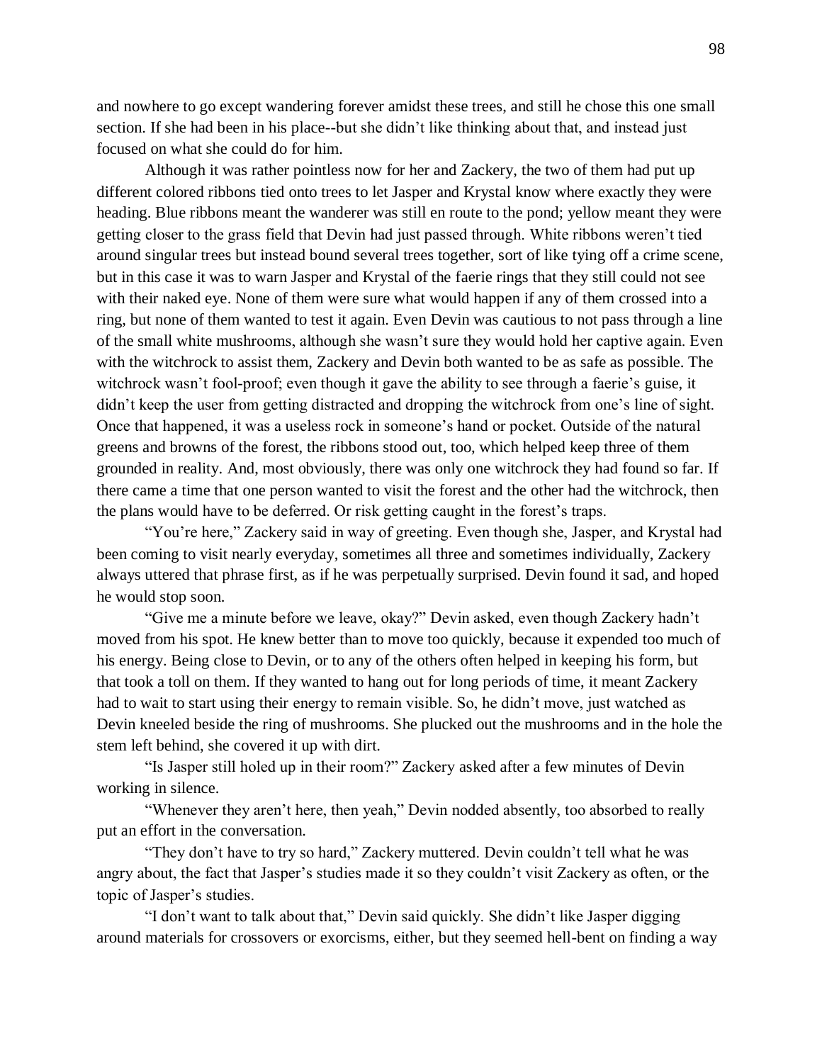and nowhere to go except wandering forever amidst these trees, and still he chose this one small section. If she had been in his place--but she didn't like thinking about that, and instead just focused on what she could do for him.

Although it was rather pointless now for her and Zackery, the two of them had put up different colored ribbons tied onto trees to let Jasper and Krystal know where exactly they were heading. Blue ribbons meant the wanderer was still en route to the pond; yellow meant they were getting closer to the grass field that Devin had just passed through. White ribbons weren't tied around singular trees but instead bound several trees together, sort of like tying off a crime scene, but in this case it was to warn Jasper and Krystal of the faerie rings that they still could not see with their naked eye. None of them were sure what would happen if any of them crossed into a ring, but none of them wanted to test it again. Even Devin was cautious to not pass through a line of the small white mushrooms, although she wasn't sure they would hold her captive again. Even with the witchrock to assist them, Zackery and Devin both wanted to be as safe as possible. The witchrock wasn't fool-proof; even though it gave the ability to see through a faerie's guise, it didn't keep the user from getting distracted and dropping the witchrock from one's line of sight. Once that happened, it was a useless rock in someone's hand or pocket. Outside of the natural greens and browns of the forest, the ribbons stood out, too, which helped keep three of them grounded in reality. And, most obviously, there was only one witchrock they had found so far. If there came a time that one person wanted to visit the forest and the other had the witchrock, then the plans would have to be deferred. Or risk getting caught in the forest's traps.

"You're here," Zackery said in way of greeting. Even though she, Jasper, and Krystal had been coming to visit nearly everyday, sometimes all three and sometimes individually, Zackery always uttered that phrase first, as if he was perpetually surprised. Devin found it sad, and hoped he would stop soon.

"Give me a minute before we leave, okay?" Devin asked, even though Zackery hadn't moved from his spot. He knew better than to move too quickly, because it expended too much of his energy. Being close to Devin, or to any of the others often helped in keeping his form, but that took a toll on them. If they wanted to hang out for long periods of time, it meant Zackery had to wait to start using their energy to remain visible. So, he didn't move, just watched as Devin kneeled beside the ring of mushrooms. She plucked out the mushrooms and in the hole the stem left behind, she covered it up with dirt.

"Is Jasper still holed up in their room?" Zackery asked after a few minutes of Devin working in silence.

"Whenever they aren't here, then yeah," Devin nodded absently, too absorbed to really put an effort in the conversation.

"They don't have to try so hard," Zackery muttered. Devin couldn't tell what he was angry about, the fact that Jasper's studies made it so they couldn't visit Zackery as often, or the topic of Jasper's studies.

"I don't want to talk about that," Devin said quickly. She didn't like Jasper digging around materials for crossovers or exorcisms, either, but they seemed hell-bent on finding a way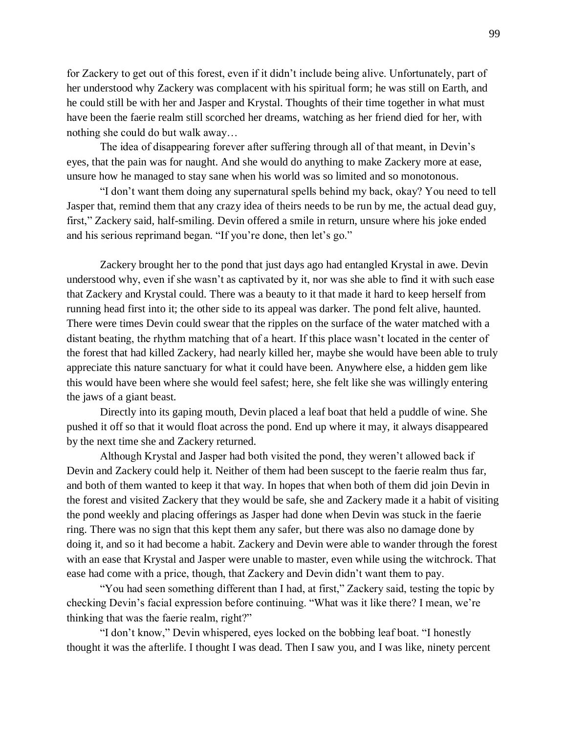for Zackery to get out of this forest, even if it didn't include being alive. Unfortunately, part of her understood why Zackery was complacent with his spiritual form; he was still on Earth, and he could still be with her and Jasper and Krystal. Thoughts of their time together in what must have been the faerie realm still scorched her dreams, watching as her friend died for her, with nothing she could do but walk away…

The idea of disappearing forever after suffering through all of that meant, in Devin's eyes, that the pain was for naught. And she would do anything to make Zackery more at ease, unsure how he managed to stay sane when his world was so limited and so monotonous.

"I don't want them doing any supernatural spells behind my back, okay? You need to tell Jasper that, remind them that any crazy idea of theirs needs to be run by me, the actual dead guy, first," Zackery said, half-smiling. Devin offered a smile in return, unsure where his joke ended and his serious reprimand began. "If you're done, then let's go."

Zackery brought her to the pond that just days ago had entangled Krystal in awe. Devin understood why, even if she wasn't as captivated by it, nor was she able to find it with such ease that Zackery and Krystal could. There was a beauty to it that made it hard to keep herself from running head first into it; the other side to its appeal was darker. The pond felt alive, haunted. There were times Devin could swear that the ripples on the surface of the water matched with a distant beating, the rhythm matching that of a heart. If this place wasn't located in the center of the forest that had killed Zackery, had nearly killed her, maybe she would have been able to truly appreciate this nature sanctuary for what it could have been. Anywhere else, a hidden gem like this would have been where she would feel safest; here, she felt like she was willingly entering the jaws of a giant beast.

Directly into its gaping mouth, Devin placed a leaf boat that held a puddle of wine. She pushed it off so that it would float across the pond. End up where it may, it always disappeared by the next time she and Zackery returned.

Although Krystal and Jasper had both visited the pond, they weren't allowed back if Devin and Zackery could help it. Neither of them had been suscept to the faerie realm thus far, and both of them wanted to keep it that way. In hopes that when both of them did join Devin in the forest and visited Zackery that they would be safe, she and Zackery made it a habit of visiting the pond weekly and placing offerings as Jasper had done when Devin was stuck in the faerie ring. There was no sign that this kept them any safer, but there was also no damage done by doing it, and so it had become a habit. Zackery and Devin were able to wander through the forest with an ease that Krystal and Jasper were unable to master, even while using the witchrock. That ease had come with a price, though, that Zackery and Devin didn't want them to pay.

"You had seen something different than I had, at first," Zackery said, testing the topic by checking Devin's facial expression before continuing. "What was it like there? I mean, we're thinking that was the faerie realm, right?"

"I don't know," Devin whispered, eyes locked on the bobbing leaf boat. "I honestly thought it was the afterlife. I thought I was dead. Then I saw you, and I was like, ninety percent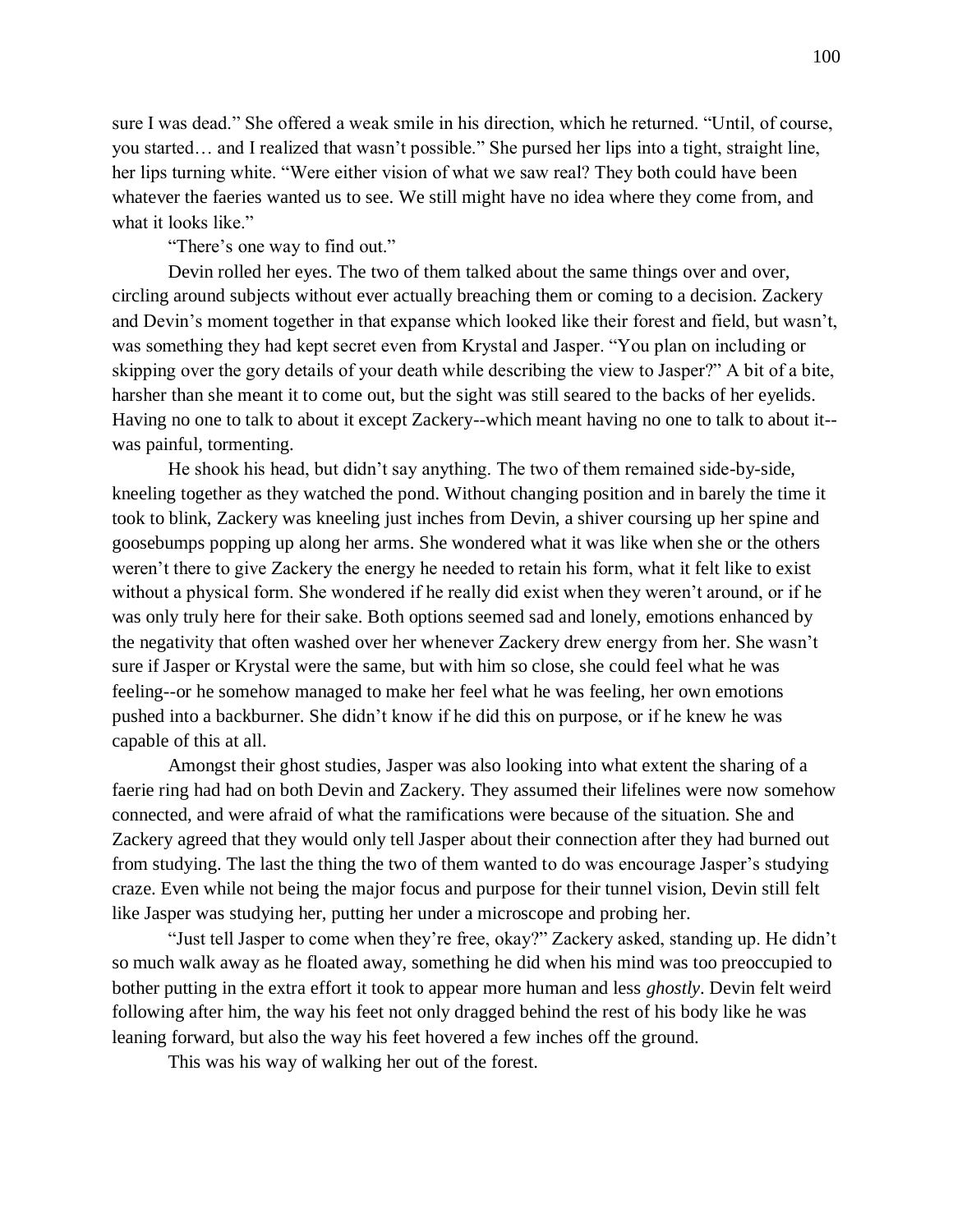sure I was dead." She offered a weak smile in his direction, which he returned. "Until, of course, you started… and I realized that wasn't possible." She pursed her lips into a tight, straight line, her lips turning white. "Were either vision of what we saw real? They both could have been whatever the faeries wanted us to see. We still might have no idea where they come from, and what it looks like."

"There's one way to find out."

Devin rolled her eyes. The two of them talked about the same things over and over, circling around subjects without ever actually breaching them or coming to a decision. Zackery and Devin's moment together in that expanse which looked like their forest and field, but wasn't, was something they had kept secret even from Krystal and Jasper. "You plan on including or skipping over the gory details of your death while describing the view to Jasper?" A bit of a bite, harsher than she meant it to come out, but the sight was still seared to the backs of her eyelids. Having no one to talk to about it except Zackery--which meant having no one to talk to about it--was painful, tormenting.

He shook his head, but didn't say anything. The two of them remained side-by-side, kneeling together as they watched the pond. Without changing position and in barely the time it took to blink, Zackery was kneeling just inches from Devin, a shiver coursing up her spine and goosebumps popping up along her arms. She wondered what it was like when she or the others weren't there to give Zackery the energy he needed to retain his form, what it felt like to exist without a physical form. She wondered if he really did exist when they weren't around, or if he was only truly here for their sake. Both options seemed sad and lonely, emotions enhanced by the negativity that often washed over her whenever Zackery drew energy from her. She wasn't sure if Jasper or Krystal were the same, but with him so close, she could feel what he was feeling--or he somehow managed to make her feel what he was feeling, her own emotions pushed into a backburner. She didn't know if he did this on purpose, or if he knew he was capable of this at all.

Amongst their ghost studies, Jasper was also looking into what extent the sharing of a faerie ring had had on both Devin and Zackery. They assumed their lifelines were now somehow connected, and were afraid of what the ramifications were because of the situation. She and Zackery agreed that they would only tell Jasper about their connection after they had burned out from studying. The last the thing the two of them wanted to do was encourage Jasper's studying craze. Even while not being the major focus and purpose for their tunnel vision, Devin still felt like Jasper was studying her, putting her under a microscope and probing her.

"Just tell Jasper to come when they're free, okay?" Zackery asked, standing up. He didn't so much walk away as he floated away, something he did when his mind was too preoccupied to bother putting in the extra effort it took to appear more human and less *ghostly*. Devin felt weird following after him, the way his feet not only dragged behind the rest of his body like he was leaning forward, but also the way his feet hovered a few inches off the ground.

This was his way of walking her out of the forest.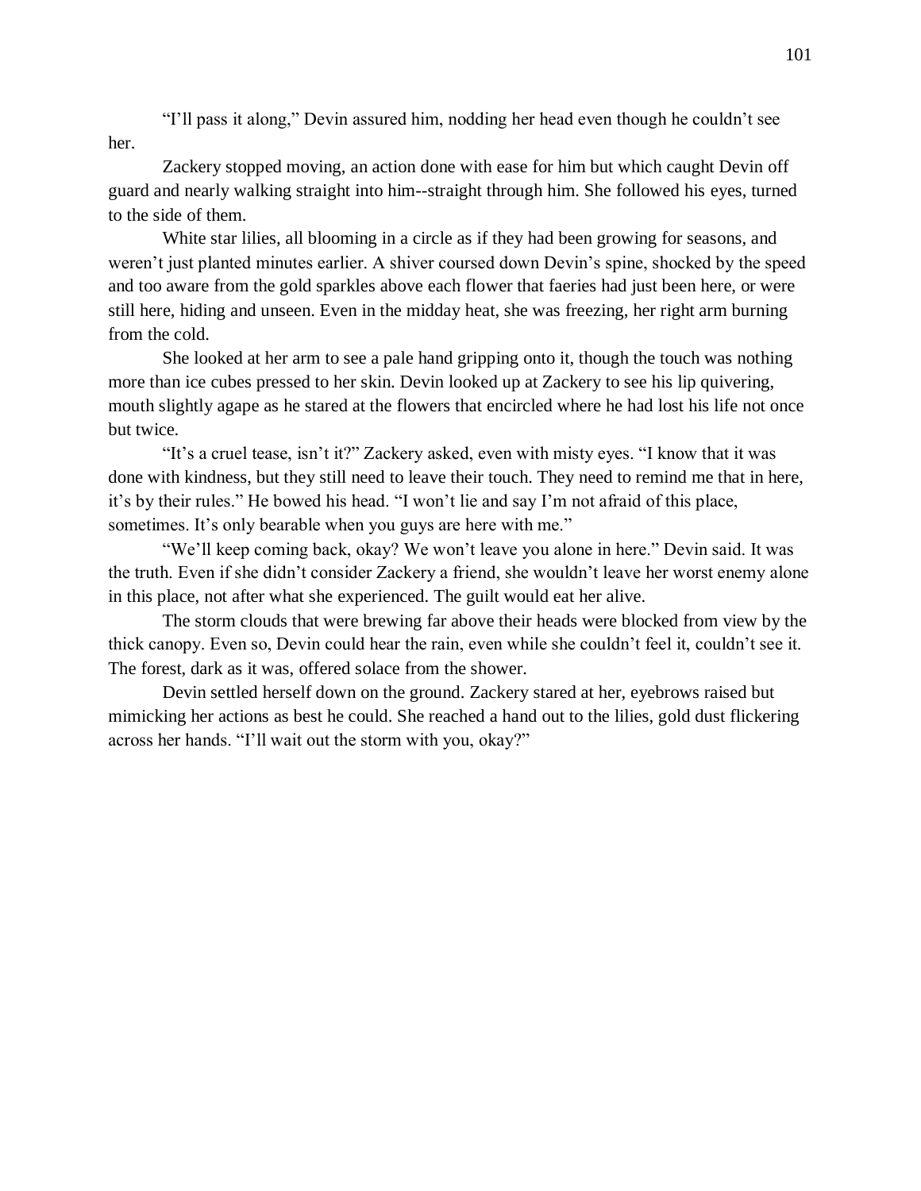"I'll pass it along," Devin assured him, nodding her head even though he couldn't see her.

Zackery stopped moving, an action done with ease for him but which caught Devin off guard and nearly walking straight into him--straight through him. She followed his eyes, turned to the side of them.

White star lilies, all blooming in a circle as if they had been growing for seasons, and weren't just planted minutes earlier. A shiver coursed down Devin's spine, shocked by the speed and too aware from the gold sparkles above each flower that faeries had just been here, or were still here, hiding and unseen. Even in the midday heat, she was freezing, her right arm burning from the cold.

She looked at her arm to see a pale hand gripping onto it, though the touch was nothing more than ice cubes pressed to her skin. Devin looked up at Zackery to see his lip quivering, mouth slightly agape as he stared at the flowers that encircled where he had lost his life not once but twice.

"It's a cruel tease, isn't it?" Zackery asked, even with misty eyes. "I know that it was done with kindness, but they still need to leave their touch. They need to remind me that in here, it's by their rules." He bowed his head. "I won't lie and say I'm not afraid of this place, sometimes. It's only bearable when you guys are here with me."

"We'll keep coming back, okay? We won't leave you alone in here." Devin said. It was the truth. Even if she didn't consider Zackery a friend, she wouldn't leave her worst enemy alone in this place, not after what she experienced. The guilt would eat her alive.

The storm clouds that were brewing far above their heads were blocked from view by the thick canopy. Even so, Devin could hear the rain, even while she couldn't feel it, couldn't see it. The forest, dark as it was, offered solace from the shower.

Devin settled herself down on the ground. Zackery stared at her, eyebrows raised but mimicking her actions as best he could. She reached a hand out to the lilies, gold dust flickering across her hands. "I'll wait out the storm with you, okay?"